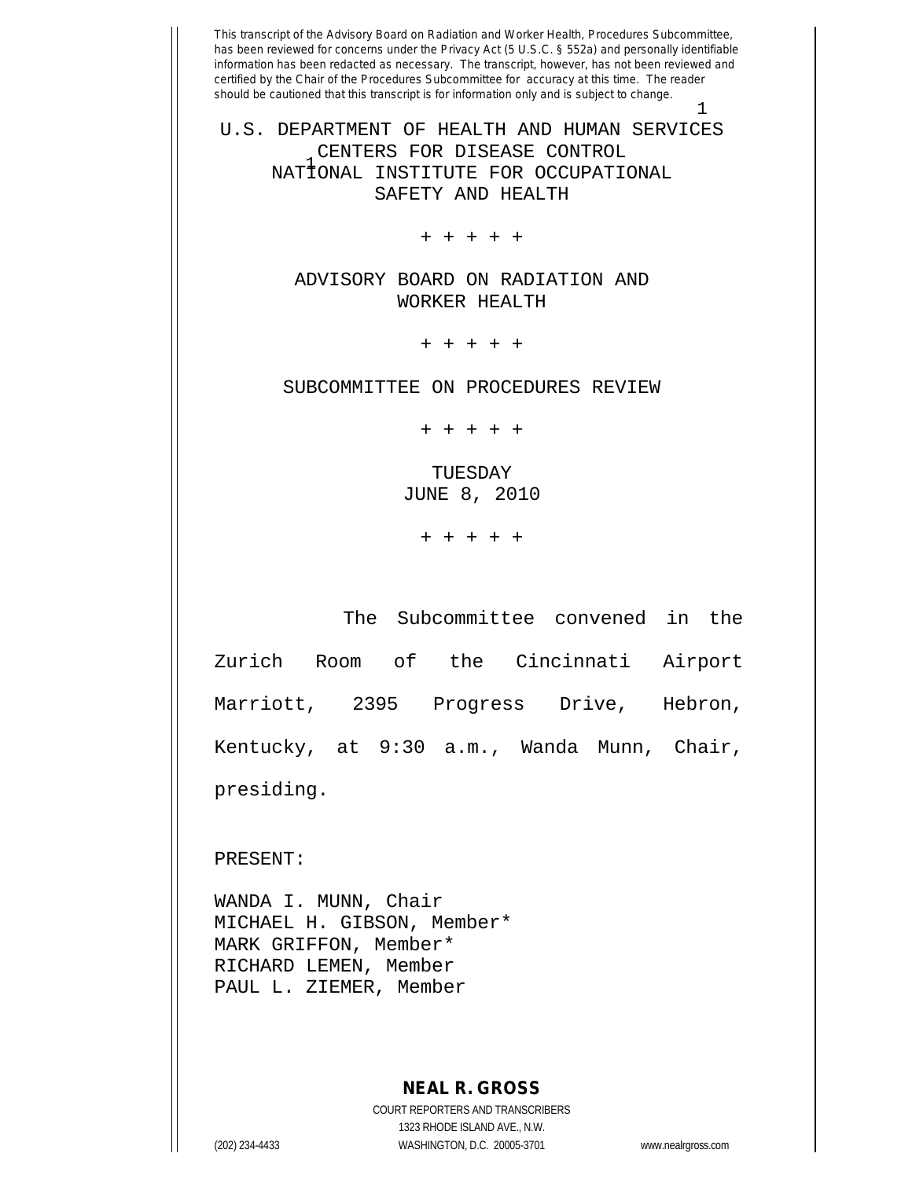This transcript of the Advisory Board on Radiation and Worker Health, Procedures Subcommittee, has been reviewed for concerns under the Privacy Act (5 U.S.C. § 552a) and personally identifiable information has been redacted as necessary. The transcript, however, has not been reviewed and certified by the Chair of the Procedures Subcommittee for accuracy at this time. The reader should be cautioned that this transcript is for information only and is subject to change.

U.S. DEPARTMENT OF HEALTH AND HUMAN SERVICES
CENTERS FOR DISEASE CONTROL
NATIONAL INSTITUTE FOR OCCUPATIONAL
SAFETY AND HEALTH

+ + + + +

ADVISORY BOARD ON RADIATION AND
WORKER HEALTH

+ + + + +

SUBCOMMITTEE ON PROCEDURES REVIEW

+ + + + +

TUESDAY
JUNE 8, 2010

+ + + + +

The Subcommittee convened in the Zurich Room of the Cincinnati Airport Marriott, 2395 Progress Drive, Hebron, Kentucky, at 9:30 a.m., Wanda Munn, Chair, presiding.

PRESENT:

WANDA I. MUNN, Chair
MICHAEL H. GIBSON, Member*
MARK GRIFFON, Member*
RICHARD LEMEN, Member
PAUL L. ZIEMER, Member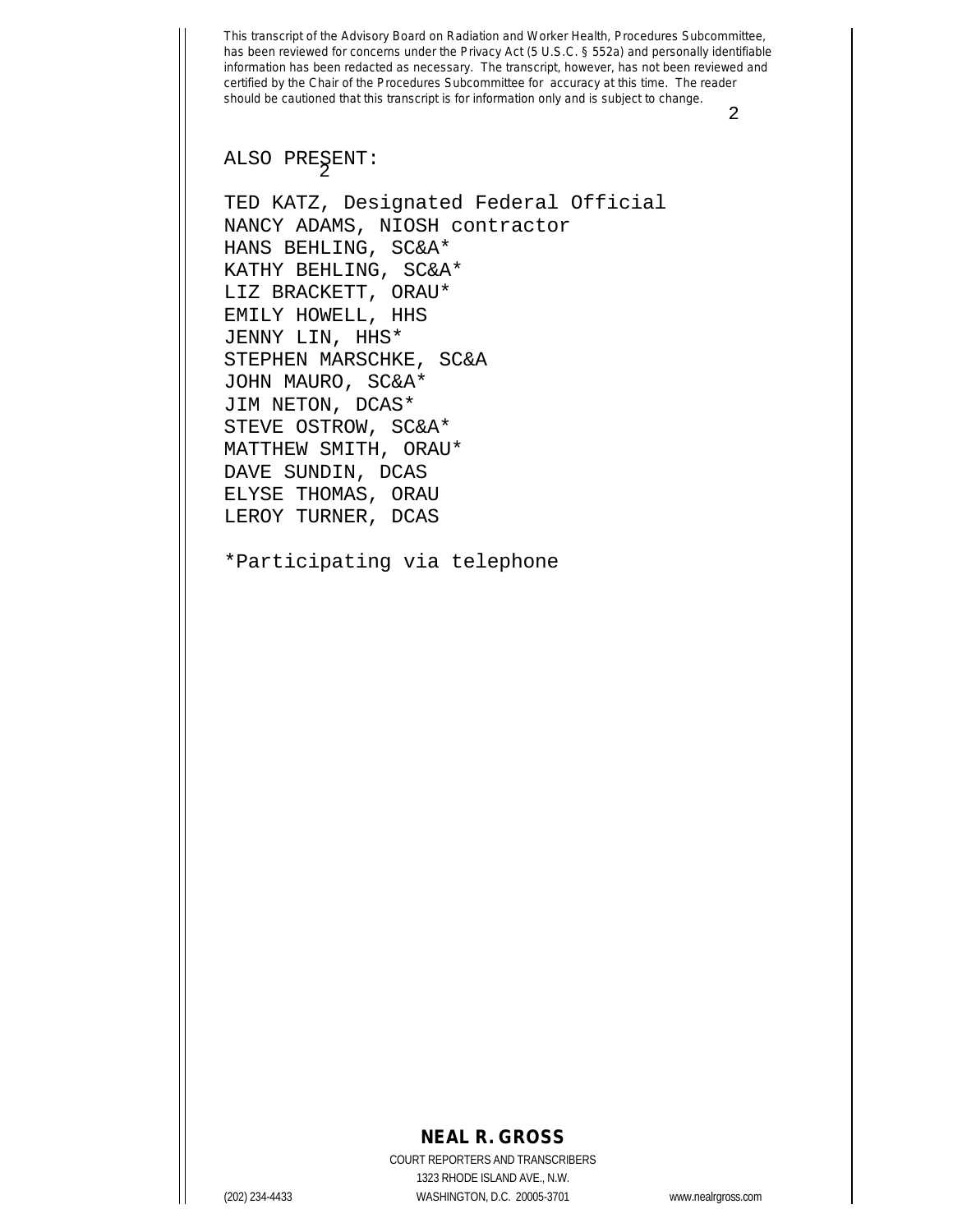ALSO PRESENT:

TED KATZ, Designated Federal Official
NANCY ADAMS, NIOSH contractor
HANS BEHLING, SC&A*
KATHY BEHLING, SC&A*
LIZ BRACKETT, ORAU*
EMILY HOWELL, HHS
JENNY LIN, HHS*
STEPHEN MARSCHKE, SC&A
JOHN MAURO, SC&A*
JIM NETON, DCAS*
STEVE OSTROW, SC&A*
MATTHEW SMITH, ORAU*
DAVE SUNDIN, DCAS
ELYSE THOMAS, ORAU
LEROY TURNER, DCAS

*Participating via telephone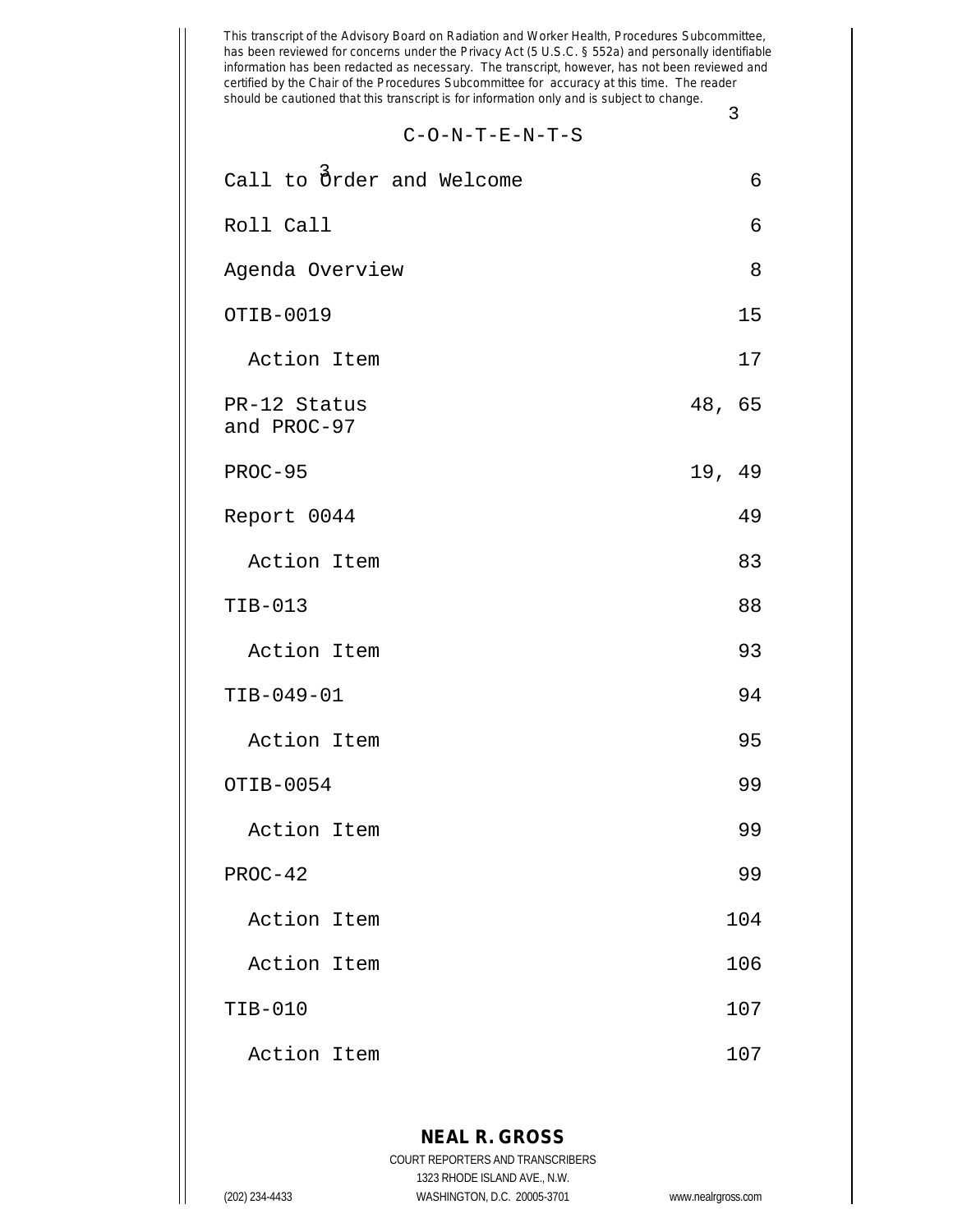This transcript of the Advisory Board on Radiation and Worker Health, Procedures Subcommittee, has been reviewed for concerns under the Privacy Act (5 U.S.C. § 552a) and personally identifiable information has been redacted as necessary. The transcript, however, has not been reviewed and certified by the Chair of the Procedures Subcommittee for accuracy at this time. The reader should be cautioned that this transcript is for information only and is subject to change.

# C-O-N-T-E-N-T-S

| | |
|---|---|
| Call to Order and Welcome | 6 |
| Roll Call | 6 |
| Agenda Overview | 8 |
| OTIB-0019 | 15 |
| Action Item | 17 |
| PR-12 Status and PROC-97 | 48, 65 |
| PROC-95 | 19, 49 |
| Report 0044 | 49 |
| Action Item | 83 |
| TIB-013 | 88 |
| Action Item | 93 |
| TIB-049-01 | 94 |
| Action Item | 95 |
| OTIB-0054 | 99 |
| Action Item | 99 |
| PROC-42 | 99 |
| Action Item | 104 |
| Action Item | 106 |
| TIB-010 | 107 |
| Action Item | 107 |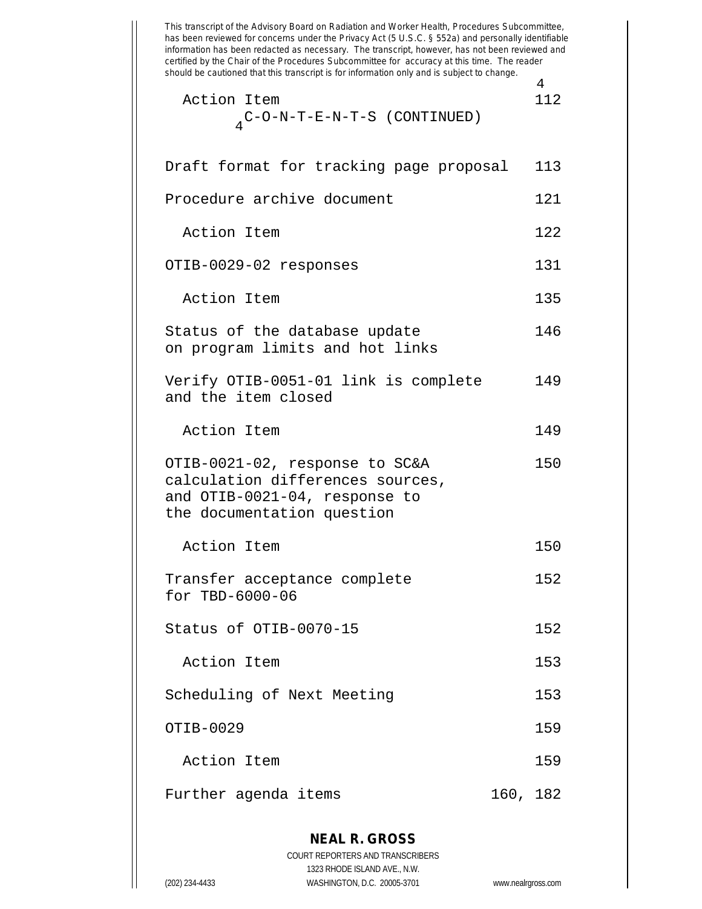This transcript of the Advisory Board on Radiation and Worker Health, Procedures Subcommittee, has been reviewed for concerns under the Privacy Act (5 U.S.C. § 552a) and personally identifiable information has been redacted as necessary. The transcript, however, has not been reviewed and certified by the Chair of the Procedures Subcommittee for accuracy at this time. The reader should be cautioned that this transcript is for information only and is subject to change.

| | |
|---|---|
| Action Item | 112 |

C-O-N-T-E-N-T-S (CONTINUED)

| | |
|---|---|
| Draft format for tracking page proposal | 113 |
| Procedure archive document | 121 |
| Action Item | 122 |
| OTIB-0029-02 responses | 131 |
| Action Item | 135 |
| Status of the database update on program limits and hot links | 146 |
| Verify OTIB-0051-01 link is complete and the item closed | 149 |
| Action Item | 149 |
| OTIB-0021-02, response to SC&A calculation differences sources, and OTIB-0021-04, response to the documentation question | 150 |
| Action Item | 150 |
| Transfer acceptance complete for TBD-6000-06 | 152 |
| Status of OTIB-0070-15 | 152 |
| Action Item | 153 |
| Scheduling of Next Meeting | 153 |
| OTIB-0029 | 159 |
| Action Item | 159 |
| Further agenda items | 160, 182 |

**NEAL R. GROSS**
COURT REPORTERS AND TRANSCRIBERS
1323 RHODE ISLAND AVE., N.W.
(202) 234-4433 WASHINGTON, D.C. 20005-3701 www.nealrgross.com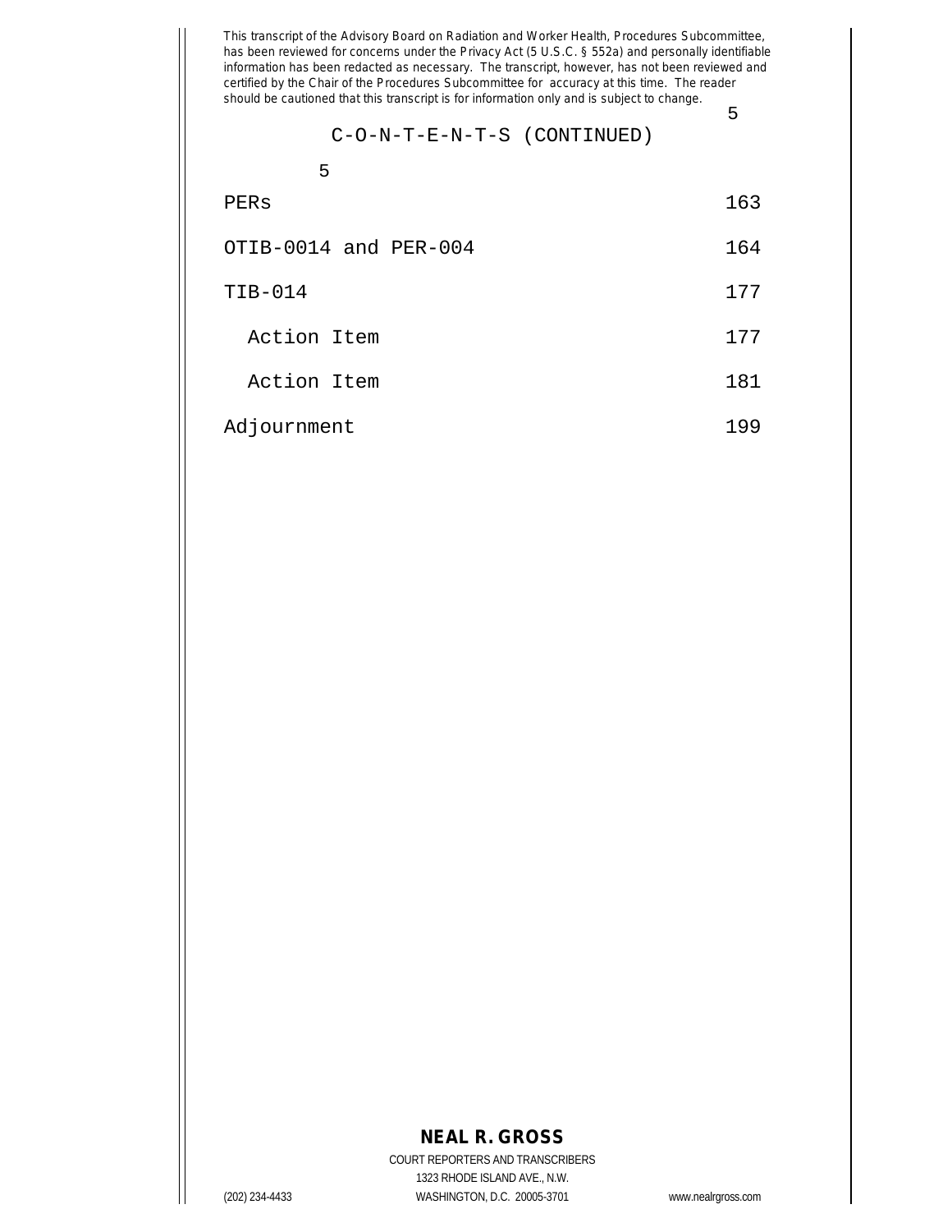This transcript of the Advisory Board on Radiation and Worker Health, Procedures Subcommittee, has been reviewed for concerns under the Privacy Act (5 U.S.C. § 552a) and personally identifiable information has been redacted as necessary. The transcript, however, has not been reviewed and certified by the Chair of the Procedures Subcommittee for accuracy at this time. The reader should be cautioned that this transcript is for information only and is subject to change.

C-O-N-T-E-N-T-S (CONTINUED)

| | |
|---|---|
| PERs | 163 |
| OTIB-0014 and PER-004 | 164 |
| TIB-014 | 177 |
| Action Item | 177 |
| Action Item | 181 |
| Adjournment | 199 |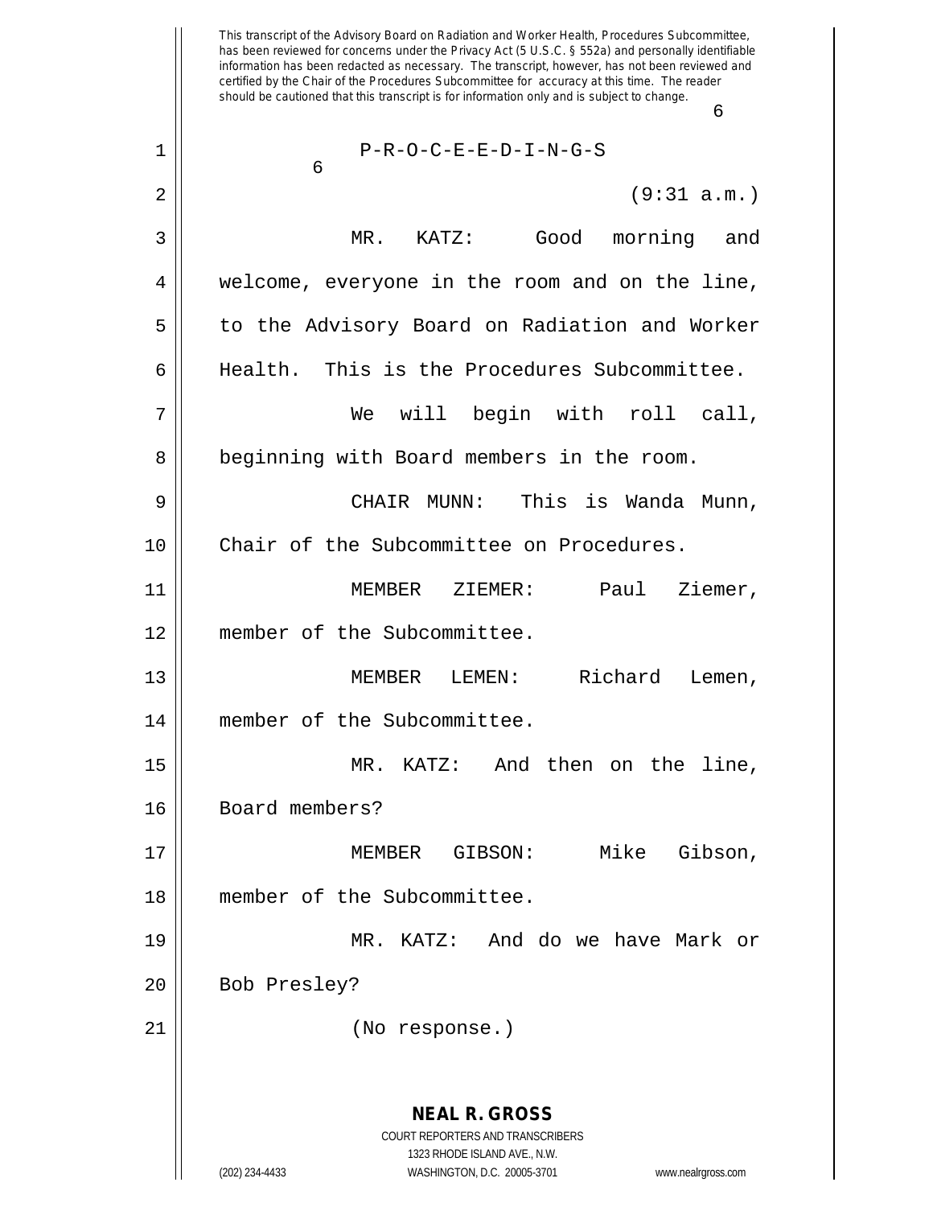This transcript of the Advisory Board on Radiation and Worker Health, Procedures Subcommittee, has been reviewed for concerns under the Privacy Act (5 U.S.C. § 552a) and personally identifiable information has been redacted as necessary. The transcript, however, has not been reviewed and certified by the Chair of the Procedures Subcommittee for accuracy at this time. The reader should be cautioned that this transcript is for information only and is subject to change.

P-R-O-C-E-E-D-I-N-G-S

(9:31 a.m.)

MR. KATZ: Good morning and welcome, everyone in the room and on the line, to the Advisory Board on Radiation and Worker Health. This is the Procedures Subcommittee.

We will begin with roll call, beginning with Board members in the room.

CHAIR MUNN: This is Wanda Munn, Chair of the Subcommittee on Procedures.

MEMBER ZIEMER: Paul Ziemer, member of the Subcommittee.

MEMBER LEMEN: Richard Lemen, member of the Subcommittee.

MR. KATZ: And then on the line, Board members?

MEMBER GIBSON: Mike Gibson, member of the Subcommittee.

MR. KATZ: And do we have Mark or Bob Presley?

(No response.)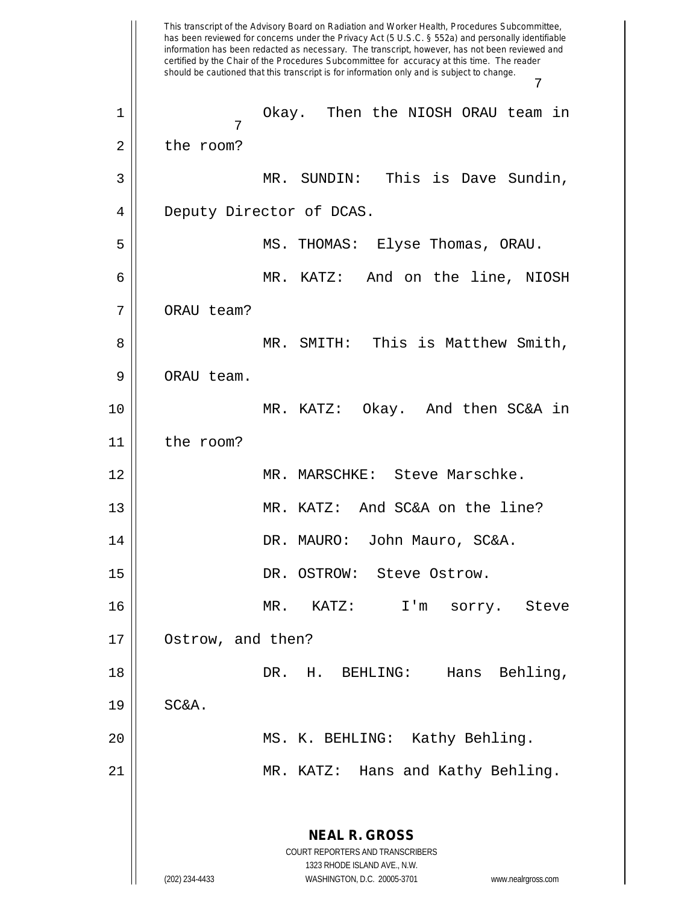This transcript of the Advisory Board on Radiation and Worker Health, Procedures Subcommittee, has been reviewed for concerns under the Privacy Act (5 U.S.C. § 552a) and personally identifiable information has been redacted as necessary. The transcript, however, has not been reviewed and certified by the Chair of the Procedures Subcommittee for accuracy at this time. The reader should be cautioned that this transcript is for information only and is subject to change.

Okay. Then the NIOSH ORAU team in the room?

MR. SUNDIN: This is Dave Sundin, Deputy Director of DCAS.

MS. THOMAS: Elyse Thomas, ORAU.

MR. KATZ: And on the line, NIOSH ORAU team?

MR. SMITH: This is Matthew Smith, ORAU team.

MR. KATZ: Okay. And then SC&A in the room?

MR. MARSCHKE: Steve Marschke.

MR. KATZ: And SC&A on the line?

DR. MAURO: John Mauro, SC&A.

DR. OSTROW: Steve Ostrow.

MR. KATZ: I'm sorry. Steve Ostrow, and then?

DR. H. BEHLING: Hans Behling, SC&A.

MS. K. BEHLING: Kathy Behling.

MR. KATZ: Hans and Kathy Behling.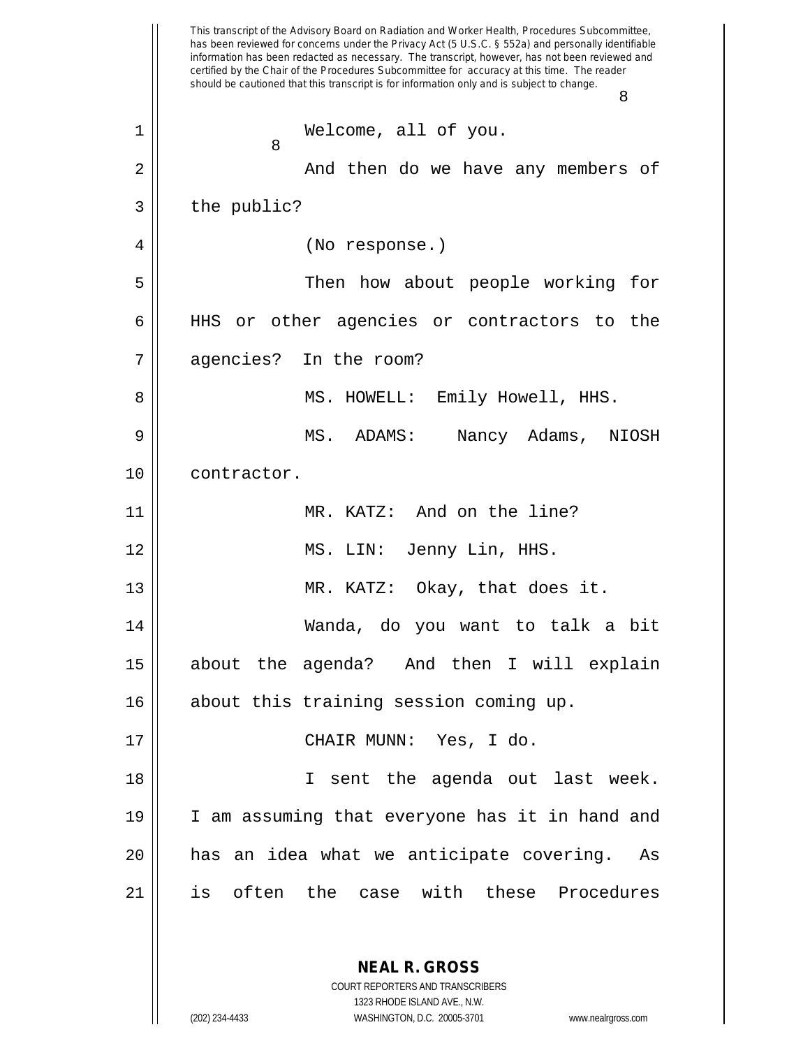Welcome, all of you.

And then do we have any members of the public?

(No response.)

Then how about people working for HHS or other agencies or contractors to the agencies? In the room?

MS. HOWELL: Emily Howell, HHS.

MS. ADAMS: Nancy Adams, NIOSH contractor.

MR. KATZ: And on the line?

MS. LIN: Jenny Lin, HHS.

MR. KATZ: Okay, that does it.

Wanda, do you want to talk a bit about the agenda? And then I will explain about this training session coming up.

CHAIR MUNN: Yes, I do.

I sent the agenda out last week. I am assuming that everyone has it in hand and has an idea what we anticipate covering. As is often the case with these Procedures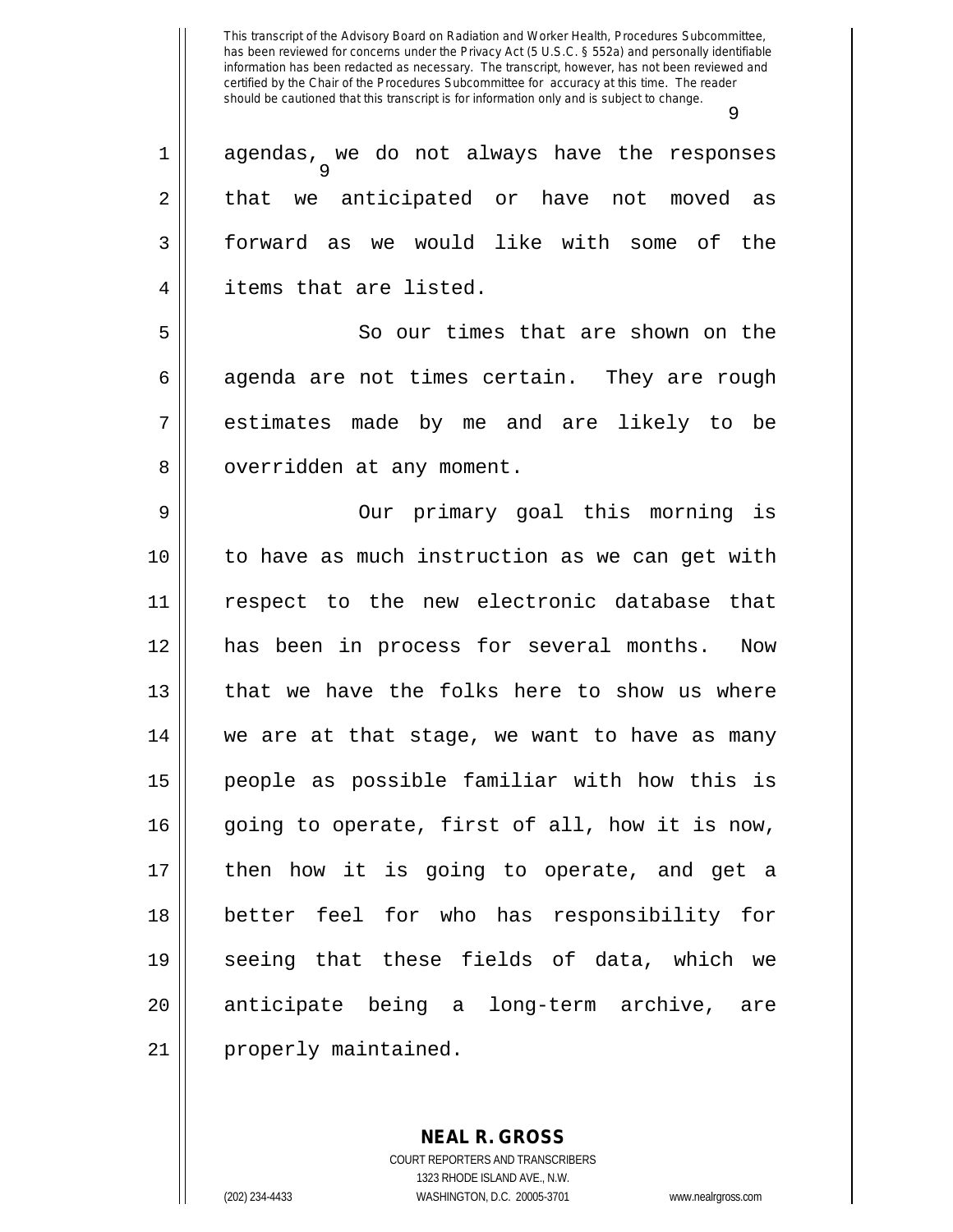agendas, we do not always have the responses that we anticipated or have not moved as forward as we would like with some of the items that are listed.

So our times that are shown on the agenda are not times certain. They are rough estimates made by me and are likely to be overridden at any moment.

Our primary goal this morning is to have as much instruction as we can get with respect to the new electronic database that has been in process for several months. Now that we have the folks here to show us where we are at that stage, we want to have as many people as possible familiar with how this is going to operate, first of all, how it is now, then how it is going to operate, and get a better feel for who has responsibility for seeing that these fields of data, which we anticipate being a long-term archive, are properly maintained.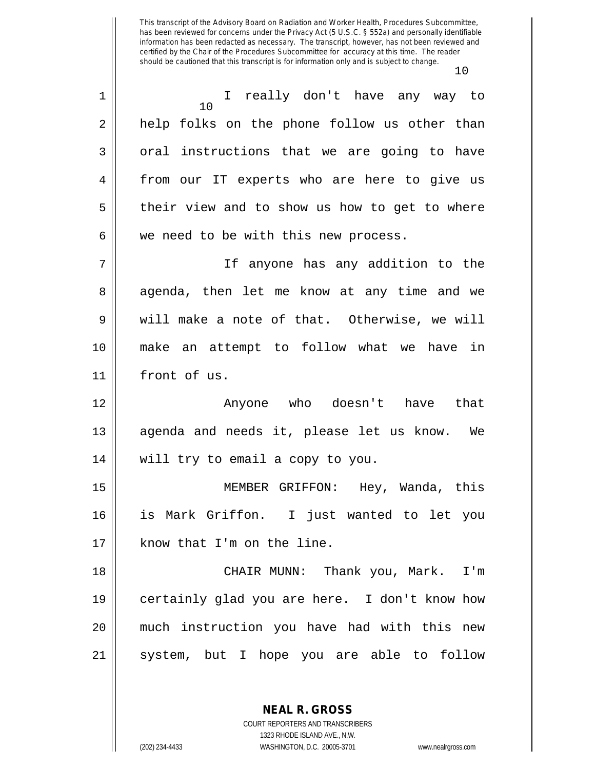I really don't have any way to help folks on the phone follow us other than oral instructions that we are going to have from our IT experts who are here to give us their view and to show us how to get to where we need to be with this new process.

If anyone has any addition to the agenda, then let me know at any time and we will make a note of that. Otherwise, we will make an attempt to follow what we have in front of us.

Anyone who doesn't have that agenda and needs it, please let us know. We will try to email a copy to you.

MEMBER GRIFFON: Hey, Wanda, this is Mark Griffon. I just wanted to let you know that I'm on the line.

CHAIR MUNN: Thank you, Mark. I'm certainly glad you are here. I don't know how much instruction you have had with this new system, but I hope you are able to follow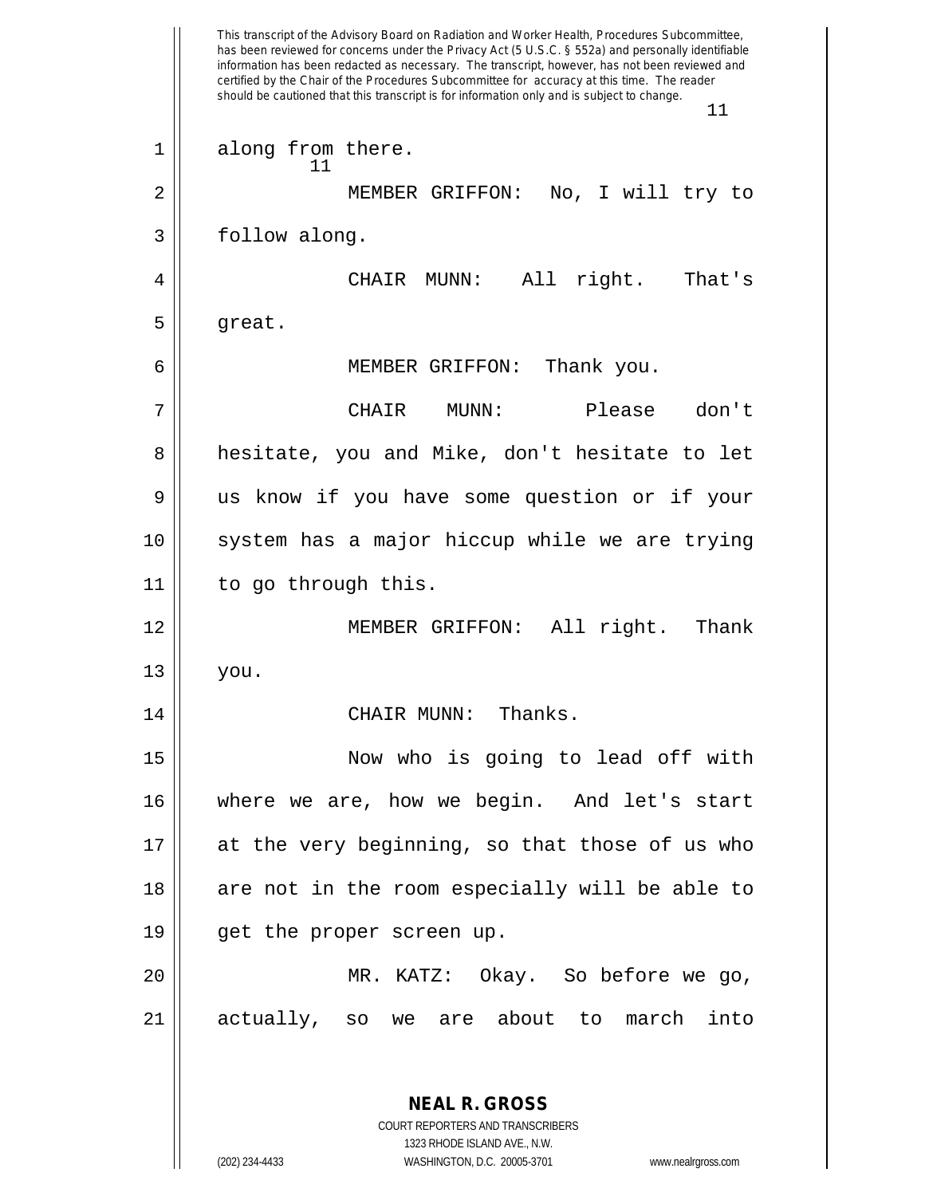along from there.

MEMBER GRIFFON: No, I will try to follow along.

CHAIR MUNN: All right. That's great.

MEMBER GRIFFON: Thank you.

CHAIR MUNN: Please don't hesitate, you and Mike, don't hesitate to let us know if you have some question or if your system has a major hiccup while we are trying to go through this.

MEMBER GRIFFON: All right. Thank you.

CHAIR MUNN: Thanks.

Now who is going to lead off with where we are, how we begin. And let's start at the very beginning, so that those of us who are not in the room especially will be able to get the proper screen up.

MR. KATZ: Okay. So before we go, actually, so we are about to march into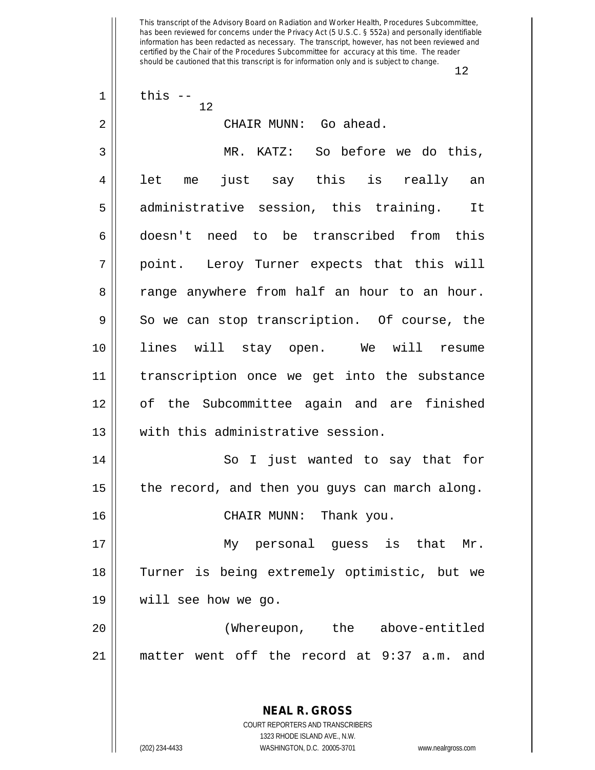this --

CHAIR MUNN: Go ahead.

MR. KATZ: So before we do this, let me just say this is really an administrative session, this training. It doesn't need to be transcribed from this point. Leroy Turner expects that this will range anywhere from half an hour to an hour. So we can stop transcription. Of course, the lines will stay open. We will resume transcription once we get into the substance of the Subcommittee again and are finished with this administrative session.

So I just wanted to say that for the record, and then you guys can march along.

CHAIR MUNN: Thank you.

My personal guess is that Mr. Turner is being extremely optimistic, but we will see how we go.

(Whereupon, the above-entitled matter went off the record at 9:37 a.m. and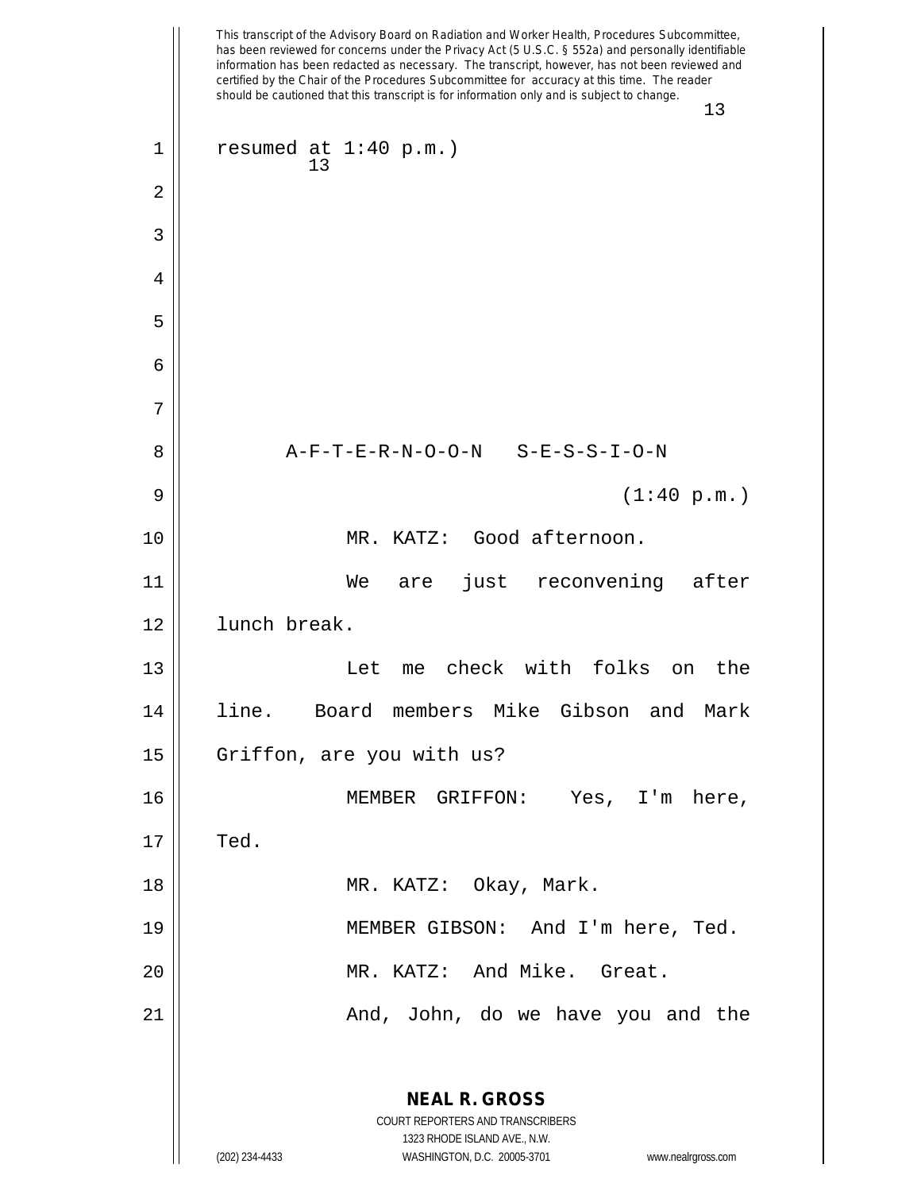This transcript of the Advisory Board on Radiation and Worker Health, Procedures Subcommittee, has been reviewed for concerns under the Privacy Act (5 U.S.C. § 552a) and personally identifiable information has been redacted as necessary. The transcript, however, has not been reviewed and certified by the Chair of the Procedures Subcommittee for accuracy at this time. The reader should be cautioned that this transcript is for information only and is subject to change.

resumed at 1:40 p.m.)

A-F-T-E-R-N-O-O-N S-E-S-S-I-O-N

(1:40 p.m.)

MR. KATZ: Good afternoon.

We are just reconvening after lunch break.

Let me check with folks on the line. Board members Mike Gibson and Mark Griffon, are you with us?

MEMBER GRIFFON: Yes, I'm here, Ted.

MR. KATZ: Okay, Mark.

MEMBER GIBSON: And I'm here, Ted.

MR. KATZ: And Mike. Great.

And, John, do we have you and the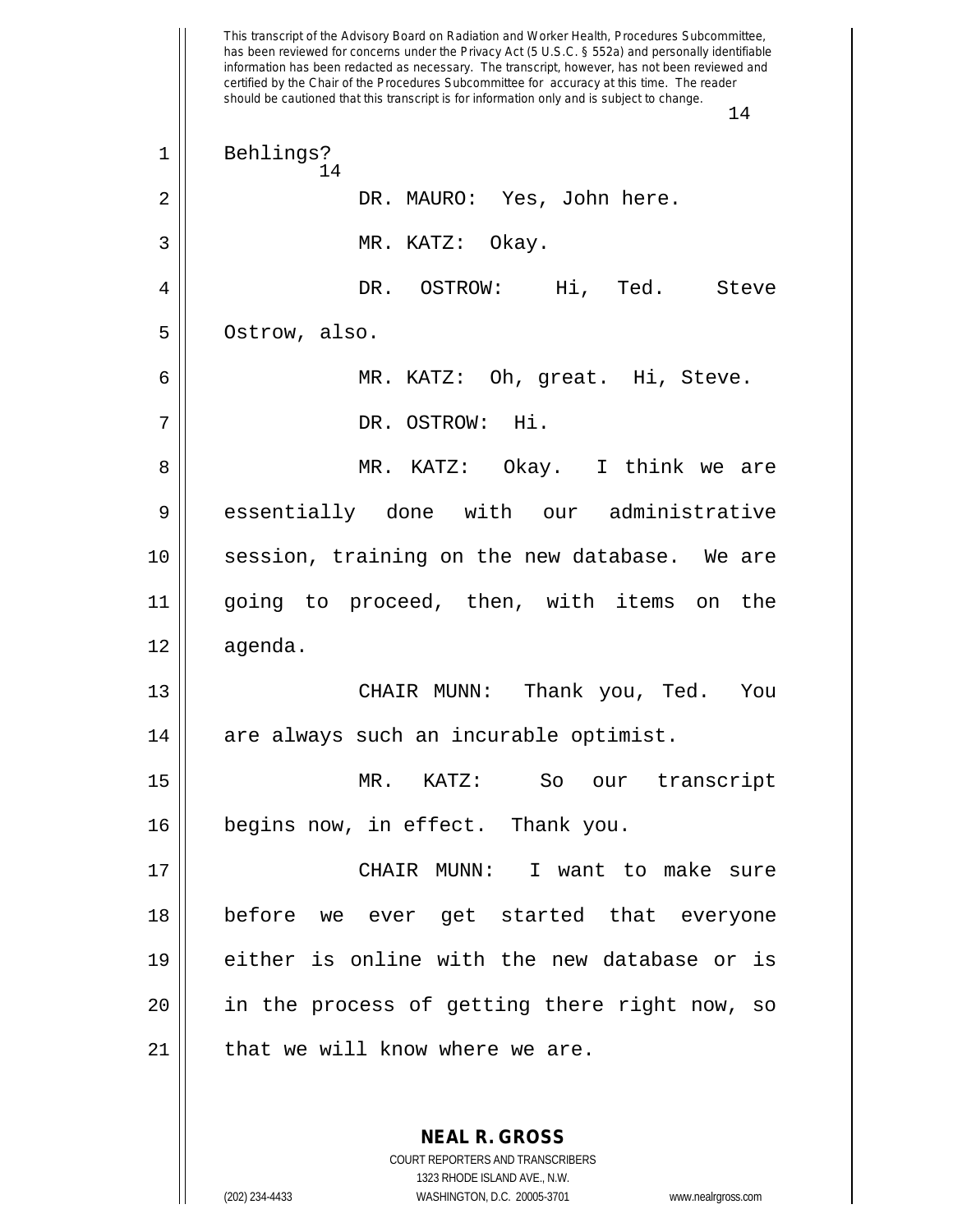This transcript of the Advisory Board on Radiation and Worker Health, Procedures Subcommittee, has been reviewed for concerns under the Privacy Act (5 U.S.C. § 552a) and personally identifiable information has been redacted as necessary. The transcript, however, has not been reviewed and certified by the Chair of the Procedures Subcommittee for accuracy at this time. The reader should be cautioned that this transcript is for information only and is subject to change.

Behlings?

DR. MAURO: Yes, John here.

MR. KATZ: Okay.

DR. OSTROW: Hi, Ted. Steve Ostrow, also.

MR. KATZ: Oh, great. Hi, Steve.

DR. OSTROW: Hi.

MR. KATZ: Okay. I think we are essentially done with our administrative session, training on the new database. We are going to proceed, then, with items on the agenda.

CHAIR MUNN: Thank you, Ted. You are always such an incurable optimist.

MR. KATZ: So our transcript begins now, in effect. Thank you.

CHAIR MUNN: I want to make sure before we ever get started that everyone either is online with the new database or is in the process of getting there right now, so that we will know where we are.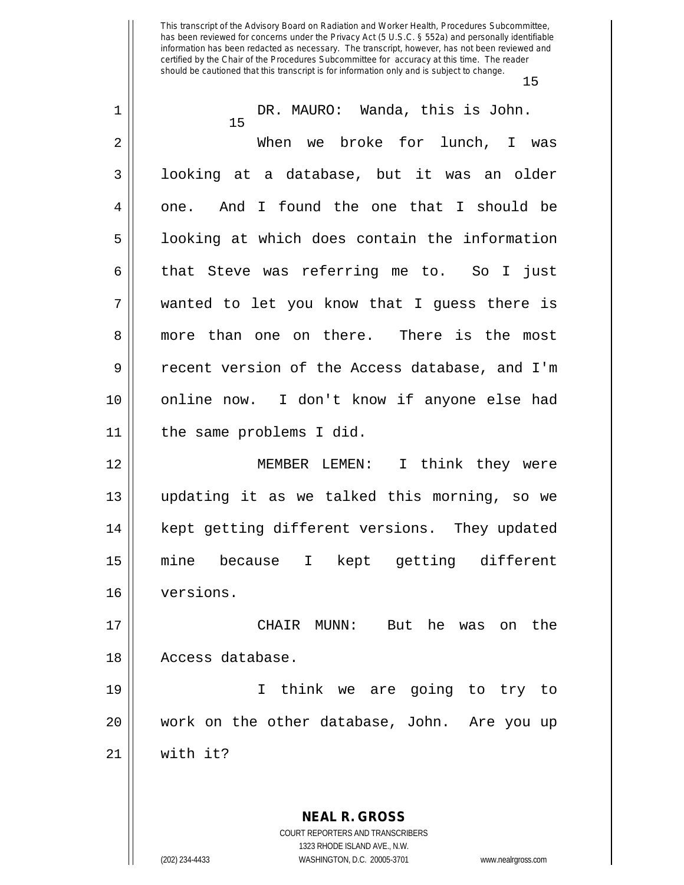DR. MAURO: Wanda, this is John.

When we broke for lunch, I was looking at a database, but it was an older one. And I found the one that I should be looking at which does contain the information that Steve was referring me to. So I just wanted to let you know that I guess there is more than one on there. There is the most recent version of the Access database, and I'm online now. I don't know if anyone else had the same problems I did.

MEMBER LEMEN: I think they were updating it as we talked this morning, so we kept getting different versions. They updated mine because I kept getting different versions.

CHAIR MUNN: But he was on the Access database.

I think we are going to try to work on the other database, John. Are you up with it?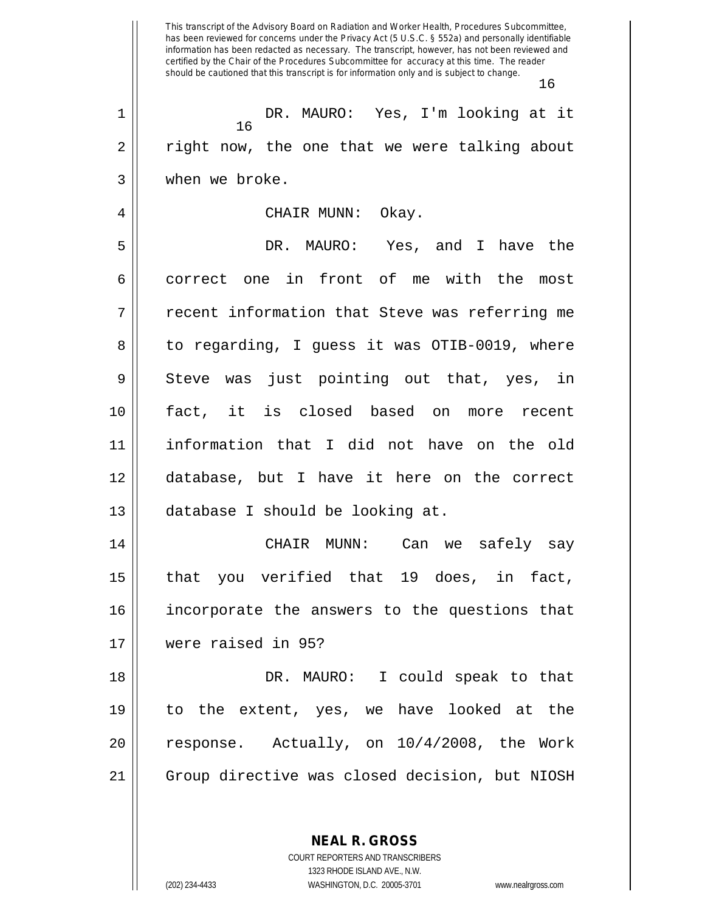DR. MAURO: Yes, I'm looking at it right now, the one that we were talking about when we broke.

CHAIR MUNN: Okay.

DR. MAURO: Yes, and I have the correct one in front of me with the most recent information that Steve was referring me to regarding, I guess it was OTIB-0019, where Steve was just pointing out that, yes, in fact, it is closed based on more recent information that I did not have on the old database, but I have it here on the correct database I should be looking at.

CHAIR MUNN: Can we safely say that you verified that 19 does, in fact, incorporate the answers to the questions that were raised in 95?

DR. MAURO: I could speak to that to the extent, yes, we have looked at the response. Actually, on 10/4/2008, the Work Group directive was closed decision, but NIOSH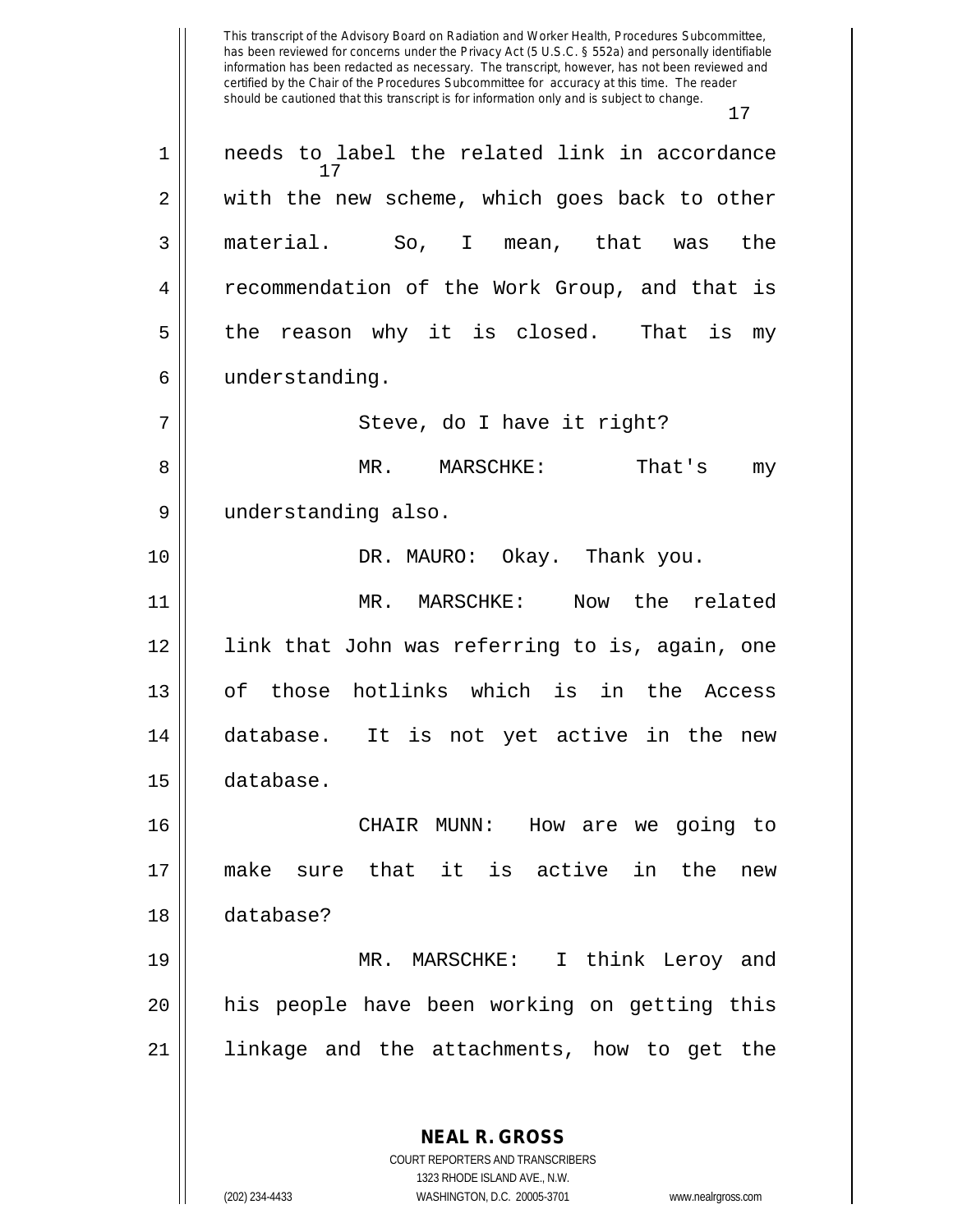needs to label the related link in accordance with the new scheme, which goes back to other material. So, I mean, that was the recommendation of the Work Group, and that is the reason why it is closed. That is my understanding.

Steve, do I have it right?

MR. MARSCHKE: That's my understanding also.

DR. MAURO: Okay. Thank you.

MR. MARSCHKE: Now the related link that John was referring to is, again, one of those hotlinks which is in the Access database. It is not yet active in the new database.

CHAIR MUNN: How are we going to make sure that it is active in the new database?

MR. MARSCHKE: I think Leroy and his people have been working on getting this linkage and the attachments, how to get the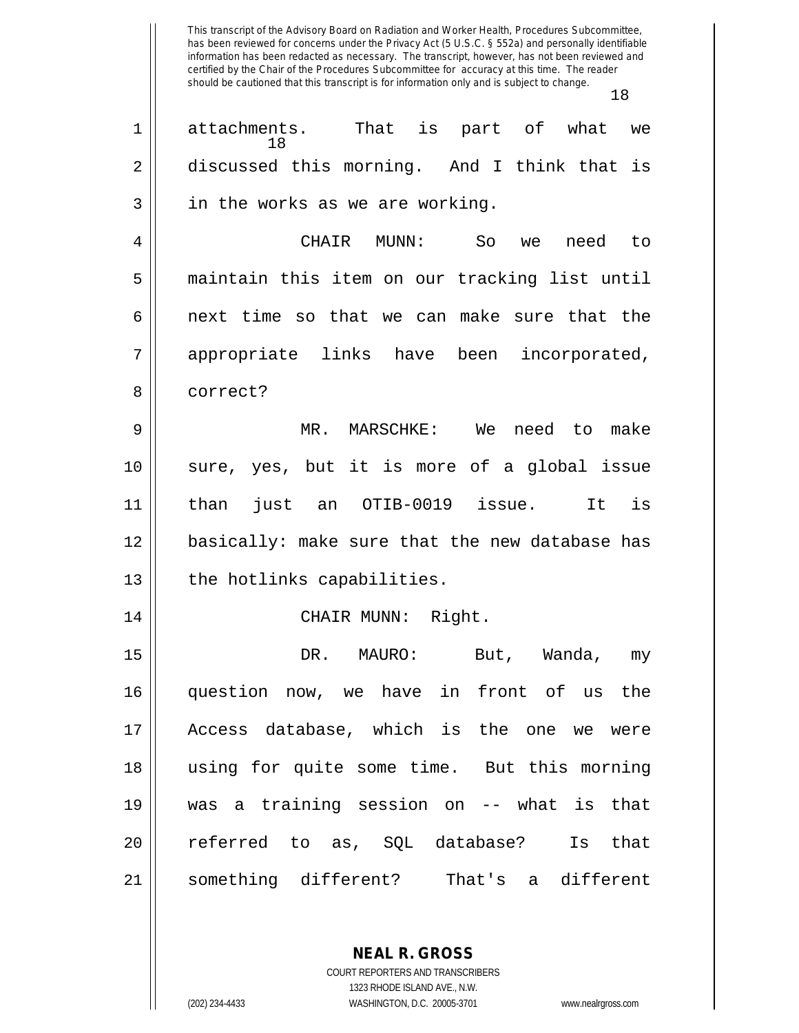attachments. That is part of what we discussed this morning. And I think that is in the works as we are working.

CHAIR MUNN: So we need to maintain this item on our tracking list until next time so that we can make sure that the appropriate links have been incorporated, correct?

MR. MARSCHKE: We need to make sure, yes, but it is more of a global issue than just an OTIB-0019 issue. It is basically: make sure that the new database has the hotlinks capabilities.

CHAIR MUNN: Right.

DR. MAURO: But, Wanda, my question now, we have in front of us the Access database, which is the one we were using for quite some time. But this morning was a training session on -- what is that referred to as, SQL database? Is that something different? That's a different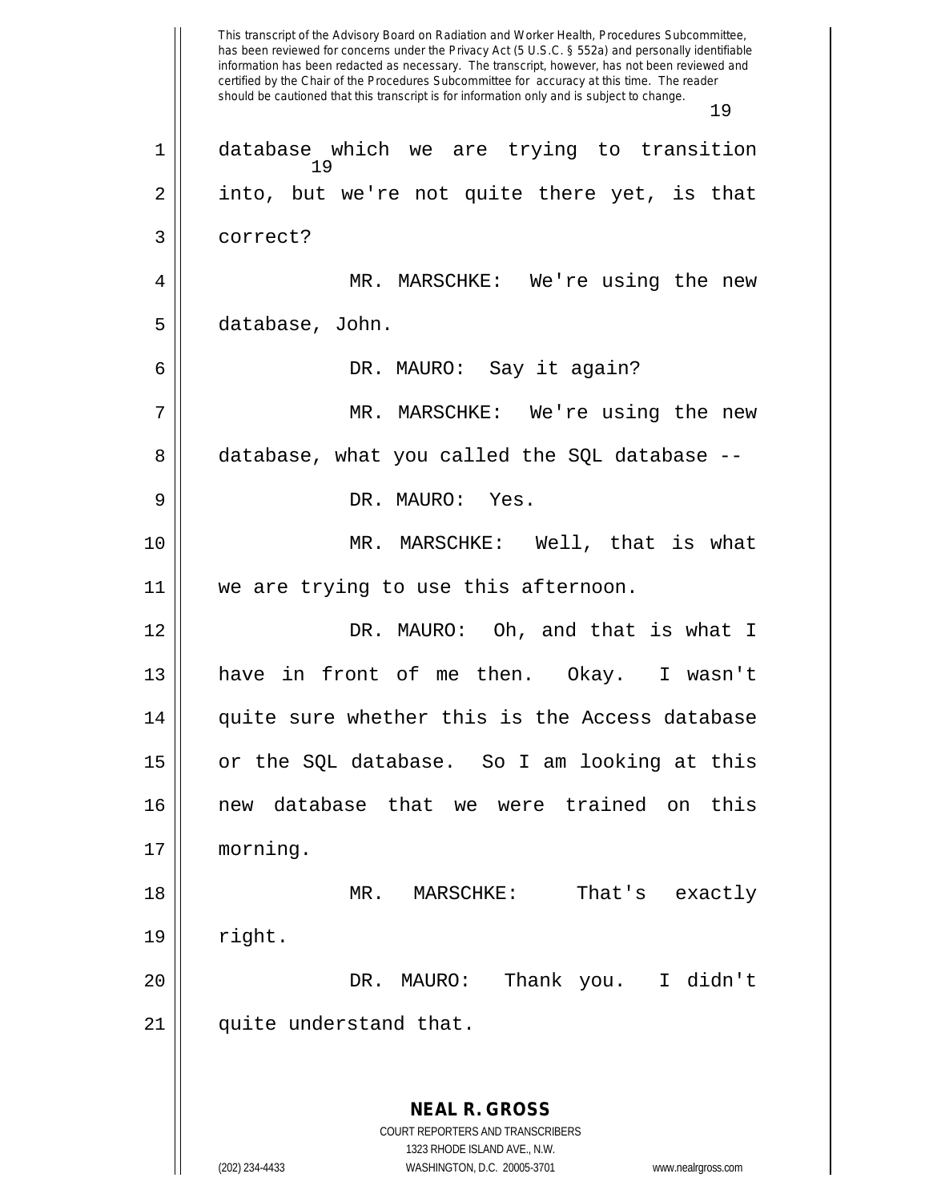database which we are trying to transition into, but we're not quite there yet, is that correct?

MR. MARSCHKE: We're using the new database, John.

DR. MAURO: Say it again?

MR. MARSCHKE: We're using the new database, what you called the SQL database --

DR. MAURO: Yes.

MR. MARSCHKE: Well, that is what we are trying to use this afternoon.

DR. MAURO: Oh, and that is what I have in front of me then. Okay. I wasn't quite sure whether this is the Access database or the SQL database. So I am looking at this new database that we were trained on this morning.

MR. MARSCHKE: That's exactly right.

DR. MAURO: Thank you. I didn't quite understand that.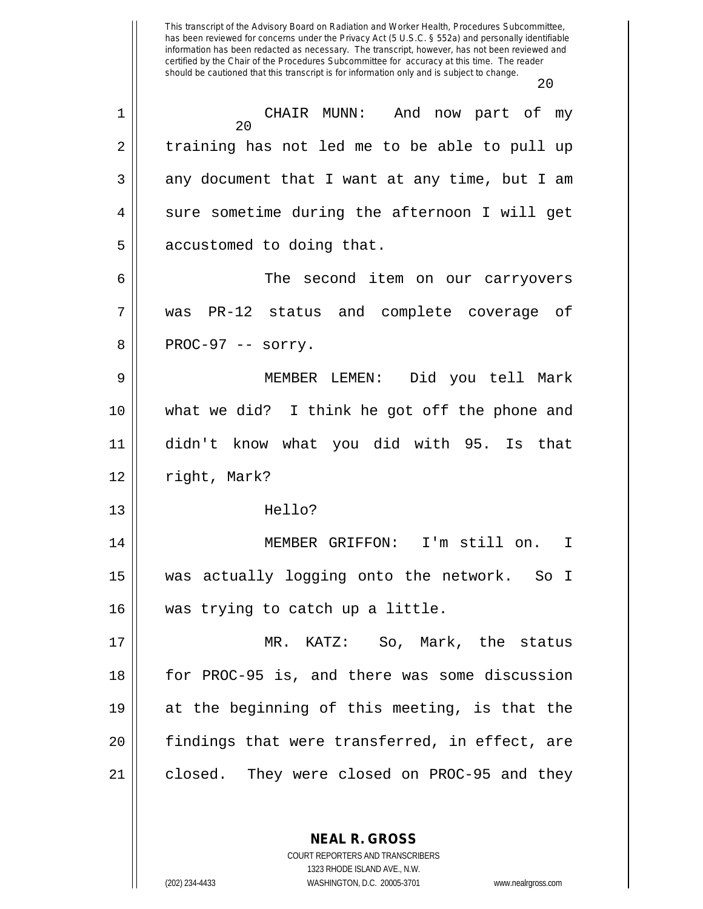CHAIR MUNN: And now part of my training has not led me to be able to pull up any document that I want at any time, but I am sure sometime during the afternoon I will get accustomed to doing that.

The second item on our carryovers was PR-12 status and complete coverage of PROC-97 -- sorry.

MEMBER LEMEN: Did you tell Mark what we did? I think he got off the phone and didn't know what you did with 95. Is that right, Mark?

Hello?

MEMBER GRIFFON: I'm still on. I was actually logging onto the network. So I was trying to catch up a little.

MR. KATZ: So, Mark, the status for PROC-95 is, and there was some discussion at the beginning of this meeting, is that the findings that were transferred, in effect, are closed. They were closed on PROC-95 and they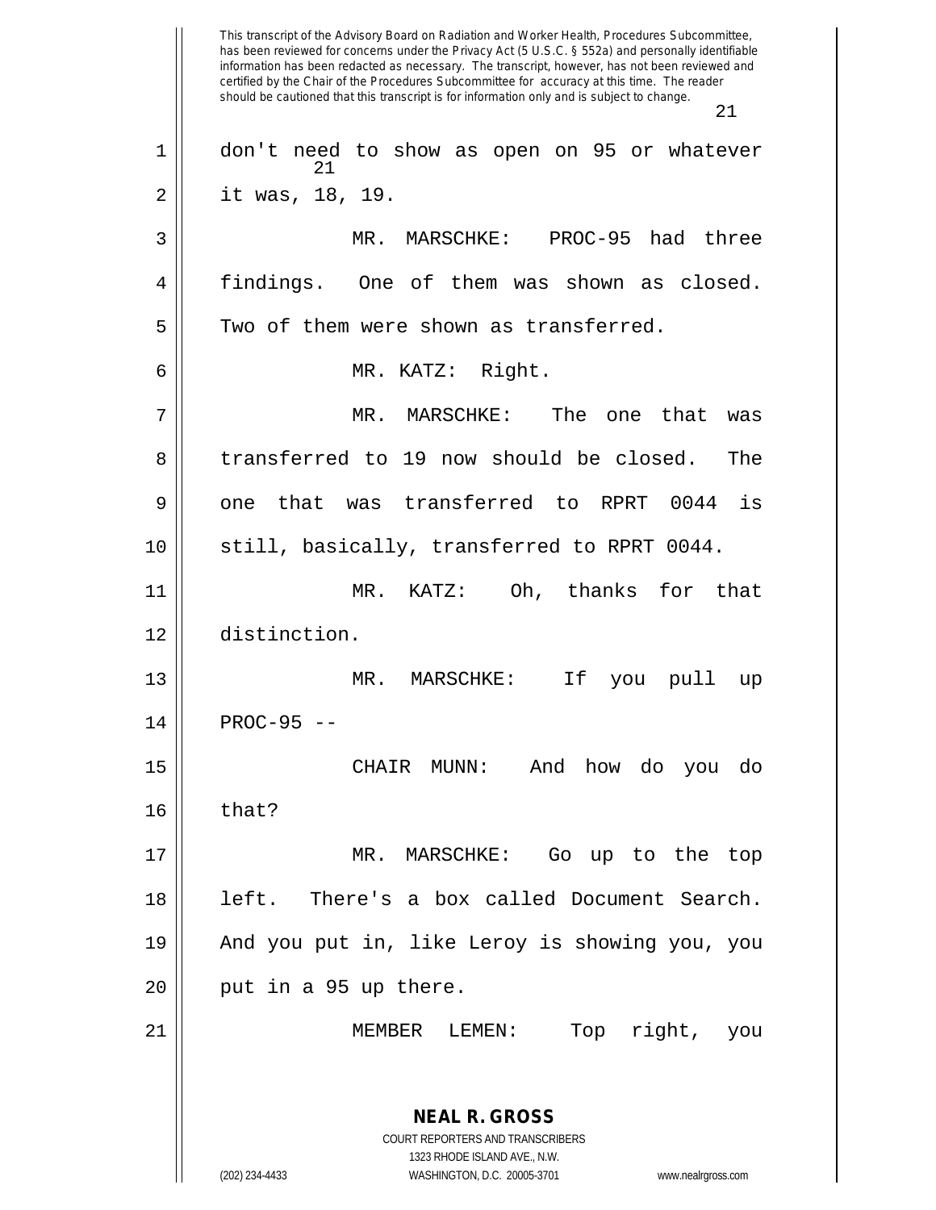don't need to show as open on 95 or whatever it was, 18, 19.

MR. MARSCHKE: PROC-95 had three findings. One of them was shown as closed. Two of them were shown as transferred.

MR. KATZ: Right.

MR. MARSCHKE: The one that was transferred to 19 now should be closed. The one that was transferred to RPRT 0044 is still, basically, transferred to RPRT 0044.

MR. KATZ: Oh, thanks for that distinction.

MR. MARSCHKE: If you pull up PROC-95 --

CHAIR MUNN: And how do you do that?

MR. MARSCHKE: Go up to the top left. There's a box called Document Search. And you put in, like Leroy is showing you, you put in a 95 up there.

MEMBER LEMEN: Top right, you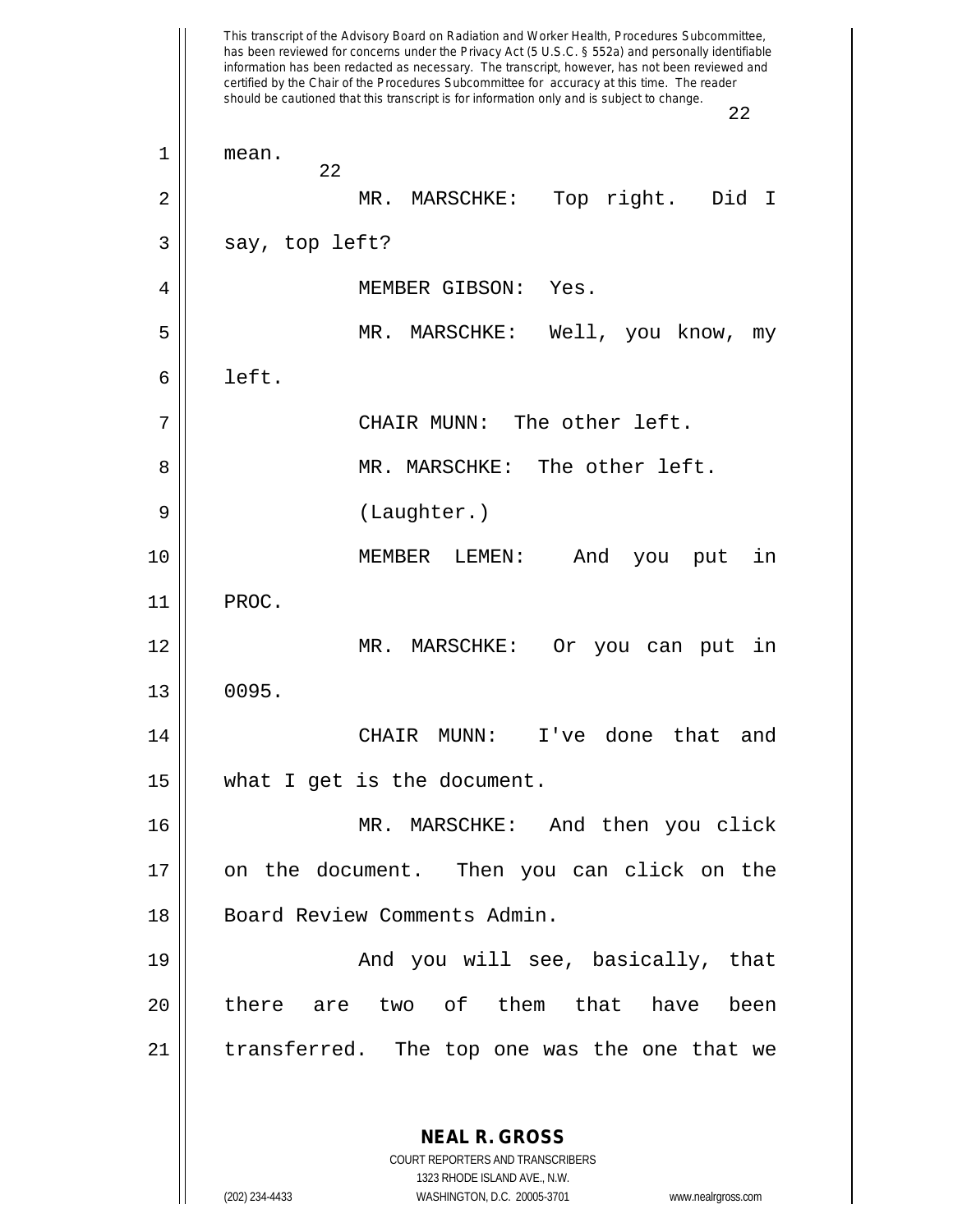mean.

MR. MARSCHKE: Top right. Did I say, top left?

MEMBER GIBSON: Yes.

MR. MARSCHKE: Well, you know, my left.

CHAIR MUNN: The other left.

MR. MARSCHKE: The other left.

(Laughter.)

MEMBER LEMEN: And you put in PROC.

MR. MARSCHKE: Or you can put in 0095.

CHAIR MUNN: I've done that and what I get is the document.

MR. MARSCHKE: And then you click on the document. Then you can click on the Board Review Comments Admin.

And you will see, basically, that there are two of them that have been transferred. The top one was the one that we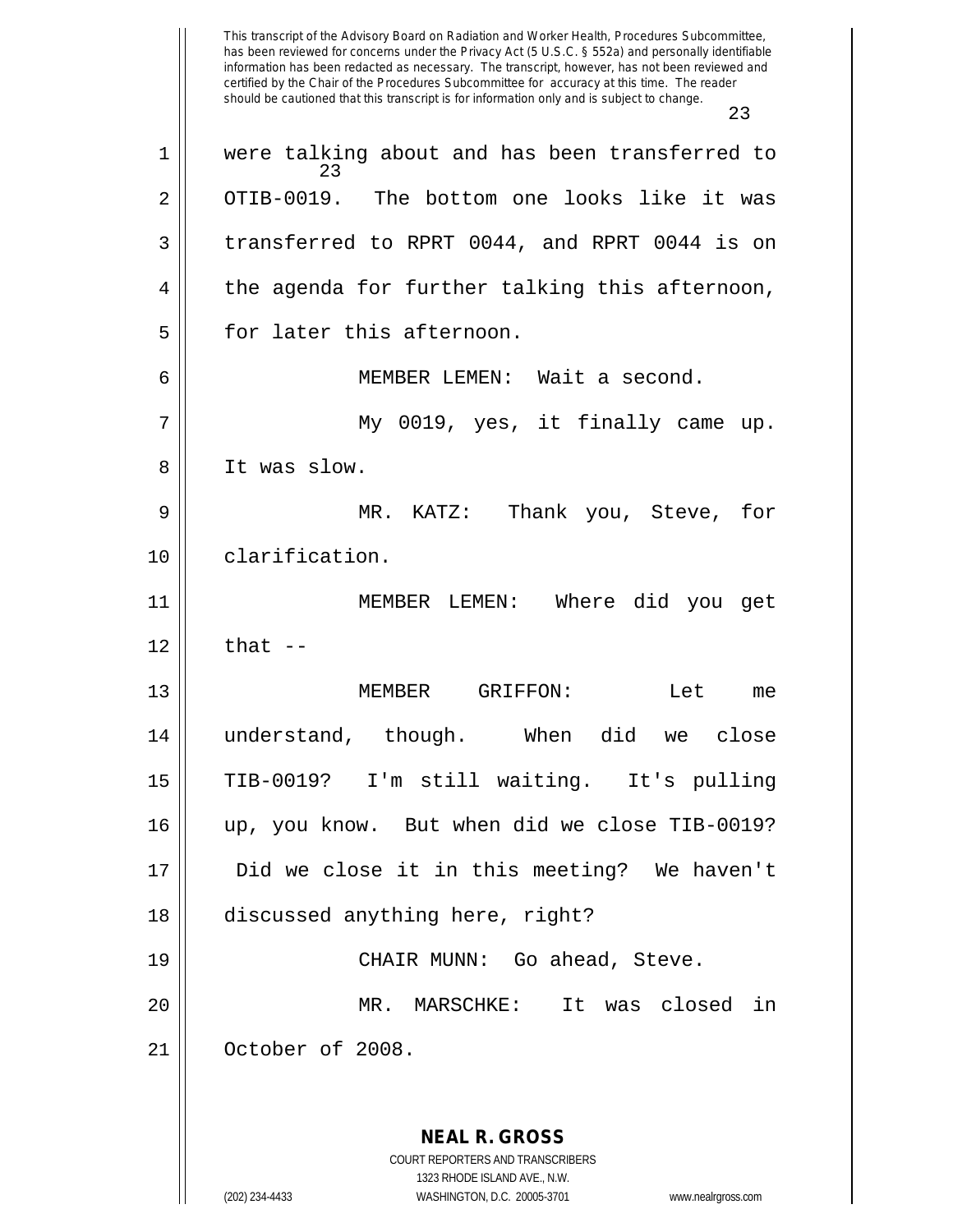This transcript of the Advisory Board on Radiation and Worker Health, Procedures Subcommittee, has been reviewed for concerns under the Privacy Act (5 U.S.C. § 552a) and personally identifiable information has been redacted as necessary. The transcript, however, has not been reviewed and certified by the Chair of the Procedures Subcommittee for accuracy at this time. The reader should be cautioned that this transcript is for information only and is subject to change.

1 were talking about and has been transferred to
2 OTIB-0019. The bottom one looks like it was
3 transferred to RPRT 0044, and RPRT 0044 is on
4 the agenda for further talking this afternoon,
5 for later this afternoon.

6 MEMBER LEMEN: Wait a second.

7 My 0019, yes, it finally came up.
8 It was slow.

9 MR. KATZ: Thank you, Steve, for
10 clarification.

11 MEMBER LEMEN: Where did you get
12 that --

13 MEMBER GRIFFON: Let me
14 understand, though. When did we close
15 TIB-0019? I'm still waiting. It's pulling
16 up, you know. But when did we close TIB-0019?
17 Did we close it in this meeting? We haven't
18 discussed anything here, right?

19 CHAIR MUNN: Go ahead, Steve.

20 MR. MARSCHKE: It was closed in
21 October of 2008.

**NEAL R. GROSS**
COURT REPORTERS AND TRANSCRIBERS
1323 RHODE ISLAND AVE., N.W.
(202) 234-4433 WASHINGTON, D.C. 20005-3701 www.nealrgross.com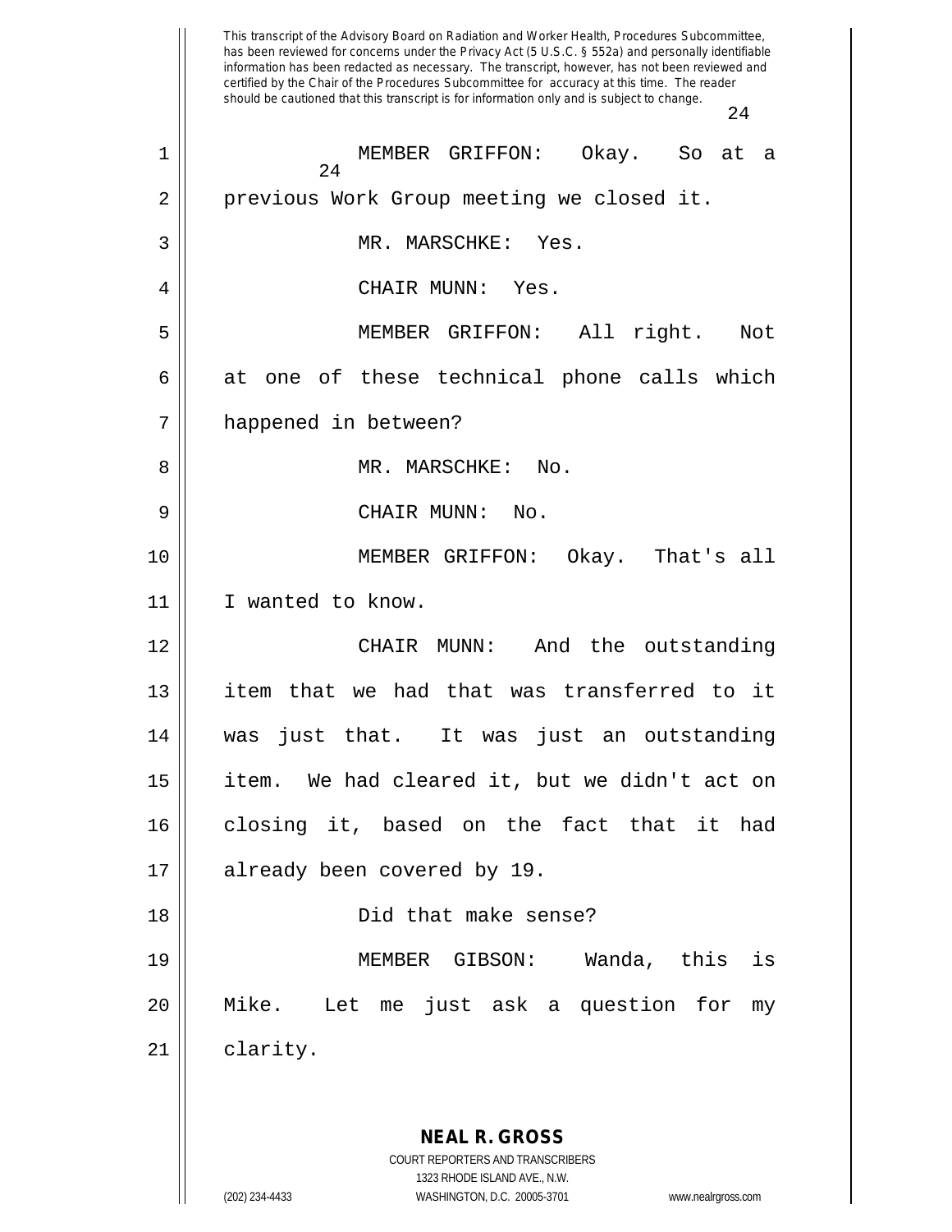This transcript of the Advisory Board on Radiation and Worker Health, Procedures Subcommittee, has been reviewed for concerns under the Privacy Act (5 U.S.C. § 552a) and personally identifiable information has been redacted as necessary. The transcript, however, has not been reviewed and certified by the Chair of the Procedures Subcommittee for accuracy at this time. The reader should be cautioned that this transcript is for information only and is subject to change.

MEMBER GRIFFON: Okay. So at a previous Work Group meeting we closed it.

MR. MARSCHKE: Yes.

CHAIR MUNN: Yes.

MEMBER GRIFFON: All right. Not at one of these technical phone calls which happened in between?

MR. MARSCHKE: No.

CHAIR MUNN: No.

MEMBER GRIFFON: Okay. That's all I wanted to know.

CHAIR MUNN: And the outstanding item that we had that was transferred to it was just that. It was just an outstanding item. We had cleared it, but we didn't act on closing it, based on the fact that it had already been covered by 19.

Did that make sense?

MEMBER GIBSON: Wanda, this is Mike. Let me just ask a question for my clarity.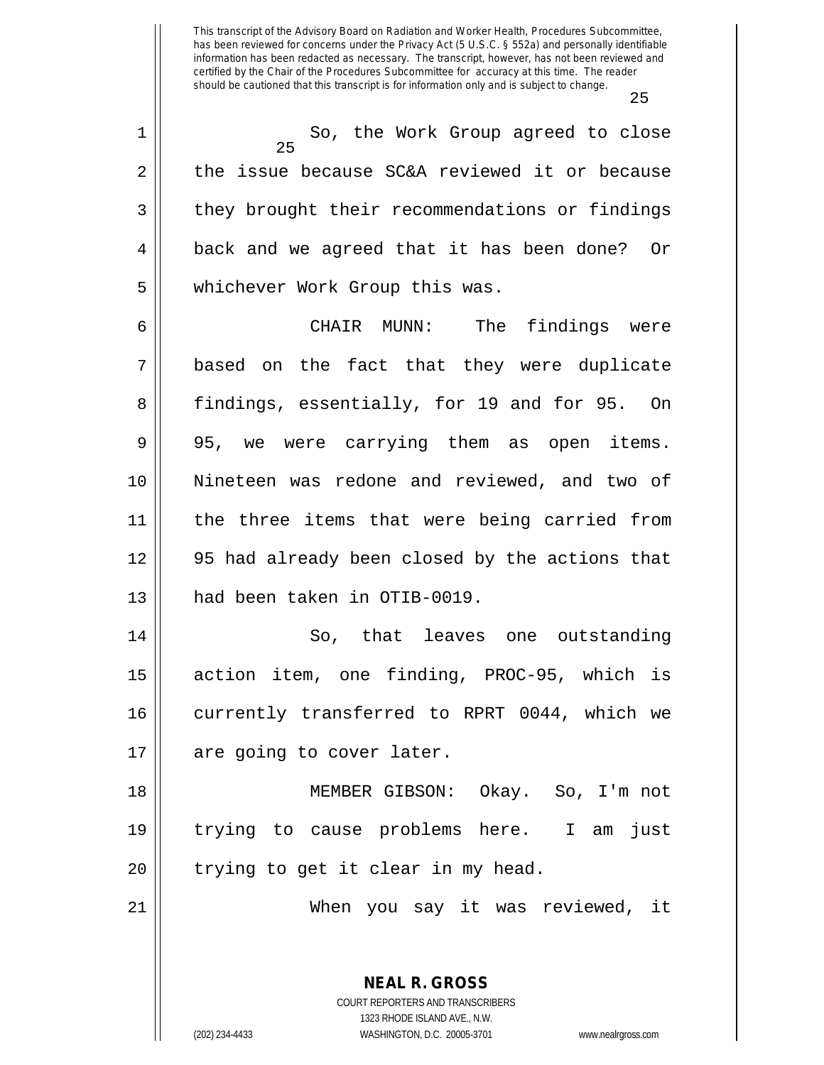So, the Work Group agreed to close the issue because SC&A reviewed it or because they brought their recommendations or findings back and we agreed that it has been done? Or whichever Work Group this was.

CHAIR MUNN: The findings were based on the fact that they were duplicate findings, essentially, for 19 and for 95. On 95, we were carrying them as open items. Nineteen was redone and reviewed, and two of the three items that were being carried from 95 had already been closed by the actions that had been taken in OTIB-0019.

So, that leaves one outstanding action item, one finding, PROC-95, which is currently transferred to RPRT 0044, which we are going to cover later.

MEMBER GIBSON: Okay. So, I'm not trying to cause problems here. I am just trying to get it clear in my head.

When you say it was reviewed, it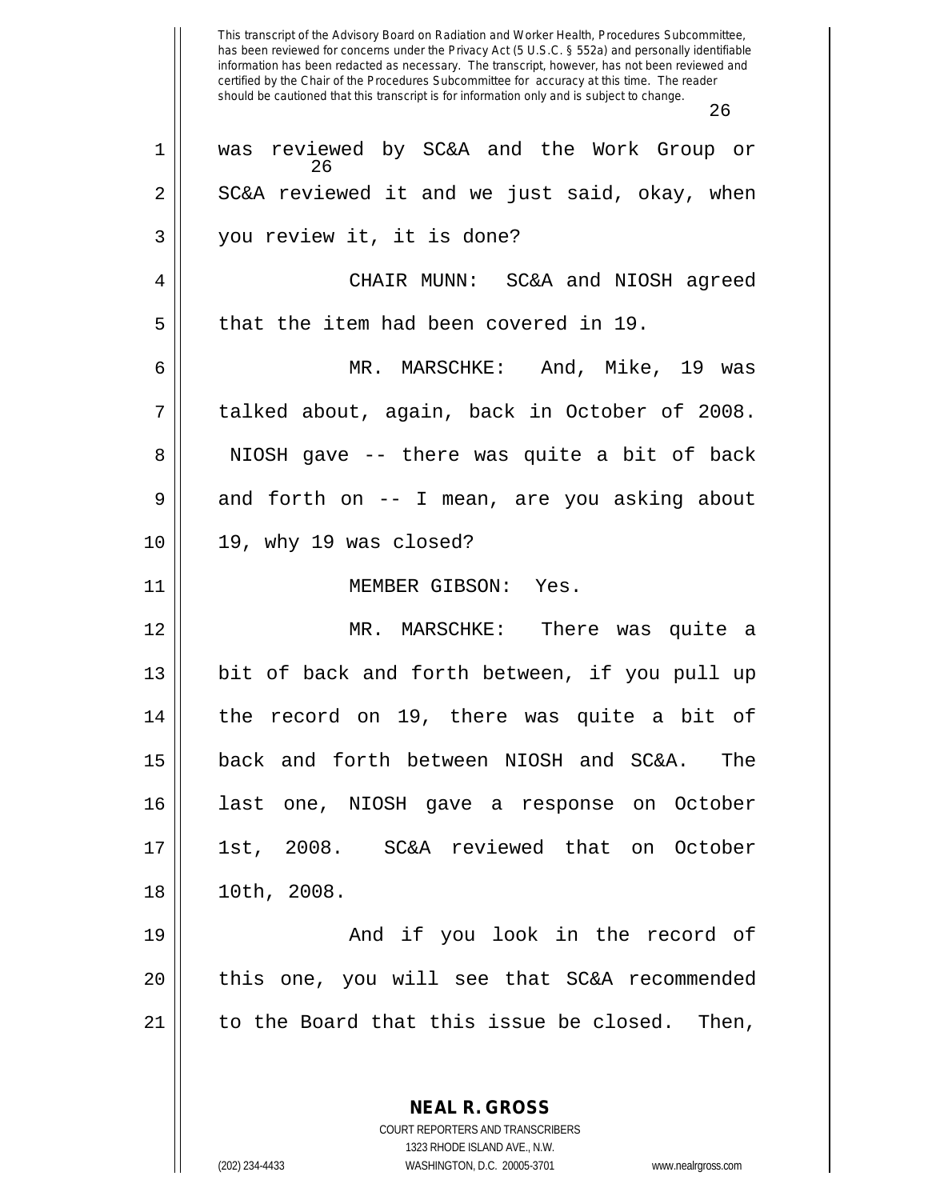was reviewed by SC&A and the Work Group or SC&A reviewed it and we just said, okay, when you review it, it is done?

CHAIR MUNN: SC&A and NIOSH agreed that the item had been covered in 19.

MR. MARSCHKE: And, Mike, 19 was talked about, again, back in October of 2008. NIOSH gave -- there was quite a bit of back and forth on -- I mean, are you asking about 19, why 19 was closed?

MEMBER GIBSON: Yes.

MR. MARSCHKE: There was quite a bit of back and forth between, if you pull up the record on 19, there was quite a bit of back and forth between NIOSH and SC&A. The last one, NIOSH gave a response on October 1st, 2008. SC&A reviewed that on October 10th, 2008.

And if you look in the record of this one, you will see that SC&A recommended to the Board that this issue be closed. Then,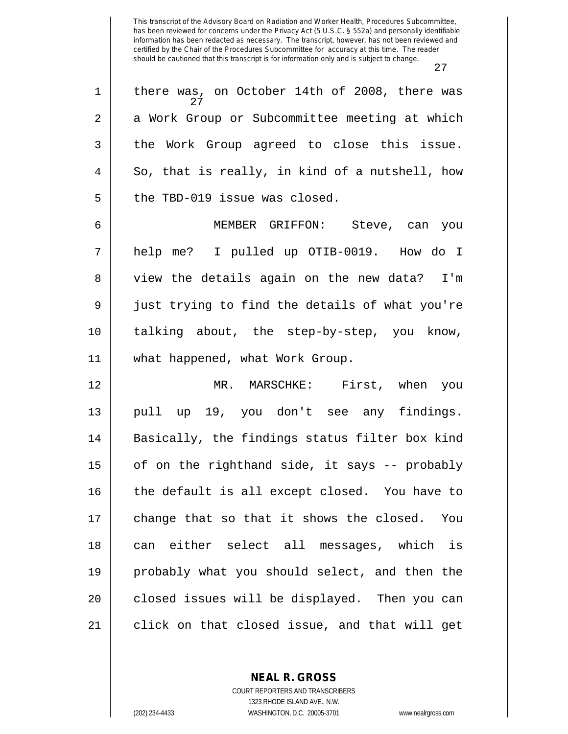there was, on October 14th of 2008, there was a Work Group or Subcommittee meeting at which the Work Group agreed to close this issue. So, that is really, in kind of a nutshell, how the TBD-019 issue was closed.

MEMBER GRIFFON: Steve, can you help me? I pulled up OTIB-0019. How do I view the details again on the new data? I'm just trying to find the details of what you're talking about, the step-by-step, you know, what happened, what Work Group.

MR. MARSCHKE: First, when you pull up 19, you don't see any findings. Basically, the findings status filter box kind of on the righthand side, it says -- probably the default is all except closed. You have to change that so that it shows the closed. You can either select all messages, which is probably what you should select, and then the closed issues will be displayed. Then you can click on that closed issue, and that will get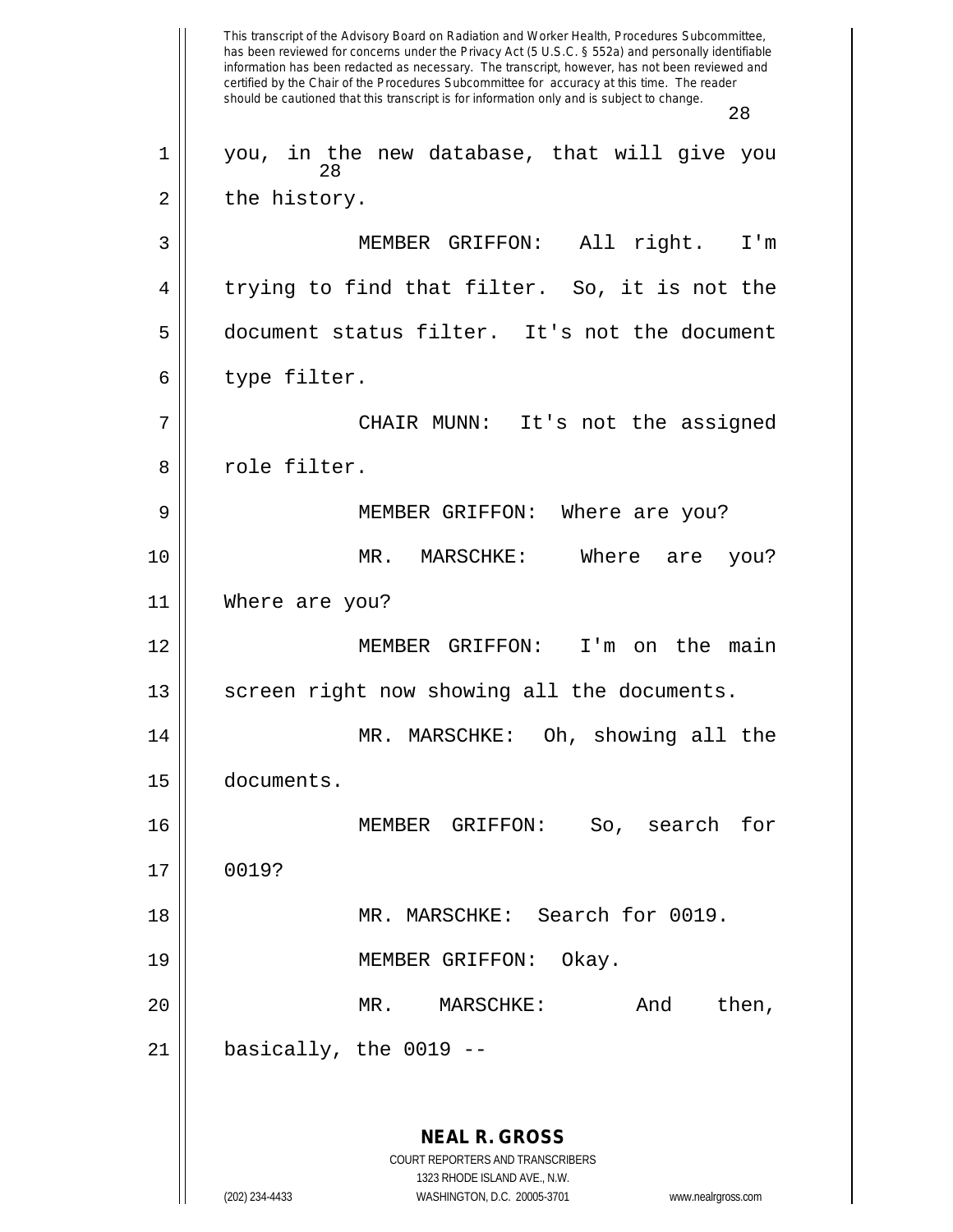you, in the new database, that will give you the history.

MEMBER GRIFFON: All right. I'm trying to find that filter. So, it is not the document status filter. It's not the document type filter.

CHAIR MUNN: It's not the assigned role filter.

MEMBER GRIFFON: Where are you?

MR. MARSCHKE: Where are you? Where are you?

MEMBER GRIFFON: I'm on the main screen right now showing all the documents.

MR. MARSCHKE: Oh, showing all the documents.

MEMBER GRIFFON: So, search for 0019?

MR. MARSCHKE: Search for 0019.

MEMBER GRIFFON: Okay.

MR. MARSCHKE: And then, basically, the 0019 --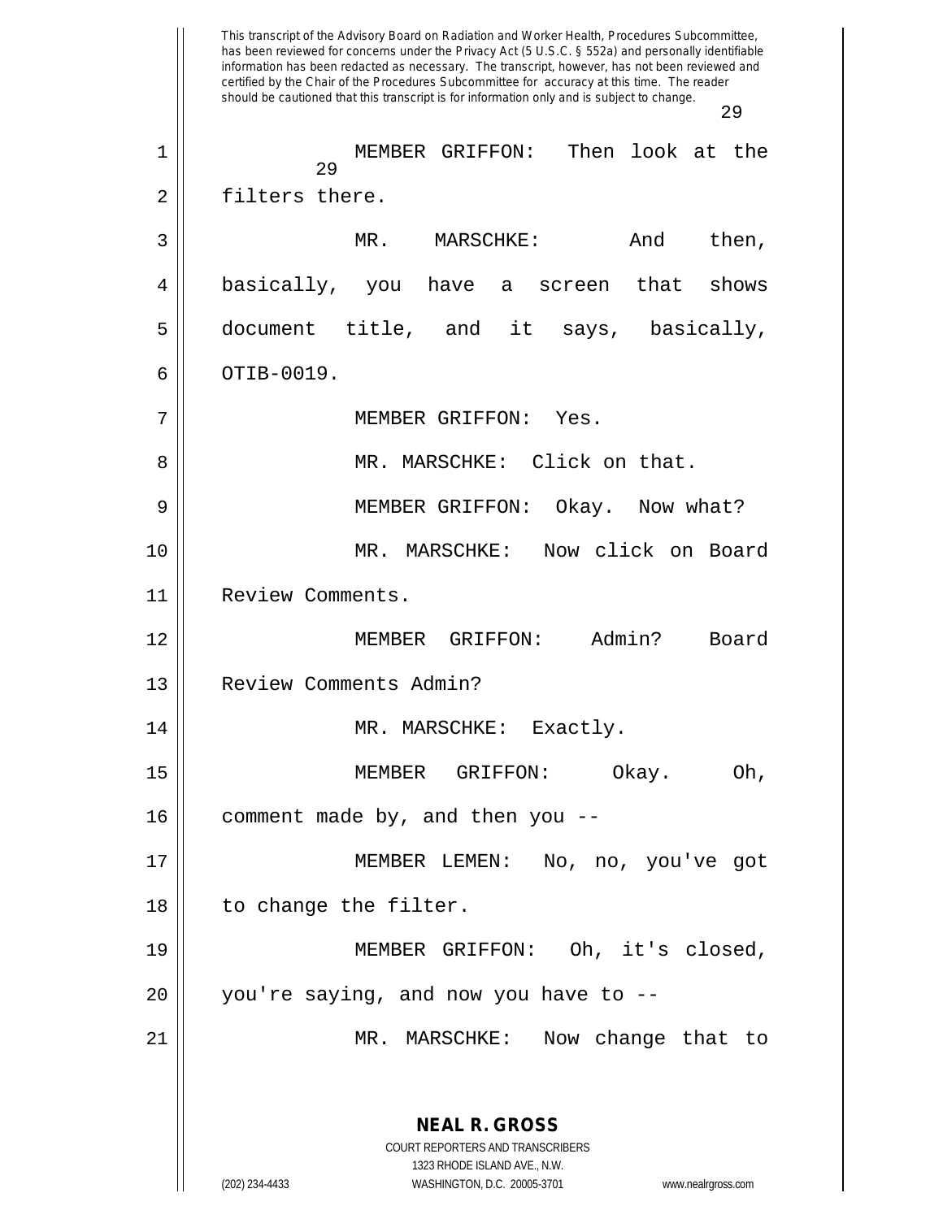MEMBER GRIFFON: Then look at the filters there.

MR. MARSCHKE: And then, basically, you have a screen that shows document title, and it says, basically, OTIB-0019.

MEMBER GRIFFON: Yes.

MR. MARSCHKE: Click on that.

MEMBER GRIFFON: Okay. Now what?

MR. MARSCHKE: Now click on Board Review Comments.

MEMBER GRIFFON: Admin? Board Review Comments Admin?

MR. MARSCHKE: Exactly.

MEMBER GRIFFON: Okay. Oh, comment made by, and then you --

MEMBER LEMEN: No, no, you've got to change the filter.

MEMBER GRIFFON: Oh, it's closed, you're saying, and now you have to --

MR. MARSCHKE: Now change that to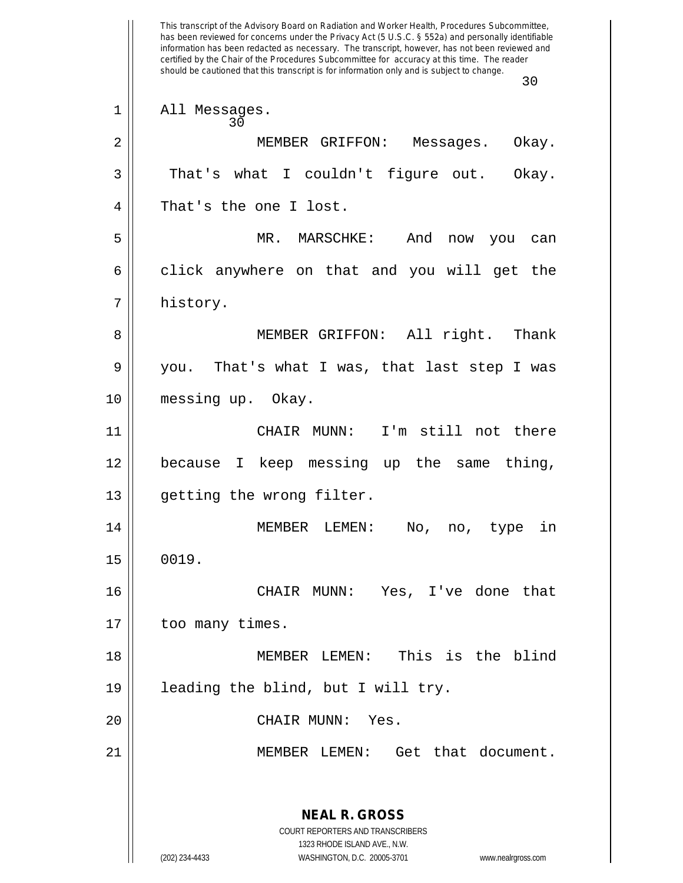All Messages.

MEMBER GRIFFON: Messages. Okay. That's what I couldn't figure out. Okay. That's the one I lost.

MR. MARSCHKE: And now you can click anywhere on that and you will get the history.

MEMBER GRIFFON: All right. Thank you. That's what I was, that last step I was messing up. Okay.

CHAIR MUNN: I'm still not there because I keep messing up the same thing, getting the wrong filter.

MEMBER LEMEN: No, no, type in 0019.

CHAIR MUNN: Yes, I've done that too many times.

MEMBER LEMEN: This is the blind leading the blind, but I will try.

CHAIR MUNN: Yes.

MEMBER LEMEN: Get that document.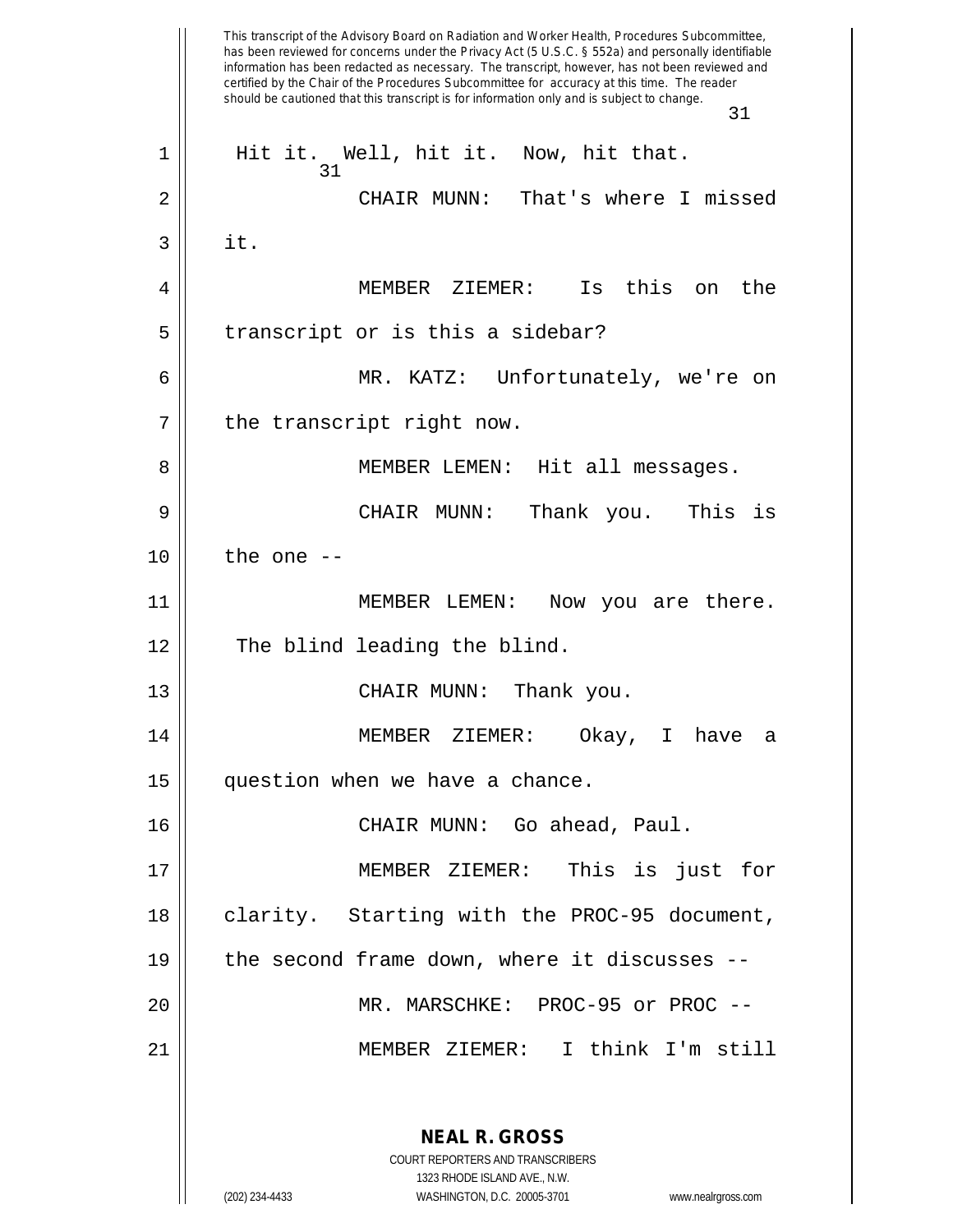Hit it. Well, hit it. Now, hit that.

CHAIR MUNN: That's where I missed it.

MEMBER ZIEMER: Is this on the transcript or is this a sidebar?

MR. KATZ: Unfortunately, we're on the transcript right now.

MEMBER LEMEN: Hit all messages.

CHAIR MUNN: Thank you. This is the one --

MEMBER LEMEN: Now you are there. The blind leading the blind.

CHAIR MUNN: Thank you.

MEMBER ZIEMER: Okay, I have a question when we have a chance.

CHAIR MUNN: Go ahead, Paul.

MEMBER ZIEMER: This is just for clarity. Starting with the PROC-95 document, the second frame down, where it discusses --

MR. MARSCHKE: PROC-95 or PROC --

MEMBER ZIEMER: I think I'm still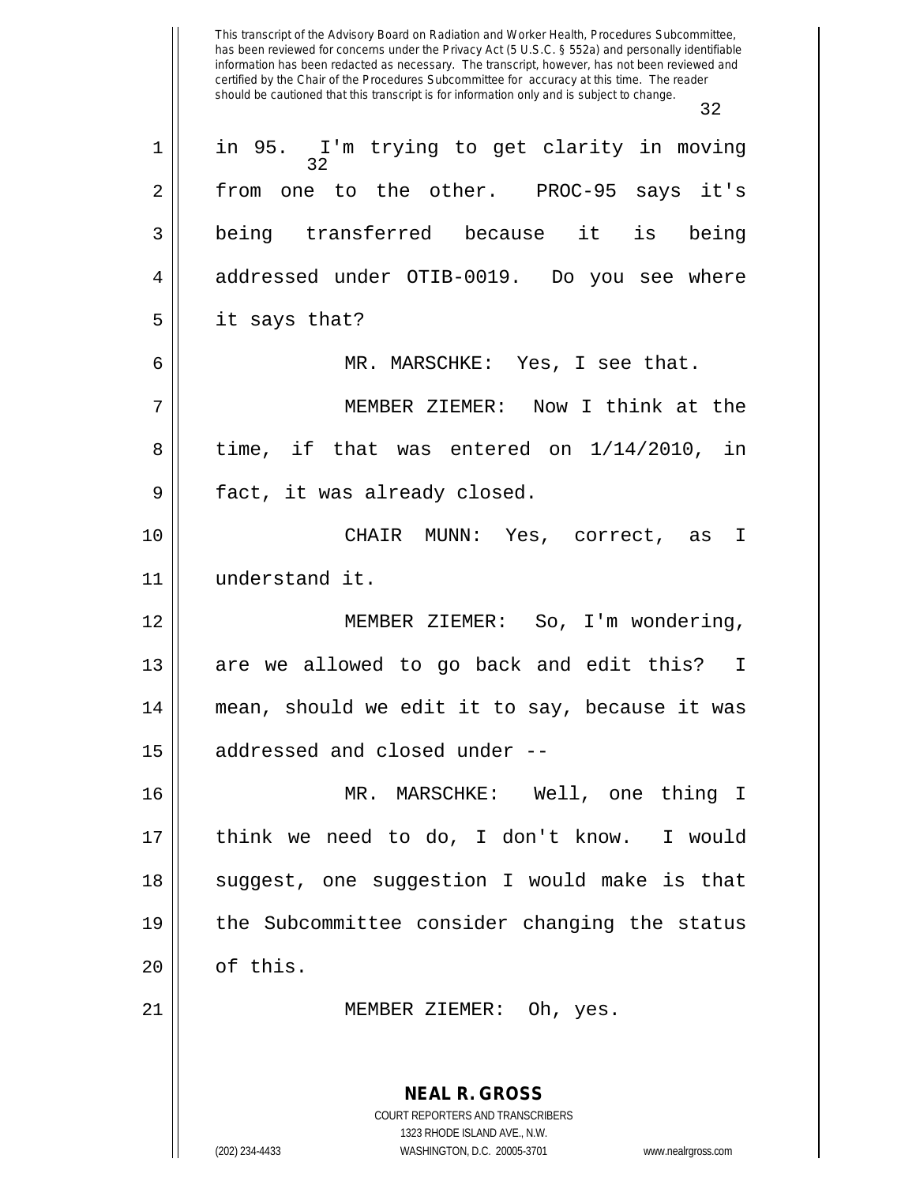in 95. I'm trying to get clarity in moving from one to the other. PROC-95 says it's being transferred because it is being addressed under OTIB-0019. Do you see where it says that?

MR. MARSCHKE: Yes, I see that.

MEMBER ZIEMER: Now I think at the time, if that was entered on 1/14/2010, in fact, it was already closed.

CHAIR MUNN: Yes, correct, as I understand it.

MEMBER ZIEMER: So, I'm wondering, are we allowed to go back and edit this? I mean, should we edit it to say, because it was addressed and closed under --

MR. MARSCHKE: Well, one thing I think we need to do, I don't know. I would suggest, one suggestion I would make is that the Subcommittee consider changing the status of this.

MEMBER ZIEMER: Oh, yes.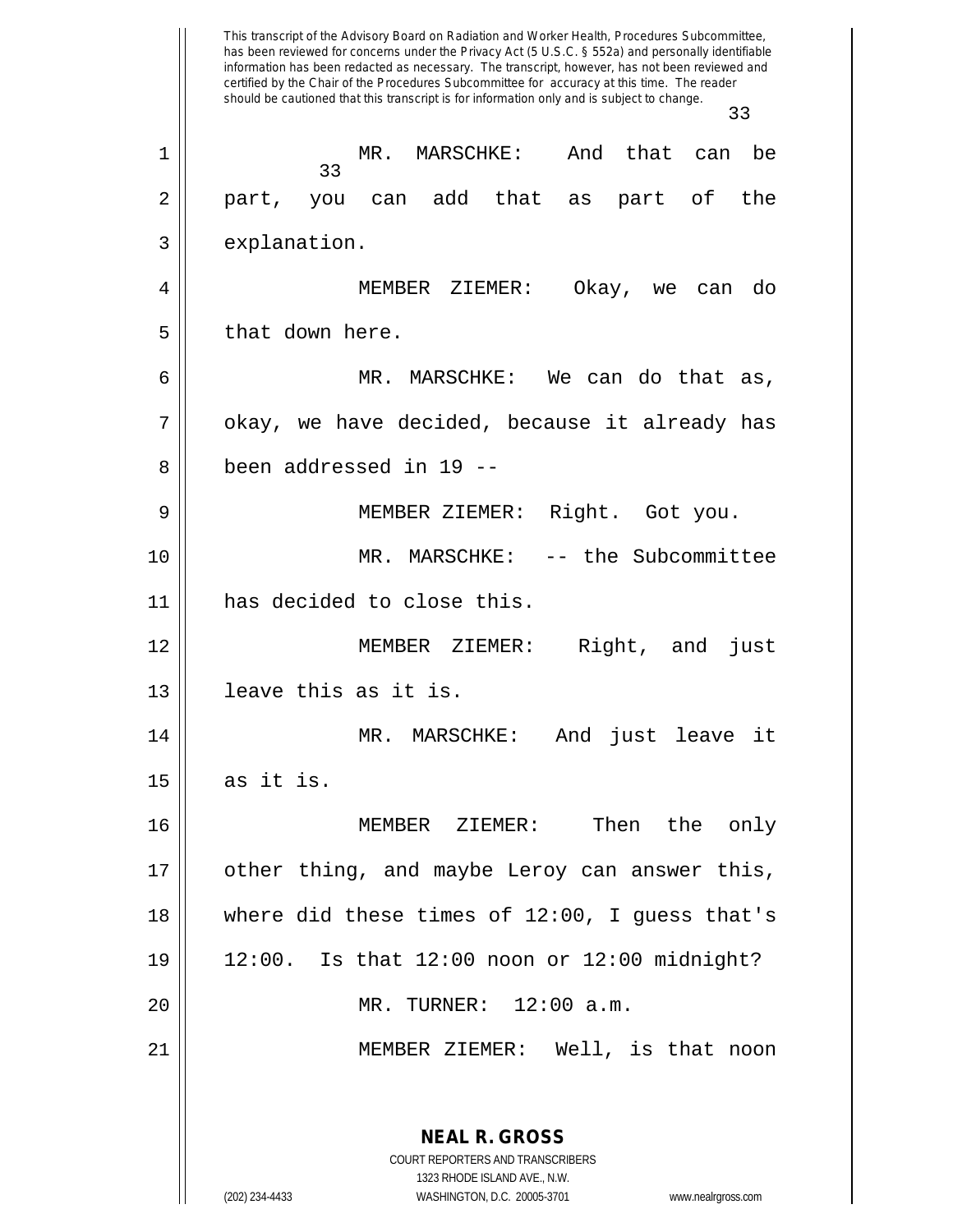This transcript of the Advisory Board on Radiation and Worker Health, Procedures Subcommittee, has been reviewed for concerns under the Privacy Act (5 U.S.C. § 552a) and personally identifiable information has been redacted as necessary. The transcript, however, has not been reviewed and certified by the Chair of the Procedures Subcommittee for accuracy at this time. The reader should be cautioned that this transcript is for information only and is subject to change.

1 MR. MARSCHKE: And that can be
2 part, you can add that as part of the
3 explanation.
4 MEMBER ZIEMER: Okay, we can do
5 that down here.
6 MR. MARSCHKE: We can do that as,
7 okay, we have decided, because it already has
8 been addressed in 19 --
9 MEMBER ZIEMER: Right. Got you.
10 MR. MARSCHKE: -- the Subcommittee
11 has decided to close this.
12 MEMBER ZIEMER: Right, and just
13 leave this as it is.
14 MR. MARSCHKE: And just leave it
15 as it is.
16 MEMBER ZIEMER: Then the only
17 other thing, and maybe Leroy can answer this,
18 where did these times of 12:00, I guess that's
19 12:00. Is that 12:00 noon or 12:00 midnight?
20 MR. TURNER: 12:00 a.m.
21 MEMBER ZIEMER: Well, is that noon

**NEAL R. GROSS**
COURT REPORTERS AND TRANSCRIBERS
1323 RHODE ISLAND AVE., N.W.
(202) 234-4433 WASHINGTON, D.C. 20005-3701 www.nealrgross.com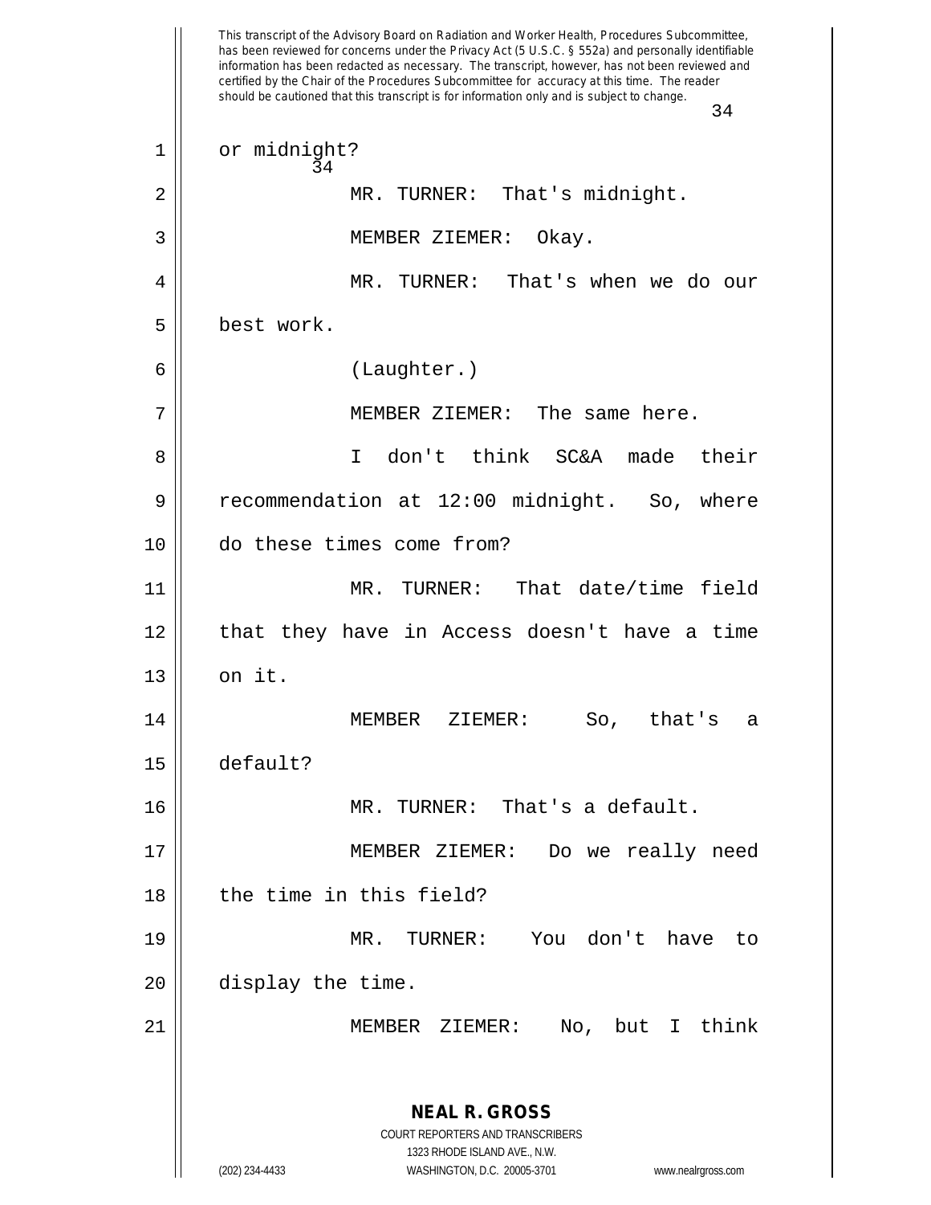or midnight?

MR. TURNER: That's midnight.

MEMBER ZIEMER: Okay.

MR. TURNER: That's when we do our best work.

(Laughter.)

MEMBER ZIEMER: The same here.

I don't think SC&A made their recommendation at 12:00 midnight. So, where do these times come from?

MR. TURNER: That date/time field that they have in Access doesn't have a time on it.

MEMBER ZIEMER: So, that's a default?

MR. TURNER: That's a default.

MEMBER ZIEMER: Do we really need the time in this field?

MR. TURNER: You don't have to display the time.

MEMBER ZIEMER: No, but I think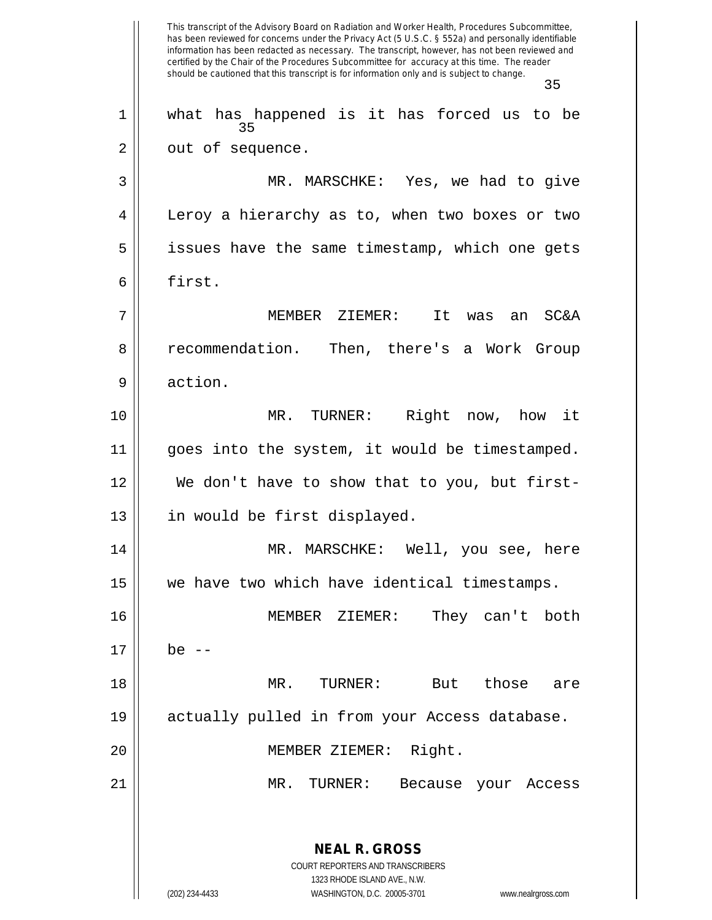what has happened is it has forced us to be out of sequence.

MR. MARSCHKE: Yes, we had to give Leroy a hierarchy as to, when two boxes or two issues have the same timestamp, which one gets first.

MEMBER ZIEMER: It was an SC&A recommendation. Then, there's a Work Group action.

MR. TURNER: Right now, how it goes into the system, it would be timestamped. We don't have to show that to you, but first-in would be first displayed.

MR. MARSCHKE: Well, you see, here we have two which have identical timestamps.

MEMBER ZIEMER: They can't both be --

MR. TURNER: But those are actually pulled in from your Access database.

MEMBER ZIEMER: Right.

MR. TURNER: Because your Access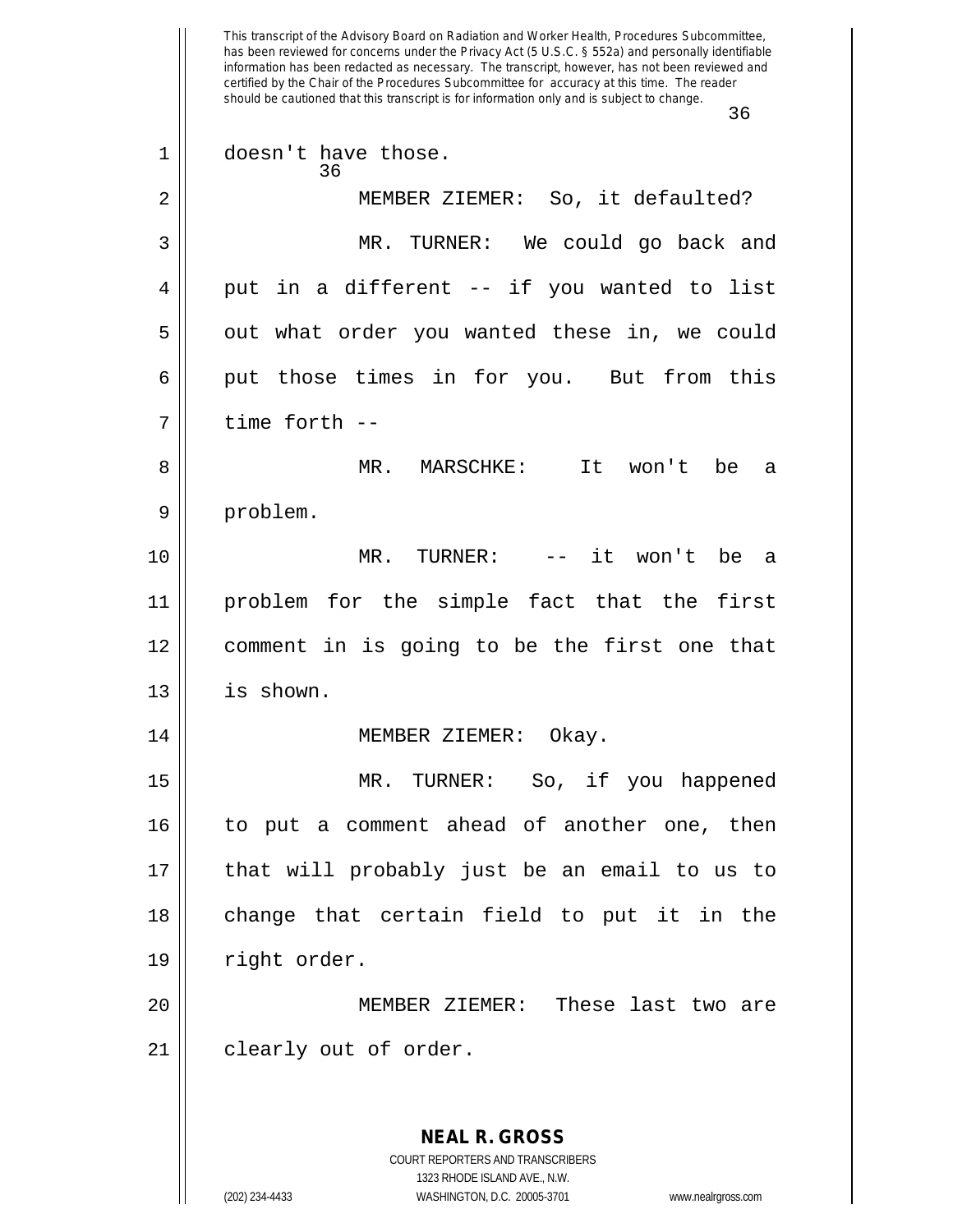doesn't have those.

MEMBER ZIEMER: So, it defaulted?

MR. TURNER: We could go back and put in a different -- if you wanted to list out what order you wanted these in, we could put those times in for you. But from this time forth --

MR. MARSCHKE: It won't be a problem.

MR. TURNER: -- it won't be a problem for the simple fact that the first comment in is going to be the first one that is shown.

MEMBER ZIEMER: Okay.

MR. TURNER: So, if you happened to put a comment ahead of another one, then that will probably just be an email to us to change that certain field to put it in the right order.

MEMBER ZIEMER: These last two are clearly out of order.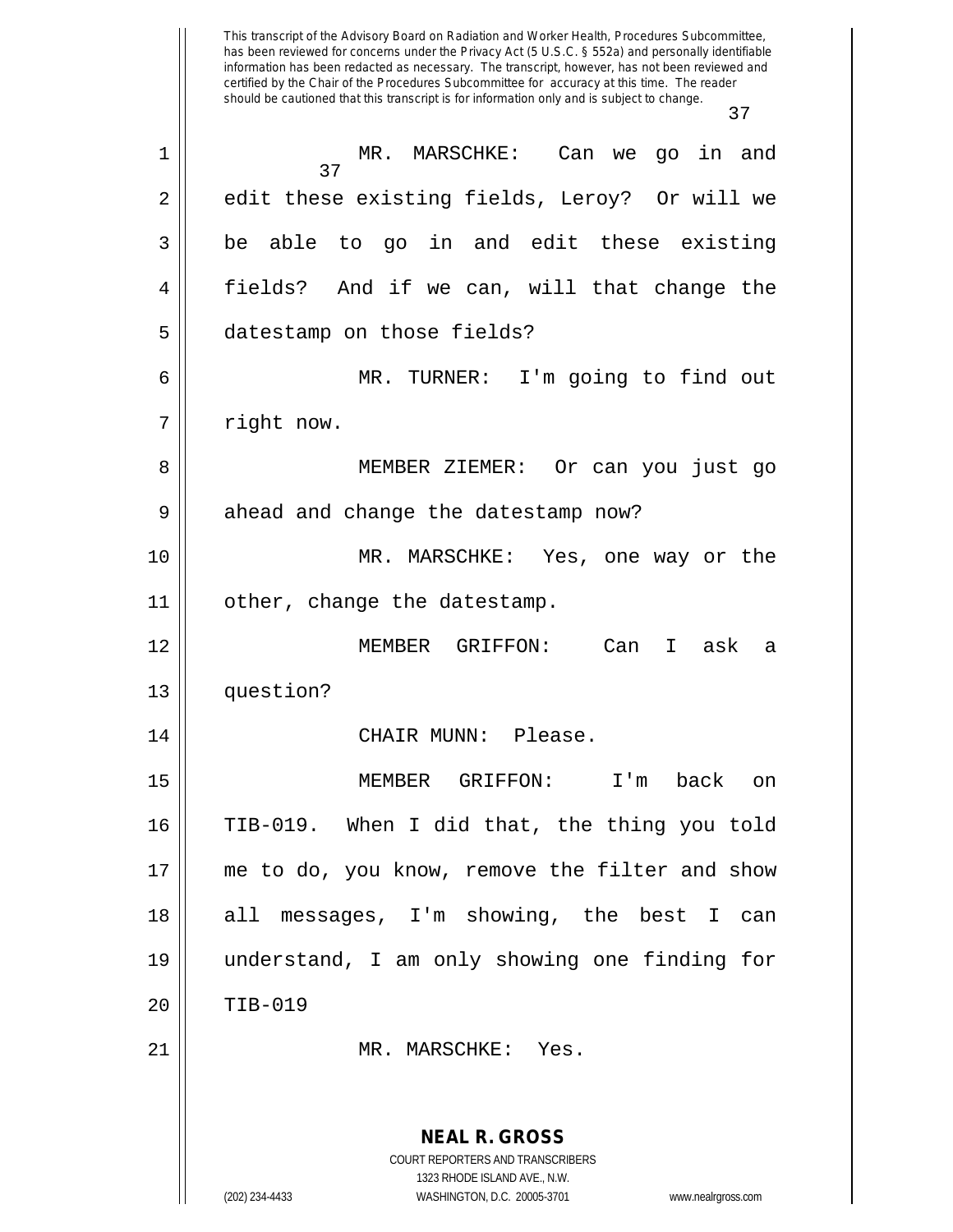This transcript of the Advisory Board on Radiation and Worker Health, Procedures Subcommittee, has been reviewed for concerns under the Privacy Act (5 U.S.C. § 552a) and personally identifiable information has been redacted as necessary. The transcript, however, has not been reviewed and certified by the Chair of the Procedures Subcommittee for accuracy at this time. The reader should be cautioned that this transcript is for information only and is subject to change.

MR. MARSCHKE: Can we go in and edit these existing fields, Leroy? Or will we be able to go in and edit these existing fields? And if we can, will that change the datestamp on those fields?

MR. TURNER: I'm going to find out right now.

MEMBER ZIEMER: Or can you just go ahead and change the datestamp now?

MR. MARSCHKE: Yes, one way or the other, change the datestamp.

MEMBER GRIFFON: Can I ask a question?

CHAIR MUNN: Please.

MEMBER GRIFFON: I'm back on TIB-019. When I did that, the thing you told me to do, you know, remove the filter and show all messages, I'm showing, the best I can understand, I am only showing one finding for TIB-019

MR. MARSCHKE: Yes.

**NEAL R. GROSS**
COURT REPORTERS AND TRANSCRIBERS
1323 RHODE ISLAND AVE., N.W.
(202) 234-4433 WASHINGTON, D.C. 20005-3701 www.nealrgross.com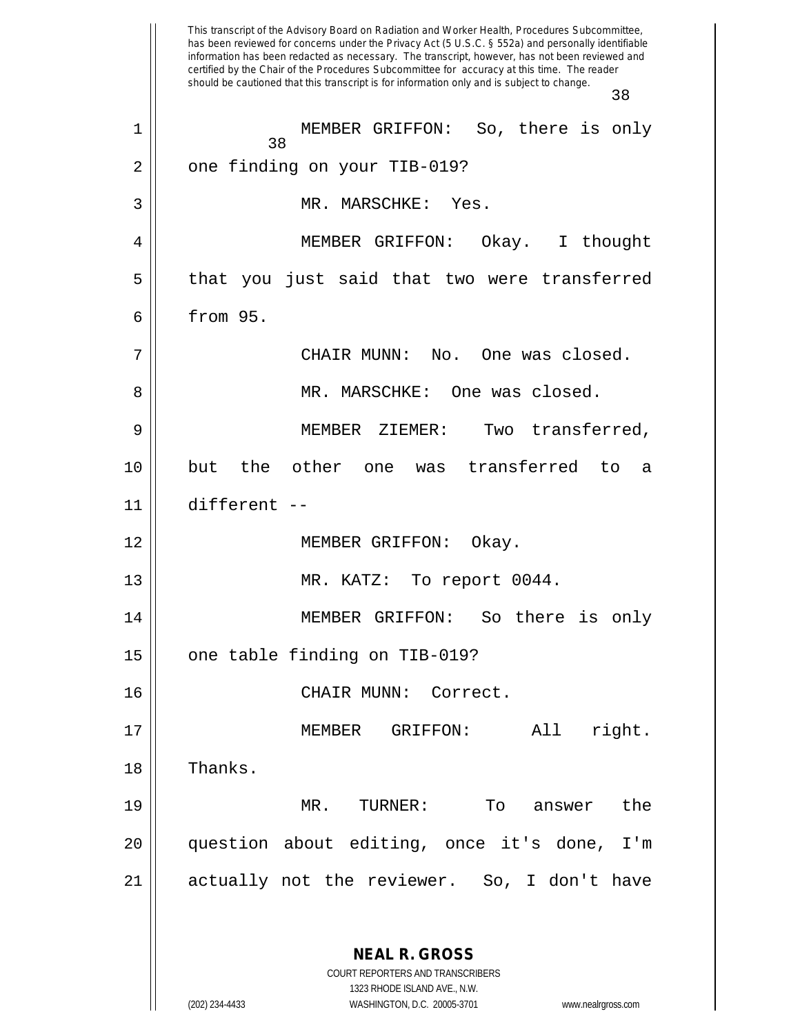MEMBER GRIFFON: So, there is only one finding on your TIB-019?

MR. MARSCHKE: Yes.

MEMBER GRIFFON: Okay. I thought that you just said that two were transferred from 95.

CHAIR MUNN: No. One was closed.

MR. MARSCHKE: One was closed.

MEMBER ZIEMER: Two transferred, but the other one was transferred to a different --

MEMBER GRIFFON: Okay.

MR. KATZ: To report 0044.

MEMBER GRIFFON: So there is only one table finding on TIB-019?

CHAIR MUNN: Correct.

MEMBER GRIFFON: All right. Thanks.

MR. TURNER: To answer the question about editing, once it's done, I'm actually not the reviewer. So, I don't have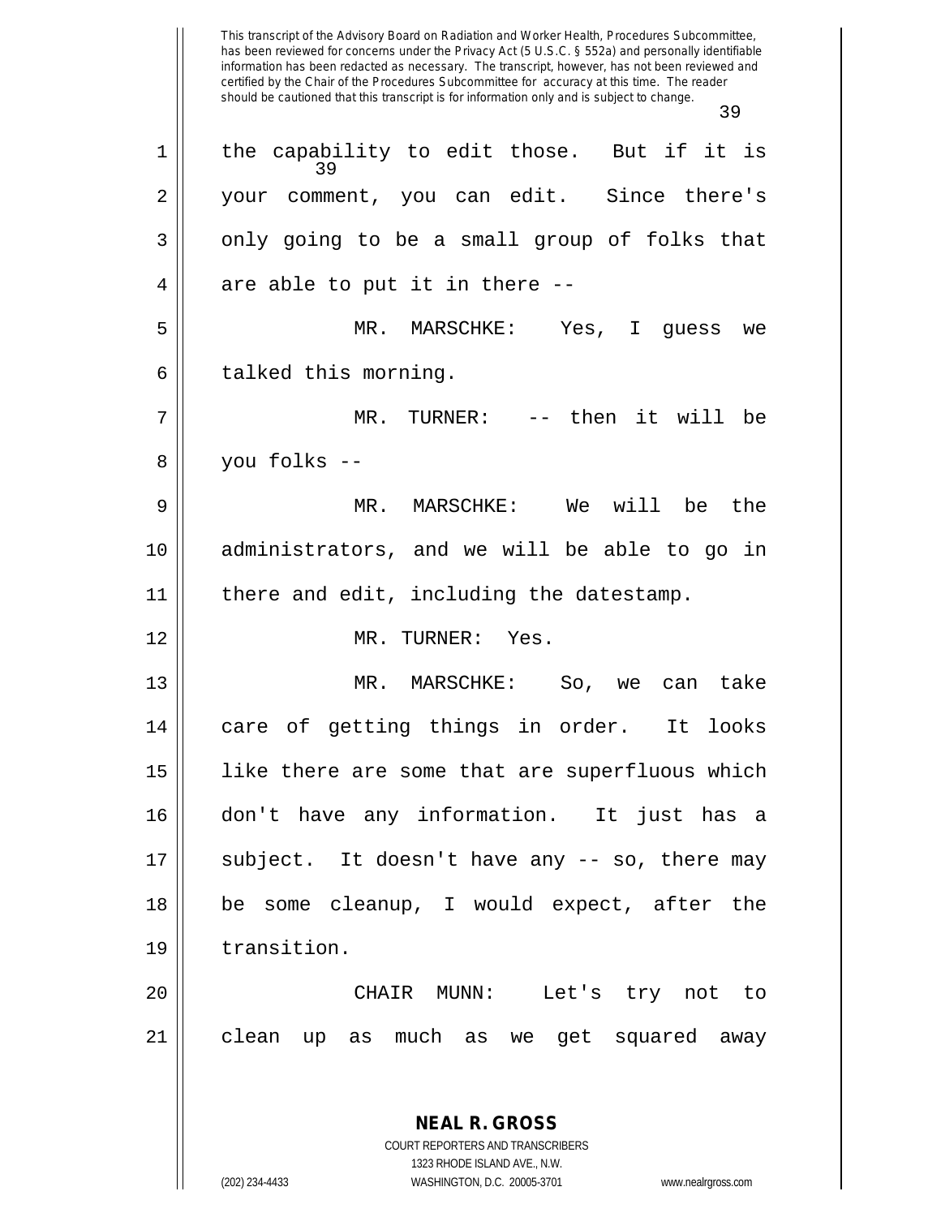the capability to edit those. But if it is your comment, you can edit. Since there's only going to be a small group of folks that are able to put it in there --

MR. MARSCHKE: Yes, I guess we talked this morning.

MR. TURNER: -- then it will be you folks --

MR. MARSCHKE: We will be the administrators, and we will be able to go in there and edit, including the datestamp.

MR. TURNER: Yes.

MR. MARSCHKE: So, we can take care of getting things in order. It looks like there are some that are superfluous which don't have any information. It just has a subject. It doesn't have any -- so, there may be some cleanup, I would expect, after the transition.

CHAIR MUNN: Let's try not to clean up as much as we get squared away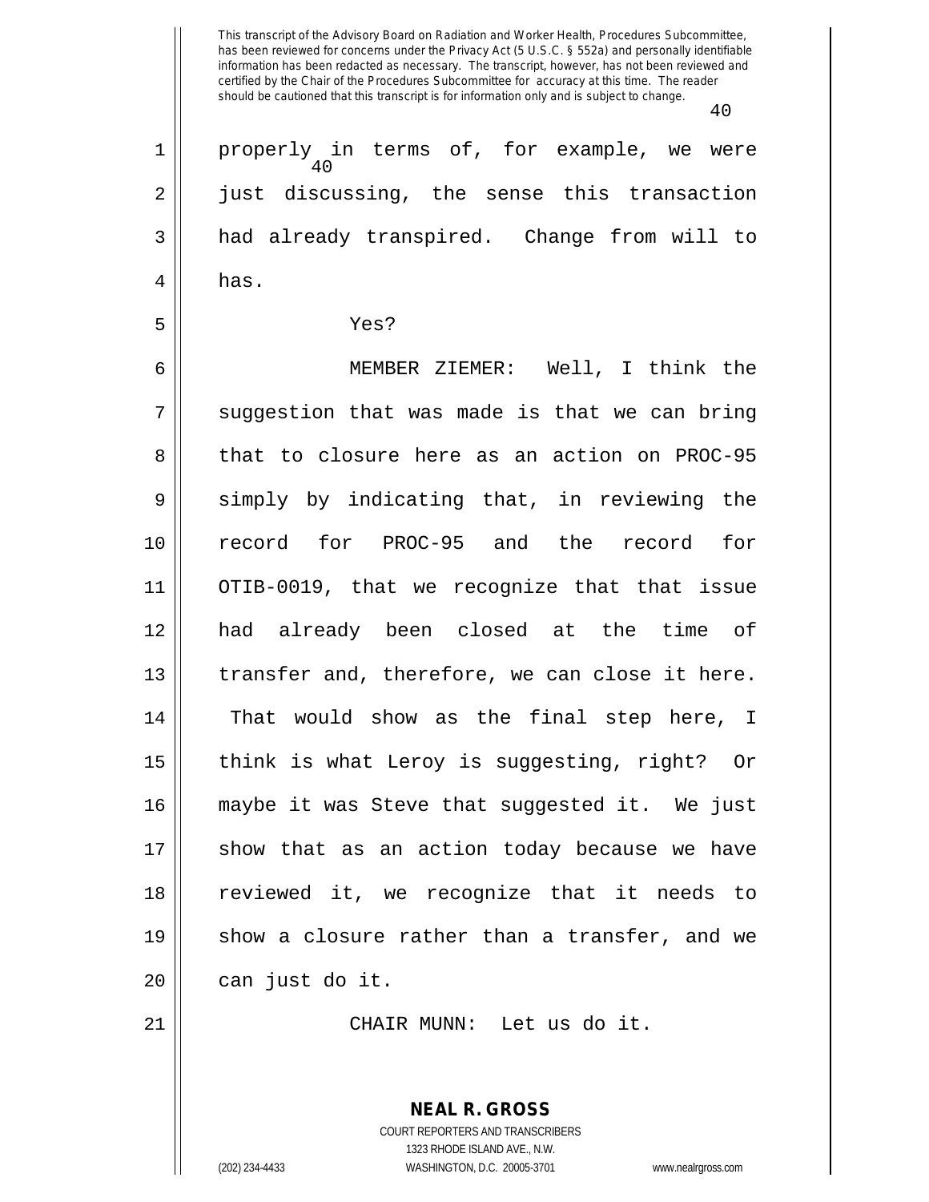properly in terms of, for example, we were just discussing, the sense this transaction had already transpired. Change from will to has.

Yes?

MEMBER ZIEMER: Well, I think the suggestion that was made is that we can bring that to closure here as an action on PROC-95 simply by indicating that, in reviewing the record for PROC-95 and the record for OTIB-0019, that we recognize that that issue had already been closed at the time of transfer and, therefore, we can close it here. That would show as the final step here, I think is what Leroy is suggesting, right? Or maybe it was Steve that suggested it. We just show that as an action today because we have reviewed it, we recognize that it needs to show a closure rather than a transfer, and we can just do it.

CHAIR MUNN: Let us do it.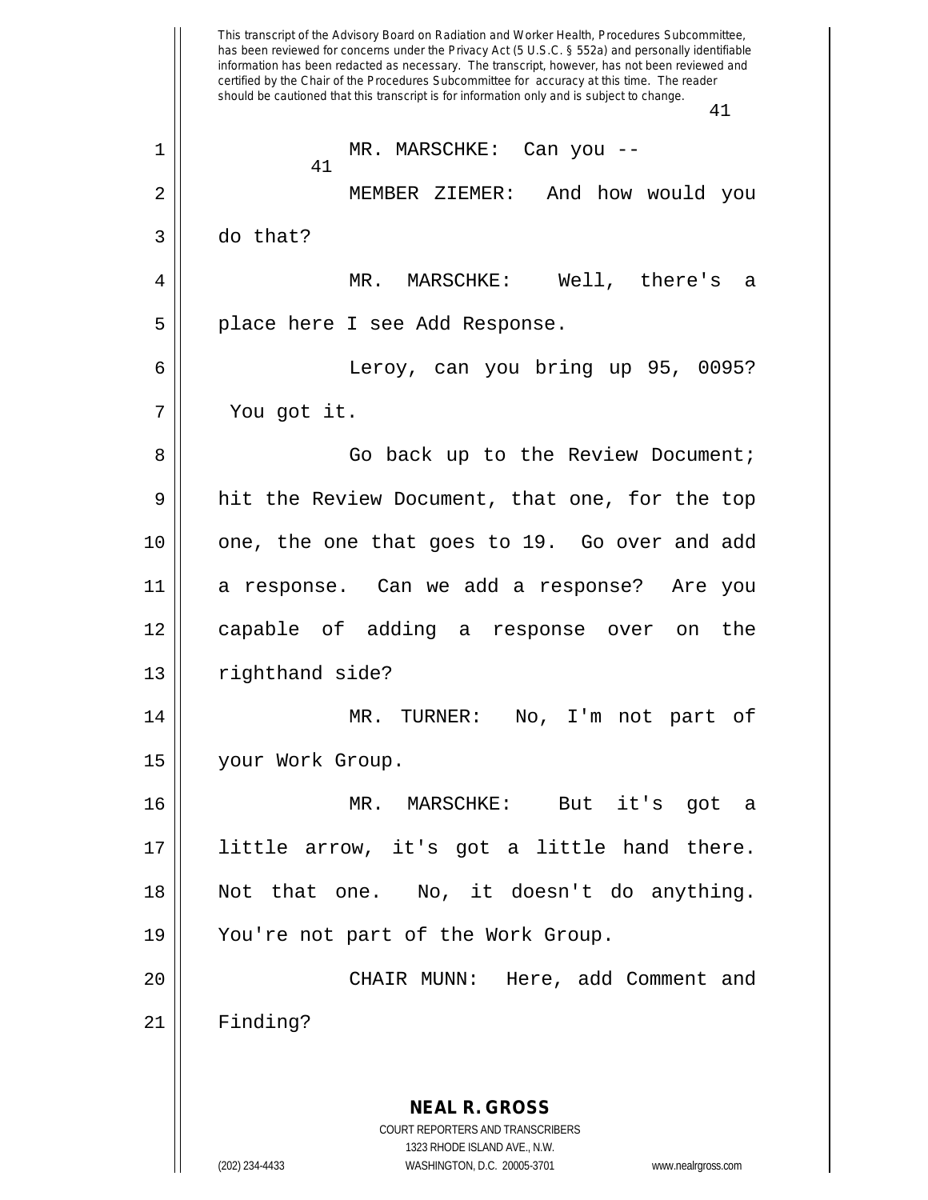MR. MARSCHKE: Can you --

MEMBER ZIEMER: And how would you do that?

MR. MARSCHKE: Well, there's a place here I see Add Response.

Leroy, can you bring up 95, 0095? You got it.

Go back up to the Review Document; hit the Review Document, that one, for the top one, the one that goes to 19. Go over and add a response. Can we add a response? Are you capable of adding a response over on the righthand side?

MR. TURNER: No, I'm not part of your Work Group.

MR. MARSCHKE: But it's got a little arrow, it's got a little hand there. Not that one. No, it doesn't do anything. You're not part of the Work Group.

CHAIR MUNN: Here, add Comment and Finding?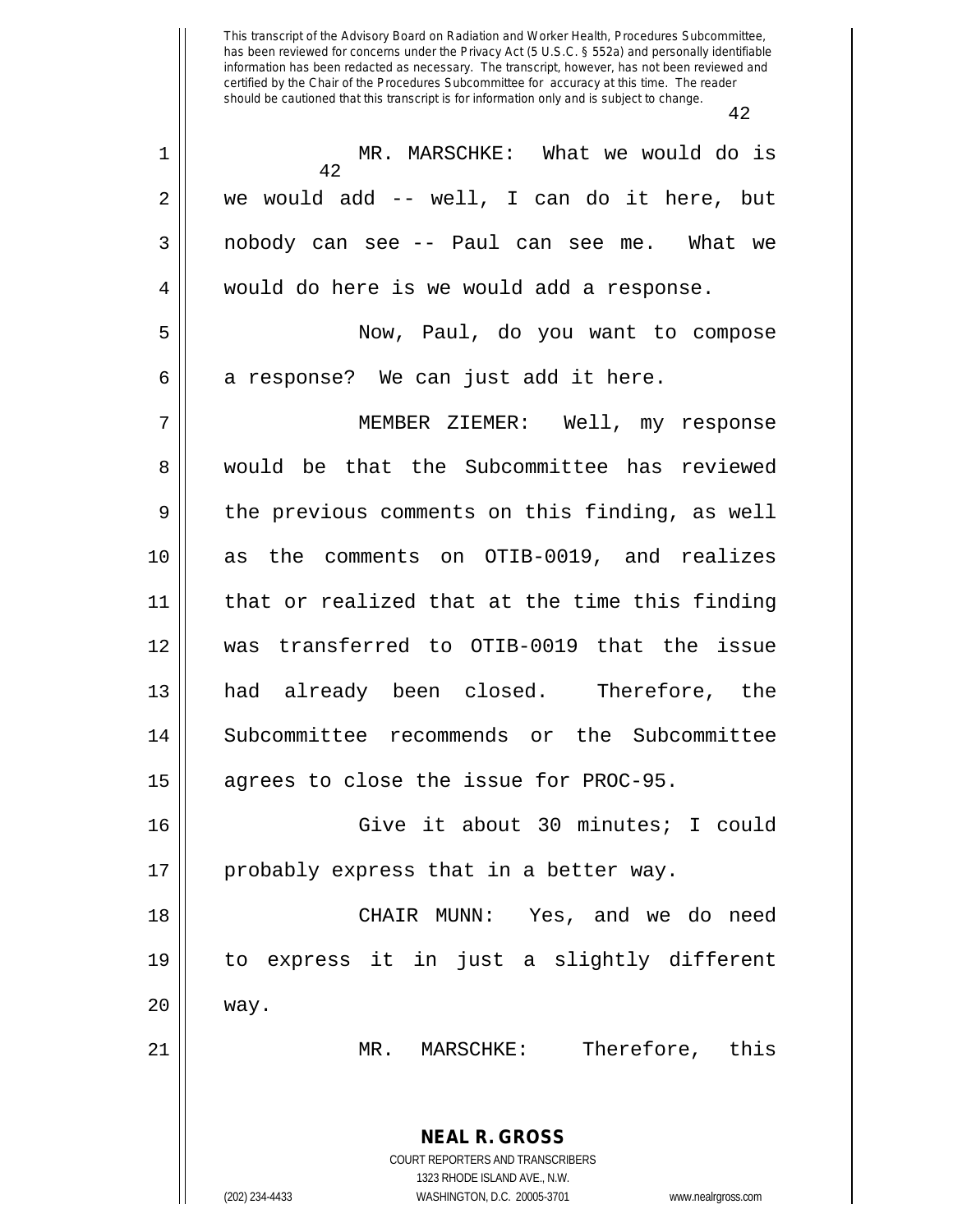MR. MARSCHKE: What we would do is we would add -- well, I can do it here, but nobody can see -- Paul can see me. What we would do here is we would add a response.

Now, Paul, do you want to compose a response? We can just add it here.

MEMBER ZIEMER: Well, my response would be that the Subcommittee has reviewed the previous comments on this finding, as well as the comments on OTIB-0019, and realizes that or realized that at the time this finding was transferred to OTIB-0019 that the issue had already been closed. Therefore, the Subcommittee recommends or the Subcommittee agrees to close the issue for PROC-95.

Give it about 30 minutes; I could probably express that in a better way.

CHAIR MUNN: Yes, and we do need to express it in just a slightly different way.

MR. MARSCHKE: Therefore, this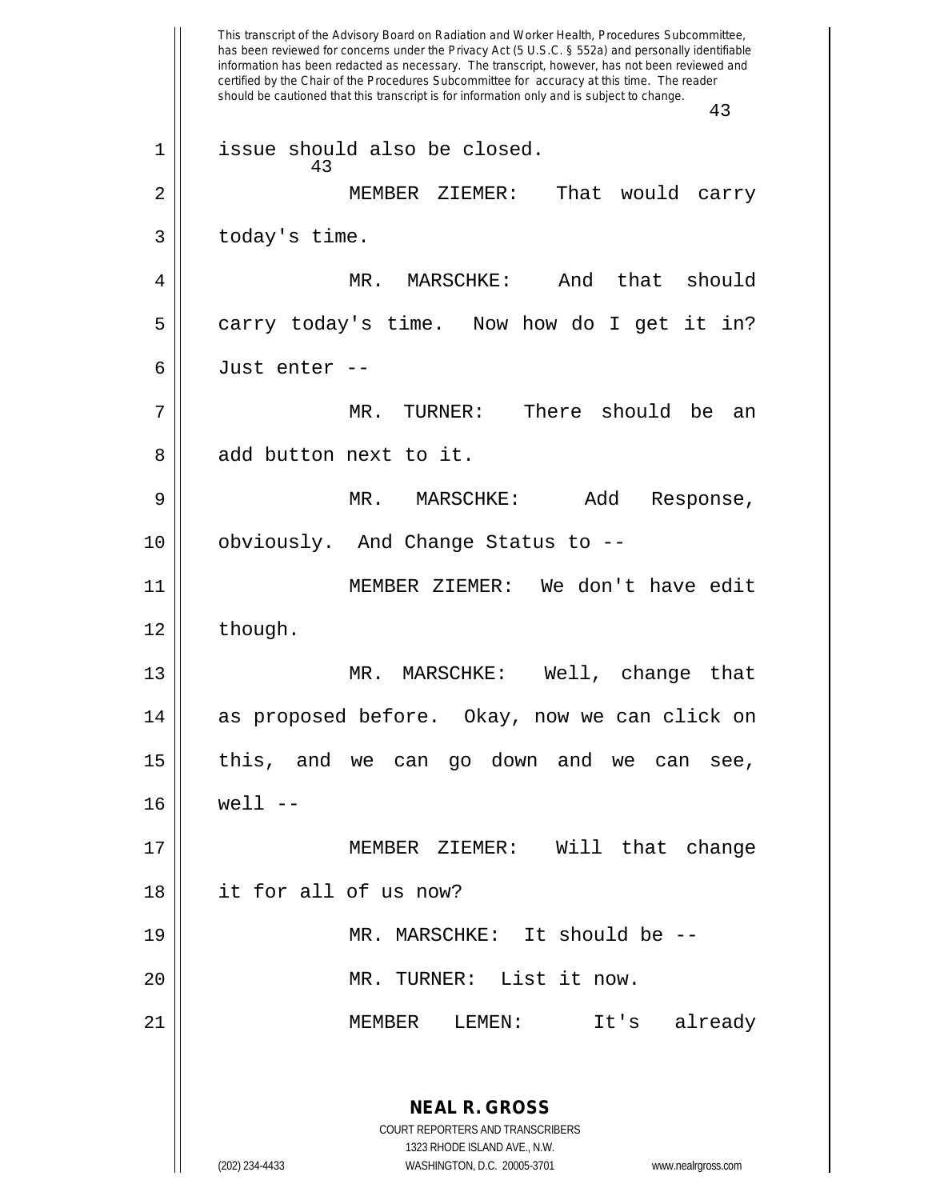issue should also be closed.

MEMBER ZIEMER: That would carry today's time.

MR. MARSCHKE: And that should carry today's time. Now how do I get it in? Just enter --

MR. TURNER: There should be an add button next to it.

MR. MARSCHKE: Add Response, obviously. And Change Status to --

MEMBER ZIEMER: We don't have edit though.

MR. MARSCHKE: Well, change that as proposed before. Okay, now we can click on this, and we can go down and we can see, well --

MEMBER ZIEMER: Will that change it for all of us now?

MR. MARSCHKE: It should be --

MR. TURNER: List it now.

MEMBER LEMEN: It's already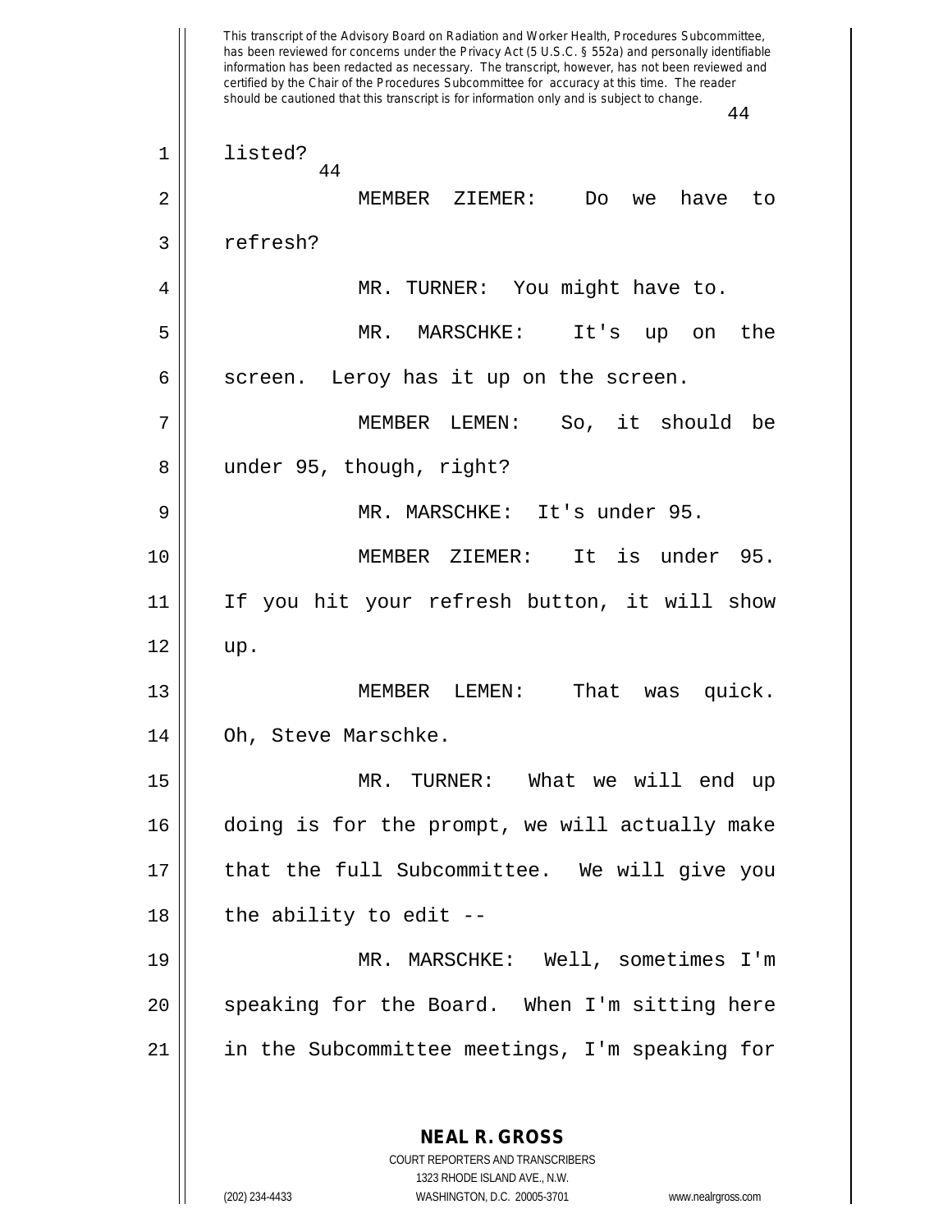listed?

MEMBER ZIEMER: Do we have to refresh?

MR. TURNER: You might have to.

MR. MARSCHKE: It's up on the screen. Leroy has it up on the screen.

MEMBER LEMEN: So, it should be under 95, though, right?

MR. MARSCHKE: It's under 95.

MEMBER ZIEMER: It is under 95. If you hit your refresh button, it will show up.

MEMBER LEMEN: That was quick. Oh, Steve Marschke.

MR. TURNER: What we will end up doing is for the prompt, we will actually make that the full Subcommittee. We will give you the ability to edit --

MR. MARSCHKE: Well, sometimes I'm speaking for the Board. When I'm sitting here in the Subcommittee meetings, I'm speaking for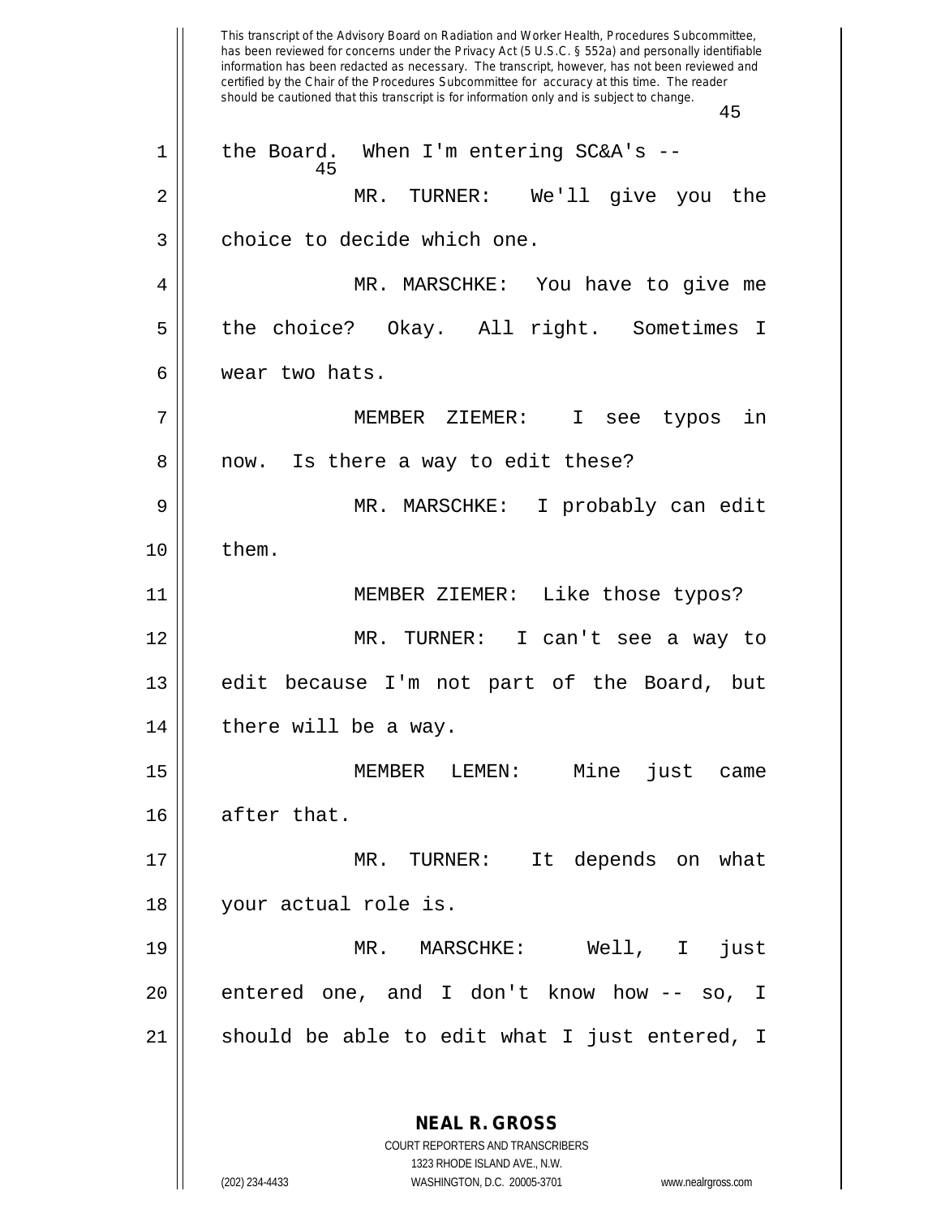the Board. When I'm entering SC&A's --

MR. TURNER: We'll give you the choice to decide which one.

MR. MARSCHKE: You have to give me the choice? Okay. All right. Sometimes I wear two hats.

MEMBER ZIEMER: I see typos in now. Is there a way to edit these?

MR. MARSCHKE: I probably can edit them.

MEMBER ZIEMER: Like those typos?

MR. TURNER: I can't see a way to edit because I'm not part of the Board, but there will be a way.

MEMBER LEMEN: Mine just came after that.

MR. TURNER: It depends on what your actual role is.

MR. MARSCHKE: Well, I just entered one, and I don't know how -- so, I should be able to edit what I just entered, I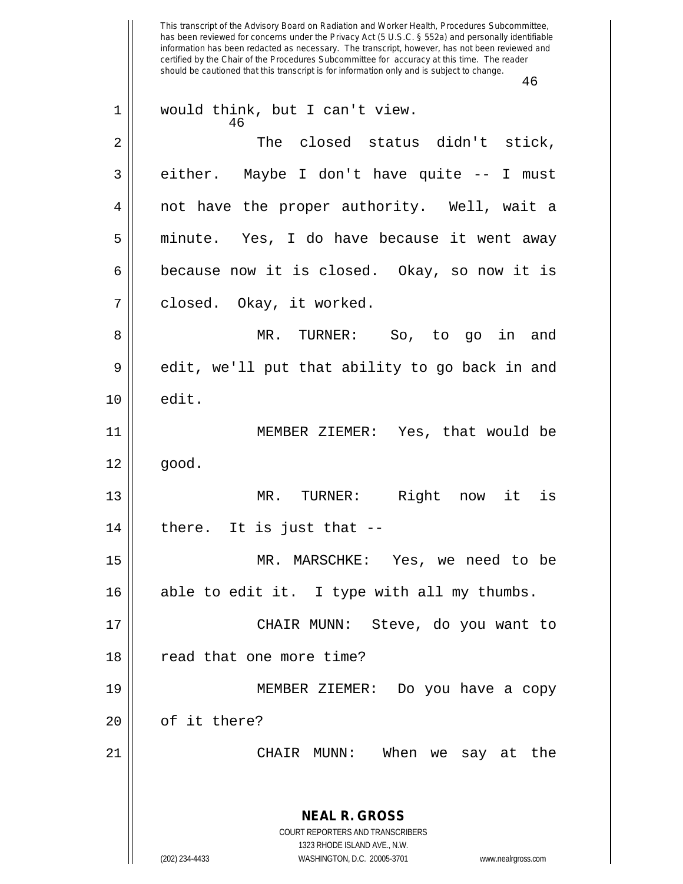would think, but I can't view.

The closed status didn't stick, either. Maybe I don't have quite -- I must not have the proper authority. Well, wait a minute. Yes, I do have because it went away because now it is closed. Okay, so now it is closed. Okay, it worked.

MR. TURNER: So, to go in and edit, we'll put that ability to go back in and edit.

MEMBER ZIEMER: Yes, that would be good.

MR. TURNER: Right now it is there. It is just that --

MR. MARSCHKE: Yes, we need to be able to edit it. I type with all my thumbs.

CHAIR MUNN: Steve, do you want to read that one more time?

MEMBER ZIEMER: Do you have a copy of it there?

CHAIR MUNN: When we say at the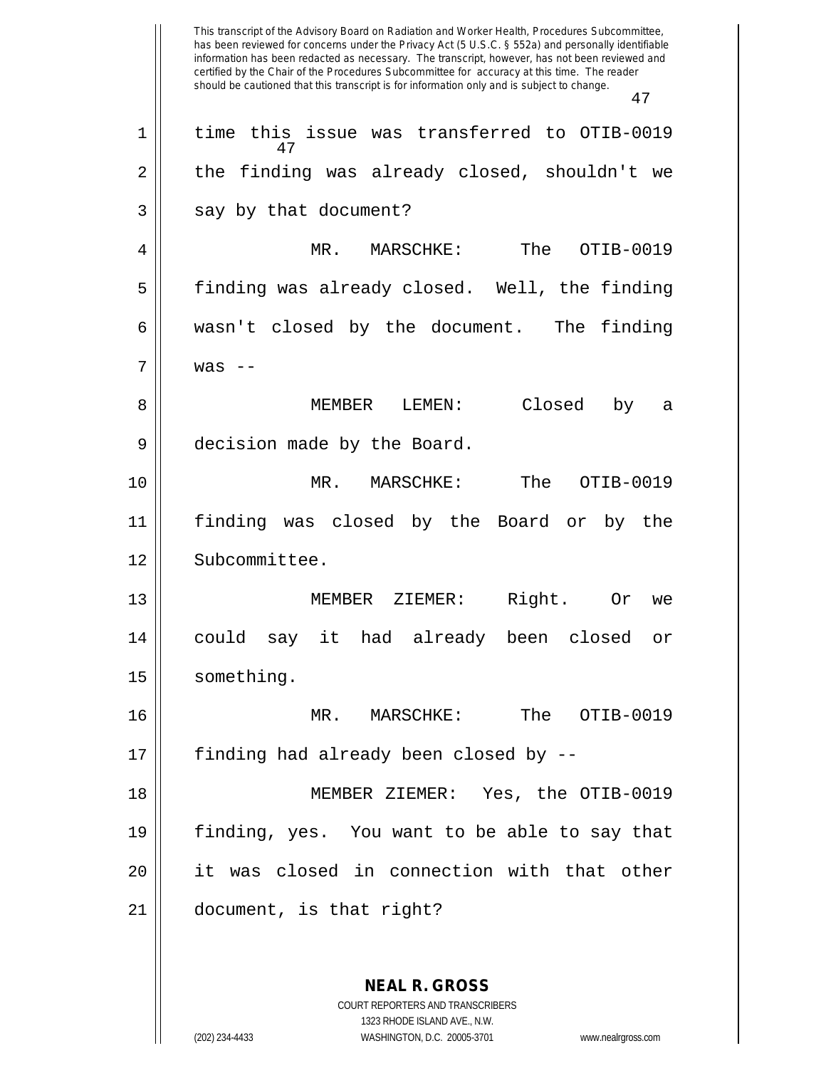time this issue was transferred to OTIB-0019 the finding was already closed, shouldn't we say by that document?

MR. MARSCHKE: The OTIB-0019 finding was already closed. Well, the finding wasn't closed by the document. The finding was --

MEMBER LEMEN: Closed by a decision made by the Board.

MR. MARSCHKE: The OTIB-0019 finding was closed by the Board or by the Subcommittee.

MEMBER ZIEMER: Right. Or we could say it had already been closed or something.

MR. MARSCHKE: The OTIB-0019 finding had already been closed by --

MEMBER ZIEMER: Yes, the OTIB-0019 finding, yes. You want to be able to say that it was closed in connection with that other document, is that right?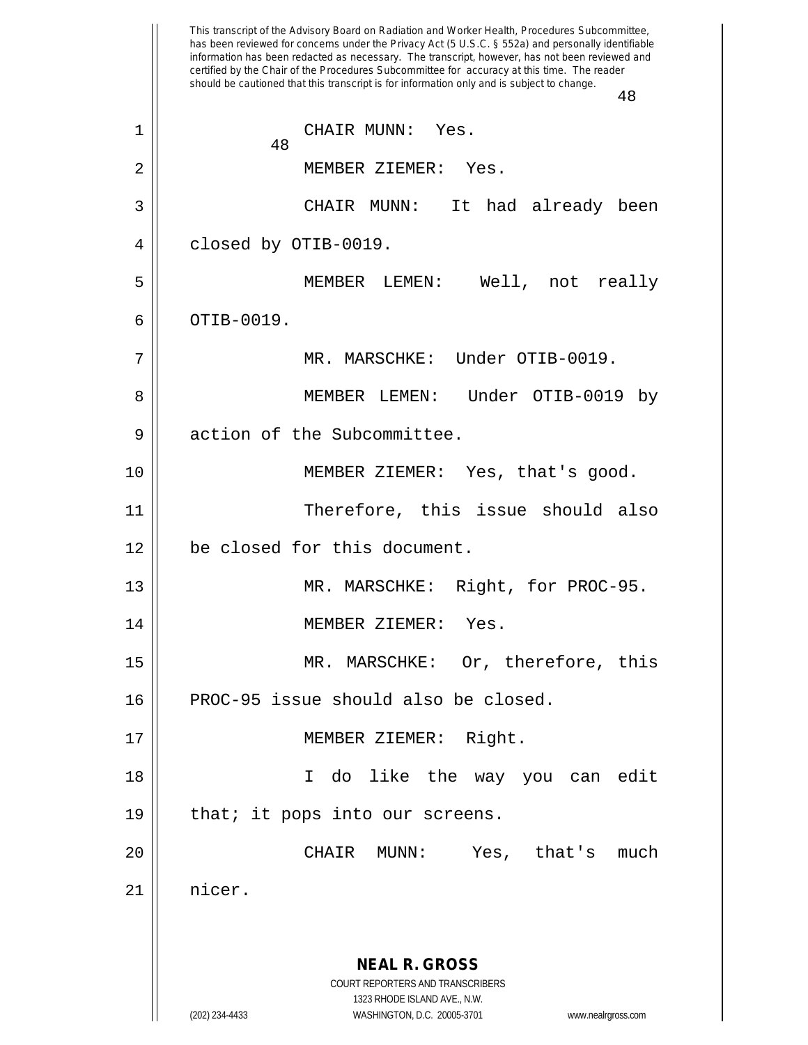CHAIR MUNN: Yes.

MEMBER ZIEMER: Yes.

CHAIR MUNN: It had already been closed by OTIB-0019.

MEMBER LEMEN: Well, not really OTIB-0019.

MR. MARSCHKE: Under OTIB-0019.

MEMBER LEMEN: Under OTIB-0019 by action of the Subcommittee.

MEMBER ZIEMER: Yes, that's good.

Therefore, this issue should also be closed for this document.

MR. MARSCHKE: Right, for PROC-95.

MEMBER ZIEMER: Yes.

MR. MARSCHKE: Or, therefore, this PROC-95 issue should also be closed.

MEMBER ZIEMER: Right.

I do like the way you can edit that; it pops into our screens.

CHAIR MUNN: Yes, that's much nicer.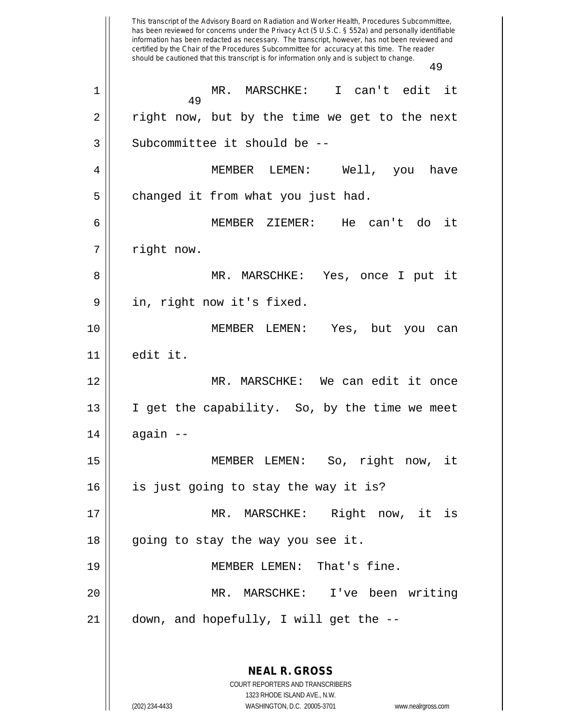MR. MARSCHKE: I can't edit it right now, but by the time we get to the next Subcommittee it should be --

MEMBER LEMEN: Well, you have changed it from what you just had.

MEMBER ZIEMER: He can't do it right now.

MR. MARSCHKE: Yes, once I put it in, right now it's fixed.

MEMBER LEMEN: Yes, but you can edit it.

MR. MARSCHKE: We can edit it once I get the capability. So, by the time we meet again --

MEMBER LEMEN: So, right now, it is just going to stay the way it is?

MR. MARSCHKE: Right now, it is going to stay the way you see it.

MEMBER LEMEN: That's fine.

MR. MARSCHKE: I've been writing down, and hopefully, I will get the --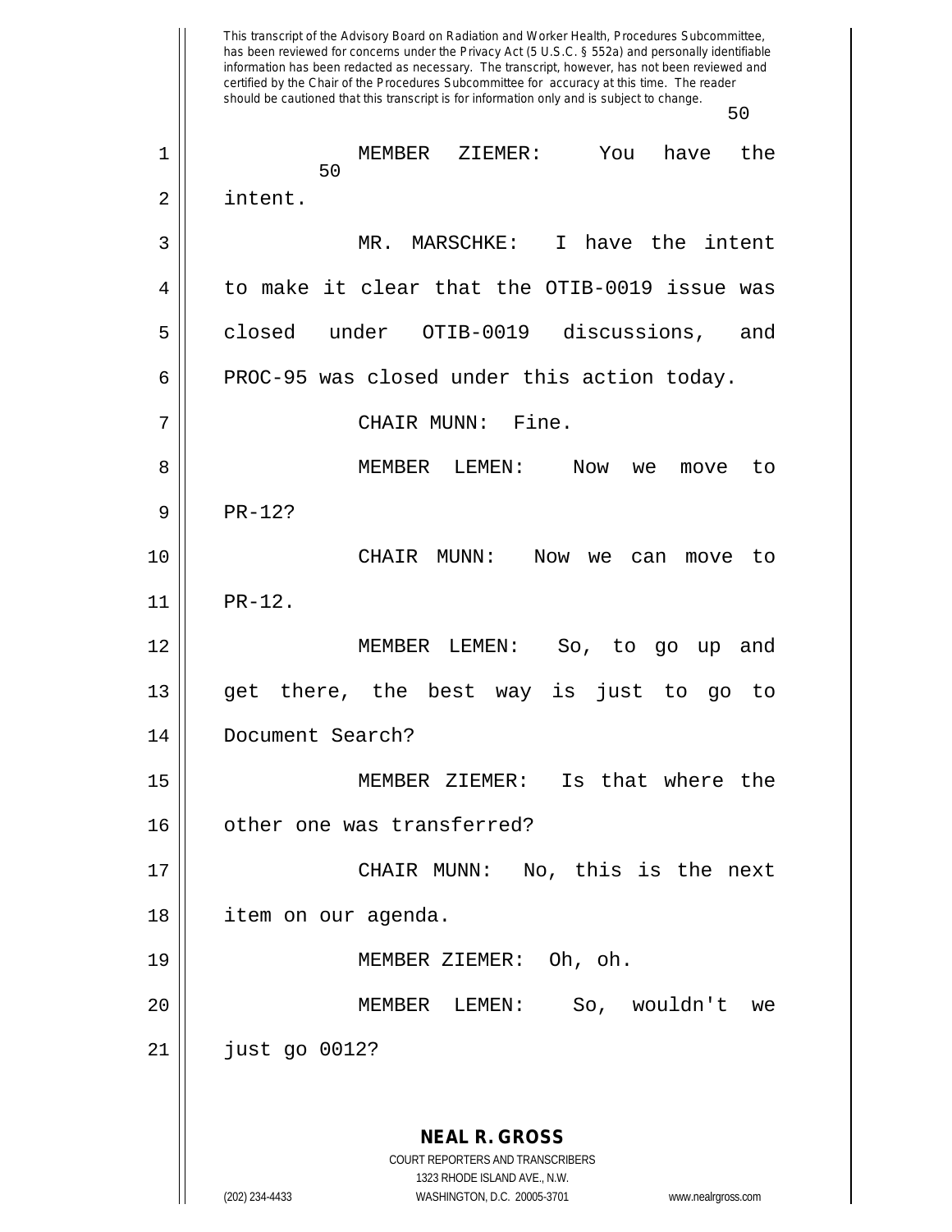MEMBER ZIEMER: You have the intent.

MR. MARSCHKE: I have the intent to make it clear that the OTIB-0019 issue was closed under OTIB-0019 discussions, and PROC-95 was closed under this action today.

CHAIR MUNN: Fine.

MEMBER LEMEN: Now we move to PR-12?

CHAIR MUNN: Now we can move to PR-12.

MEMBER LEMEN: So, to go up and get there, the best way is just to go to Document Search?

MEMBER ZIEMER: Is that where the other one was transferred?

CHAIR MUNN: No, this is the next item on our agenda.

MEMBER ZIEMER: Oh, oh.

MEMBER LEMEN: So, wouldn't we just go 0012?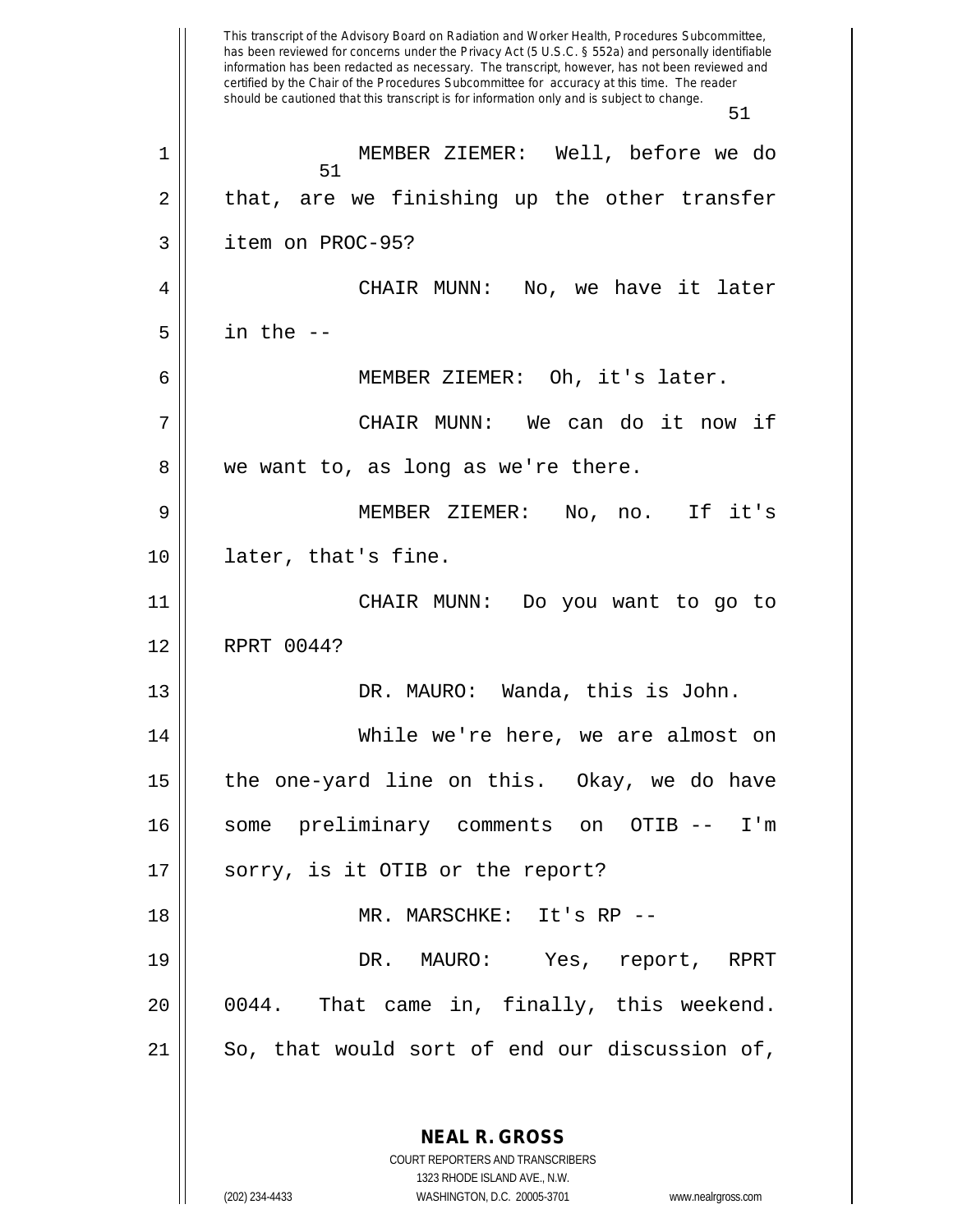MEMBER ZIEMER: Well, before we do that, are we finishing up the other transfer item on PROC-95?

CHAIR MUNN: No, we have it later in the --

MEMBER ZIEMER: Oh, it's later.

CHAIR MUNN: We can do it now if we want to, as long as we're there.

MEMBER ZIEMER: No, no. If it's later, that's fine.

CHAIR MUNN: Do you want to go to RPRT 0044?

DR. MAURO: Wanda, this is John.

While we're here, we are almost on the one-yard line on this. Okay, we do have some preliminary comments on OTIB -- I'm sorry, is it OTIB or the report?

MR. MARSCHKE: It's RP --

DR. MAURO: Yes, report, RPRT 0044. That came in, finally, this weekend. So, that would sort of end our discussion of,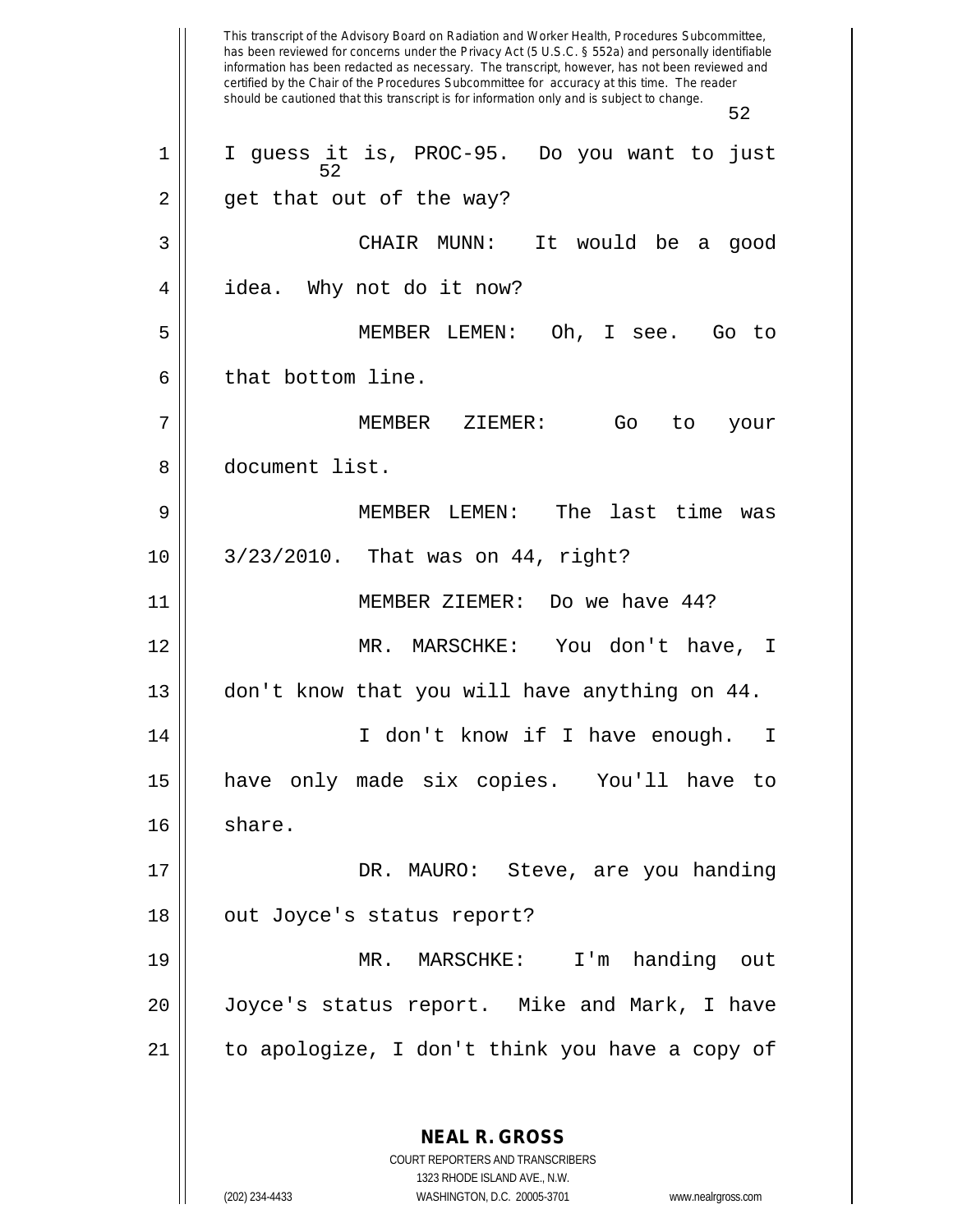This transcript of the Advisory Board on Radiation and Worker Health, Procedures Subcommittee, has been reviewed for concerns under the Privacy Act (5 U.S.C. § 552a) and personally identifiable information has been redacted as necessary. The transcript, however, has not been reviewed and certified by the Chair of the Procedures Subcommittee for accuracy at this time. The reader should be cautioned that this transcript is for information only and is subject to change.

1 I guess it is, PROC-95. Do you want to just
2 get that out of the way?
3 CHAIR MUNN: It would be a good
4 idea. Why not do it now?
5 MEMBER LEMEN: Oh, I see. Go to
6 that bottom line.
7 MEMBER ZIEMER: Go to your
8 document list.
9 MEMBER LEMEN: The last time was
10 3/23/2010. That was on 44, right?
11 MEMBER ZIEMER: Do we have 44?
12 MR. MARSCHKE: You don't have, I
13 don't know that you will have anything on 44.
14 I don't know if I have enough. I
15 have only made six copies. You'll have to
16 share.
17 DR. MAURO: Steve, are you handing
18 out Joyce's status report?
19 MR. MARSCHKE: I'm handing out
20 Joyce's status report. Mike and Mark, I have
21 to apologize, I don't think you have a copy of

**NEAL R. GROSS**
COURT REPORTERS AND TRANSCRIBERS
1323 RHODE ISLAND AVE., N.W.
(202) 234-4433 WASHINGTON, D.C. 20005-3701 www.nealrgross.com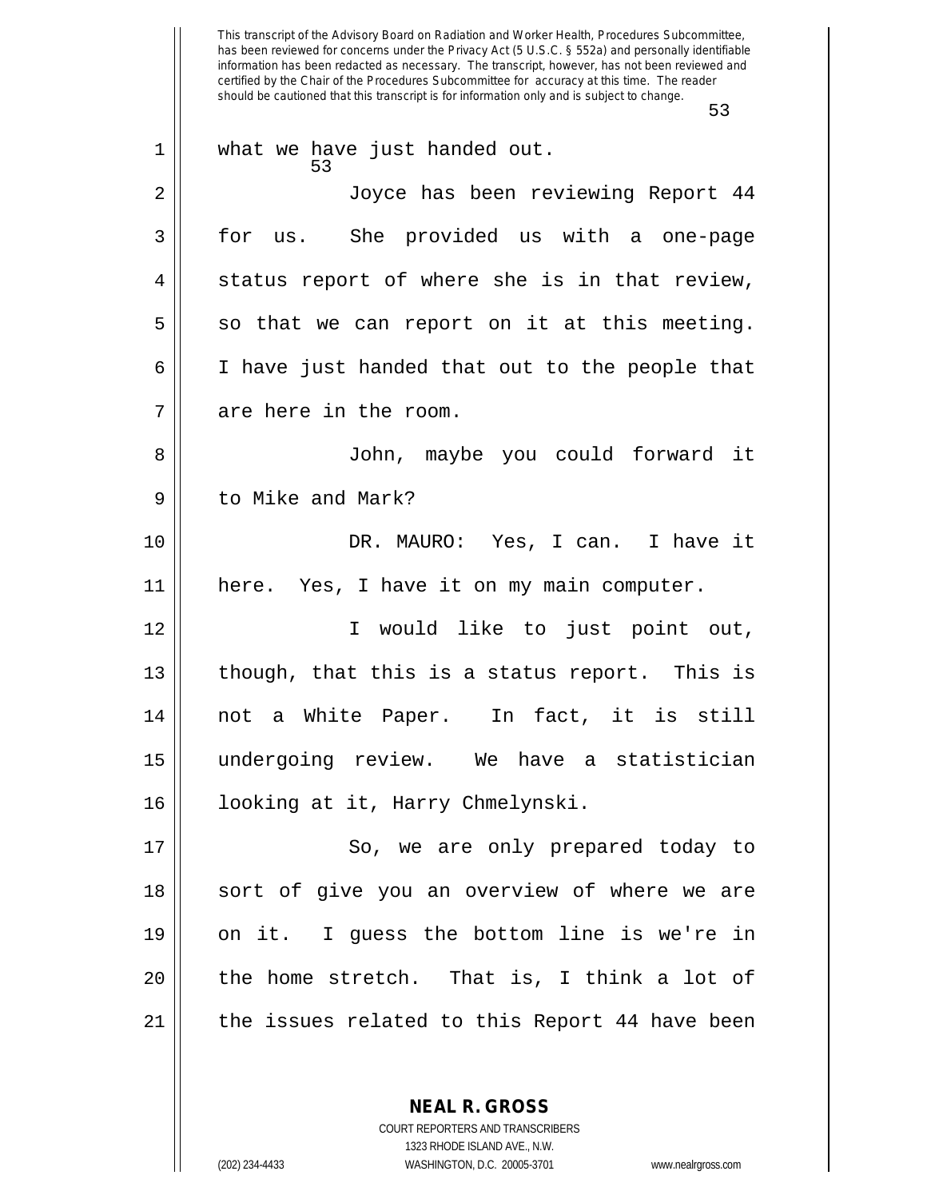what we have just handed out.

Joyce has been reviewing Report 44 for us. She provided us with a one-page status report of where she is in that review, so that we can report on it at this meeting. I have just handed that out to the people that are here in the room.

John, maybe you could forward it to Mike and Mark?

DR. MAURO: Yes, I can. I have it here. Yes, I have it on my main computer.

I would like to just point out, though, that this is a status report. This is not a White Paper. In fact, it is still undergoing review. We have a statistician looking at it, Harry Chmelynski.

So, we are only prepared today to sort of give you an overview of where we are on it. I guess the bottom line is we're in the home stretch. That is, I think a lot of the issues related to this Report 44 have been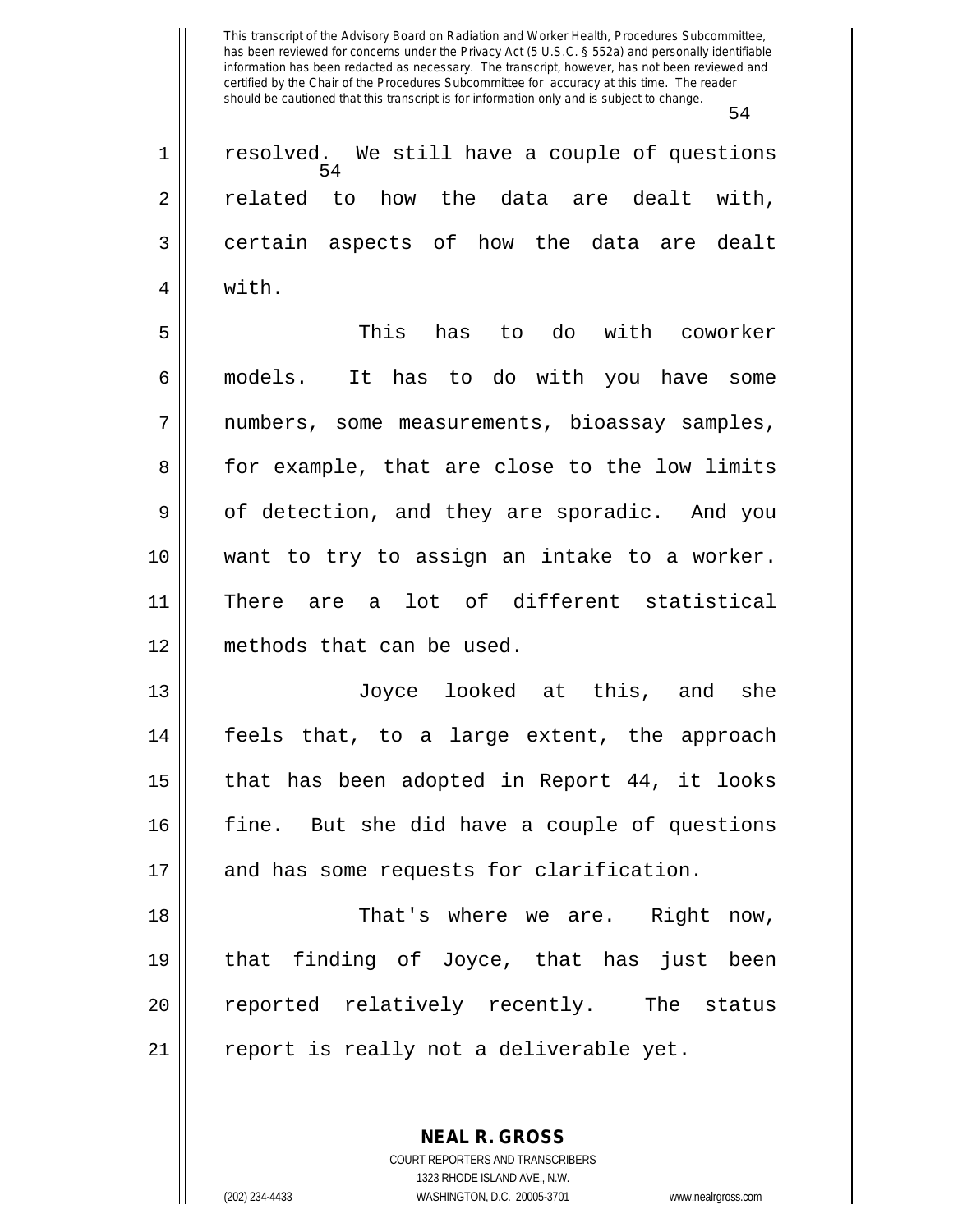resolved. We still have a couple of questions related to how the data are dealt with, certain aspects of how the data are dealt with.

This has to do with coworker models. It has to do with you have some numbers, some measurements, bioassay samples, for example, that are close to the low limits of detection, and they are sporadic. And you want to try to assign an intake to a worker. There are a lot of different statistical methods that can be used.

Joyce looked at this, and she feels that, to a large extent, the approach that has been adopted in Report 44, it looks fine. But she did have a couple of questions and has some requests for clarification.

That's where we are. Right now, that finding of Joyce, that has just been reported relatively recently. The status report is really not a deliverable yet.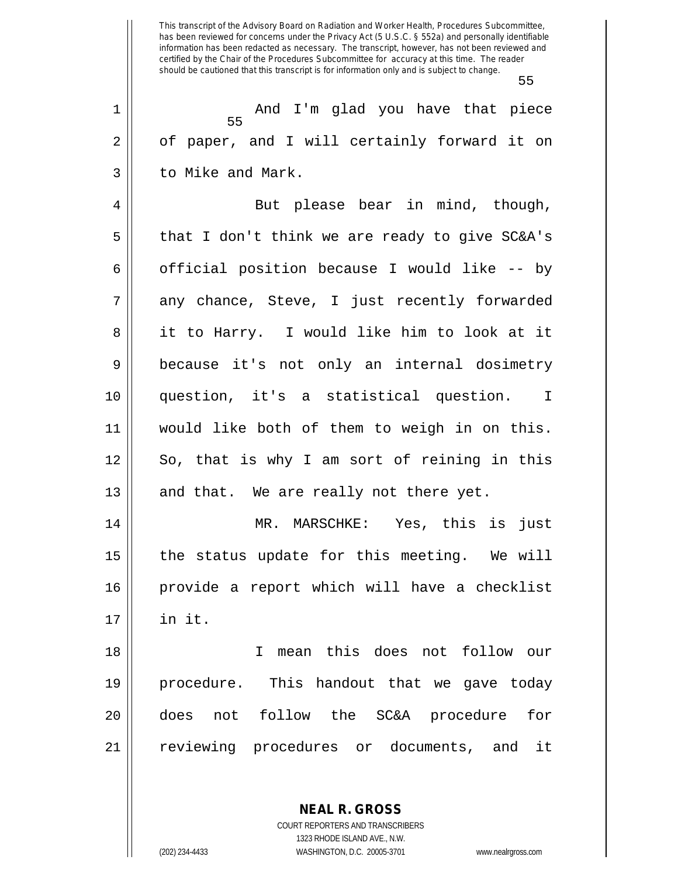And I'm glad you have that piece of paper, and I will certainly forward it on to Mike and Mark.

But please bear in mind, though, that I don't think we are ready to give SC&A's official position because I would like -- by any chance, Steve, I just recently forwarded it to Harry. I would like him to look at it because it's not only an internal dosimetry question, it's a statistical question. I would like both of them to weigh in on this. So, that is why I am sort of reining in this and that. We are really not there yet.

MR. MARSCHKE: Yes, this is just the status update for this meeting. We will provide a report which will have a checklist in it.

I mean this does not follow our procedure. This handout that we gave today does not follow the SC&A procedure for reviewing procedures or documents, and it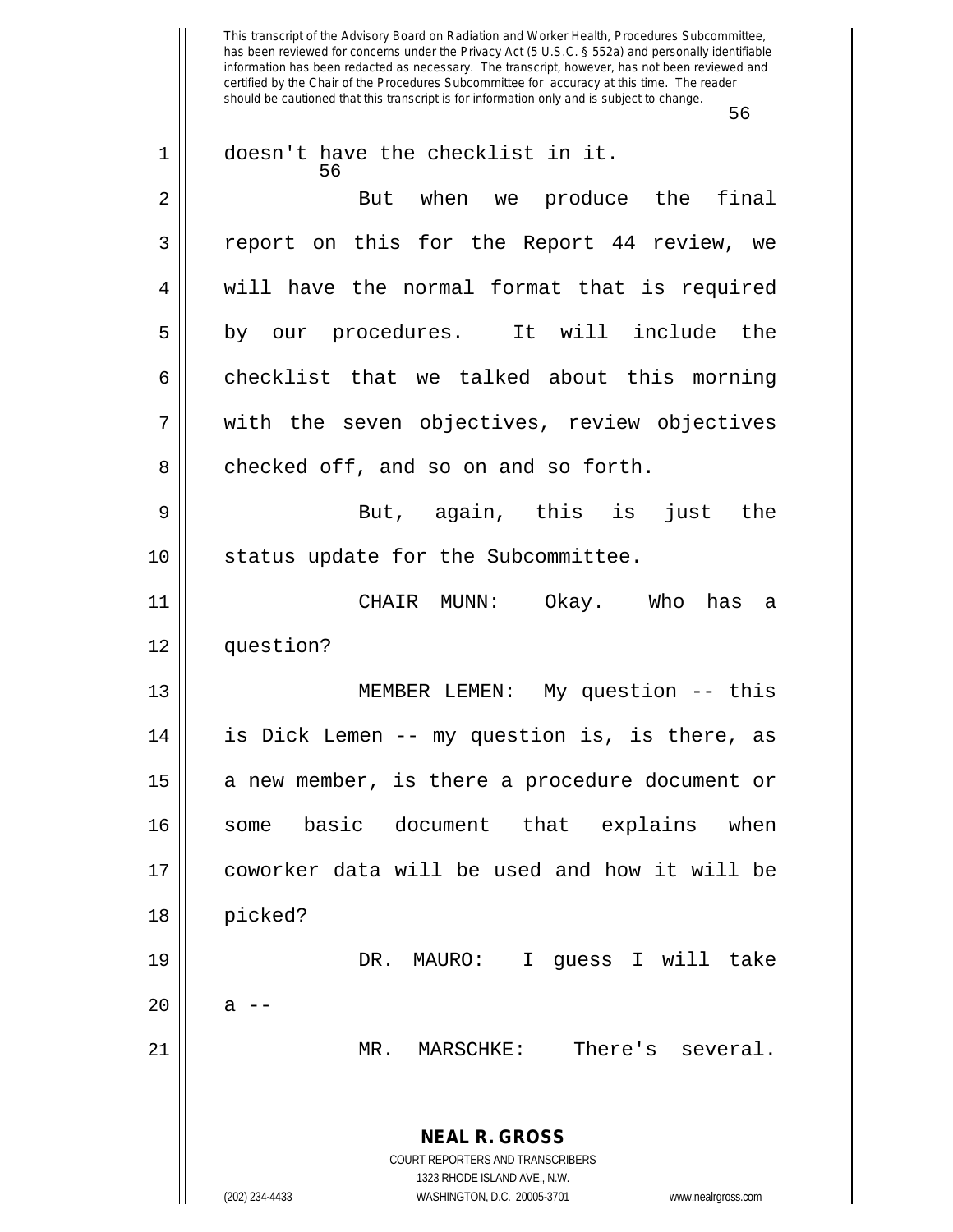doesn't have the checklist in it.

But when we produce the final report on this for the Report 44 review, we will have the normal format that is required by our procedures. It will include the checklist that we talked about this morning with the seven objectives, review objectives checked off, and so on and so forth.

But, again, this is just the status update for the Subcommittee.

CHAIR MUNN: Okay. Who has a question?

MEMBER LEMEN: My question -- this is Dick Lemen -- my question is, is there, as a new member, is there a procedure document or some basic document that explains when coworker data will be used and how it will be picked?

DR. MAURO: I guess I will take a --

MR. MARSCHKE: There's several.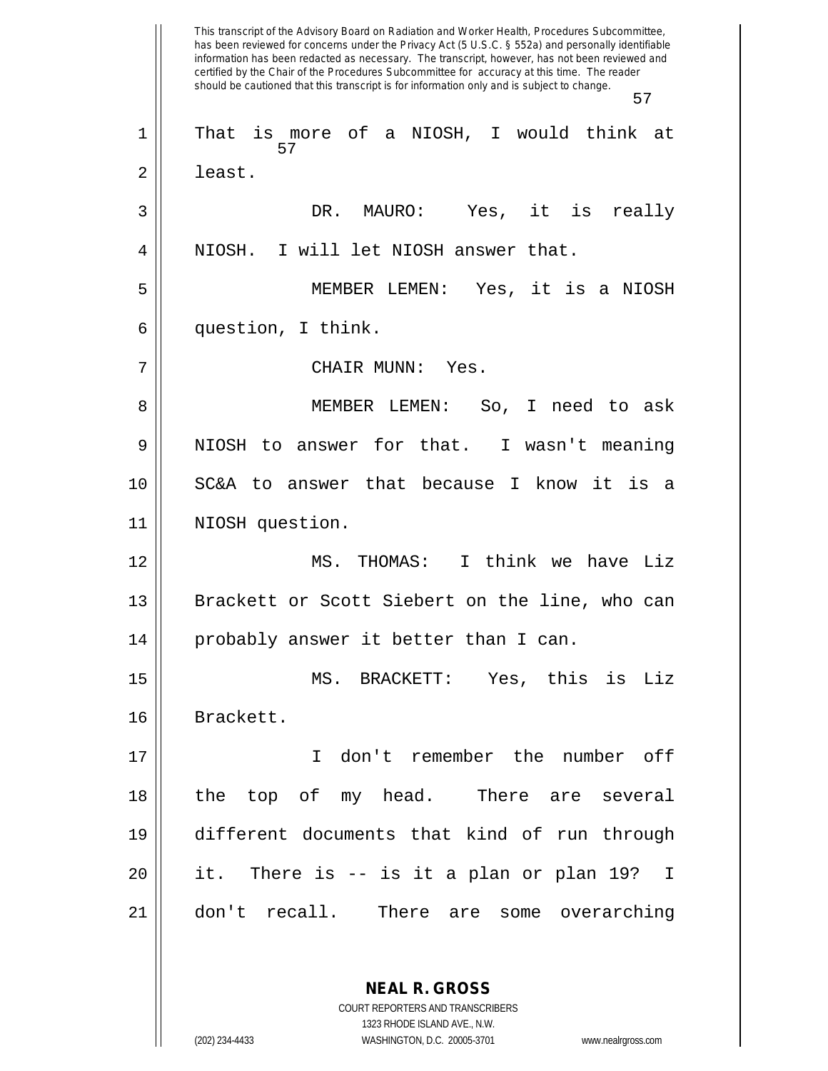That is more of a NIOSH, I would think at least.

DR. MAURO: Yes, it is really NIOSH. I will let NIOSH answer that.

MEMBER LEMEN: Yes, it is a NIOSH question, I think.

CHAIR MUNN: Yes.

MEMBER LEMEN: So, I need to ask NIOSH to answer for that. I wasn't meaning SC&A to answer that because I know it is a NIOSH question.

MS. THOMAS: I think we have Liz Brackett or Scott Siebert on the line, who can probably answer it better than I can.

MS. BRACKETT: Yes, this is Liz Brackett.

I don't remember the number off the top of my head. There are several different documents that kind of run through it. There is -- is it a plan or plan 19? I don't recall. There are some overarching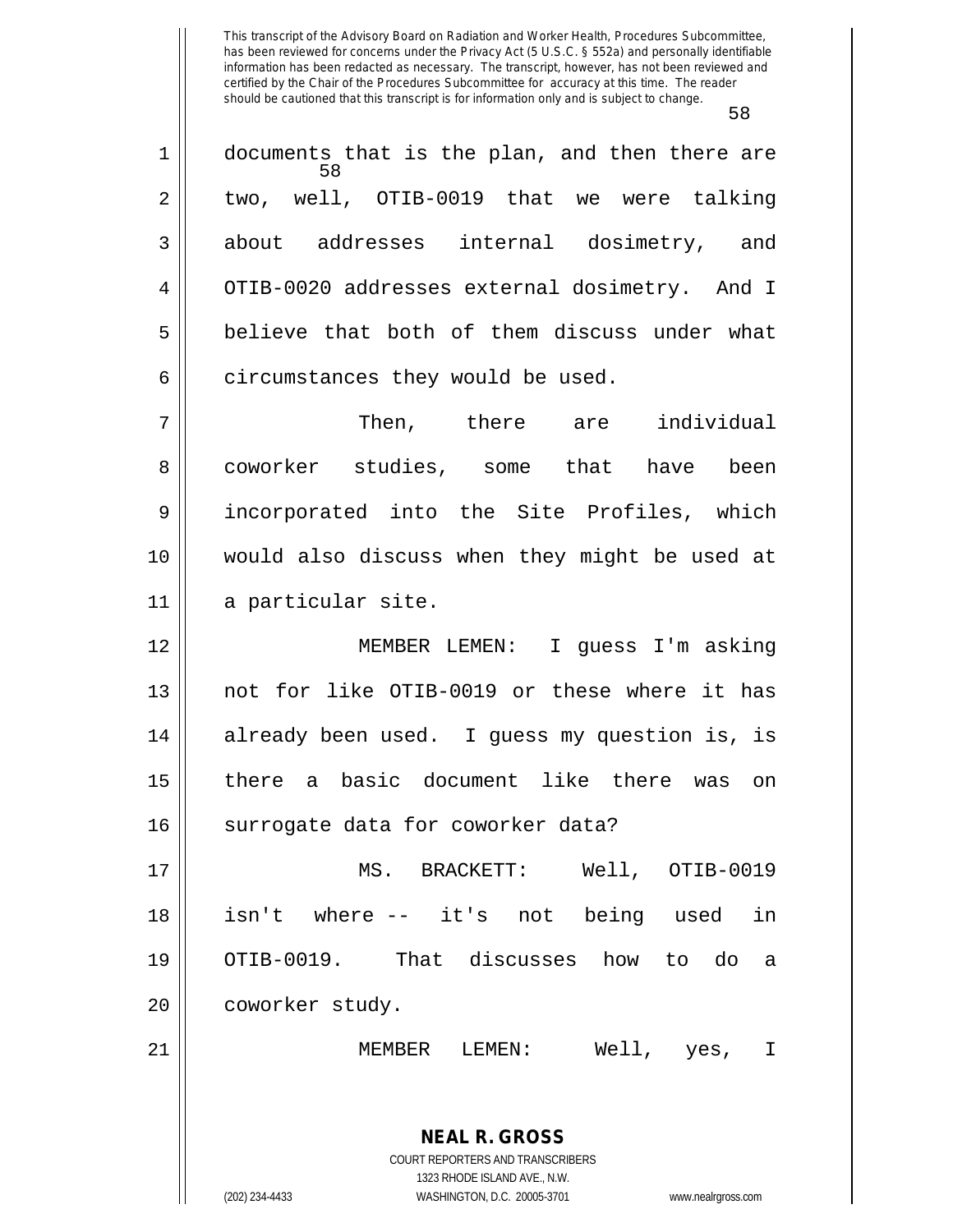documents that is the plan, and then there are two, well, OTIB-0019 that we were talking about addresses internal dosimetry, and OTIB-0020 addresses external dosimetry. And I believe that both of them discuss under what circumstances they would be used.

Then, there are individual coworker studies, some that have been incorporated into the Site Profiles, which would also discuss when they might be used at a particular site.

MEMBER LEMEN: I guess I'm asking not for like OTIB-0019 or these where it has already been used. I guess my question is, is there a basic document like there was on surrogate data for coworker data?

MS. BRACKETT: Well, OTIB-0019 isn't where -- it's not being used in OTIB-0019. That discusses how to do a coworker study.

MEMBER LEMEN: Well, yes, I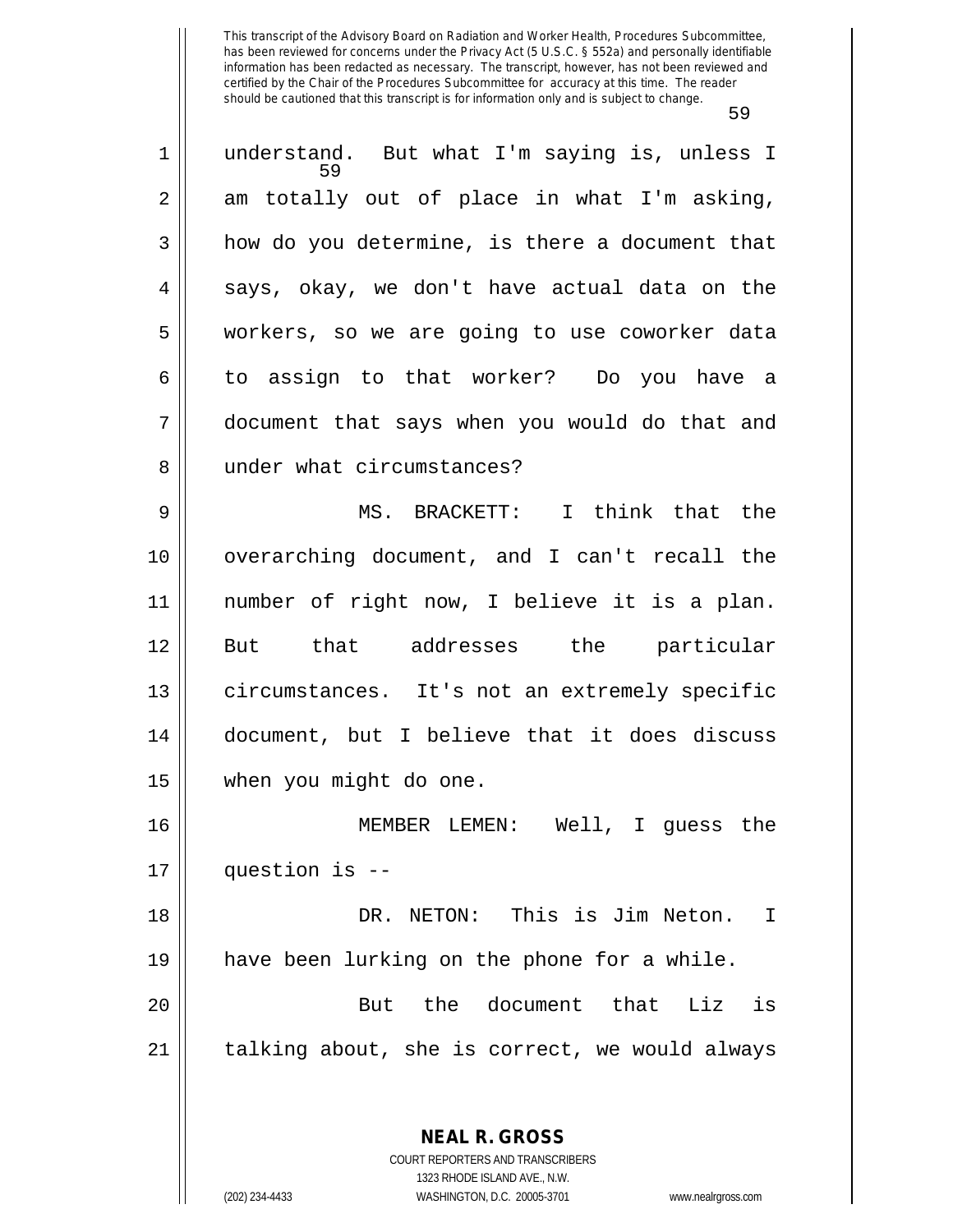understand. But what I'm saying is, unless I am totally out of place in what I'm asking, how do you determine, is there a document that says, okay, we don't have actual data on the workers, so we are going to use coworker data to assign to that worker? Do you have a document that says when you would do that and under what circumstances?

MS. BRACKETT: I think that the overarching document, and I can't recall the number of right now, I believe it is a plan. But that addresses the particular circumstances. It's not an extremely specific document, but I believe that it does discuss when you might do one.

MEMBER LEMEN: Well, I guess the question is --

DR. NETON: This is Jim Neton. I have been lurking on the phone for a while.

But the document that Liz is talking about, she is correct, we would always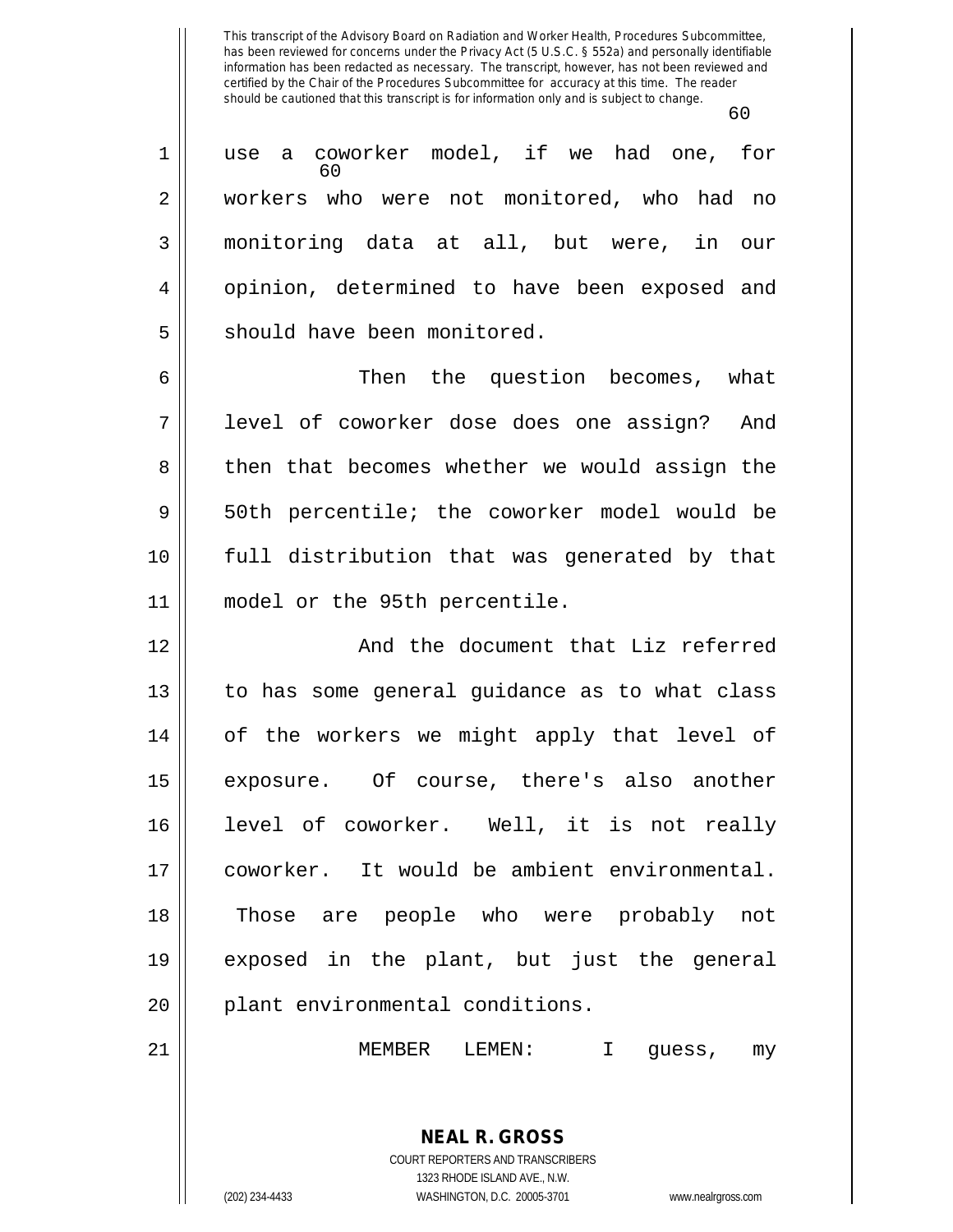use a coworker model, if we had one, for workers who were not monitored, who had no monitoring data at all, but were, in our opinion, determined to have been exposed and should have been monitored.

Then the question becomes, what level of coworker dose does one assign? And then that becomes whether we would assign the 50th percentile; the coworker model would be full distribution that was generated by that model or the 95th percentile.

And the document that Liz referred to has some general guidance as to what class of the workers we might apply that level of exposure. Of course, there's also another level of coworker. Well, it is not really coworker. It would be ambient environmental. Those are people who were probably not exposed in the plant, but just the general plant environmental conditions.

MEMBER LEMEN: I guess, my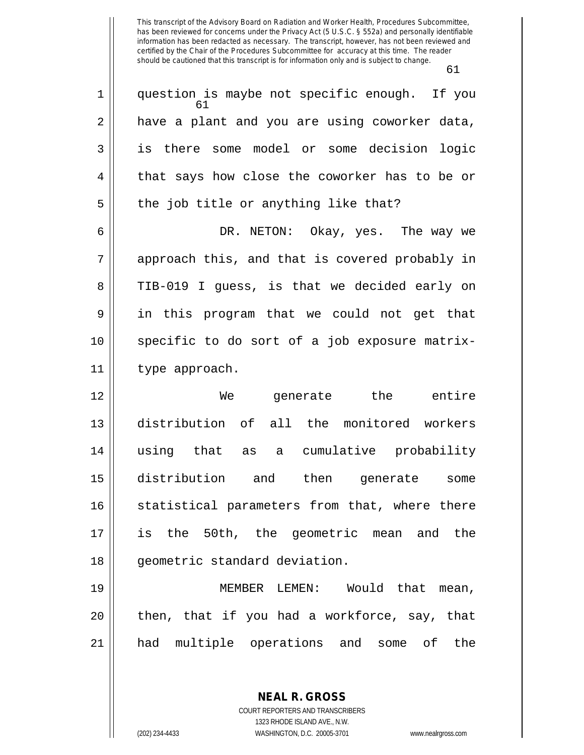question is maybe not specific enough. If you have a plant and you are using coworker data, is there some model or some decision logic that says how close the coworker has to be or the job title or anything like that?

DR. NETON: Okay, yes. The way we approach this, and that is covered probably in TIB-019 I guess, is that we decided early on in this program that we could not get that specific to do sort of a job exposure matrix-type approach.

We generate the entire distribution of all the monitored workers using that as a cumulative probability distribution and then generate some statistical parameters from that, where there is the 50th, the geometric mean and the geometric standard deviation.

MEMBER LEMEN: Would that mean, then, that if you had a workforce, say, that had multiple operations and some of the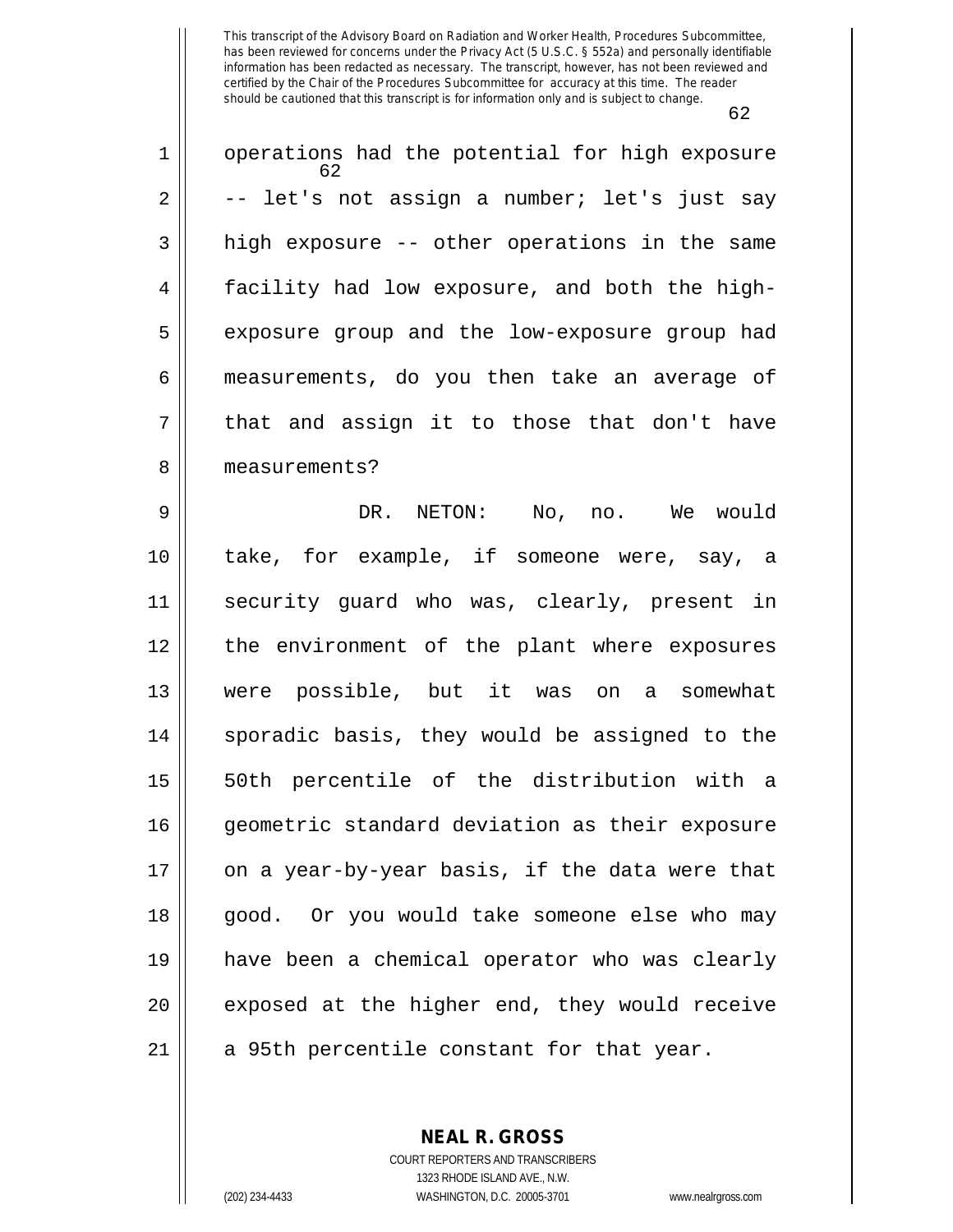operations had the potential for high exposure -- let's not assign a number; let's just say high exposure -- other operations in the same facility had low exposure, and both the high-exposure group and the low-exposure group had measurements, do you then take an average of that and assign it to those that don't have measurements?

DR. NETON: No, no. We would take, for example, if someone were, say, a security guard who was, clearly, present in the environment of the plant where exposures were possible, but it was on a somewhat sporadic basis, they would be assigned to the 50th percentile of the distribution with a geometric standard deviation as their exposure on a year-by-year basis, if the data were that good. Or you would take someone else who may have been a chemical operator who was clearly exposed at the higher end, they would receive a 95th percentile constant for that year.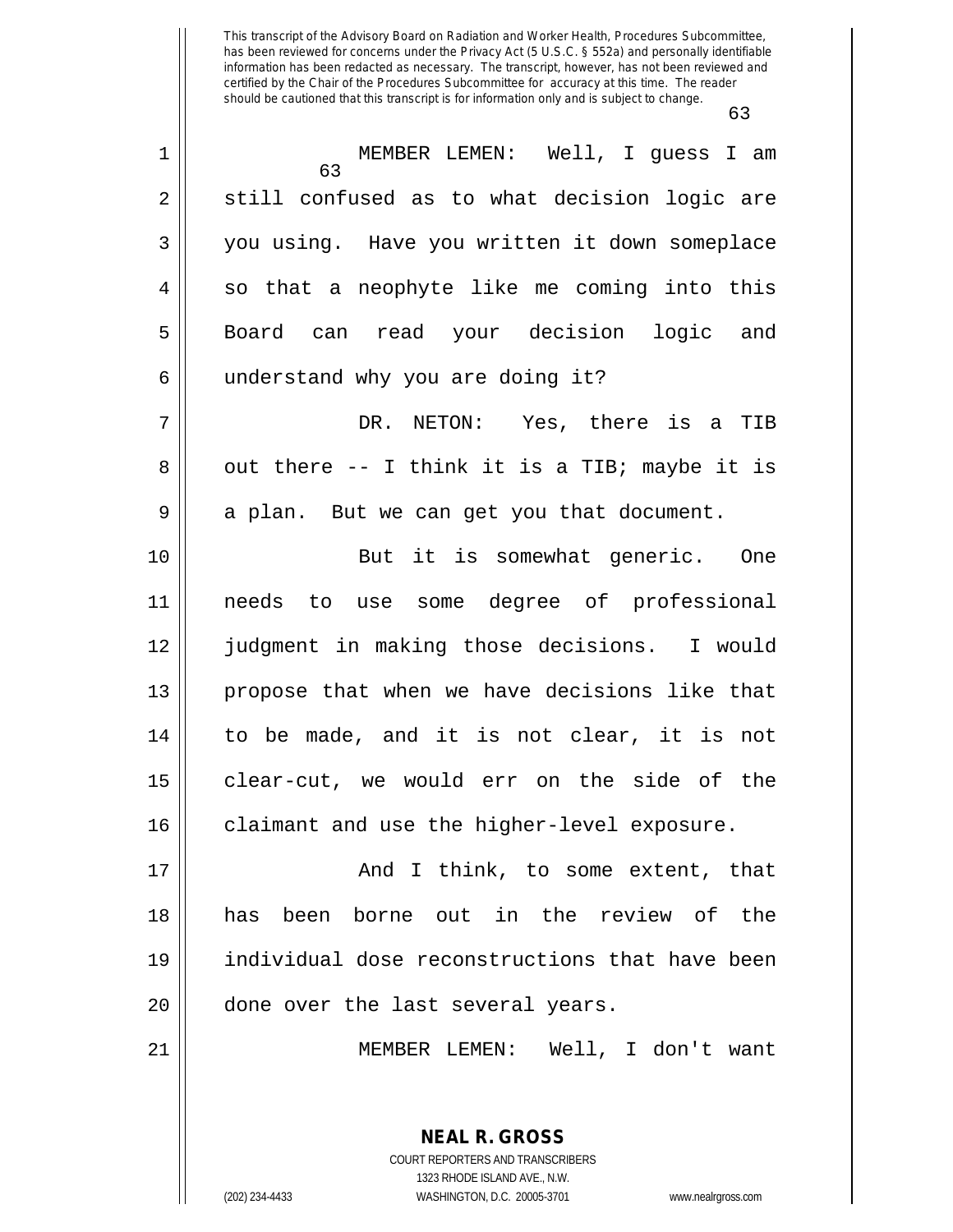MEMBER LEMEN: Well, I guess I am still confused as to what decision logic are you using. Have you written it down someplace so that a neophyte like me coming into this Board can read your decision logic and understand why you are doing it?

DR. NETON: Yes, there is a TIB out there -- I think it is a TIB; maybe it is a plan. But we can get you that document.

But it is somewhat generic. One needs to use some degree of professional judgment in making those decisions. I would propose that when we have decisions like that to be made, and it is not clear, it is not clear-cut, we would err on the side of the claimant and use the higher-level exposure.

And I think, to some extent, that has been borne out in the review of the individual dose reconstructions that have been done over the last several years.

MEMBER LEMEN: Well, I don't want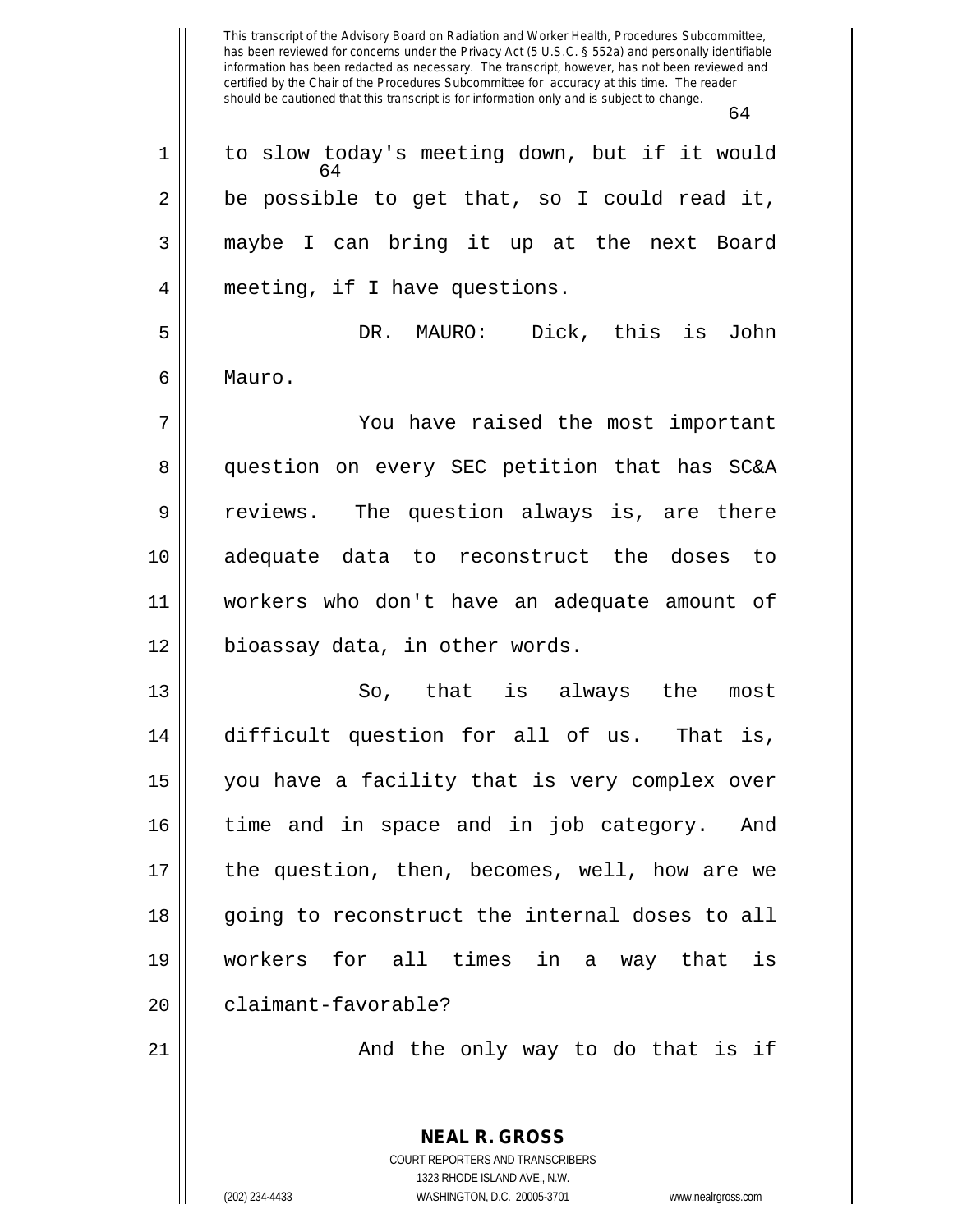to slow today's meeting down, but if it would be possible to get that, so I could read it, maybe I can bring it up at the next Board meeting, if I have questions.

DR. MAURO: Dick, this is John Mauro.

You have raised the most important question on every SEC petition that has SC&A reviews. The question always is, are there adequate data to reconstruct the doses to workers who don't have an adequate amount of bioassay data, in other words.

So, that is always the most difficult question for all of us. That is, you have a facility that is very complex over time and in space and in job category. And the question, then, becomes, well, how are we going to reconstruct the internal doses to all workers for all times in a way that is claimant-favorable?

And the only way to do that is if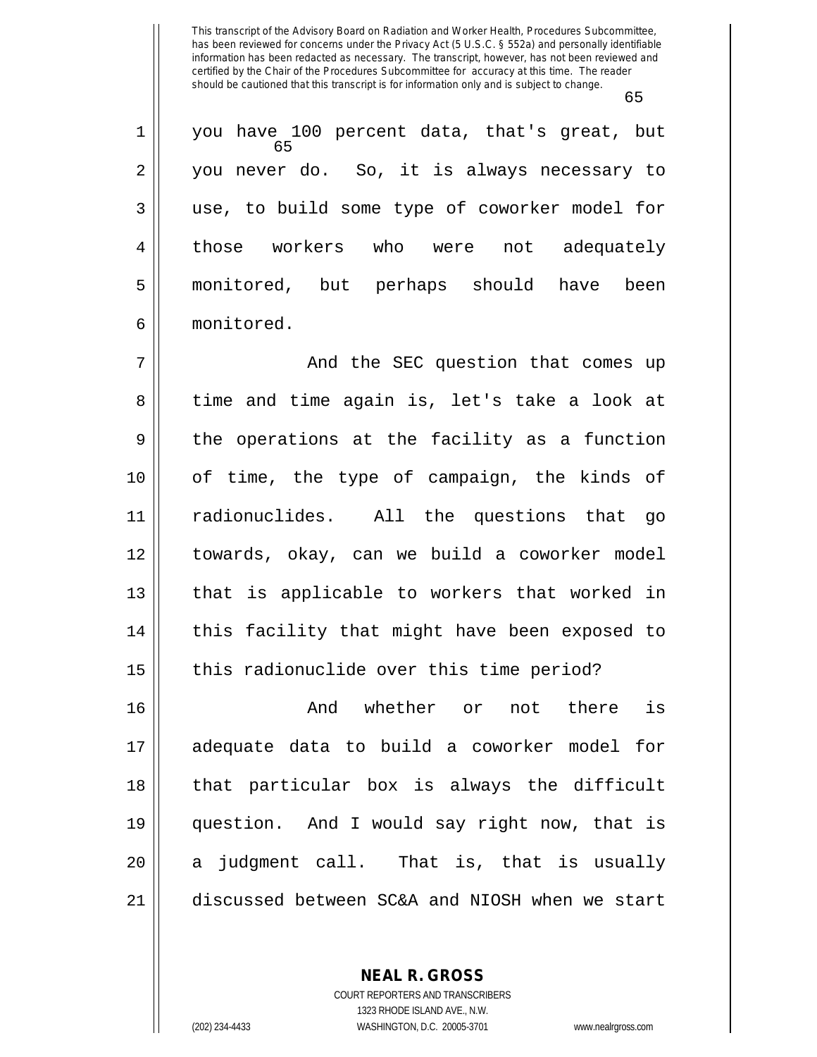you have 100 percent data, that's great, but you never do. So, it is always necessary to use, to build some type of coworker model for those workers who were not adequately monitored, but perhaps should have been monitored.

And the SEC question that comes up time and time again is, let's take a look at the operations at the facility as a function of time, the type of campaign, the kinds of radionuclides. All the questions that go towards, okay, can we build a coworker model that is applicable to workers that worked in this facility that might have been exposed to this radionuclide over this time period?

And whether or not there is adequate data to build a coworker model for that particular box is always the difficult question. And I would say right now, that is a judgment call. That is, that is usually discussed between SC&A and NIOSH when we start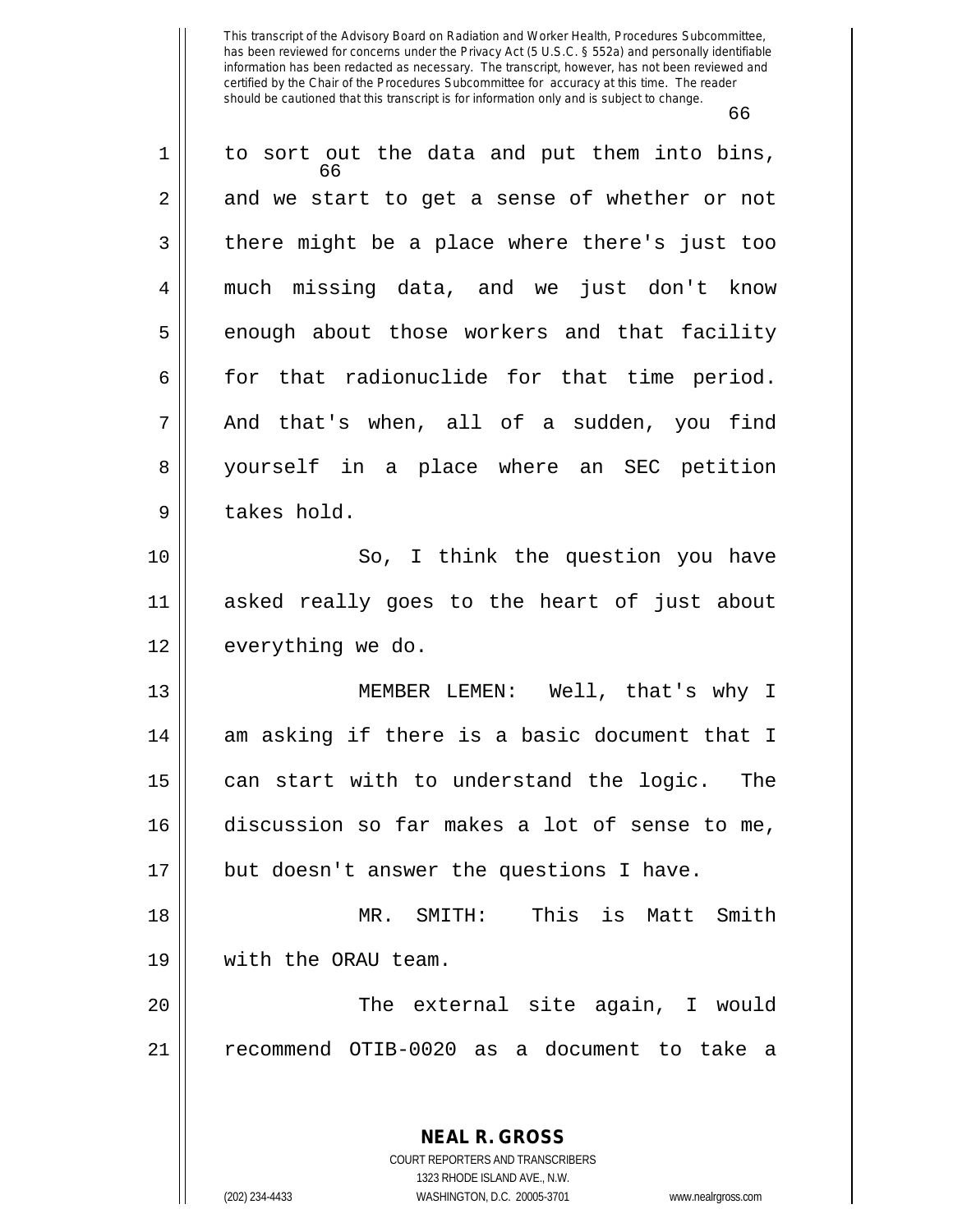to sort out the data and put them into bins, and we start to get a sense of whether or not there might be a place where there's just too much missing data, and we just don't know enough about those workers and that facility for that radionuclide for that time period. And that's when, all of a sudden, you find yourself in a place where an SEC petition takes hold.

So, I think the question you have asked really goes to the heart of just about everything we do.

MEMBER LEMEN: Well, that's why I am asking if there is a basic document that I can start with to understand the logic. The discussion so far makes a lot of sense to me, but doesn't answer the questions I have.

MR. SMITH: This is Matt Smith with the ORAU team.

The external site again, I would recommend OTIB-0020 as a document to take a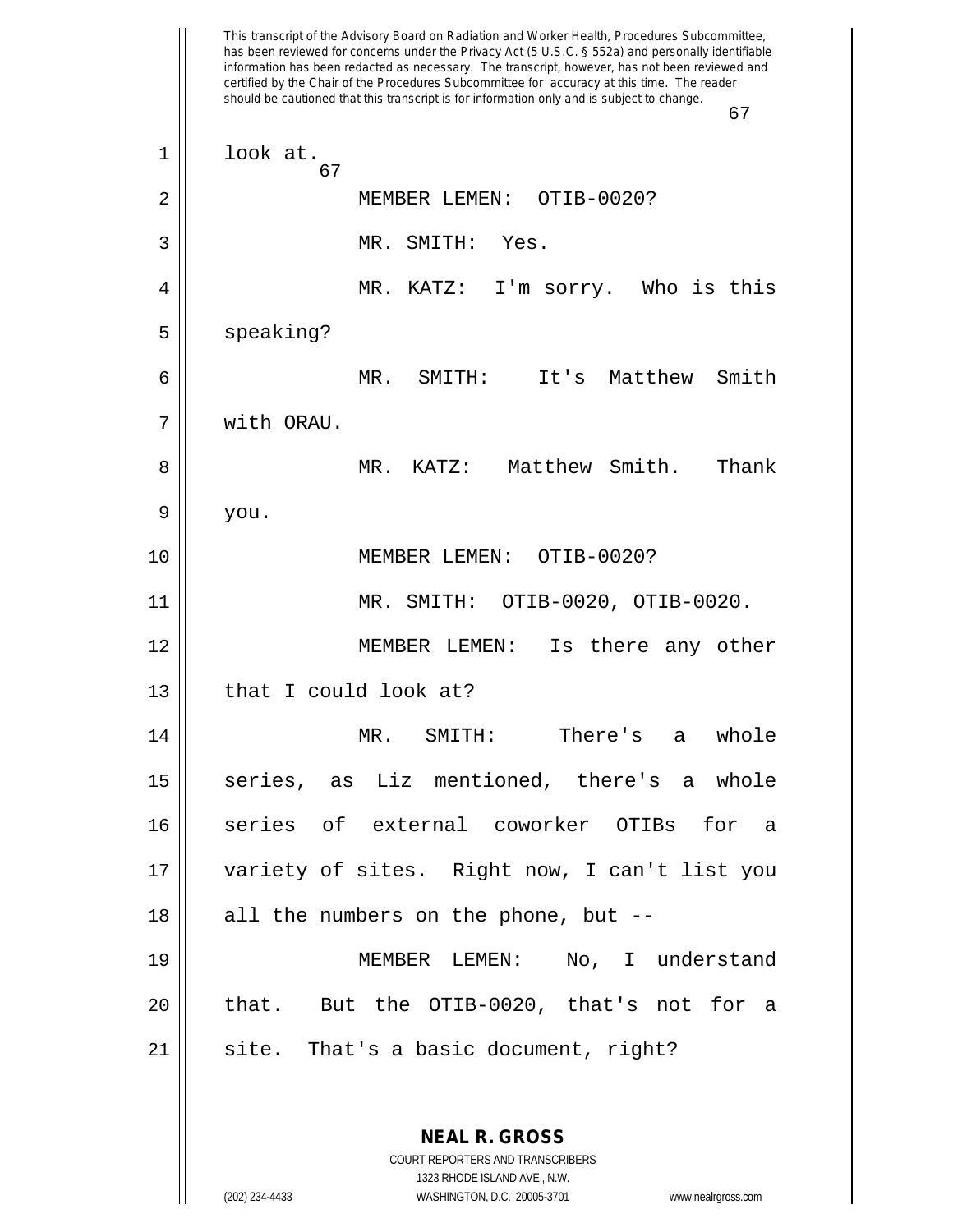look at.

MEMBER LEMEN: OTIB-0020?

MR. SMITH: Yes.

MR. KATZ: I'm sorry. Who is this speaking?

MR. SMITH: It's Matthew Smith with ORAU.

MR. KATZ: Matthew Smith. Thank you.

MEMBER LEMEN: OTIB-0020?

MR. SMITH: OTIB-0020, OTIB-0020.

MEMBER LEMEN: Is there any other that I could look at?

MR. SMITH: There's a whole series, as Liz mentioned, there's a whole series of external coworker OTIBs for a variety of sites. Right now, I can't list you all the numbers on the phone, but --

MEMBER LEMEN: No, I understand that. But the OTIB-0020, that's not for a site. That's a basic document, right?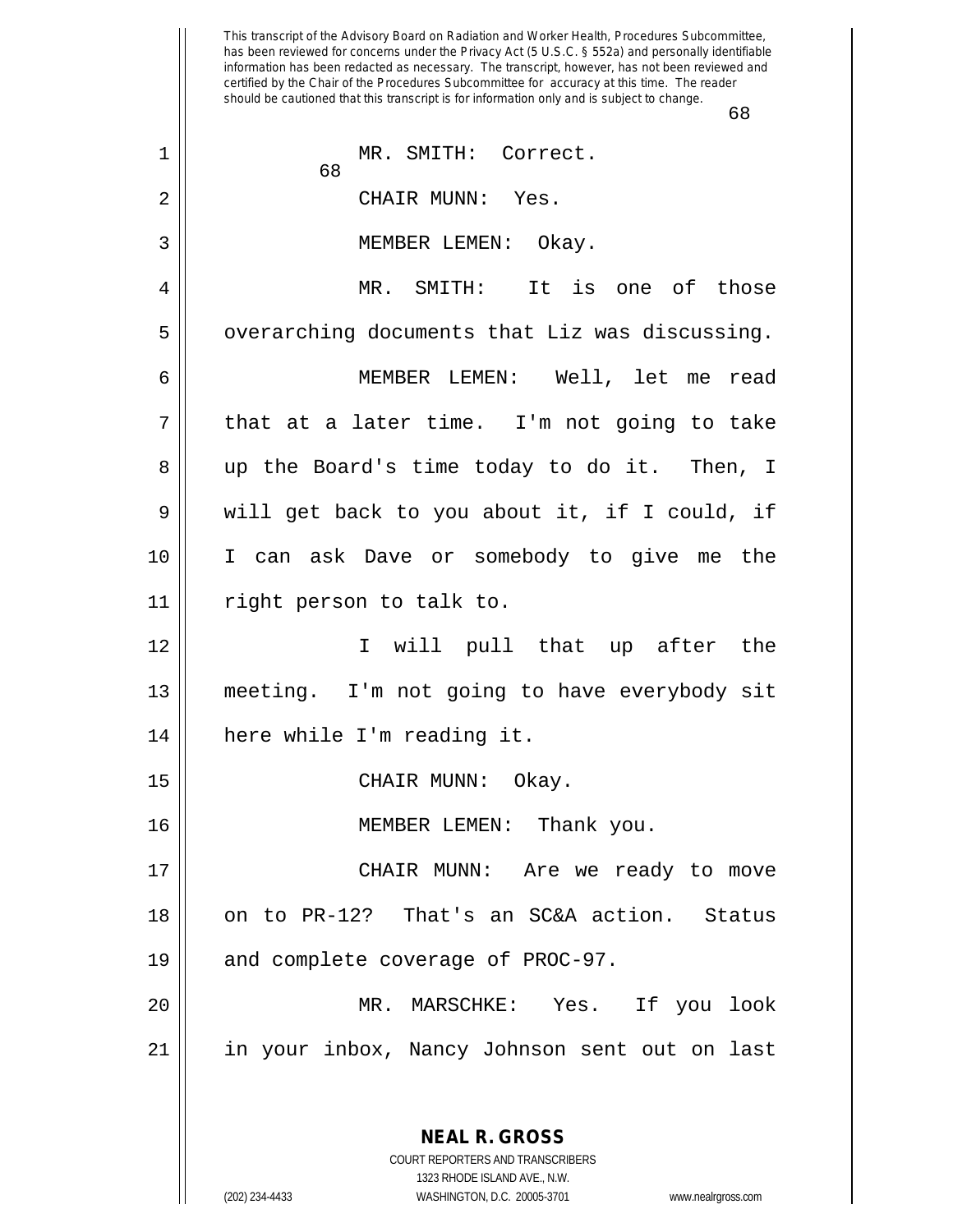MR. SMITH: Correct.

CHAIR MUNN: Yes.

MEMBER LEMEN: Okay.

MR. SMITH: It is one of those overarching documents that Liz was discussing.

MEMBER LEMEN: Well, let me read that at a later time. I'm not going to take up the Board's time today to do it. Then, I will get back to you about it, if I could, if I can ask Dave or somebody to give me the right person to talk to.

I will pull that up after the meeting. I'm not going to have everybody sit here while I'm reading it.

CHAIR MUNN: Okay.

MEMBER LEMEN: Thank you.

CHAIR MUNN: Are we ready to move on to PR-12? That's an SC&A action. Status and complete coverage of PROC-97.

MR. MARSCHKE: Yes. If you look in your inbox, Nancy Johnson sent out on last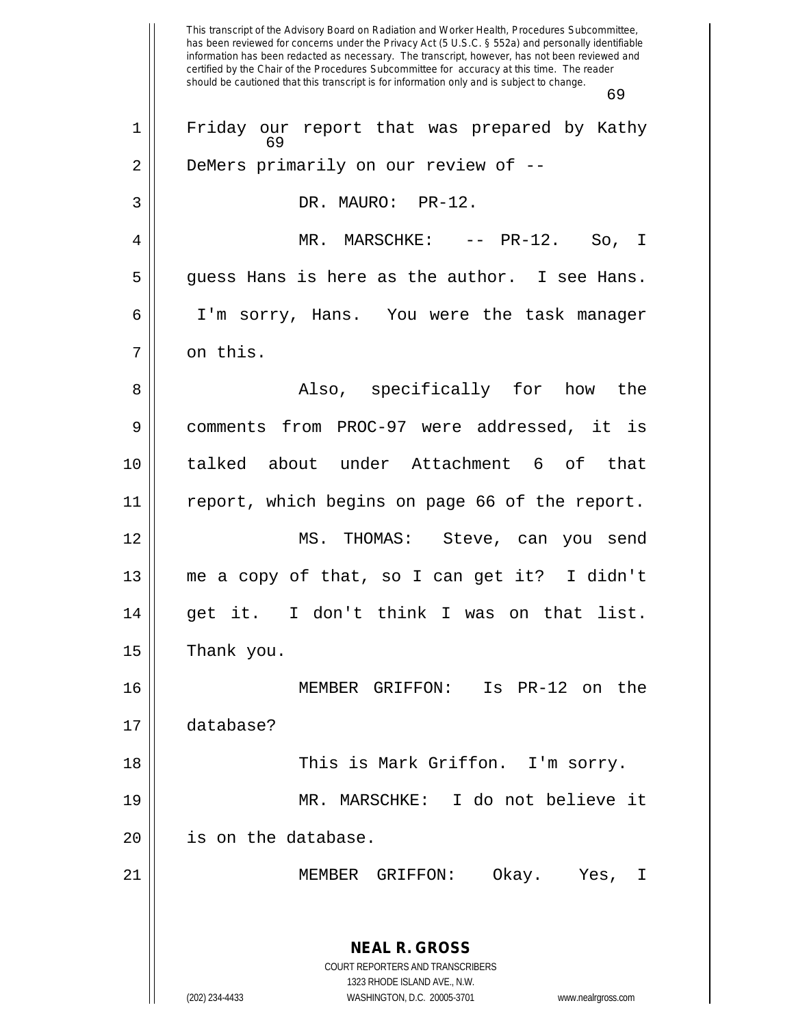Friday our report that was prepared by Kathy DeMers primarily on our review of --

DR. MAURO: PR-12.

MR. MARSCHKE: -- PR-12. So, I guess Hans is here as the author. I see Hans. I'm sorry, Hans. You were the task manager on this.

Also, specifically for how the comments from PROC-97 were addressed, it is talked about under Attachment 6 of that report, which begins on page 66 of the report.

MS. THOMAS: Steve, can you send me a copy of that, so I can get it? I didn't get it. I don't think I was on that list. Thank you.

MEMBER GRIFFON: Is PR-12 on the database?

This is Mark Griffon. I'm sorry.

MR. MARSCHKE: I do not believe it is on the database.

MEMBER GRIFFON: Okay. Yes, I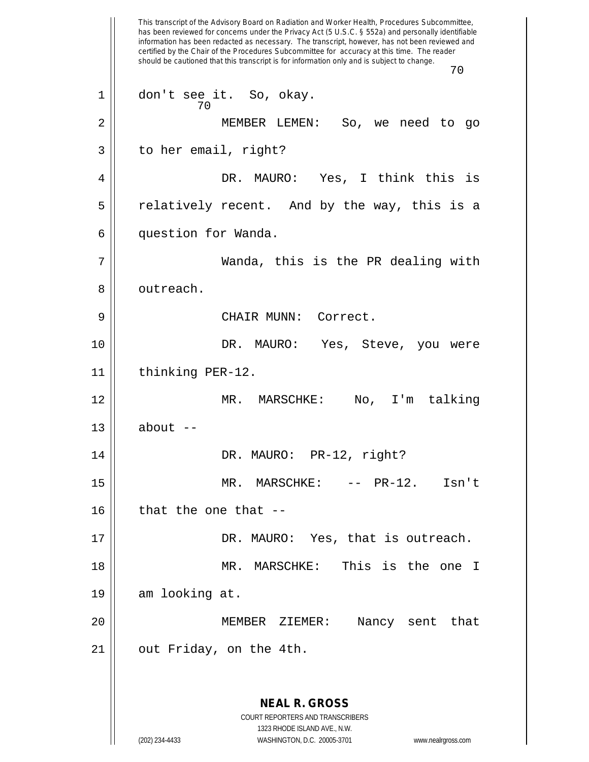don't see it. So, okay.

MEMBER LEMEN: So, we need to go to her email, right?

DR. MAURO: Yes, I think this is relatively recent. And by the way, this is a question for Wanda.

Wanda, this is the PR dealing with outreach.

CHAIR MUNN: Correct.

DR. MAURO: Yes, Steve, you were thinking PER-12.

MR. MARSCHKE: No, I'm talking about --

DR. MAURO: PR-12, right?

MR. MARSCHKE: -- PR-12. Isn't that the one that --

DR. MAURO: Yes, that is outreach.

MR. MARSCHKE: This is the one I am looking at.

MEMBER ZIEMER: Nancy sent that out Friday, on the 4th.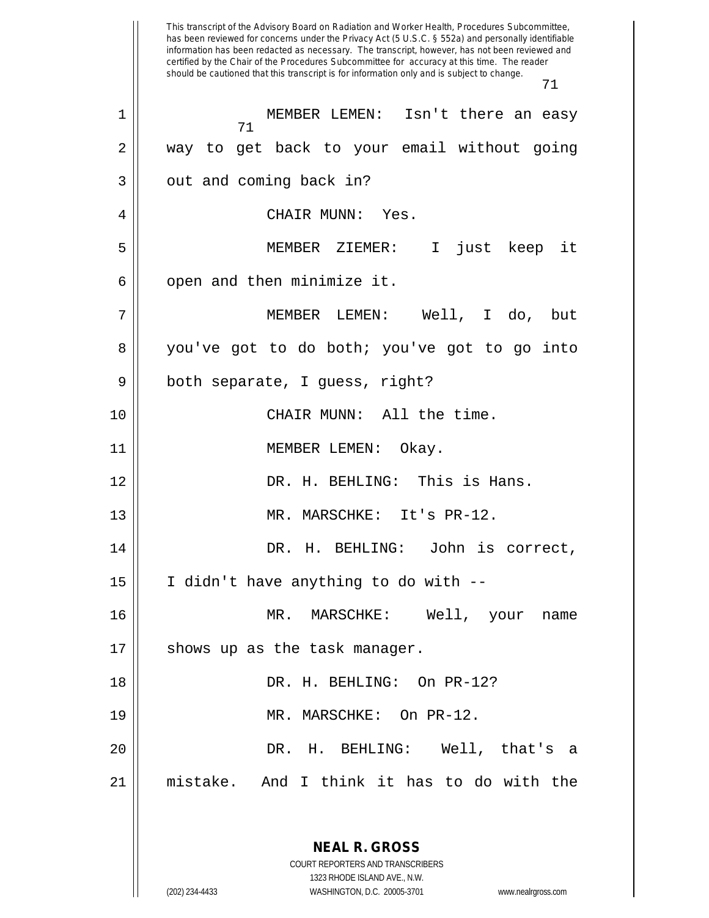MEMBER LEMEN: Isn't there an easy way to get back to your email without going out and coming back in?

CHAIR MUNN: Yes.

MEMBER ZIEMER: I just keep it open and then minimize it.

MEMBER LEMEN: Well, I do, but you've got to do both; you've got to go into both separate, I guess, right?

CHAIR MUNN: All the time.

MEMBER LEMEN: Okay.

DR. H. BEHLING: This is Hans.

MR. MARSCHKE: It's PR-12.

DR. H. BEHLING: John is correct, I didn't have anything to do with --

MR. MARSCHKE: Well, your name shows up as the task manager.

DR. H. BEHLING: On PR-12?

MR. MARSCHKE: On PR-12.

DR. H. BEHLING: Well, that's a mistake. And I think it has to do with the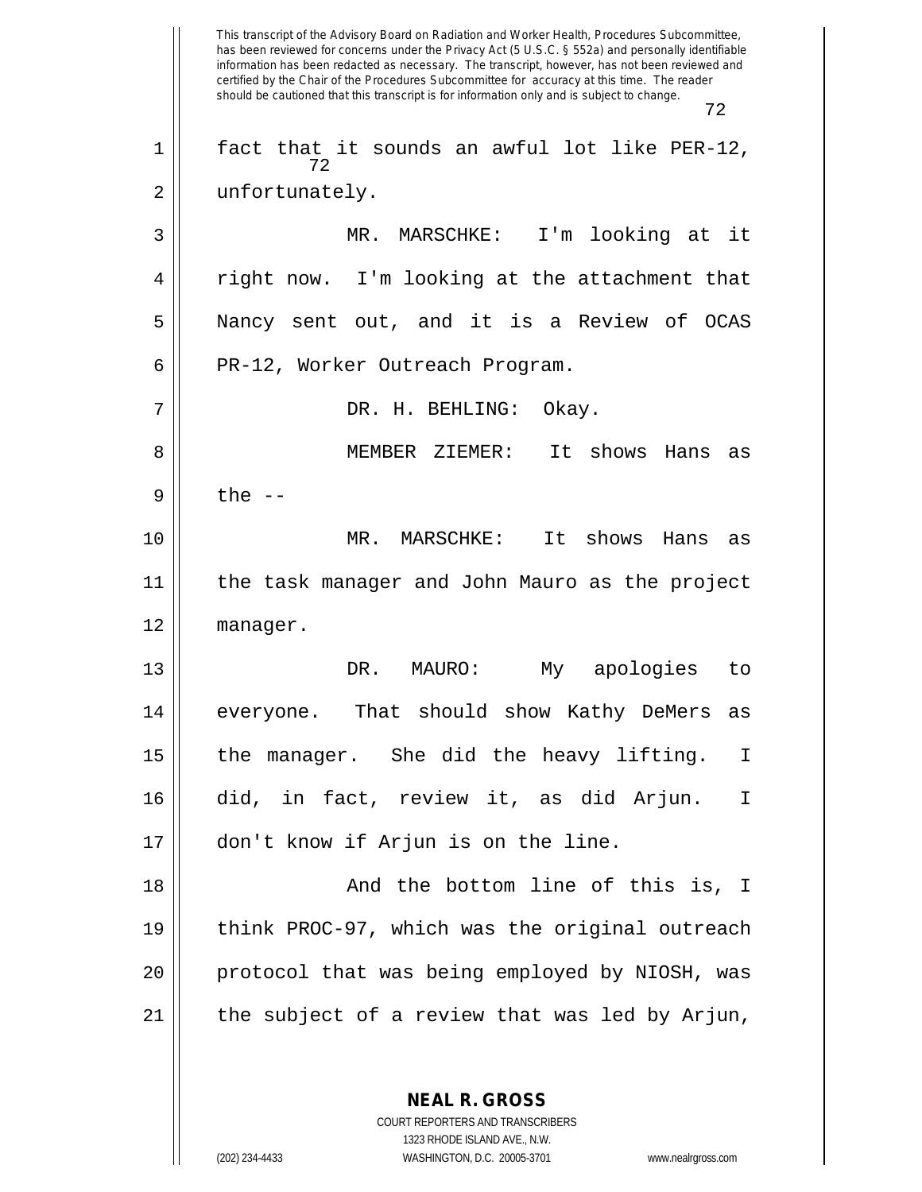fact that it sounds an awful lot like PER-12, unfortunately.

MR. MARSCHKE: I'm looking at it right now. I'm looking at the attachment that Nancy sent out, and it is a Review of OCAS PR-12, Worker Outreach Program.

DR. H. BEHLING: Okay.

MEMBER ZIEMER: It shows Hans as the --

MR. MARSCHKE: It shows Hans as the task manager and John Mauro as the project manager.

DR. MAURO: My apologies to everyone. That should show Kathy DeMers as the manager. She did the heavy lifting. I did, in fact, review it, as did Arjun. I don't know if Arjun is on the line.

And the bottom line of this is, I think PROC-97, which was the original outreach protocol that was being employed by NIOSH, was the subject of a review that was led by Arjun,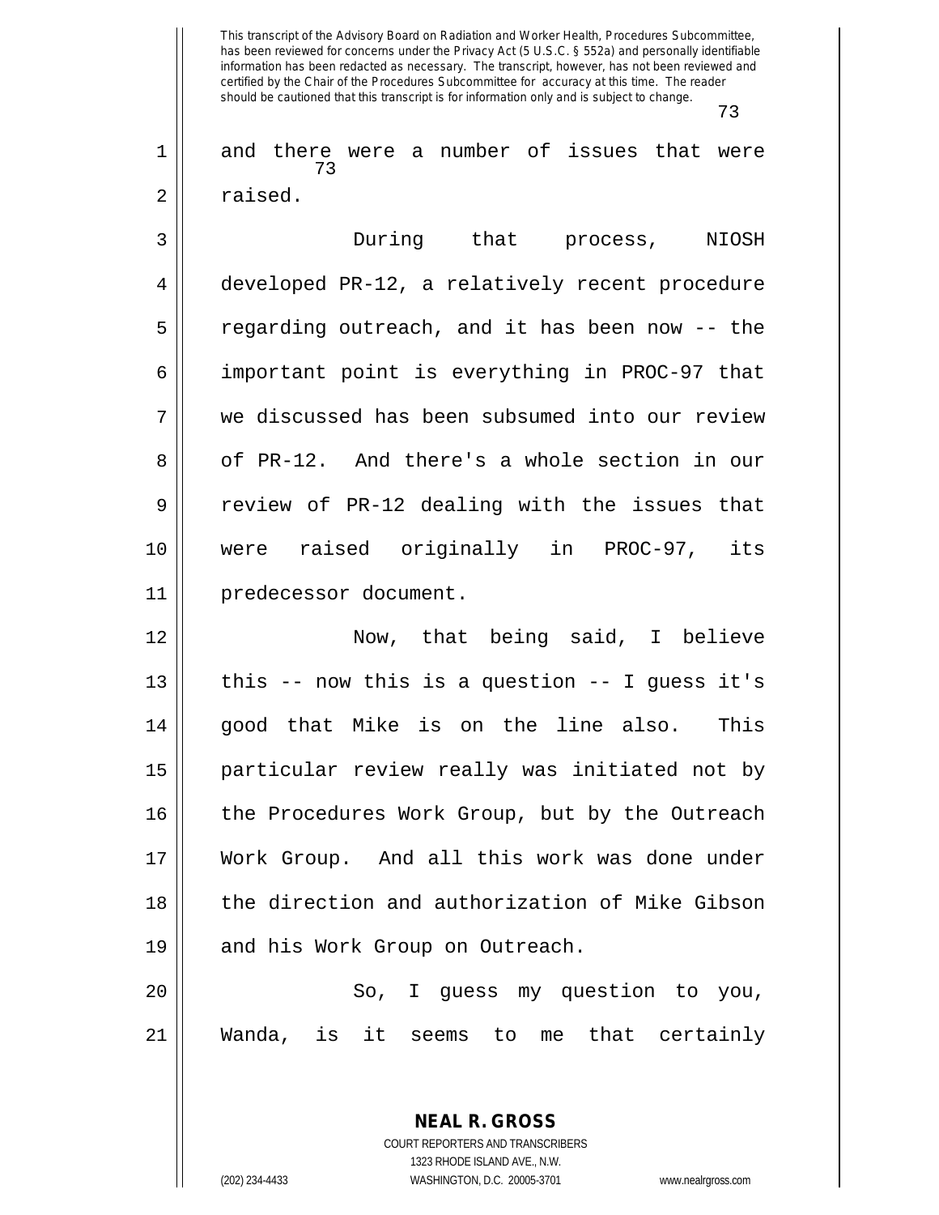and there were a number of issues that were raised.

During that process, NIOSH developed PR-12, a relatively recent procedure regarding outreach, and it has been now -- the important point is everything in PROC-97 that we discussed has been subsumed into our review of PR-12. And there's a whole section in our review of PR-12 dealing with the issues that were raised originally in PROC-97, its predecessor document.

Now, that being said, I believe this -- now this is a question -- I guess it's good that Mike is on the line also. This particular review really was initiated not by the Procedures Work Group, but by the Outreach Work Group. And all this work was done under the direction and authorization of Mike Gibson and his Work Group on Outreach.

So, I guess my question to you, Wanda, is it seems to me that certainly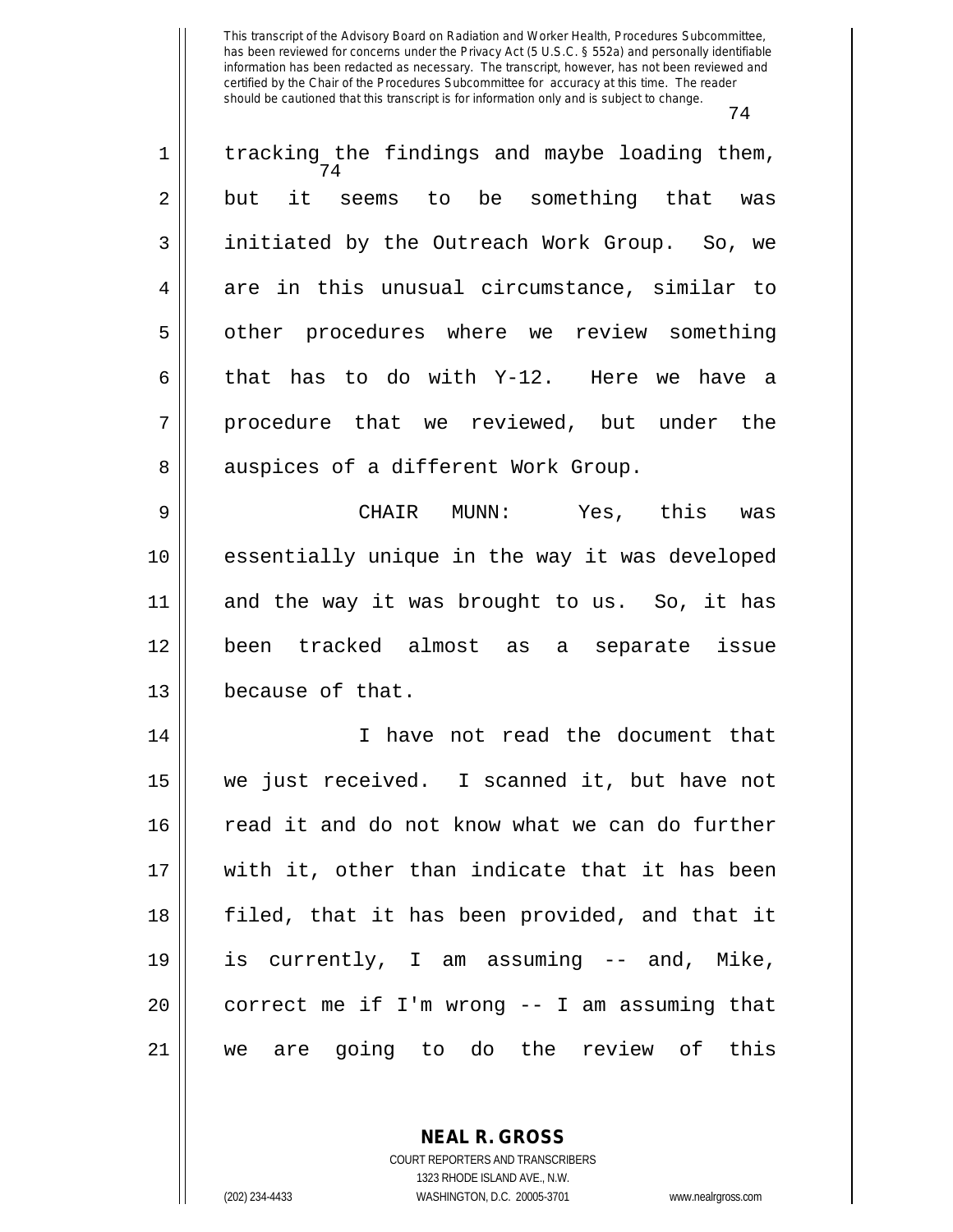tracking the findings and maybe loading them, but it seems to be something that was initiated by the Outreach Work Group. So, we are in this unusual circumstance, similar to other procedures where we review something that has to do with Y-12. Here we have a procedure that we reviewed, but under the auspices of a different Work Group.

CHAIR MUNN: Yes, this was essentially unique in the way it was developed and the way it was brought to us. So, it has been tracked almost as a separate issue because of that.

I have not read the document that we just received. I scanned it, but have not read it and do not know what we can do further with it, other than indicate that it has been filed, that it has been provided, and that it is currently, I am assuming -- and, Mike, correct me if I'm wrong -- I am assuming that we are going to do the review of this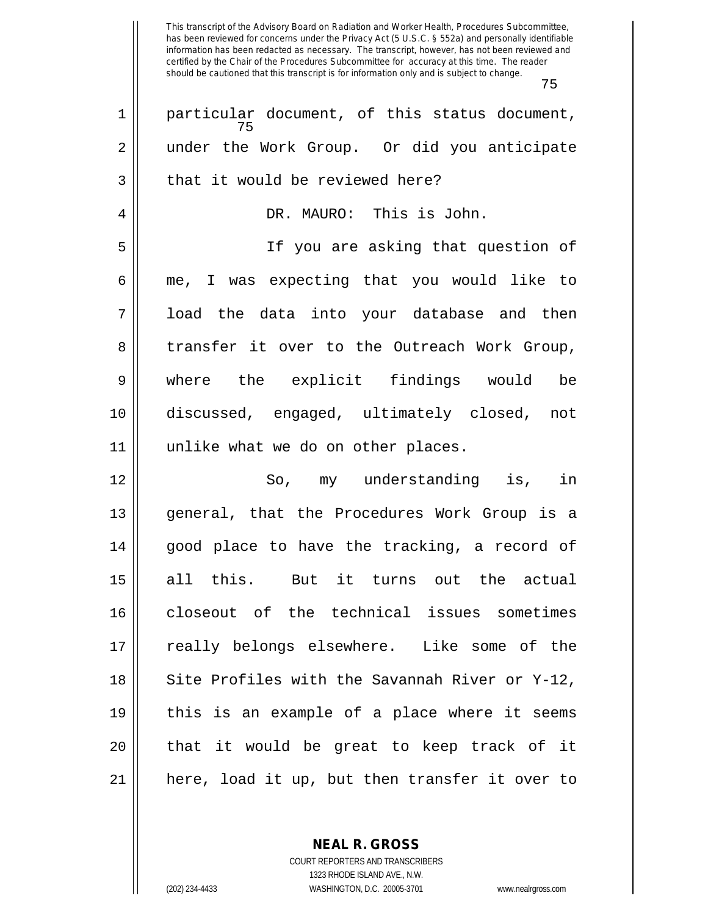particular document, of this status document, under the Work Group. Or did you anticipate that it would be reviewed here?

DR. MAURO: This is John.

If you are asking that question of me, I was expecting that you would like to load the data into your database and then transfer it over to the Outreach Work Group, where the explicit findings would be discussed, engaged, ultimately closed, not unlike what we do on other places.

So, my understanding is, in general, that the Procedures Work Group is a good place to have the tracking, a record of all this. But it turns out the actual closeout of the technical issues sometimes really belongs elsewhere. Like some of the Site Profiles with the Savannah River or Y-12, this is an example of a place where it seems that it would be great to keep track of it here, load it up, but then transfer it over to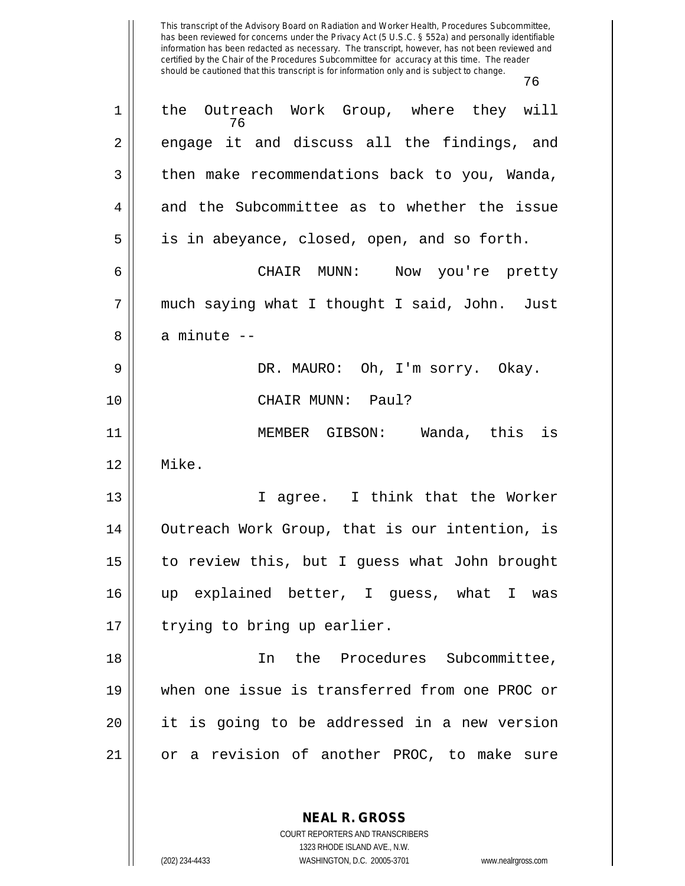the Outreach Work Group, where they will engage it and discuss all the findings, and then make recommendations back to you, Wanda, and the Subcommittee as to whether the issue is in abeyance, closed, open, and so forth.

CHAIR MUNN: Now you're pretty much saying what I thought I said, John. Just a minute --

DR. MAURO: Oh, I'm sorry. Okay.

CHAIR MUNN: Paul?

MEMBER GIBSON: Wanda, this is Mike.

I agree. I think that the Worker Outreach Work Group, that is our intention, is to review this, but I guess what John brought up explained better, I guess, what I was trying to bring up earlier.

In the Procedures Subcommittee, when one issue is transferred from one PROC or it is going to be addressed in a new version or a revision of another PROC, to make sure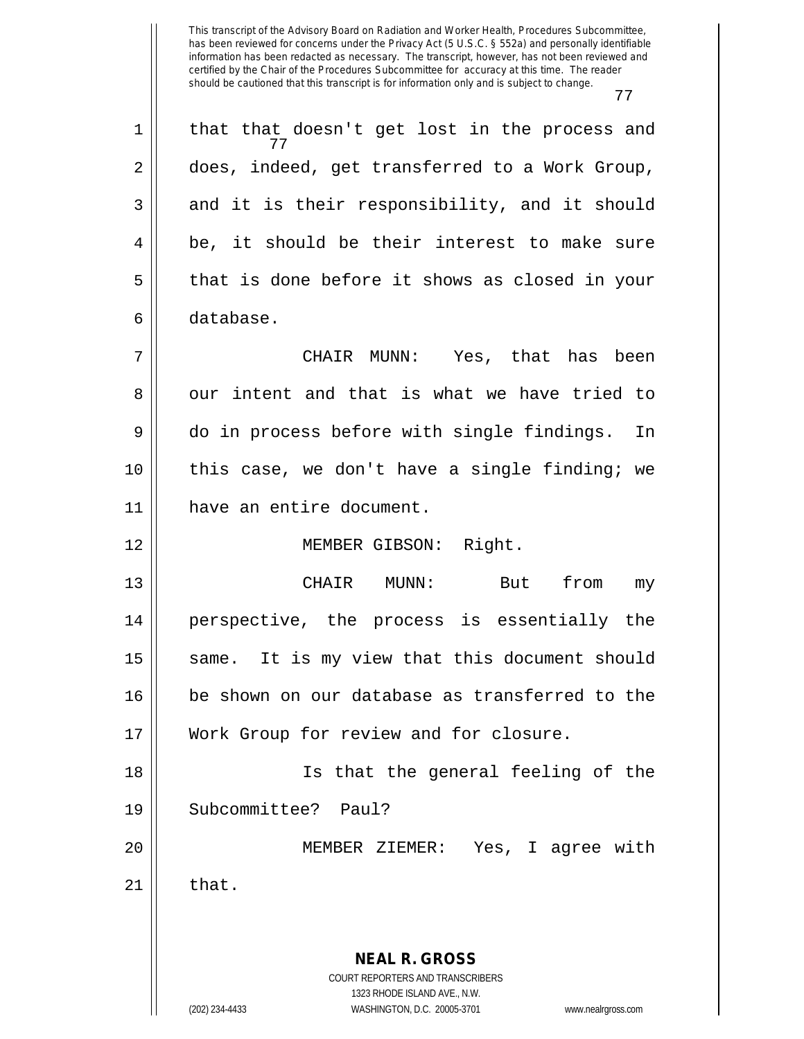that that doesn't get lost in the process and does, indeed, get transferred to a Work Group, and it is their responsibility, and it should be, it should be their interest to make sure that is done before it shows as closed in your database.

CHAIR MUNN: Yes, that has been our intent and that is what we have tried to do in process before with single findings. In this case, we don't have a single finding; we have an entire document.

MEMBER GIBSON: Right.

CHAIR MUNN: But from my perspective, the process is essentially the same. It is my view that this document should be shown on our database as transferred to the Work Group for review and for closure.

Is that the general feeling of the Subcommittee? Paul?

MEMBER ZIEMER: Yes, I agree with that.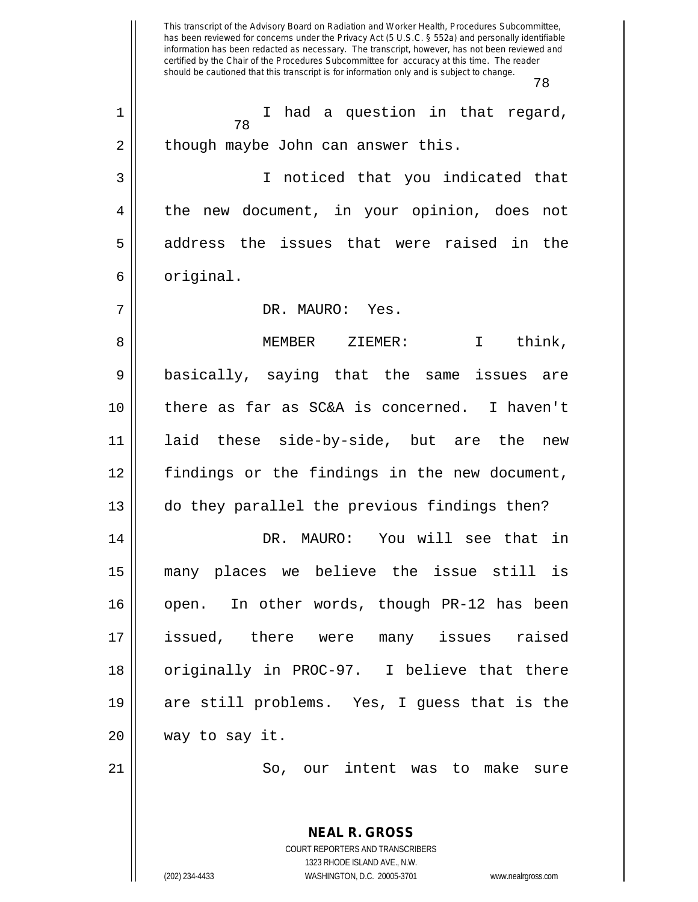I had a question in that regard, though maybe John can answer this.

I noticed that you indicated that the new document, in your opinion, does not address the issues that were raised in the original.

DR. MAURO: Yes.

MEMBER ZIEMER: I think, basically, saying that the same issues are there as far as SC&A is concerned. I haven't laid these side-by-side, but are the new findings or the findings in the new document, do they parallel the previous findings then?

DR. MAURO: You will see that in many places we believe the issue still is open. In other words, though PR-12 has been issued, there were many issues raised originally in PROC-97. I believe that there are still problems. Yes, I guess that is the way to say it.

So, our intent was to make sure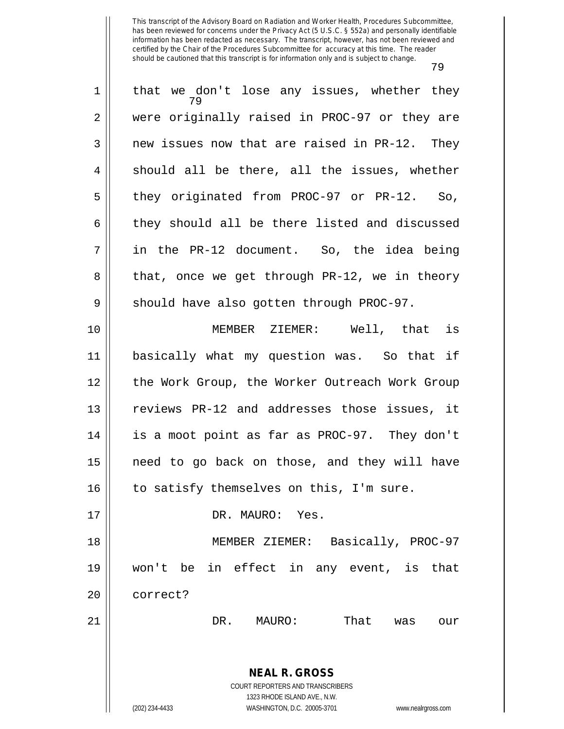that we don't lose any issues, whether they were originally raised in PROC-97 or they are new issues now that are raised in PR-12. They should all be there, all the issues, whether they originated from PROC-97 or PR-12. So, they should all be there listed and discussed in the PR-12 document. So, the idea being that, once we get through PR-12, we in theory should have also gotten through PROC-97.

MEMBER ZIEMER: Well, that is basically what my question was. So that if the Work Group, the Worker Outreach Work Group reviews PR-12 and addresses those issues, it is a moot point as far as PROC-97. They don't need to go back on those, and they will have to satisfy themselves on this, I'm sure.

DR. MAURO: Yes.

MEMBER ZIEMER: Basically, PROC-97 won't be in effect in any event, is that correct?

DR. MAURO: That was our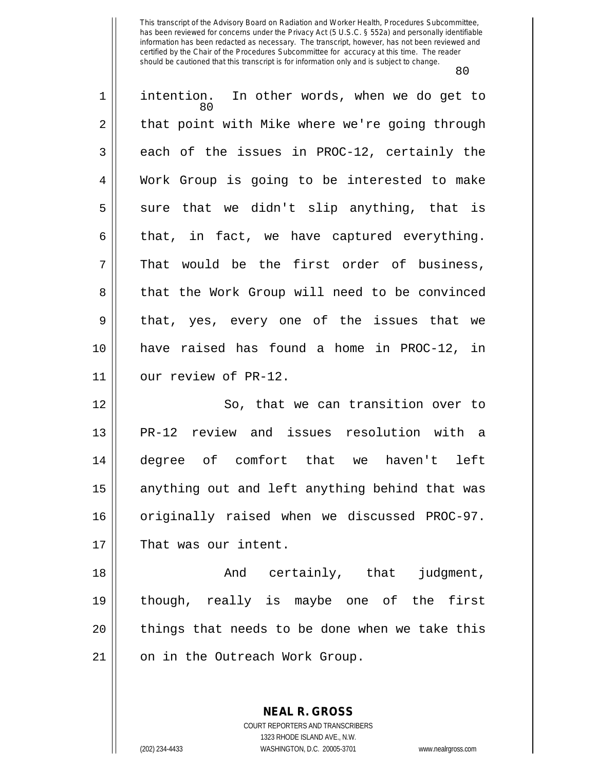intention. In other words, when we do get to that point with Mike where we're going through each of the issues in PROC-12, certainly the Work Group is going to be interested to make sure that we didn't slip anything, that is that, in fact, we have captured everything. That would be the first order of business, that the Work Group will need to be convinced that, yes, every one of the issues that we have raised has found a home in PROC-12, in our review of PR-12.

So, that we can transition over to PR-12 review and issues resolution with a degree of comfort that we haven't left anything out and left anything behind that was originally raised when we discussed PROC-97. That was our intent.

And certainly, that judgment, though, really is maybe one of the first things that needs to be done when we take this on in the Outreach Work Group.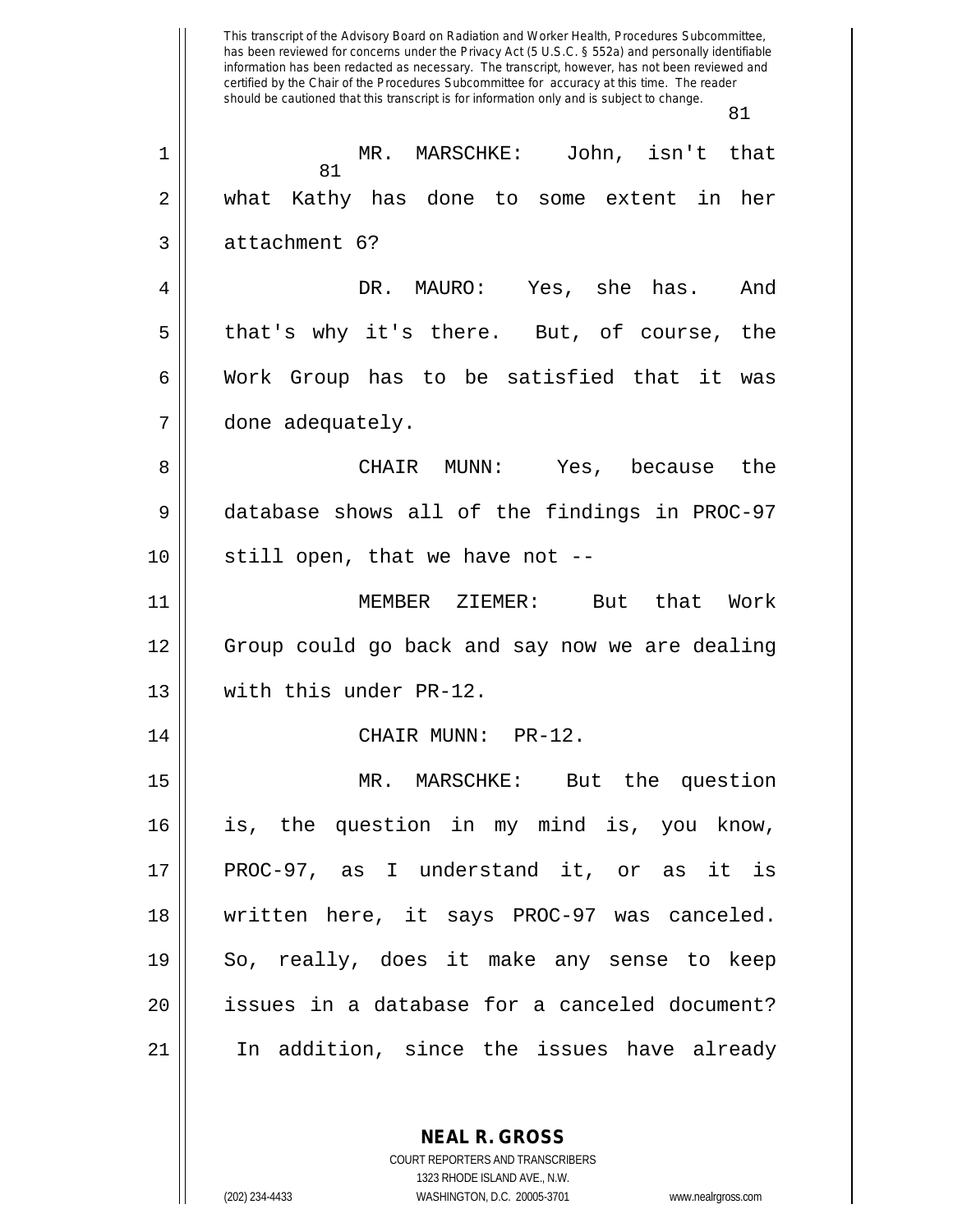This transcript of the Advisory Board on Radiation and Worker Health, Procedures Subcommittee, has been reviewed for concerns under the Privacy Act (5 U.S.C. § 552a) and personally identifiable information has been redacted as necessary. The transcript, however, has not been reviewed and certified by the Chair of the Procedures Subcommittee for accuracy at this time. The reader should be cautioned that this transcript is for information only and is subject to change.

MR. MARSCHKE: John, isn't that what Kathy has done to some extent in her attachment 6?

DR. MAURO: Yes, she has. And that's why it's there. But, of course, the Work Group has to be satisfied that it was done adequately.

CHAIR MUNN: Yes, because the database shows all of the findings in PROC-97 still open, that we have not --

MEMBER ZIEMER: But that Work Group could go back and say now we are dealing with this under PR-12.

CHAIR MUNN: PR-12.

MR. MARSCHKE: But the question is, the question in my mind is, you know, PROC-97, as I understand it, or as it is written here, it says PROC-97 was canceled. So, really, does it make any sense to keep issues in a database for a canceled document? In addition, since the issues have already

**NEAL R. GROSS**
COURT REPORTERS AND TRANSCRIBERS
1323 RHODE ISLAND AVE., N.W.
(202) 234-4433 WASHINGTON, D.C. 20005-3701 www.nealrgross.com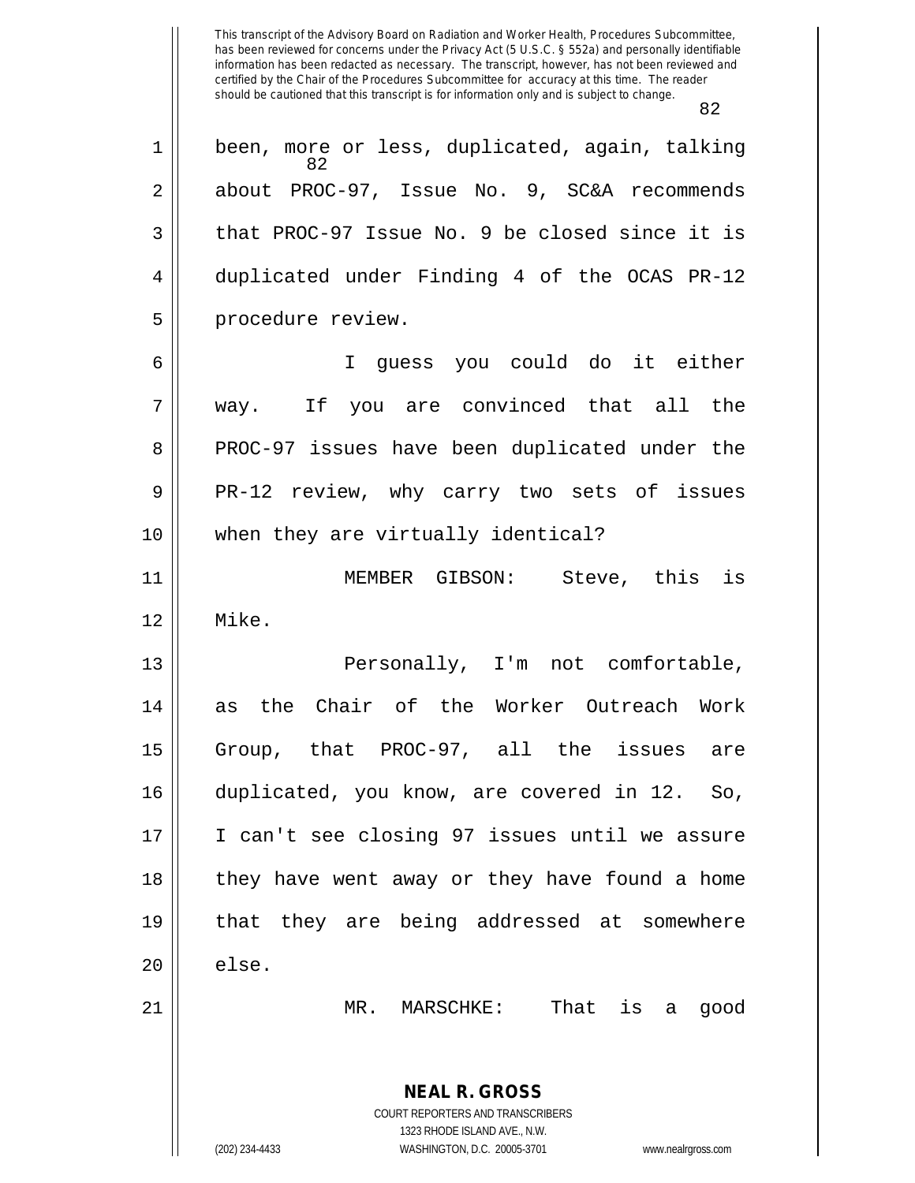been, more or less, duplicated, again, talking about PROC-97, Issue No. 9, SC&A recommends that PROC-97 Issue No. 9 be closed since it is duplicated under Finding 4 of the OCAS PR-12 procedure review.

I guess you could do it either way. If you are convinced that all the PROC-97 issues have been duplicated under the PR-12 review, why carry two sets of issues when they are virtually identical?

MEMBER GIBSON: Steve, this is Mike.

Personally, I'm not comfortable, as the Chair of the Worker Outreach Work Group, that PROC-97, all the issues are duplicated, you know, are covered in 12. So, I can't see closing 97 issues until we assure they have went away or they have found a home that they are being addressed at somewhere else.

MR. MARSCHKE: That is a good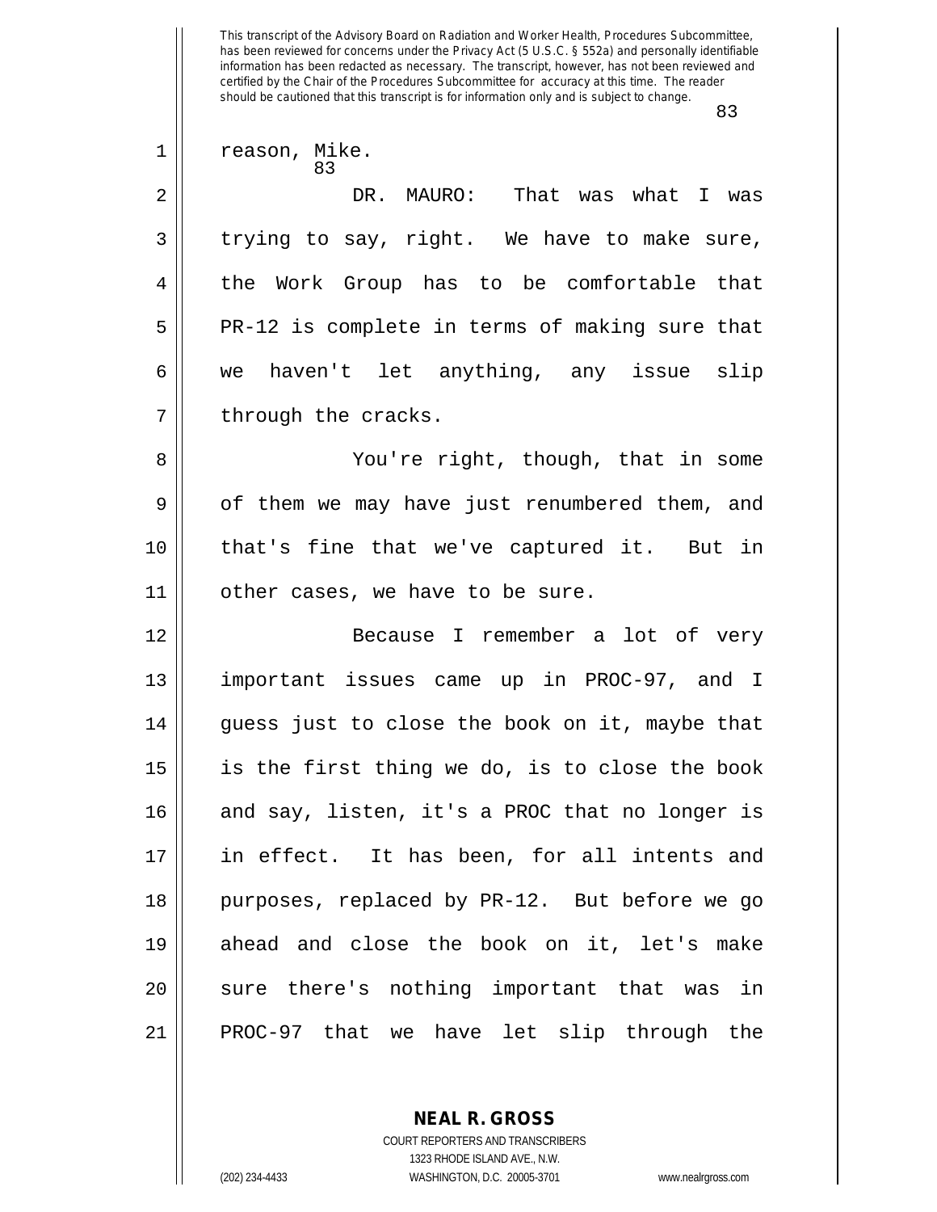reason, Mike.

DR. MAURO: That was what I was trying to say, right. We have to make sure, the Work Group has to be comfortable that PR-12 is complete in terms of making sure that we haven't let anything, any issue slip through the cracks.

You're right, though, that in some of them we may have just renumbered them, and that's fine that we've captured it. But in other cases, we have to be sure.

Because I remember a lot of very important issues came up in PROC-97, and I guess just to close the book on it, maybe that is the first thing we do, is to close the book and say, listen, it's a PROC that no longer is in effect. It has been, for all intents and purposes, replaced by PR-12. But before we go ahead and close the book on it, let's make sure there's nothing important that was in PROC-97 that we have let slip through the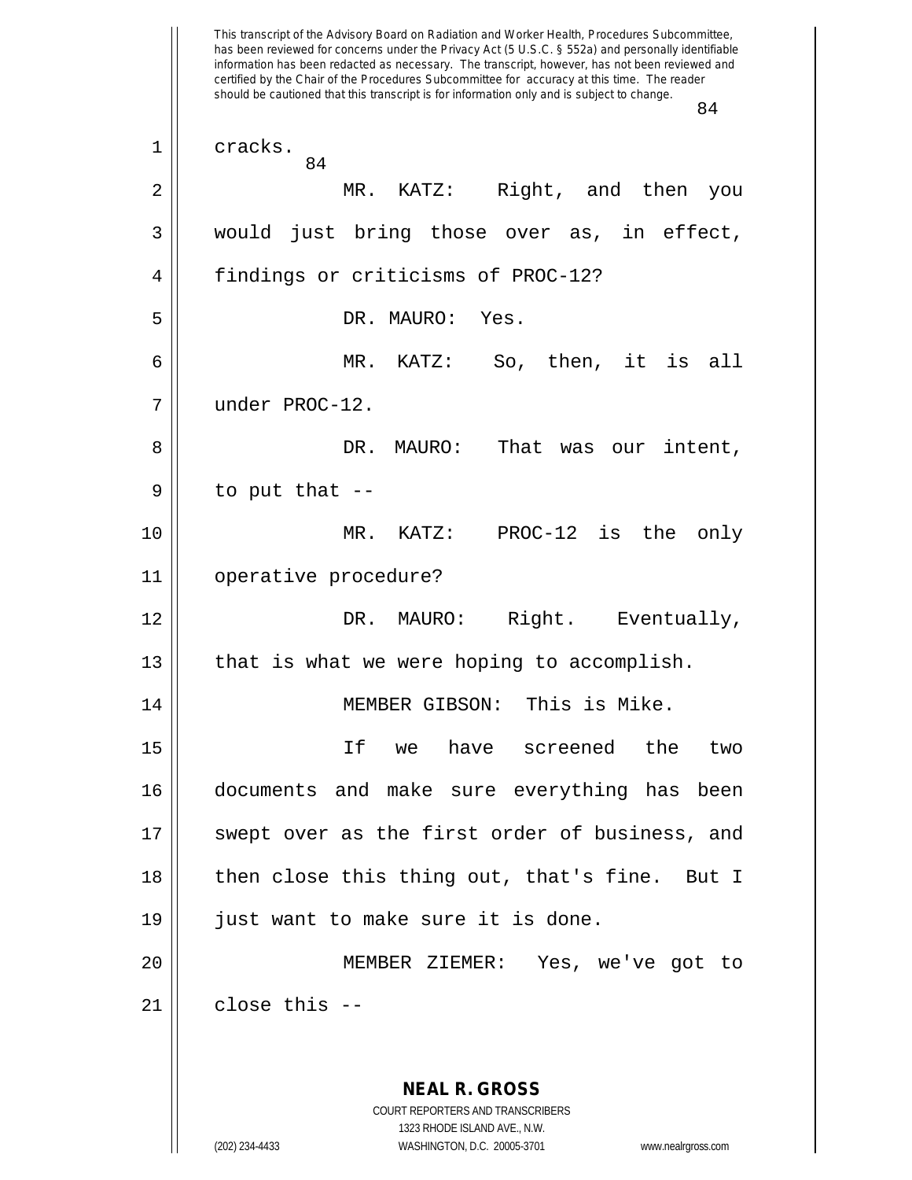This transcript of the Advisory Board on Radiation and Worker Health, Procedures Subcommittee, has been reviewed for concerns under the Privacy Act (5 U.S.C. § 552a) and personally identifiable information has been redacted as necessary. The transcript, however, has not been reviewed and certified by the Chair of the Procedures Subcommittee for accuracy at this time. The reader should be cautioned that this transcript is for information only and is subject to change.

cracks.

MR. KATZ: Right, and then you would just bring those over as, in effect, findings or criticisms of PROC-12?

DR. MAURO: Yes.

MR. KATZ: So, then, it is all under PROC-12.

DR. MAURO: That was our intent, to put that --

MR. KATZ: PROC-12 is the only operative procedure?

DR. MAURO: Right. Eventually, that is what we were hoping to accomplish.

MEMBER GIBSON: This is Mike.

If we have screened the two documents and make sure everything has been swept over as the first order of business, and then close this thing out, that's fine. But I just want to make sure it is done.

MEMBER ZIEMER: Yes, we've got to close this --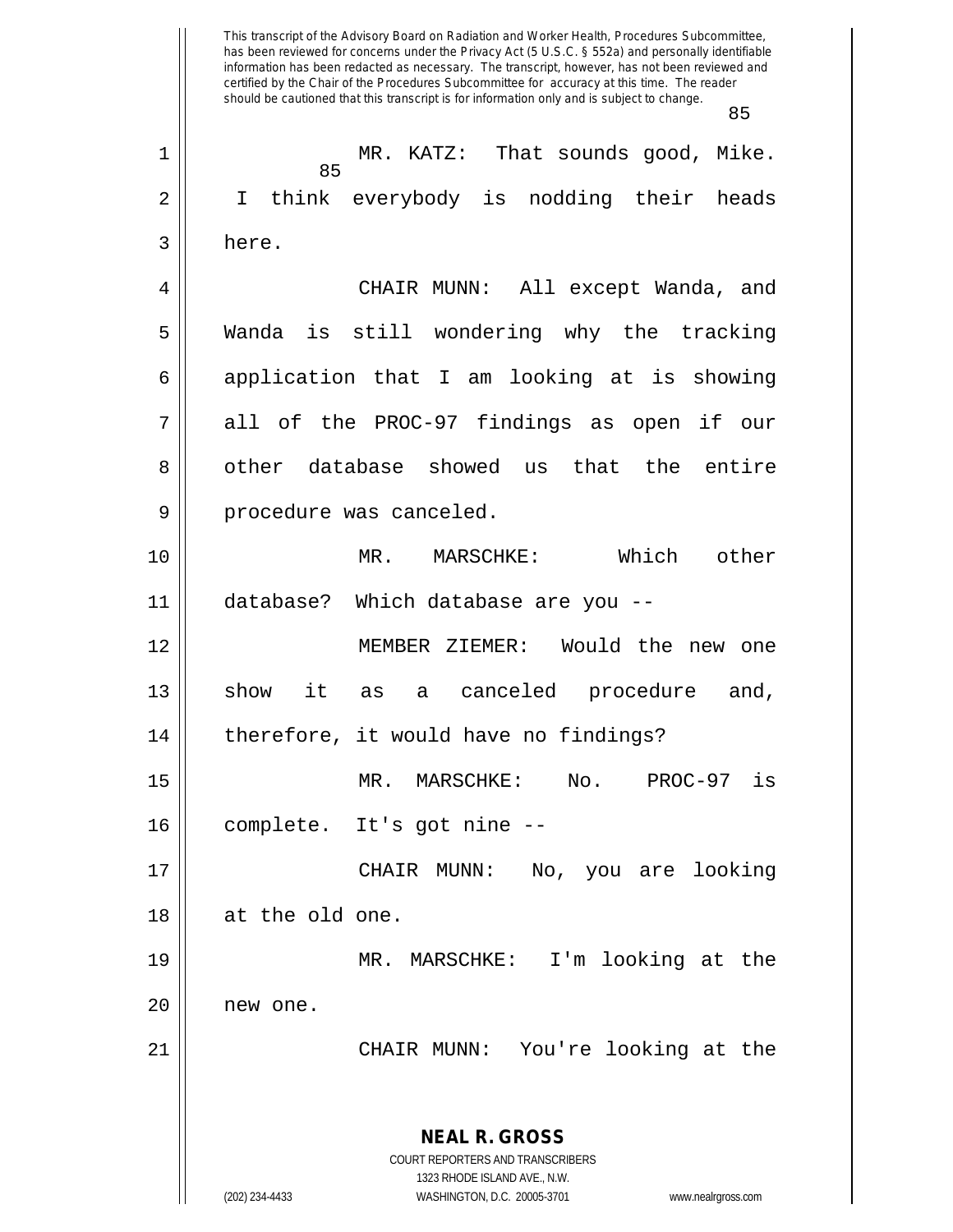MR. KATZ: That sounds good, Mike. I think everybody is nodding their heads here.

CHAIR MUNN: All except Wanda, and Wanda is still wondering why the tracking application that I am looking at is showing all of the PROC-97 findings as open if our other database showed us that the entire procedure was canceled.

MR. MARSCHKE: Which other database? Which database are you --

MEMBER ZIEMER: Would the new one show it as a canceled procedure and, therefore, it would have no findings?

MR. MARSCHKE: No. PROC-97 is complete. It's got nine --

CHAIR MUNN: No, you are looking at the old one.

MR. MARSCHKE: I'm looking at the new one.

CHAIR MUNN: You're looking at the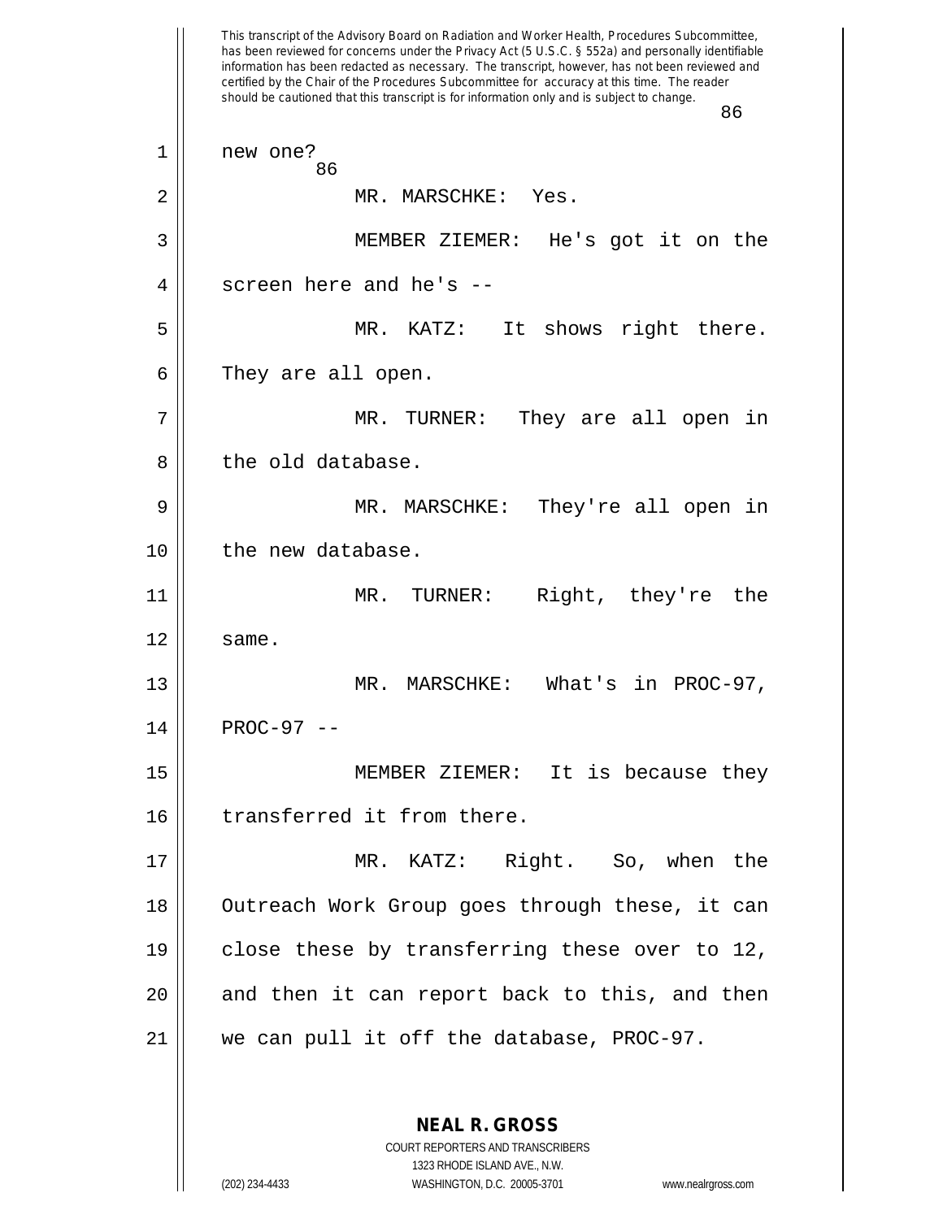new one?

MR. MARSCHKE: Yes.

MEMBER ZIEMER: He's got it on the screen here and he's --

MR. KATZ: It shows right there. They are all open.

MR. TURNER: They are all open in the old database.

MR. MARSCHKE: They're all open in the new database.

MR. TURNER: Right, they're the same.

MR. MARSCHKE: What's in PROC-97, PROC-97 --

MEMBER ZIEMER: It is because they transferred it from there.

MR. KATZ: Right. So, when the Outreach Work Group goes through these, it can close these by transferring these over to 12, and then it can report back to this, and then we can pull it off the database, PROC-97.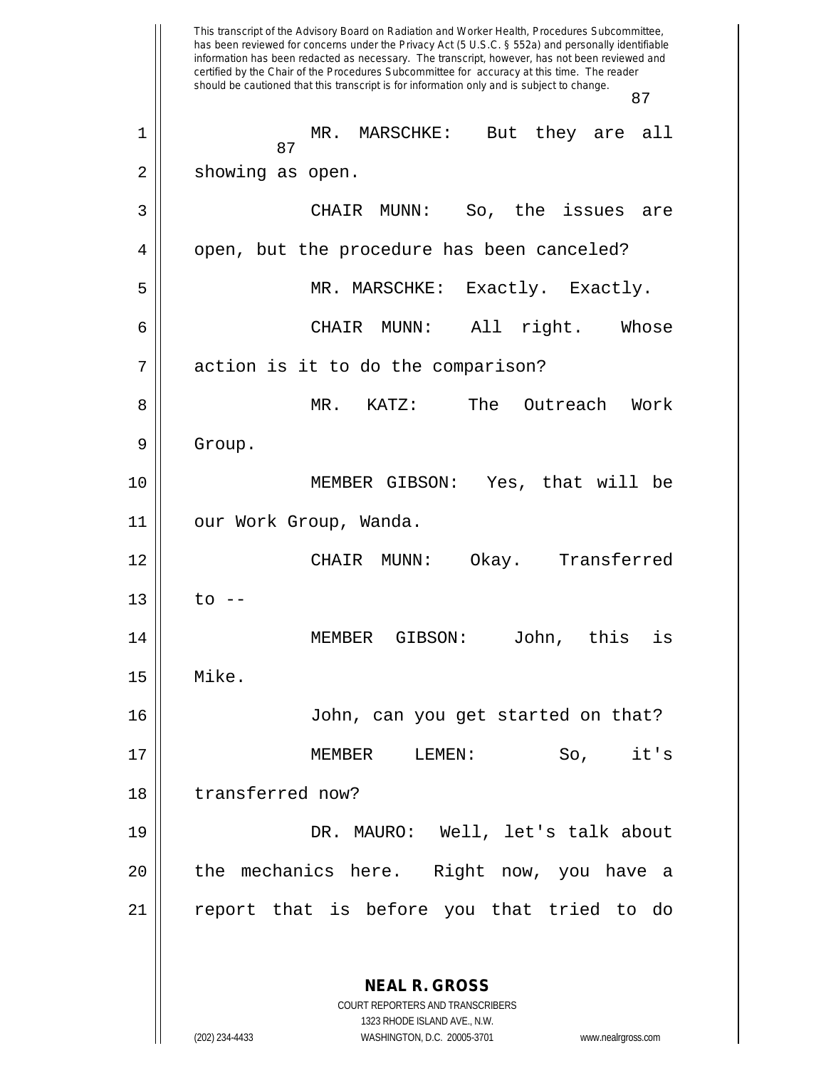MR. MARSCHKE: But they are all showing as open.

CHAIR MUNN: So, the issues are open, but the procedure has been canceled?

MR. MARSCHKE: Exactly. Exactly.

CHAIR MUNN: All right. Whose action is it to do the comparison?

MR. KATZ: The Outreach Work Group.

MEMBER GIBSON: Yes, that will be our Work Group, Wanda.

CHAIR MUNN: Okay. Transferred to --

MEMBER GIBSON: John, this is Mike.

John, can you get started on that?

MEMBER LEMEN: So, it's transferred now?

DR. MAURO: Well, let's talk about the mechanics here. Right now, you have a report that is before you that tried to do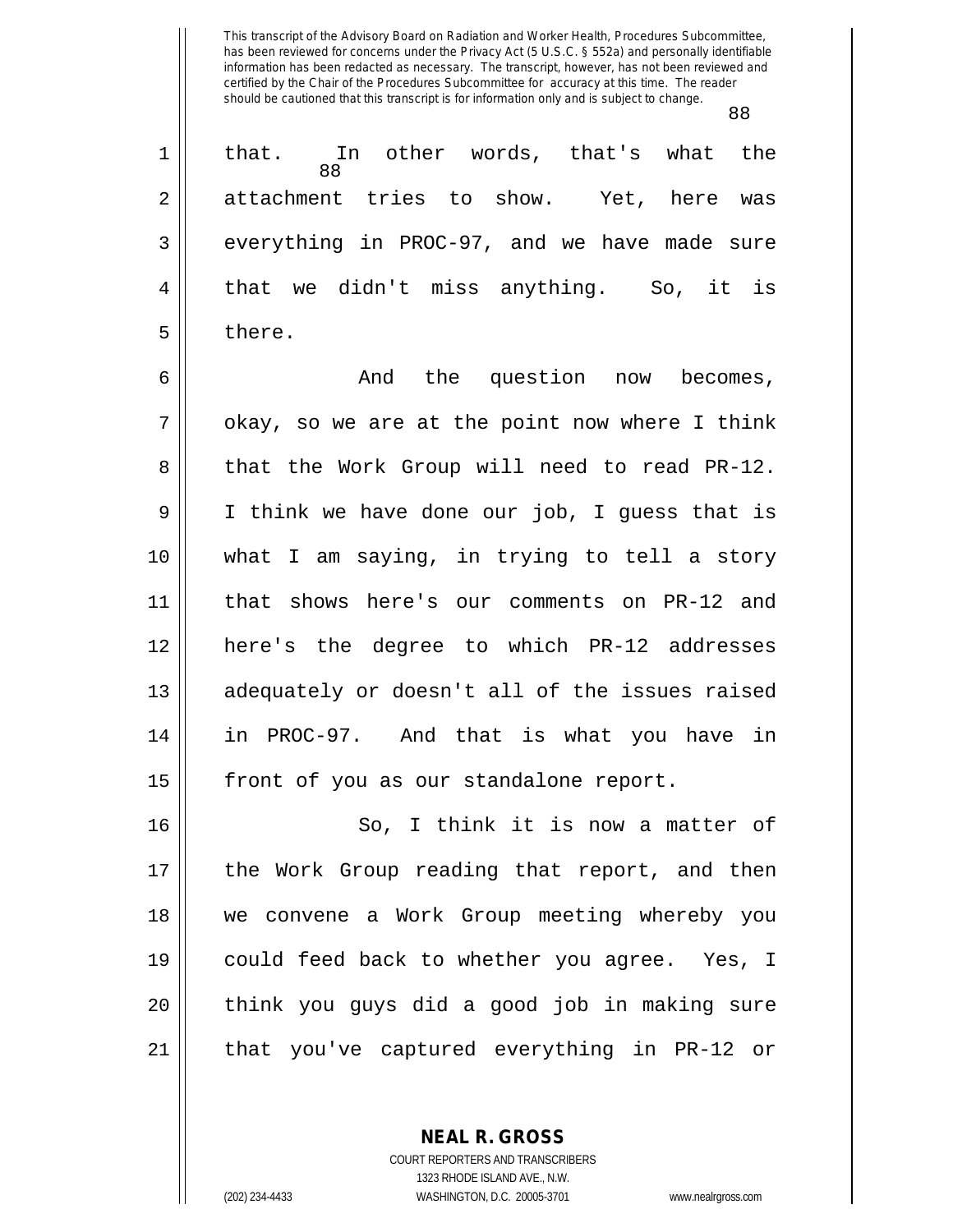that. In other words, that's what the attachment tries to show. Yet, here was everything in PROC-97, and we have made sure that we didn't miss anything. So, it is there.

And the question now becomes, okay, so we are at the point now where I think that the Work Group will need to read PR-12. I think we have done our job, I guess that is what I am saying, in trying to tell a story that shows here's our comments on PR-12 and here's the degree to which PR-12 addresses adequately or doesn't all of the issues raised in PROC-97. And that is what you have in front of you as our standalone report.

So, I think it is now a matter of the Work Group reading that report, and then we convene a Work Group meeting whereby you could feed back to whether you agree. Yes, I think you guys did a good job in making sure that you've captured everything in PR-12 or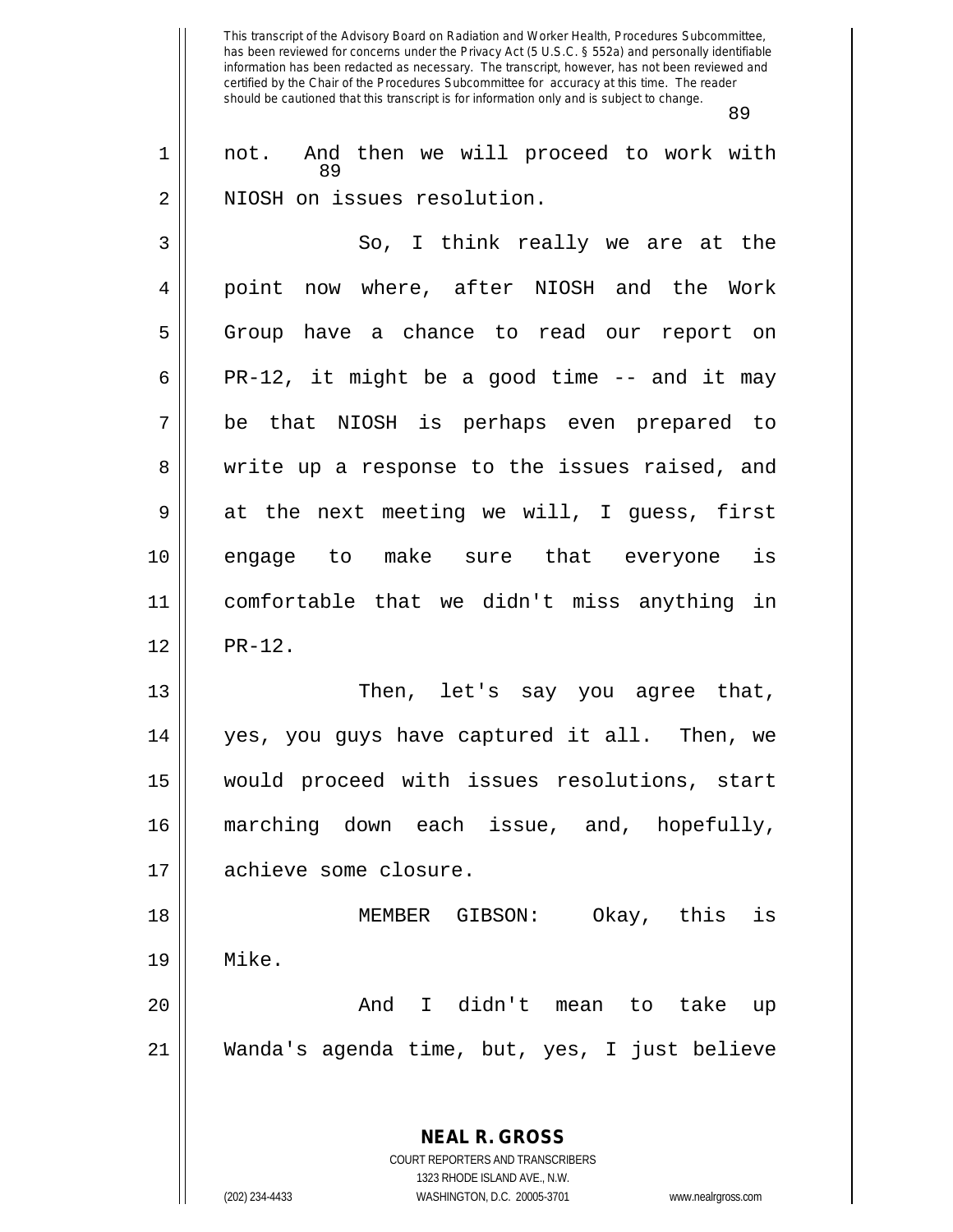not. And then we will proceed to work with NIOSH on issues resolution.

So, I think really we are at the point now where, after NIOSH and the Work Group have a chance to read our report on PR-12, it might be a good time -- and it may be that NIOSH is perhaps even prepared to write up a response to the issues raised, and at the next meeting we will, I guess, first engage to make sure that everyone is comfortable that we didn't miss anything in PR-12.

Then, let's say you agree that, yes, you guys have captured it all. Then, we would proceed with issues resolutions, start marching down each issue, and, hopefully, achieve some closure.

MEMBER GIBSON: Okay, this is Mike.

And I didn't mean to take up Wanda's agenda time, but, yes, I just believe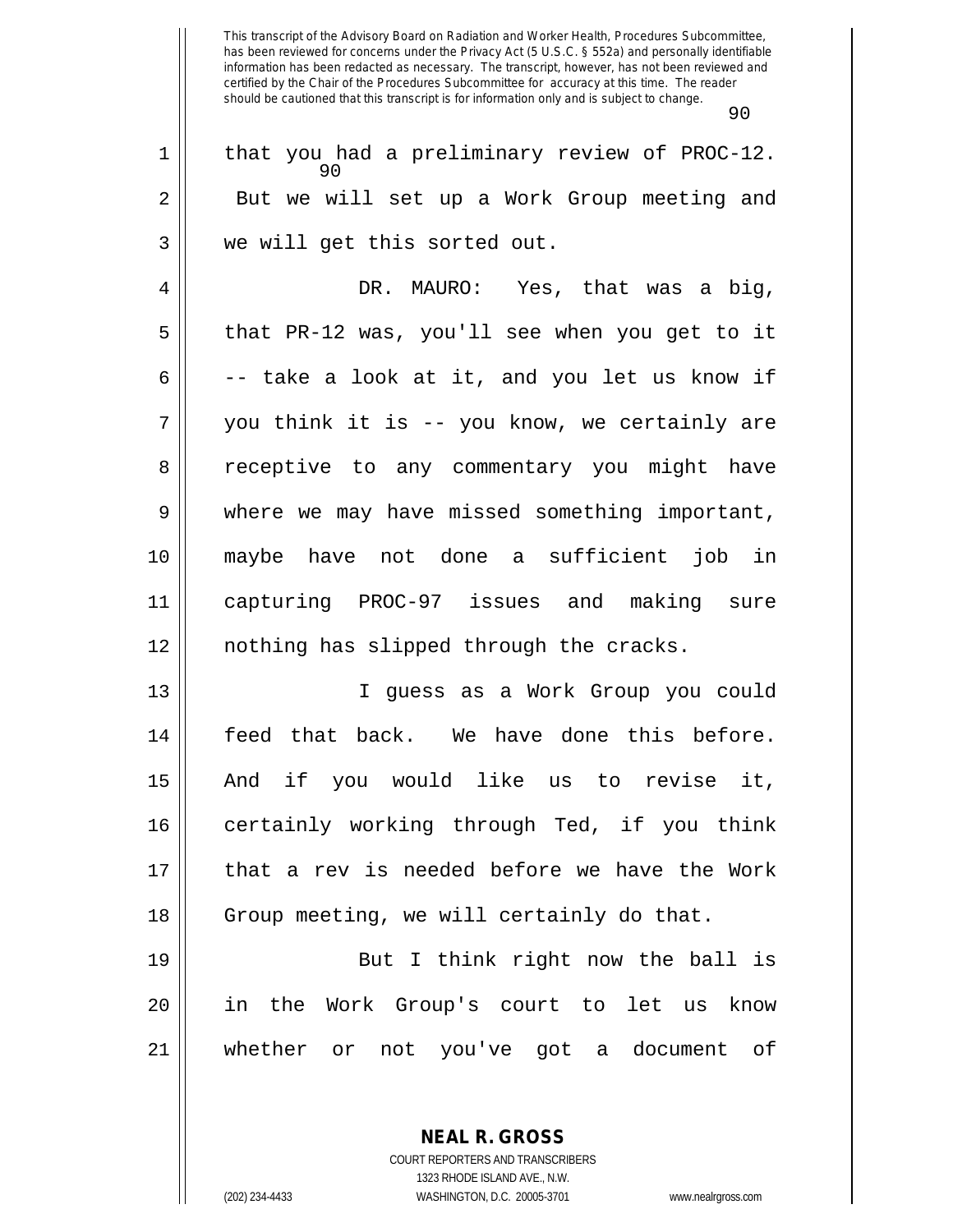that you had a preliminary review of PROC-12. But we will set up a Work Group meeting and we will get this sorted out.

DR. MAURO: Yes, that was a big, that PR-12 was, you'll see when you get to it -- take a look at it, and you let us know if you think it is -- you know, we certainly are receptive to any commentary you might have where we may have missed something important, maybe have not done a sufficient job in capturing PROC-97 issues and making sure nothing has slipped through the cracks.

I guess as a Work Group you could feed that back. We have done this before. And if you would like us to revise it, certainly working through Ted, if you think that a rev is needed before we have the Work Group meeting, we will certainly do that.

But I think right now the ball is in the Work Group's court to let us know whether or not you've got a document of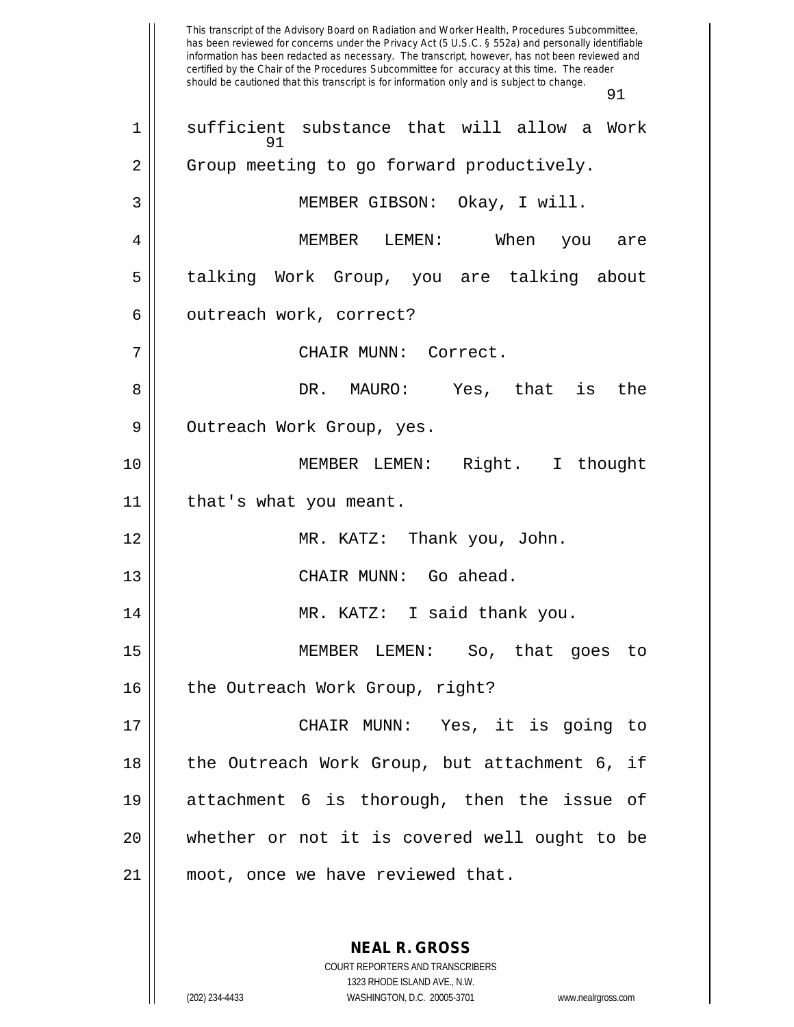sufficient substance that will allow a Work Group meeting to go forward productively.

MEMBER GIBSON: Okay, I will.

MEMBER LEMEN: When you are talking Work Group, you are talking about outreach work, correct?

CHAIR MUNN: Correct.

DR. MAURO: Yes, that is the Outreach Work Group, yes.

MEMBER LEMEN: Right. I thought that's what you meant.

MR. KATZ: Thank you, John.

CHAIR MUNN: Go ahead.

MR. KATZ: I said thank you.

MEMBER LEMEN: So, that goes to the Outreach Work Group, right?

CHAIR MUNN: Yes, it is going to the Outreach Work Group, but attachment 6, if attachment 6 is thorough, then the issue of whether or not it is covered well ought to be moot, once we have reviewed that.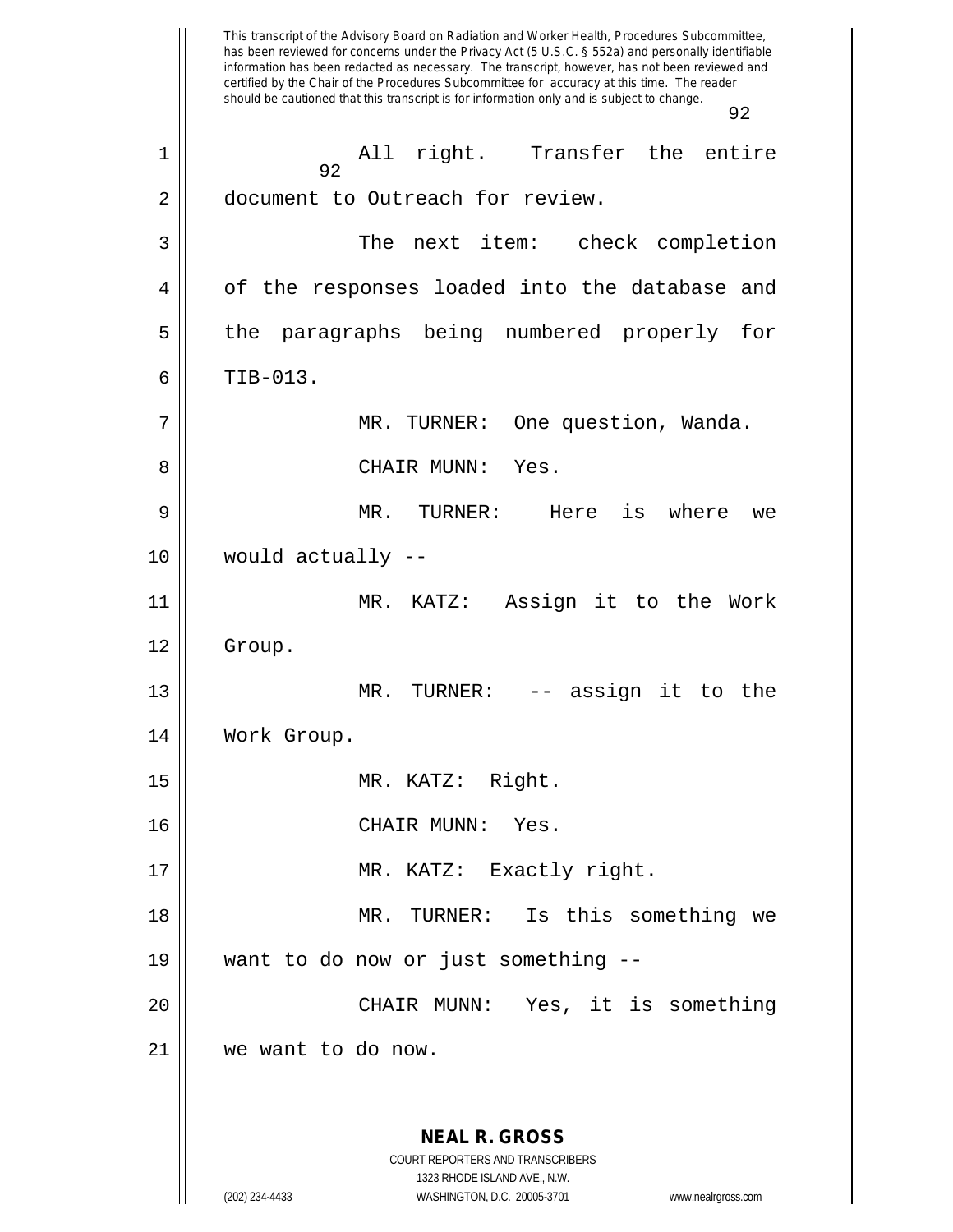This transcript of the Advisory Board on Radiation and Worker Health, Procedures Subcommittee, has been reviewed for concerns under the Privacy Act (5 U.S.C. § 552a) and personally identifiable information has been redacted as necessary. The transcript, however, has not been reviewed and certified by the Chair of the Procedures Subcommittee for accuracy at this time. The reader should be cautioned that this transcript is for information only and is subject to change.

All right. Transfer the entire document to Outreach for review.

The next item: check completion of the responses loaded into the database and the paragraphs being numbered properly for TIB-013.

MR. TURNER: One question, Wanda.

CHAIR MUNN: Yes.

MR. TURNER: Here is where we would actually --

MR. KATZ: Assign it to the Work Group.

MR. TURNER: -- assign it to the Work Group.

MR. KATZ: Right.

CHAIR MUNN: Yes.

MR. KATZ: Exactly right.

MR. TURNER: Is this something we want to do now or just something --

CHAIR MUNN: Yes, it is something we want to do now.

**NEAL R. GROSS**
COURT REPORTERS AND TRANSCRIBERS
1323 RHODE ISLAND AVE., N.W.
(202) 234-4433 WASHINGTON, D.C. 20005-3701 www.nealrgross.com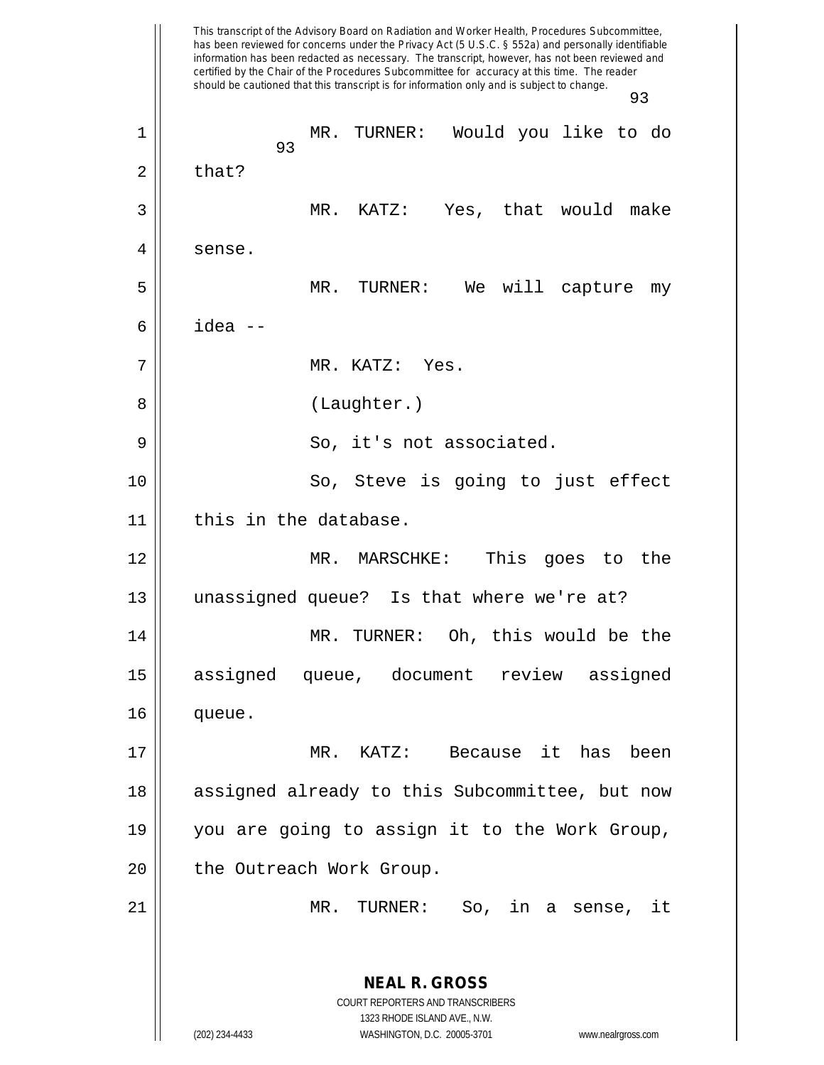This transcript of the Advisory Board on Radiation and Worker Health, Procedures Subcommittee, has been reviewed for concerns under the Privacy Act (5 U.S.C. § 552a) and personally identifiable information has been redacted as necessary. The transcript, however, has not been reviewed and certified by the Chair of the Procedures Subcommittee for accuracy at this time. The reader should be cautioned that this transcript is for information only and is subject to change.

MR. TURNER: Would you like to do that?

MR. KATZ: Yes, that would make sense.

MR. TURNER: We will capture my idea --

MR. KATZ: Yes.

(Laughter.)

So, it's not associated.

So, Steve is going to just effect this in the database.

MR. MARSCHKE: This goes to the unassigned queue? Is that where we're at?

MR. TURNER: Oh, this would be the assigned queue, document review assigned queue.

MR. KATZ: Because it has been assigned already to this Subcommittee, but now you are going to assign it to the Work Group, the Outreach Work Group.

MR. TURNER: So, in a sense, it

**NEAL R. GROSS**
COURT REPORTERS AND TRANSCRIBERS
1323 RHODE ISLAND AVE., N.W.
(202) 234-4433 WASHINGTON, D.C. 20005-3701 www.nealrgross.com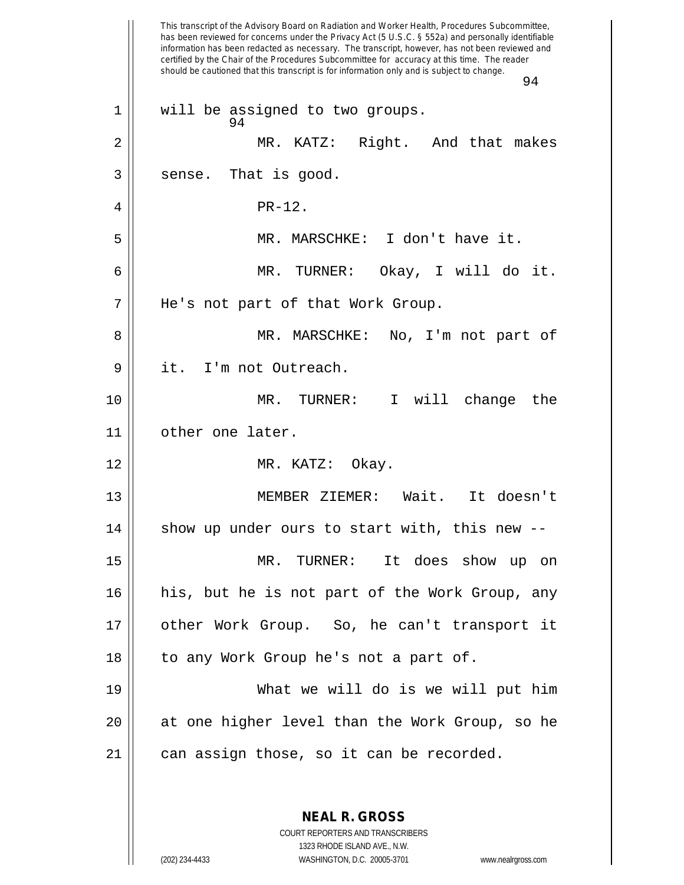will be assigned to two groups.

MR. KATZ: Right. And that makes sense. That is good.

PR-12.

MR. MARSCHKE: I don't have it.

MR. TURNER: Okay, I will do it. He's not part of that Work Group.

MR. MARSCHKE: No, I'm not part of it. I'm not Outreach.

MR. TURNER: I will change the other one later.

MR. KATZ: Okay.

MEMBER ZIEMER: Wait. It doesn't show up under ours to start with, this new --

MR. TURNER: It does show up on his, but he is not part of the Work Group, any other Work Group. So, he can't transport it to any Work Group he's not a part of.

What we will do is we will put him at one higher level than the Work Group, so he can assign those, so it can be recorded.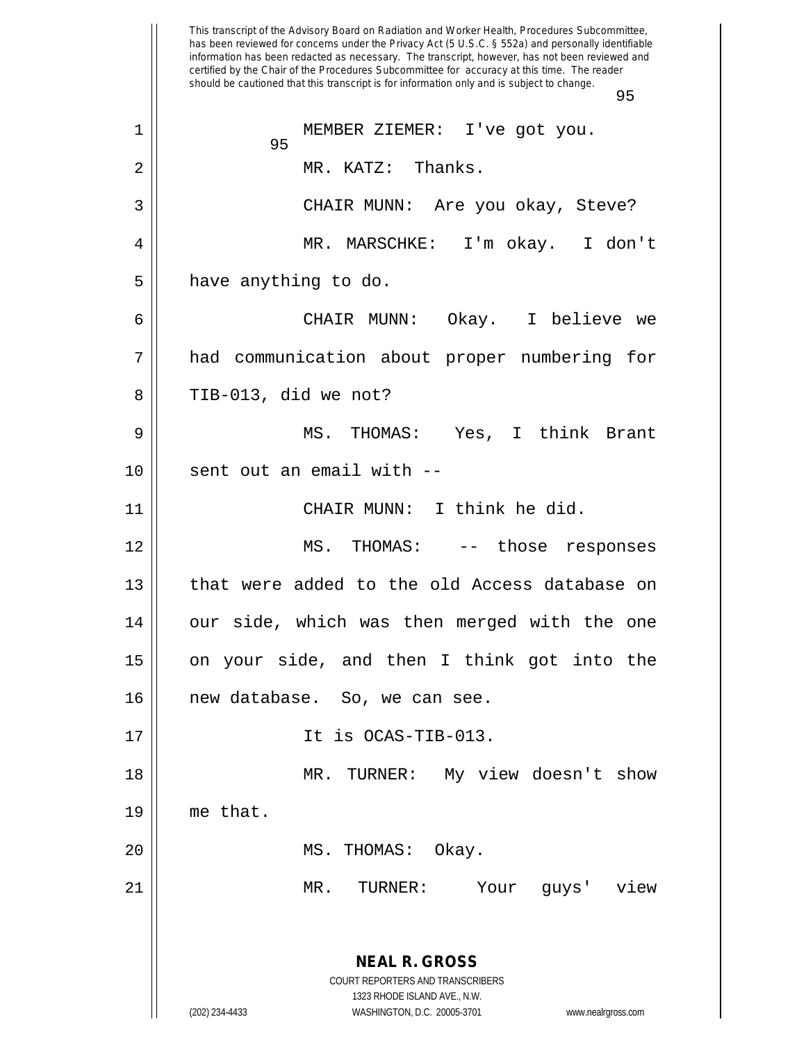MEMBER ZIEMER: I've got you.

MR. KATZ: Thanks.

CHAIR MUNN: Are you okay, Steve?

MR. MARSCHKE: I'm okay. I don't have anything to do.

CHAIR MUNN: Okay. I believe we had communication about proper numbering for TIB-013, did we not?

MS. THOMAS: Yes, I think Brant sent out an email with --

CHAIR MUNN: I think he did.

MS. THOMAS: -- those responses that were added to the old Access database on our side, which was then merged with the one on your side, and then I think got into the new database. So, we can see.

It is OCAS-TIB-013.

MR. TURNER: My view doesn't show me that.

MS. THOMAS: Okay.

MR. TURNER: Your guys' view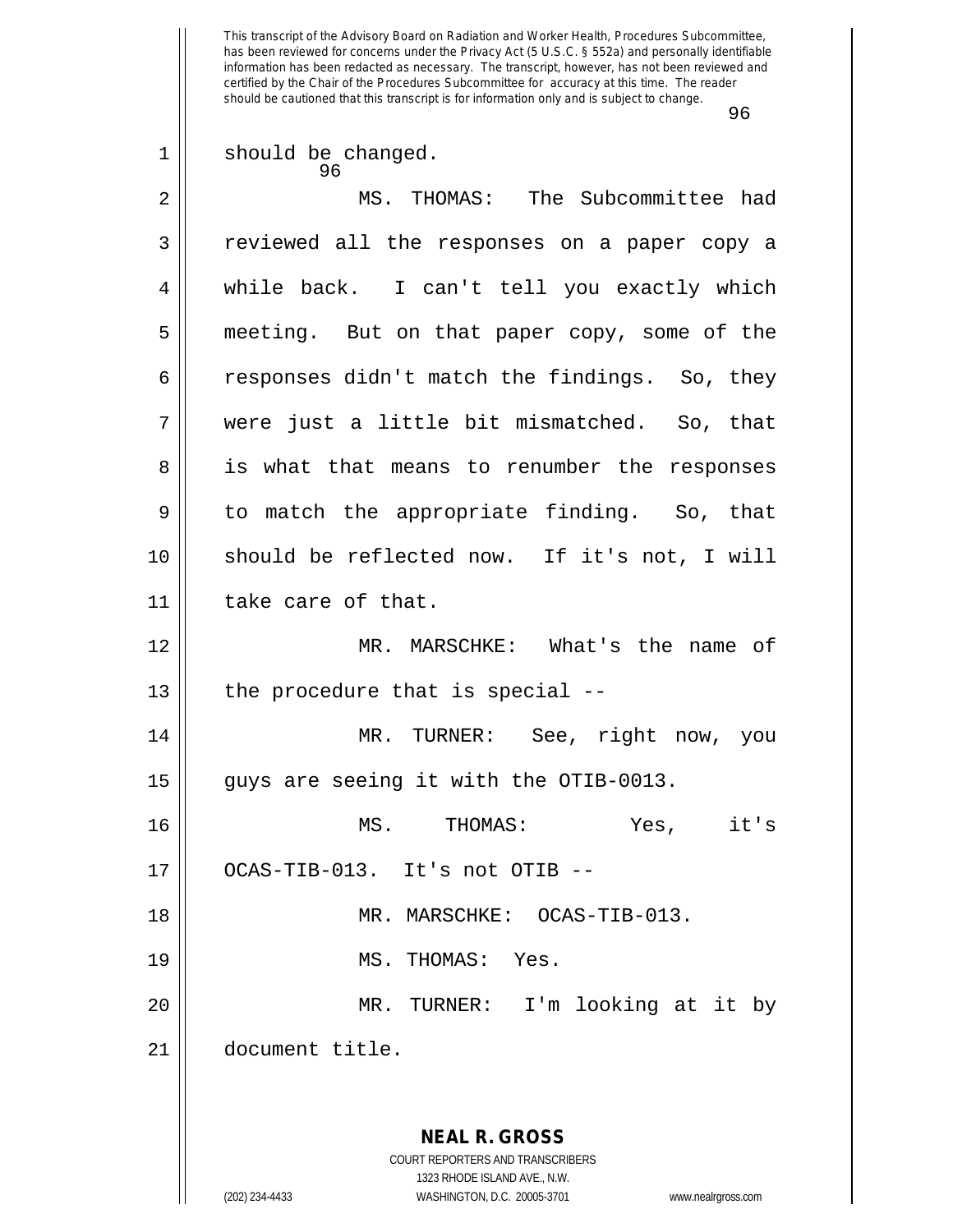should be changed.

MS. THOMAS: The Subcommittee had reviewed all the responses on a paper copy a while back. I can't tell you exactly which meeting. But on that paper copy, some of the responses didn't match the findings. So, they were just a little bit mismatched. So, that is what that means to renumber the responses to match the appropriate finding. So, that should be reflected now. If it's not, I will take care of that.

MR. MARSCHKE: What's the name of the procedure that is special --

MR. TURNER: See, right now, you guys are seeing it with the OTIB-0013.

MS. THOMAS: Yes, it's OCAS-TIB-013. It's not OTIB --

MR. MARSCHKE: OCAS-TIB-013.

MS. THOMAS: Yes.

MR. TURNER: I'm looking at it by document title.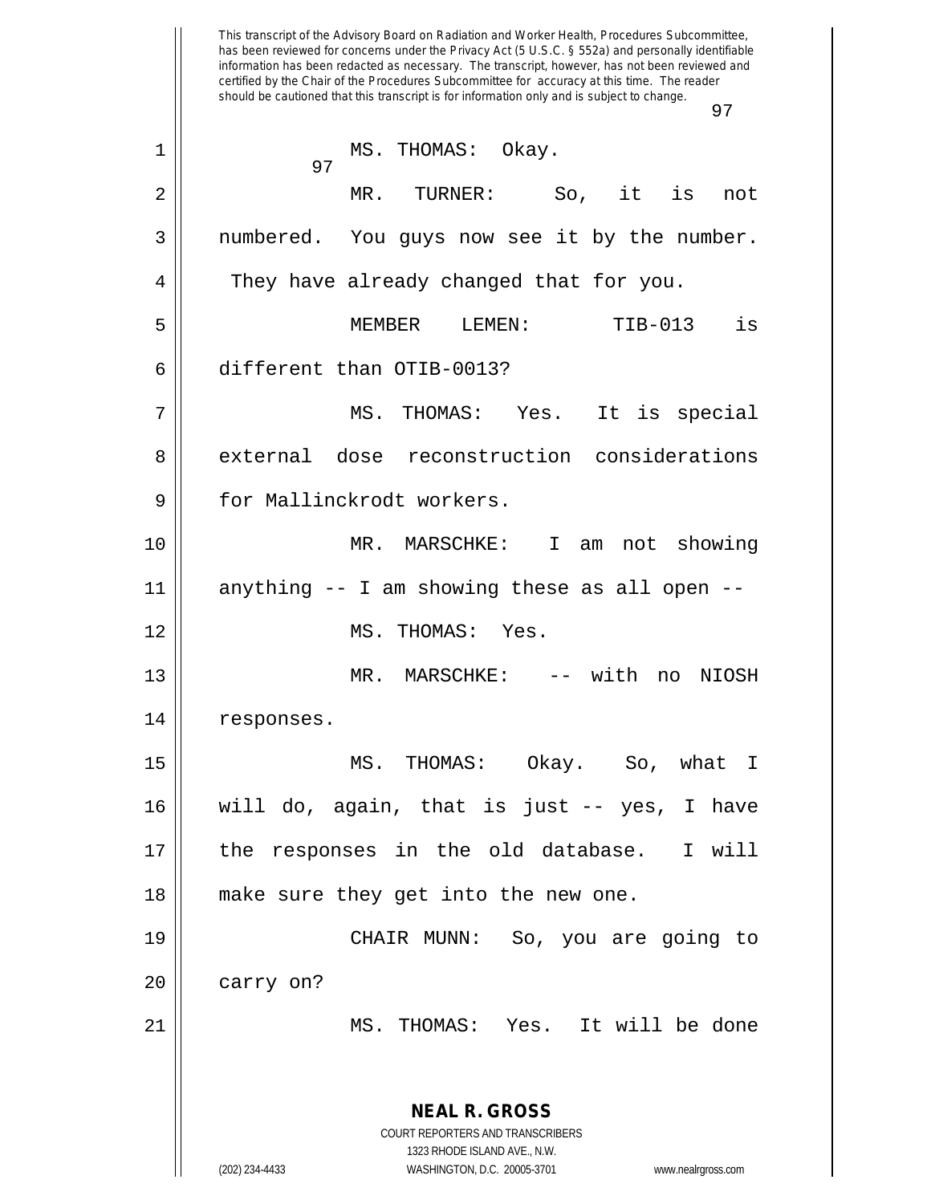MS. THOMAS: Okay.

MR. TURNER: So, it is not numbered. You guys now see it by the number. They have already changed that for you.

MEMBER LEMEN: TIB-013 is different than OTIB-0013?

MS. THOMAS: Yes. It is special external dose reconstruction considerations for Mallinckrodt workers.

MR. MARSCHKE: I am not showing anything -- I am showing these as all open --

MS. THOMAS: Yes.

MR. MARSCHKE: -- with no NIOSH responses.

MS. THOMAS: Okay. So, what I will do, again, that is just -- yes, I have the responses in the old database. I will make sure they get into the new one.

CHAIR MUNN: So, you are going to carry on?

MS. THOMAS: Yes. It will be done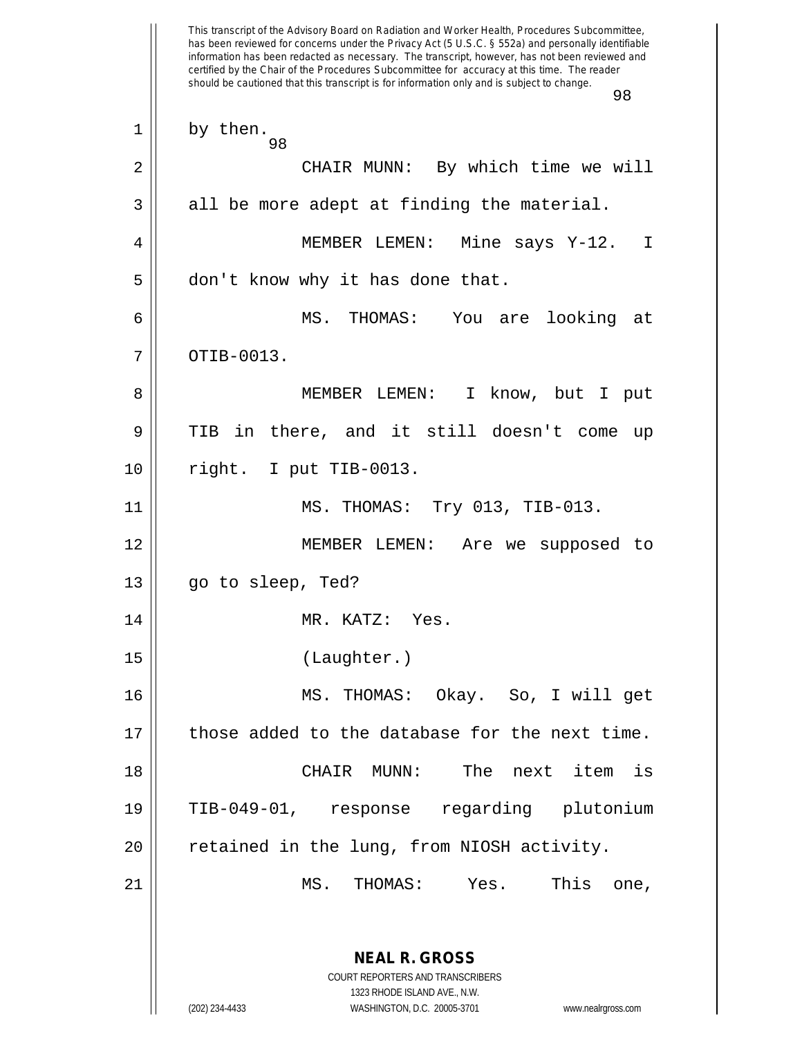by then.

CHAIR MUNN: By which time we will all be more adept at finding the material.

MEMBER LEMEN: Mine says Y-12. I don't know why it has done that.

MS. THOMAS: You are looking at OTIB-0013.

MEMBER LEMEN: I know, but I put TIB in there, and it still doesn't come up right. I put TIB-0013.

MS. THOMAS: Try 013, TIB-013.

MEMBER LEMEN: Are we supposed to go to sleep, Ted?

MR. KATZ: Yes.

(Laughter.)

MS. THOMAS: Okay. So, I will get those added to the database for the next time.

CHAIR MUNN: The next item is TIB-049-01, response regarding plutonium retained in the lung, from NIOSH activity.

MS. THOMAS: Yes. This one,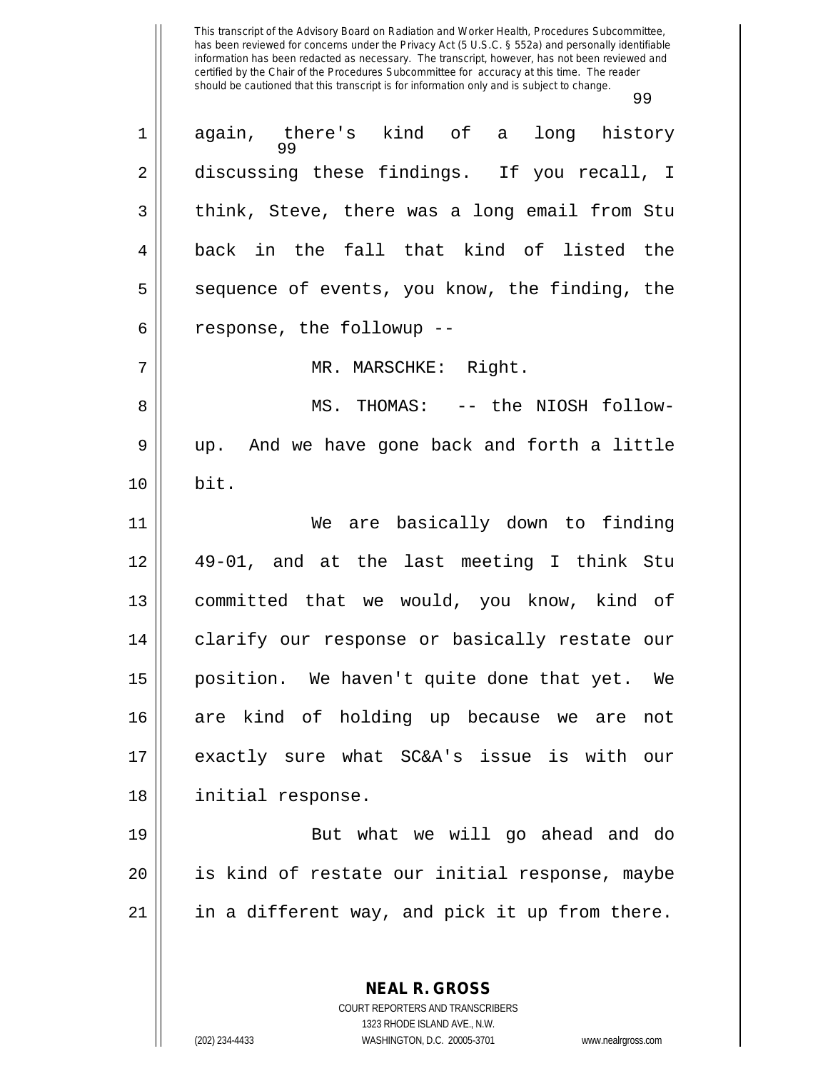again, there's kind of a long history discussing these findings. If you recall, I think, Steve, there was a long email from Stu back in the fall that kind of listed the sequence of events, you know, the finding, the response, the followup --

MR. MARSCHKE: Right.

MS. THOMAS: -- the NIOSH follow-up. And we have gone back and forth a little bit.

We are basically down to finding 49-01, and at the last meeting I think Stu committed that we would, you know, kind of clarify our response or basically restate our position. We haven't quite done that yet. We are kind of holding up because we are not exactly sure what SC&A's issue is with our initial response.

But what we will go ahead and do is kind of restate our initial response, maybe in a different way, and pick it up from there.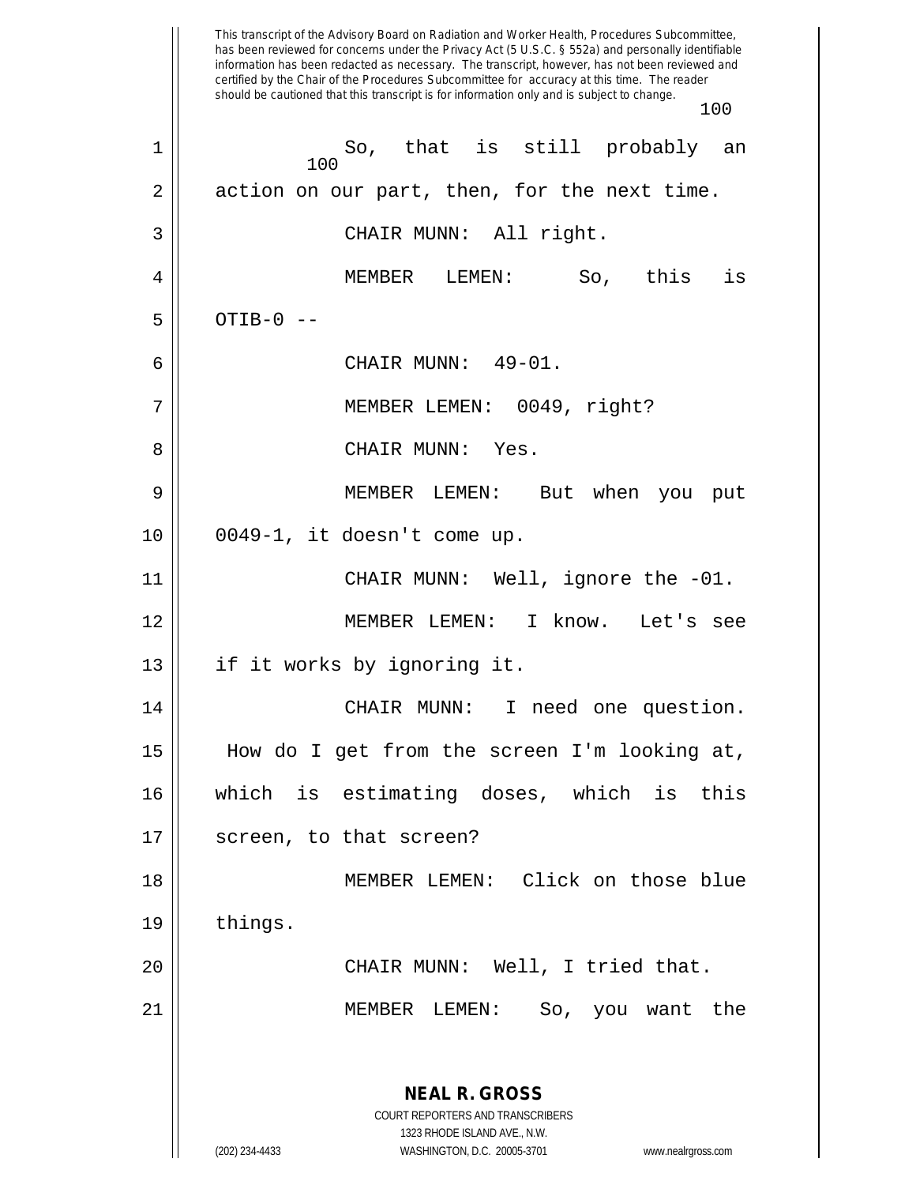This transcript of the Advisory Board on Radiation and Worker Health, Procedures Subcommittee, has been reviewed for concerns under the Privacy Act (5 U.S.C. § 552a) and personally identifiable information has been redacted as necessary. The transcript, however, has not been reviewed and certified by the Chair of the Procedures Subcommittee for accuracy at this time. The reader should be cautioned that this transcript is for information only and is subject to change.

1 So, that is still probably an
2 action on our part, then, for the next time.
3 CHAIR MUNN: All right.
4 MEMBER LEMEN: So, this is
5 OTIB-0 --
6 CHAIR MUNN: 49-01.
7 MEMBER LEMEN: 0049, right?
8 CHAIR MUNN: Yes.
9 MEMBER LEMEN: But when you put
10 0049-1, it doesn't come up.
11 CHAIR MUNN: Well, ignore the -01.
12 MEMBER LEMEN: I know. Let's see
13 if it works by ignoring it.
14 CHAIR MUNN: I need one question.
15 How do I get from the screen I'm looking at,
16 which is estimating doses, which is this
17 screen, to that screen?
18 MEMBER LEMEN: Click on those blue
19 things.
20 CHAIR MUNN: Well, I tried that.
21 MEMBER LEMEN: So, you want the

**NEAL R. GROSS**
COURT REPORTERS AND TRANSCRIBERS
1323 RHODE ISLAND AVE., N.W.
(202) 234-4433 WASHINGTON, D.C. 20005-3701 www.nealrgross.com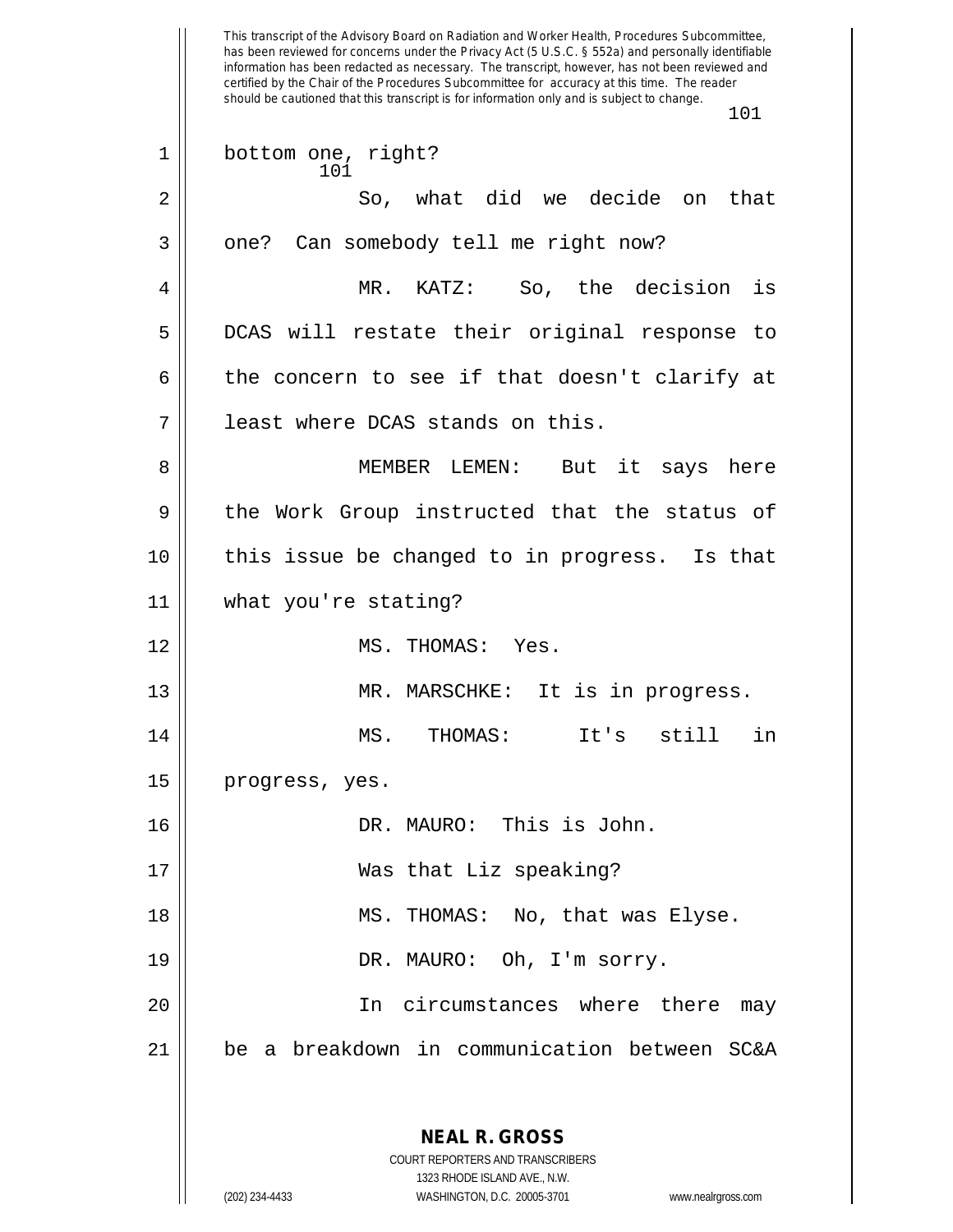bottom one, right?

So, what did we decide on that one? Can somebody tell me right now?

MR. KATZ: So, the decision is DCAS will restate their original response to the concern to see if that doesn't clarify at least where DCAS stands on this.

MEMBER LEMEN: But it says here the Work Group instructed that the status of this issue be changed to in progress. Is that what you're stating?

MS. THOMAS: Yes.

MR. MARSCHKE: It is in progress.

MS. THOMAS: It's still in progress, yes.

DR. MAURO: This is John.

Was that Liz speaking?

MS. THOMAS: No, that was Elyse.

DR. MAURO: Oh, I'm sorry.

In circumstances where there may be a breakdown in communication between SC&A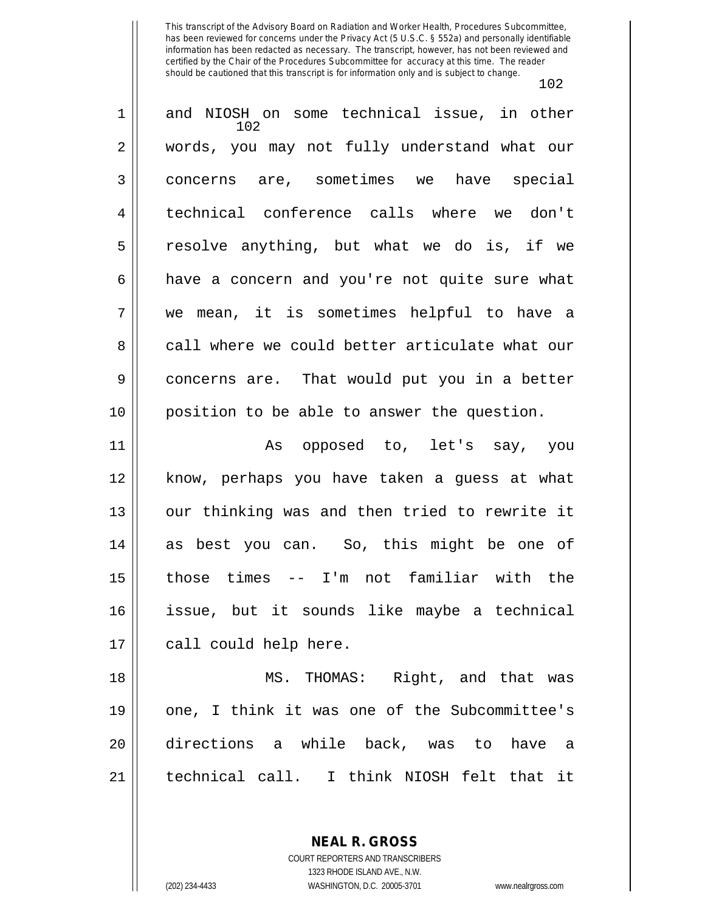and NIOSH on some technical issue, in other words, you may not fully understand what our concerns are, sometimes we have special technical conference calls where we don't resolve anything, but what we do is, if we have a concern and you're not quite sure what we mean, it is sometimes helpful to have a call where we could better articulate what our concerns are. That would put you in a better position to be able to answer the question.

As opposed to, let's say, you know, perhaps you have taken a guess at what our thinking was and then tried to rewrite it as best you can. So, this might be one of those times -- I'm not familiar with the issue, but it sounds like maybe a technical call could help here.

MS. THOMAS: Right, and that was one, I think it was one of the Subcommittee's directions a while back, was to have a technical call. I think NIOSH felt that it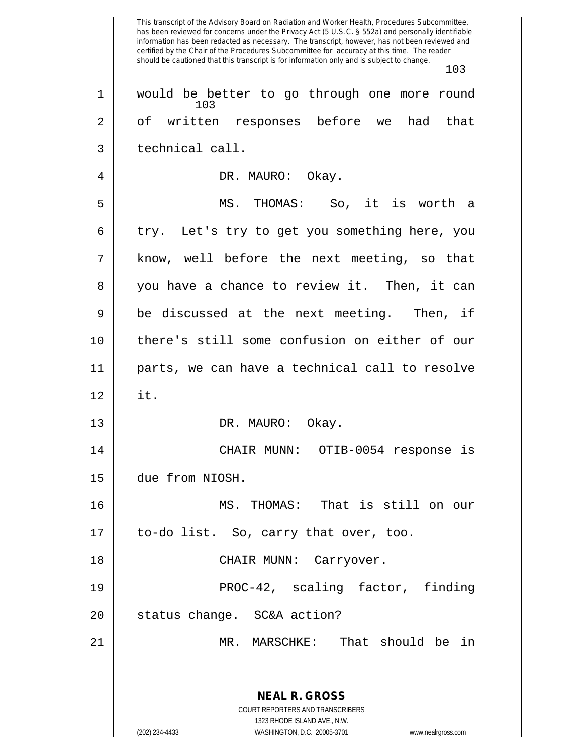would be better to go through one more round of written responses before we had that technical call.

DR. MAURO: Okay.

MS. THOMAS: So, it is worth a try. Let's try to get you something here, you know, well before the next meeting, so that you have a chance to review it. Then, it can be discussed at the next meeting. Then, if there's still some confusion on either of our parts, we can have a technical call to resolve it.

DR. MAURO: Okay.

CHAIR MUNN: OTIB-0054 response is due from NIOSH.

MS. THOMAS: That is still on our to-do list. So, carry that over, too.

CHAIR MUNN: Carryover.

PROC-42, scaling factor, finding status change. SC&A action?

MR. MARSCHKE: That should be in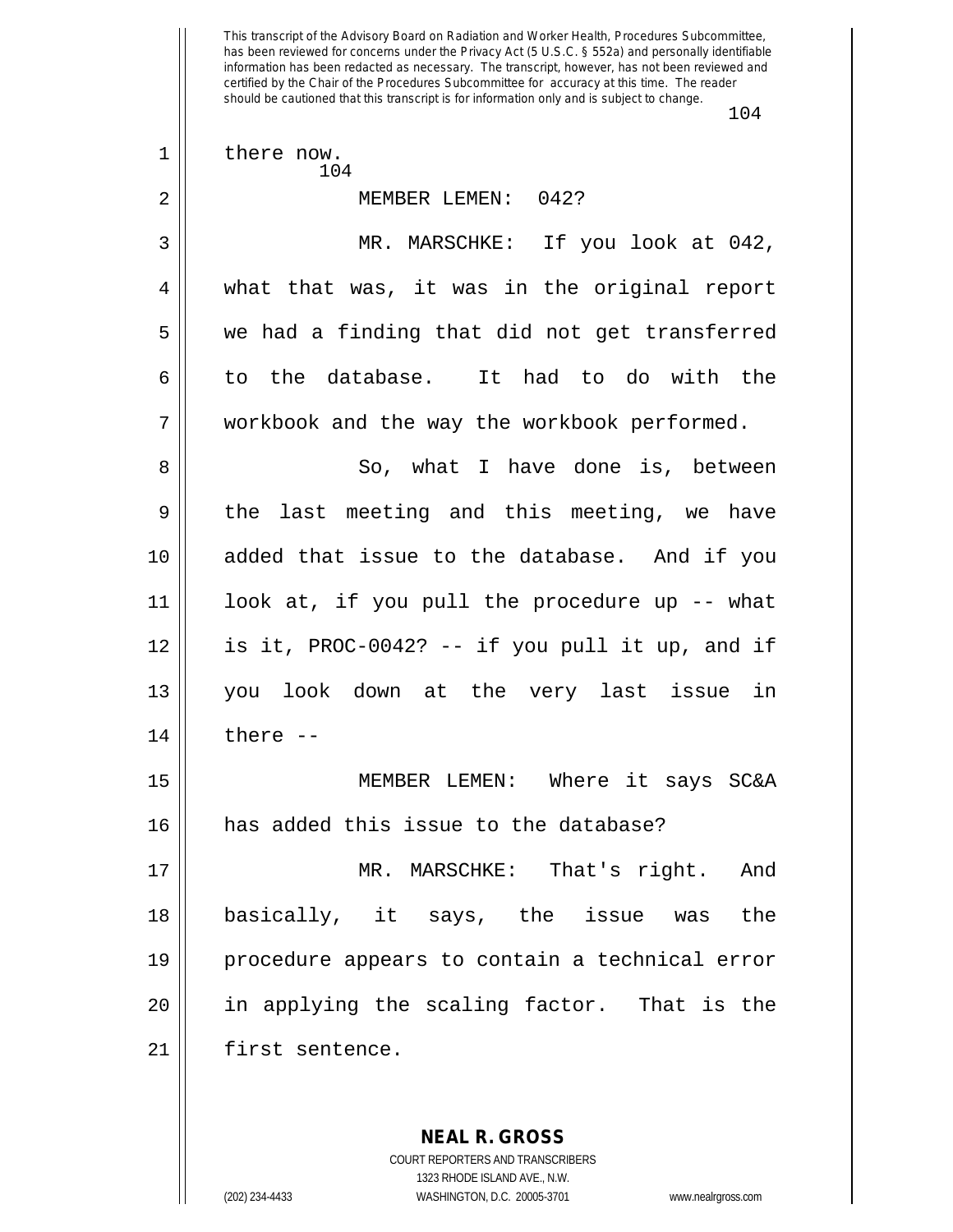there now.

MEMBER LEMEN: 042?

MR. MARSCHKE: If you look at 042, what that was, it was in the original report we had a finding that did not get transferred to the database. It had to do with the workbook and the way the workbook performed.

So, what I have done is, between the last meeting and this meeting, we have added that issue to the database. And if you look at, if you pull the procedure up -- what is it, PROC-0042? -- if you pull it up, and if you look down at the very last issue in there --

MEMBER LEMEN: Where it says SC&A has added this issue to the database?

MR. MARSCHKE: That's right. And basically, it says, the issue was the procedure appears to contain a technical error in applying the scaling factor. That is the first sentence.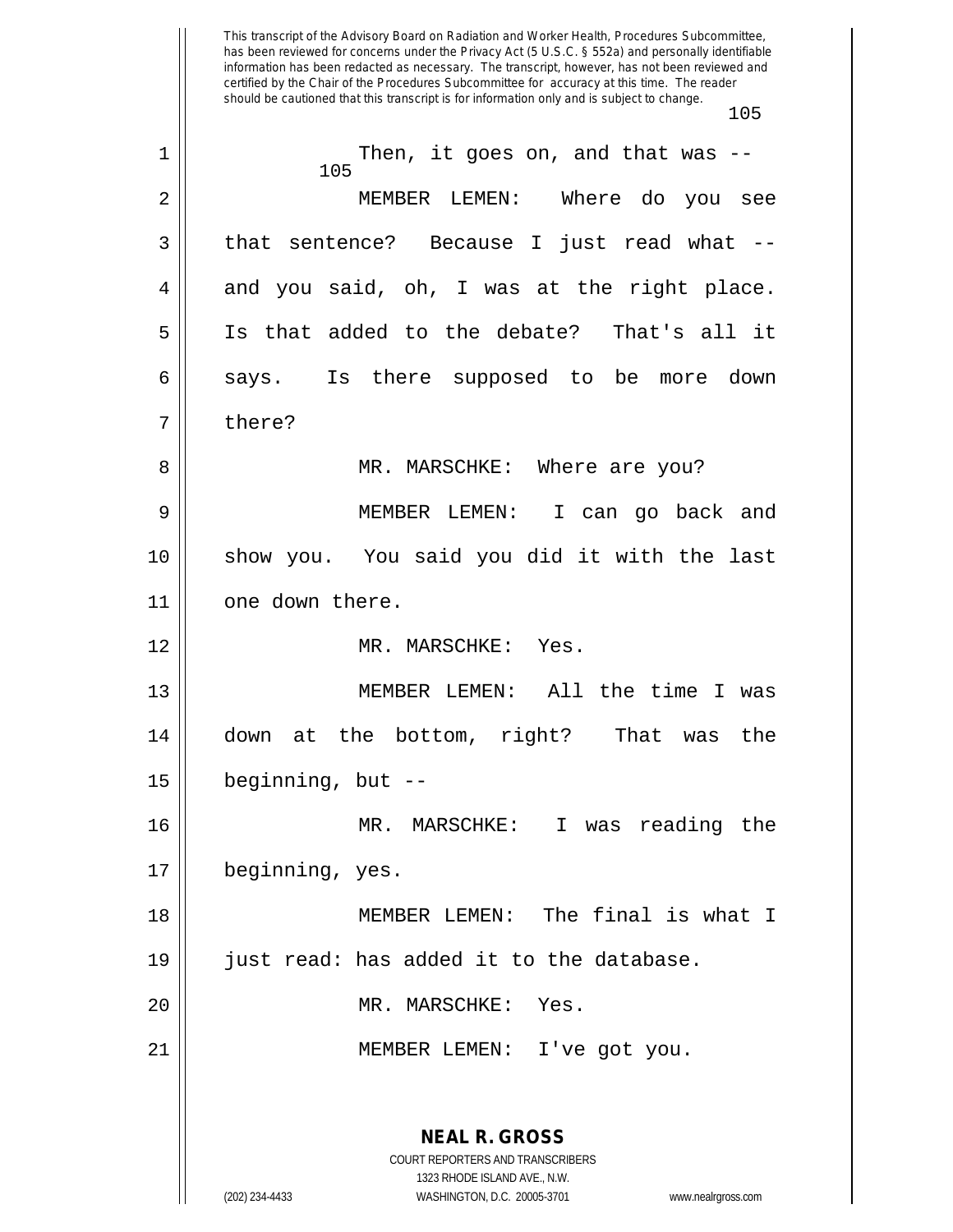Then, it goes on, and that was --

MEMBER LEMEN: Where do you see that sentence? Because I just read what -- and you said, oh, I was at the right place. Is that added to the debate? That's all it says. Is there supposed to be more down there?

MR. MARSCHKE: Where are you?

MEMBER LEMEN: I can go back and show you. You said you did it with the last one down there.

MR. MARSCHKE: Yes.

MEMBER LEMEN: All the time I was down at the bottom, right? That was the beginning, but --

MR. MARSCHKE: I was reading the beginning, yes.

MEMBER LEMEN: The final is what I just read: has added it to the database.

MR. MARSCHKE: Yes.

MEMBER LEMEN: I've got you.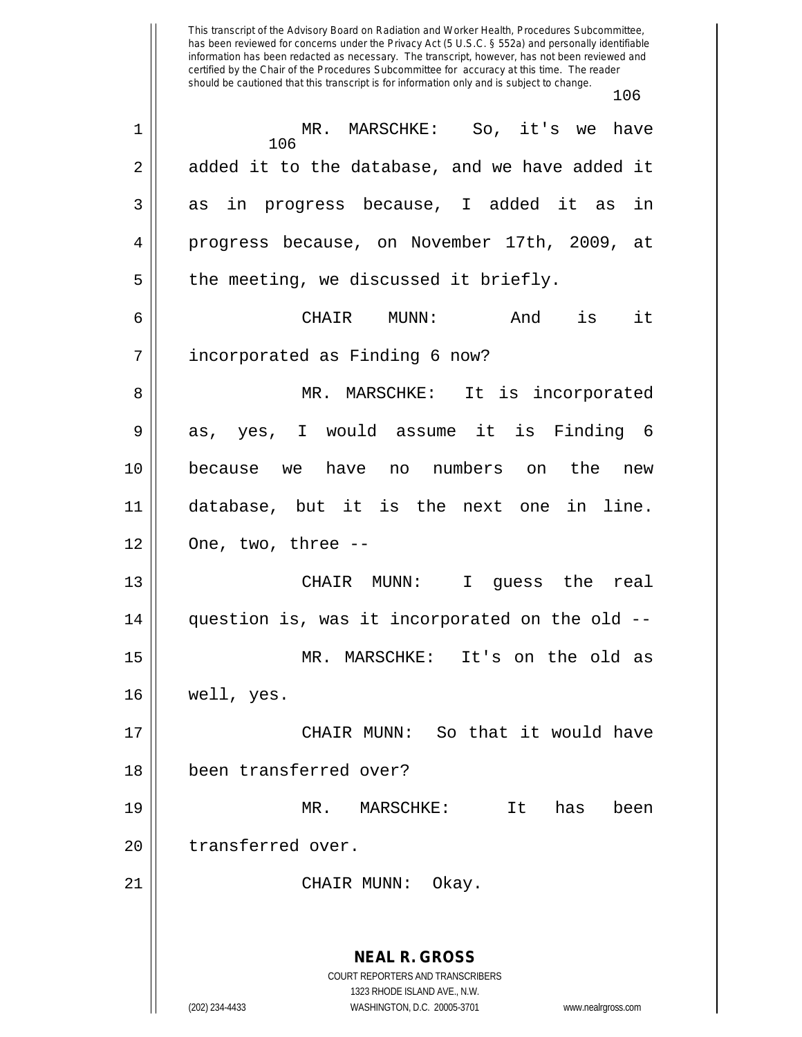MR. MARSCHKE: So, it's we have added it to the database, and we have added it as in progress because, I added it as in progress because, on November 17th, 2009, at the meeting, we discussed it briefly.

CHAIR MUNN: And is it incorporated as Finding 6 now?

MR. MARSCHKE: It is incorporated as, yes, I would assume it is Finding 6 because we have no numbers on the new database, but it is the next one in line. One, two, three --

CHAIR MUNN: I guess the real question is, was it incorporated on the old --

MR. MARSCHKE: It's on the old as well, yes.

CHAIR MUNN: So that it would have been transferred over?

MR. MARSCHKE: It has been transferred over.

CHAIR MUNN: Okay.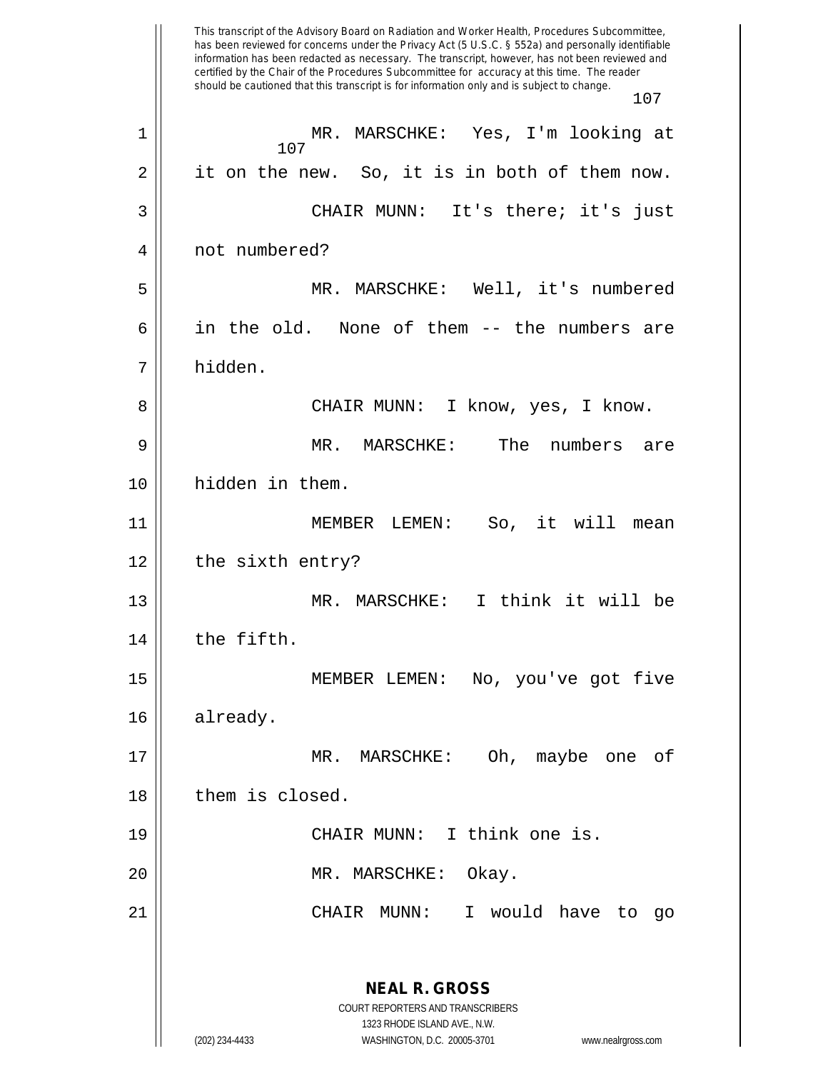MR. MARSCHKE: Yes, I'm looking at it on the new. So, it is in both of them now.

CHAIR MUNN: It's there; it's just not numbered?

MR. MARSCHKE: Well, it's numbered in the old. None of them -- the numbers are hidden.

CHAIR MUNN: I know, yes, I know.

MR. MARSCHKE: The numbers are hidden in them.

MEMBER LEMEN: So, it will mean the sixth entry?

MR. MARSCHKE: I think it will be the fifth.

MEMBER LEMEN: No, you've got five already.

MR. MARSCHKE: Oh, maybe one of them is closed.

CHAIR MUNN: I think one is.

MR. MARSCHKE: Okay.

CHAIR MUNN: I would have to go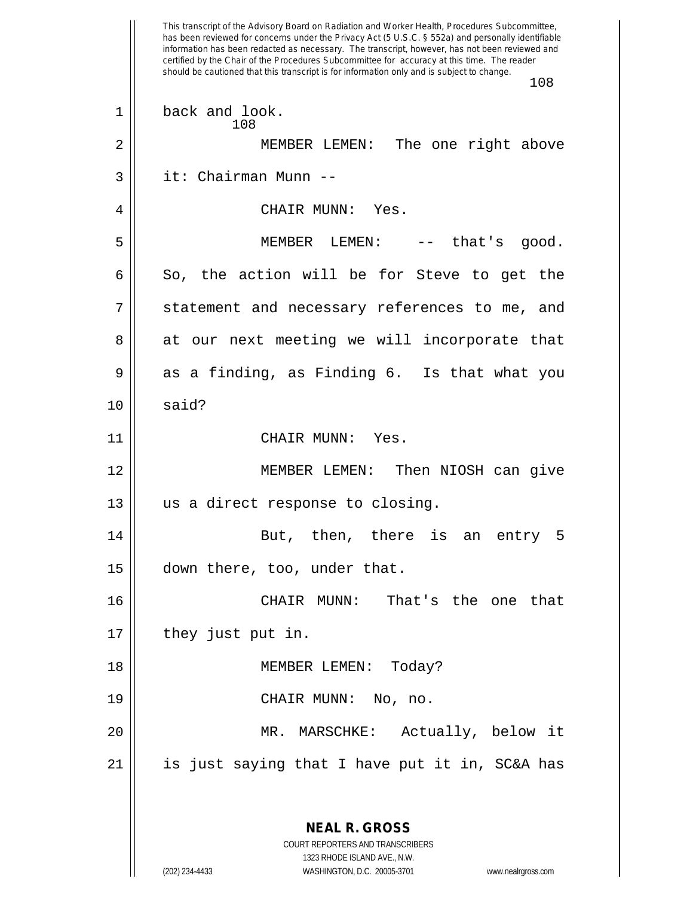back and look.

MEMBER LEMEN: The one right above it: Chairman Munn --

CHAIR MUNN: Yes.

MEMBER LEMEN: -- that's good. So, the action will be for Steve to get the statement and necessary references to me, and at our next meeting we will incorporate that as a finding, as Finding 6. Is that what you said?

CHAIR MUNN: Yes.

MEMBER LEMEN: Then NIOSH can give us a direct response to closing.

But, then, there is an entry 5 down there, too, under that.

CHAIR MUNN: That's the one that they just put in.

MEMBER LEMEN: Today?

CHAIR MUNN: No, no.

MR. MARSCHKE: Actually, below it is just saying that I have put it in, SC&A has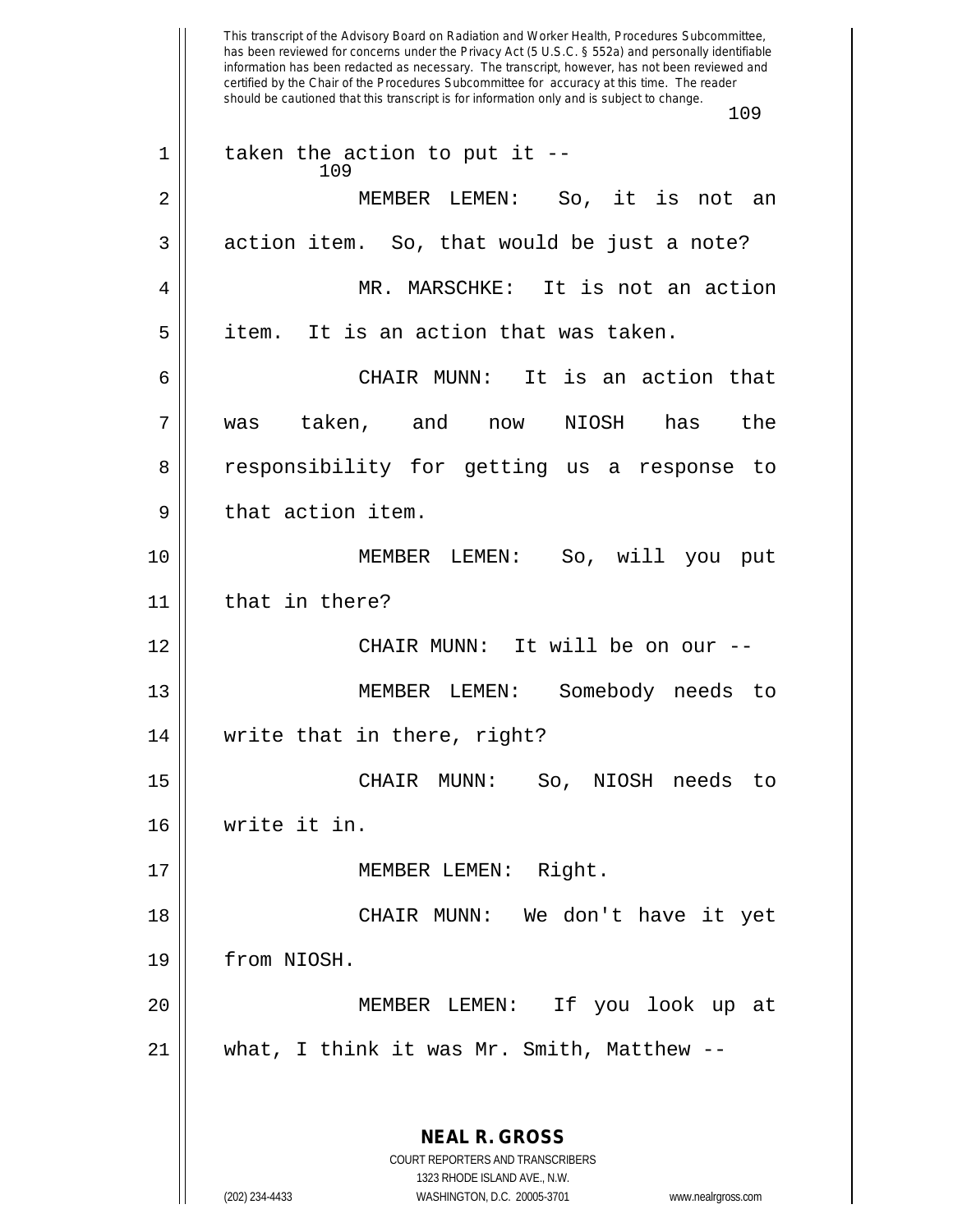taken the action to put it --

MEMBER LEMEN: So, it is not an action item. So, that would be just a note?

MR. MARSCHKE: It is not an action item. It is an action that was taken.

CHAIR MUNN: It is an action that was taken, and now NIOSH has the responsibility for getting us a response to that action item.

MEMBER LEMEN: So, will you put that in there?

CHAIR MUNN: It will be on our --

MEMBER LEMEN: Somebody needs to write that in there, right?

CHAIR MUNN: So, NIOSH needs to write it in.

MEMBER LEMEN: Right.

CHAIR MUNN: We don't have it yet from NIOSH.

MEMBER LEMEN: If you look up at what, I think it was Mr. Smith, Matthew --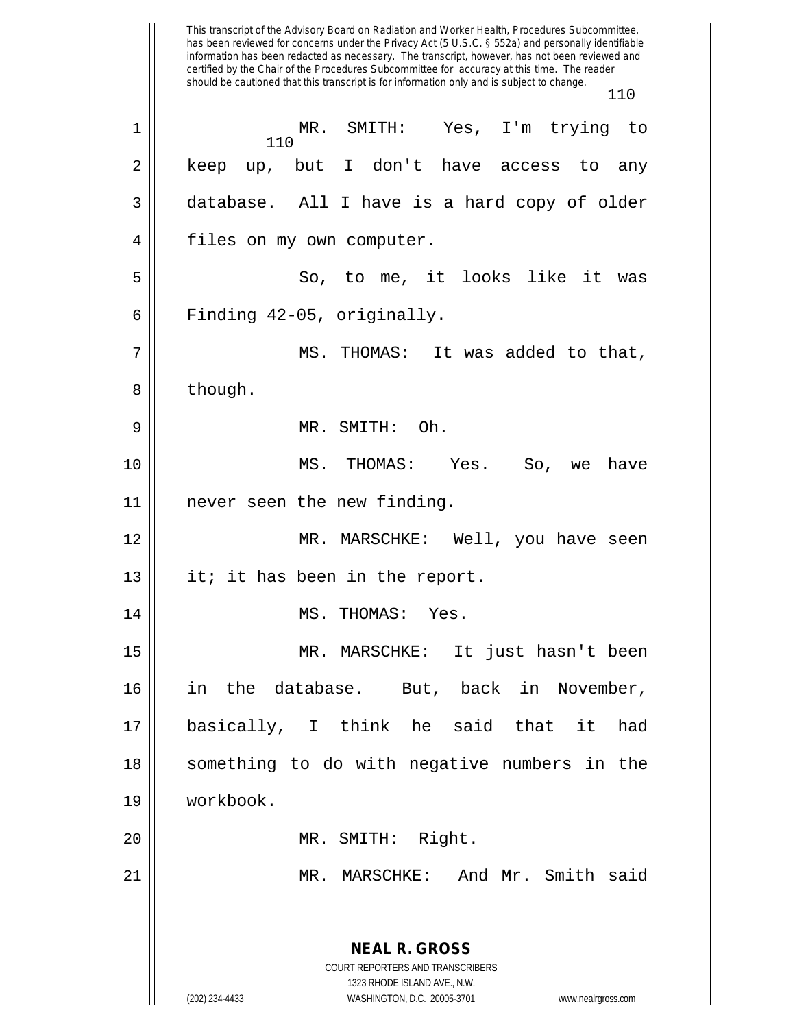This transcript of the Advisory Board on Radiation and Worker Health, Procedures Subcommittee, has been reviewed for concerns under the Privacy Act (5 U.S.C. § 552a) and personally identifiable information has been redacted as necessary. The transcript, however, has not been reviewed and certified by the Chair of the Procedures Subcommittee for accuracy at this time. The reader should be cautioned that this transcript is for information only and is subject to change.

MR. SMITH: Yes, I'm trying to keep up, but I don't have access to any database. All I have is a hard copy of older files on my own computer.

So, to me, it looks like it was Finding 42-05, originally.

MS. THOMAS: It was added to that, though.

MR. SMITH: Oh.

MS. THOMAS: Yes. So, we have never seen the new finding.

MR. MARSCHKE: Well, you have seen it; it has been in the report.

MS. THOMAS: Yes.

MR. MARSCHKE: It just hasn't been in the database. But, back in November, basically, I think he said that it had something to do with negative numbers in the workbook.

MR. SMITH: Right.

MR. MARSCHKE: And Mr. Smith said

**NEAL R. GROSS**
COURT REPORTERS AND TRANSCRIBERS
1323 RHODE ISLAND AVE., N.W.
(202) 234-4433 WASHINGTON, D.C. 20005-3701 www.nealrgross.com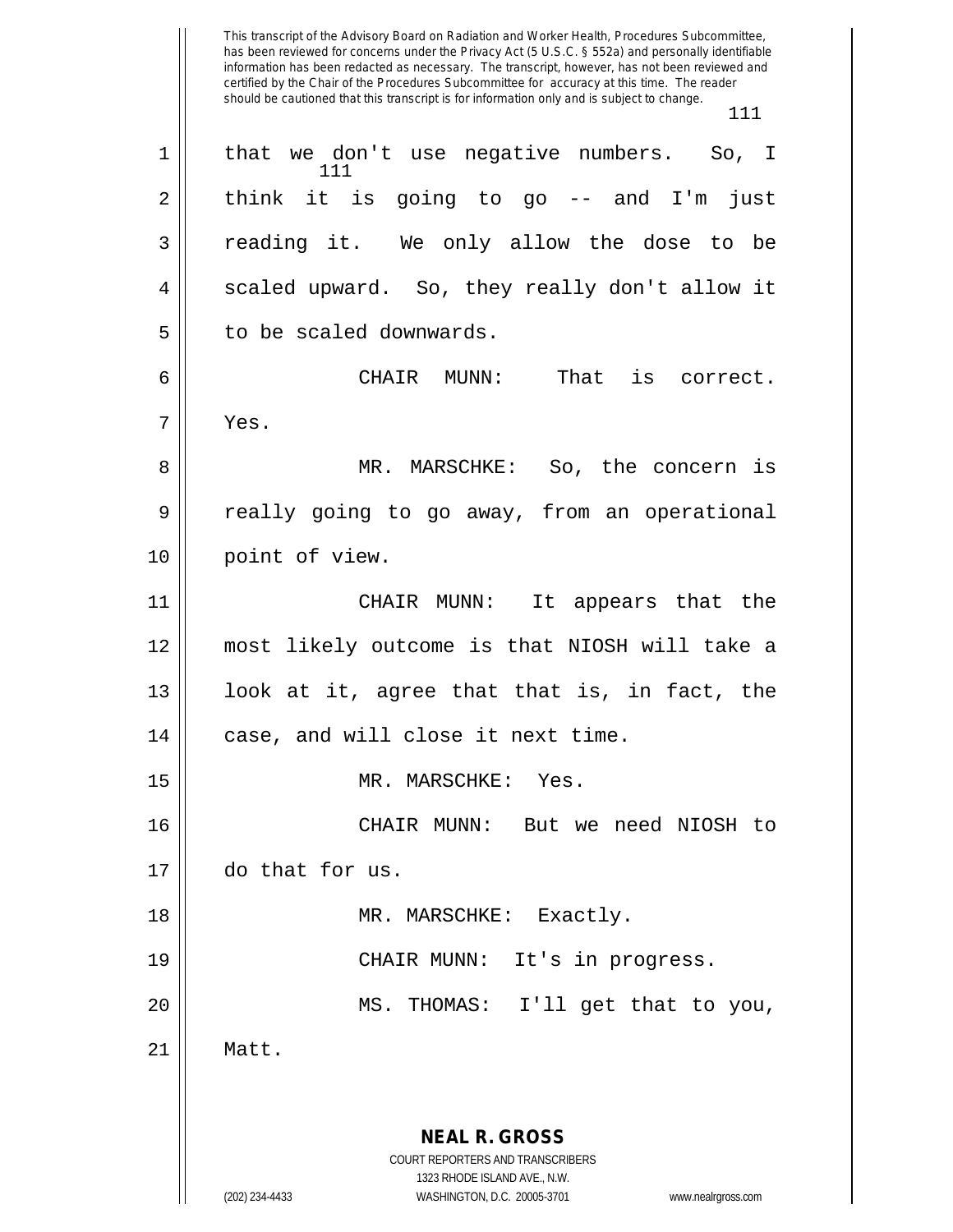This transcript of the Advisory Board on Radiation and Worker Health, Procedures Subcommittee, has been reviewed for concerns under the Privacy Act (5 U.S.C. § 552a) and personally identifiable information has been redacted as necessary. The transcript, however, has not been reviewed and certified by the Chair of the Procedures Subcommittee for accuracy at this time. The reader should be cautioned that this transcript is for information only and is subject to change.

that we don't use negative numbers. So, I think it is going to go -- and I'm just reading it. We only allow the dose to be scaled upward. So, they really don't allow it to be scaled downwards.

CHAIR MUNN: That is correct. Yes.

MR. MARSCHKE: So, the concern is really going to go away, from an operational point of view.

CHAIR MUNN: It appears that the most likely outcome is that NIOSH will take a look at it, agree that that is, in fact, the case, and will close it next time.

MR. MARSCHKE: Yes.

CHAIR MUNN: But we need NIOSH to do that for us.

MR. MARSCHKE: Exactly.

CHAIR MUNN: It's in progress.

MS. THOMAS: I'll get that to you, Matt.

**NEAL R. GROSS**
COURT REPORTERS AND TRANSCRIBERS
1323 RHODE ISLAND AVE., N.W.
(202) 234-4433 WASHINGTON, D.C. 20005-3701 www.nealrgross.com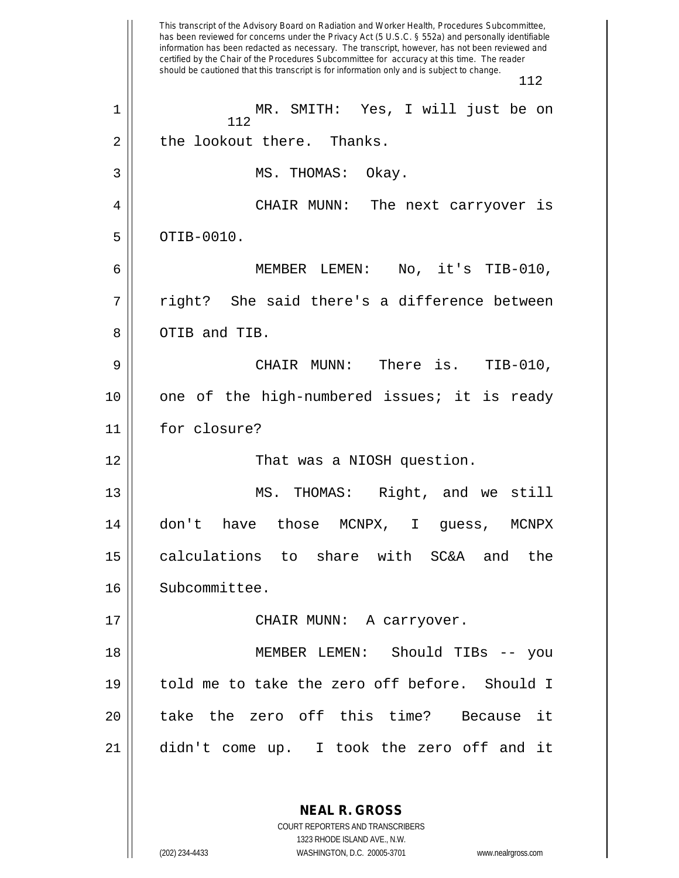MR. SMITH: Yes, I will just be on the lookout there. Thanks.

MS. THOMAS: Okay.

CHAIR MUNN: The next carryover is OTIB-0010.

MEMBER LEMEN: No, it's TIB-010, right? She said there's a difference between OTIB and TIB.

CHAIR MUNN: There is. TIB-010, one of the high-numbered issues; it is ready for closure?

That was a NIOSH question.

MS. THOMAS: Right, and we still don't have those MCNPX, I guess, MCNPX calculations to share with SC&A and the Subcommittee.

CHAIR MUNN: A carryover.

MEMBER LEMEN: Should TIBs -- you told me to take the zero off before. Should I take the zero off this time? Because it didn't come up. I took the zero off and it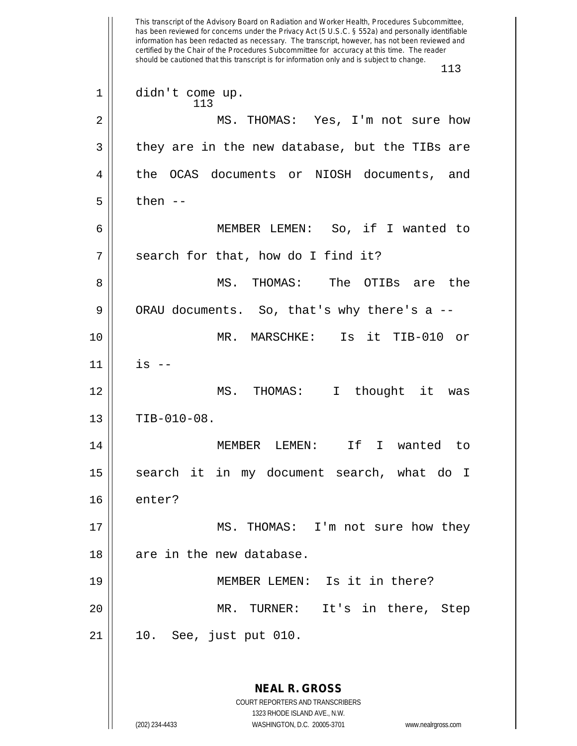didn't come up.

MS. THOMAS: Yes, I'm not sure how they are in the new database, but the TIBs are the OCAS documents or NIOSH documents, and then --

MEMBER LEMEN: So, if I wanted to search for that, how do I find it?

MS. THOMAS: The OTIBs are the ORAU documents. So, that's why there's a --

MR. MARSCHKE: Is it TIB-010 or is --

MS. THOMAS: I thought it was TIB-010-08.

MEMBER LEMEN: If I wanted to search it in my document search, what do I enter?

MS. THOMAS: I'm not sure how they are in the new database.

MEMBER LEMEN: Is it in there?

MR. TURNER: It's in there, Step 10. See, just put 010.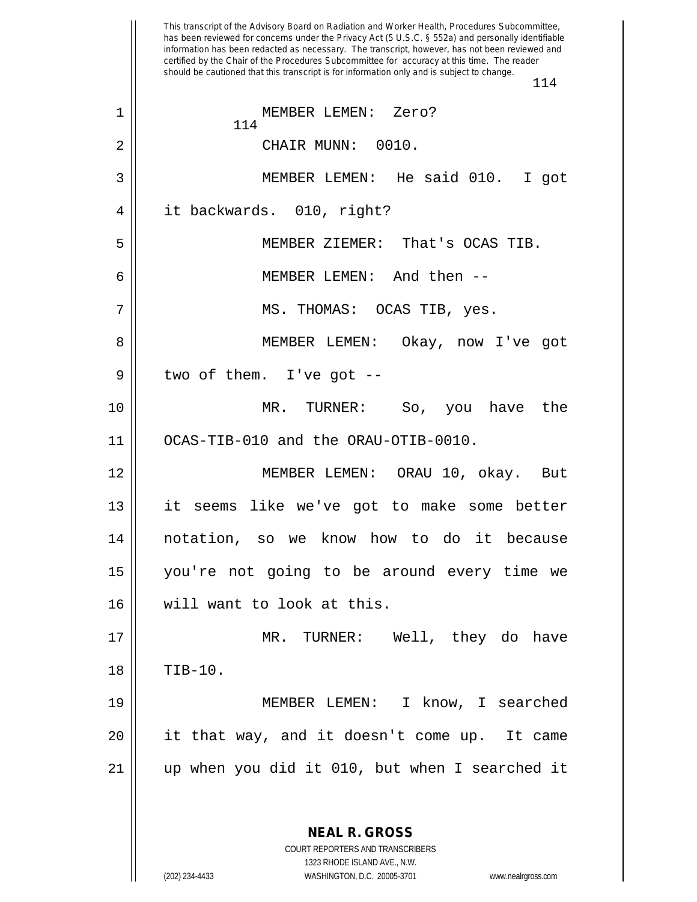MEMBER LEMEN: Zero?

CHAIR MUNN: 0010.

MEMBER LEMEN: He said 010. I got it backwards. 010, right?

MEMBER ZIEMER: That's OCAS TIB.

MEMBER LEMEN: And then --

MS. THOMAS: OCAS TIB, yes.

MEMBER LEMEN: Okay, now I've got two of them. I've got --

MR. TURNER: So, you have the OCAS-TIB-010 and the ORAU-OTIB-0010.

MEMBER LEMEN: ORAU 10, okay. But it seems like we've got to make some better notation, so we know how to do it because you're not going to be around every time we will want to look at this.

MR. TURNER: Well, they do have TIB-10.

MEMBER LEMEN: I know, I searched it that way, and it doesn't come up. It came up when you did it 010, but when I searched it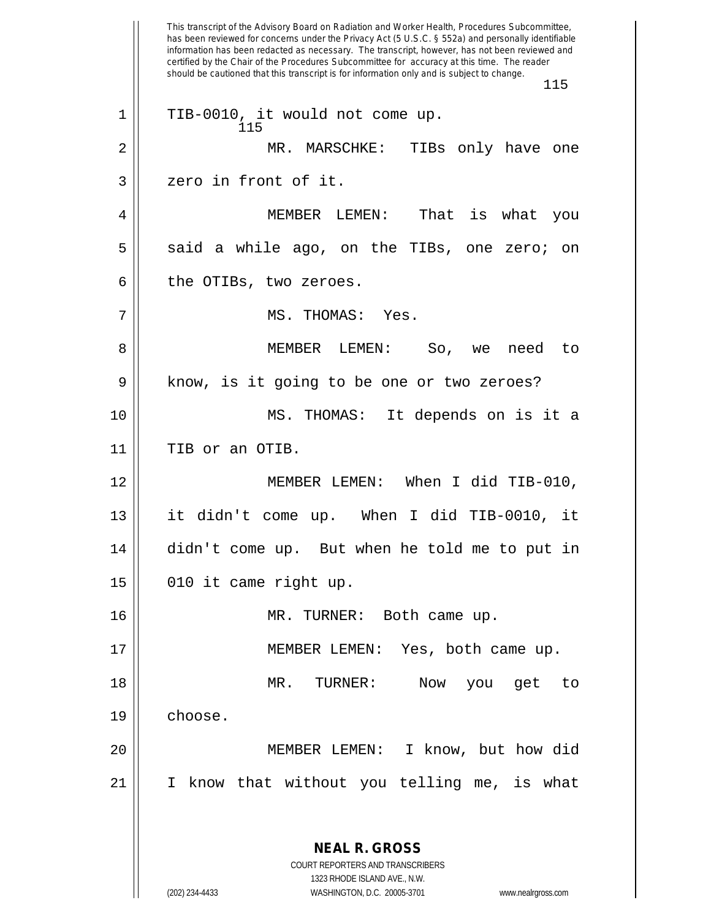This transcript of the Advisory Board on Radiation and Worker Health, Procedures Subcommittee, has been reviewed for concerns under the Privacy Act (5 U.S.C. § 552a) and personally identifiable information has been redacted as necessary. The transcript, however, has not been reviewed and certified by the Chair of the Procedures Subcommittee for accuracy at this time. The reader should be cautioned that this transcript is for information only and is subject to change.

1 TIB-0010, it would not come up.

2 MR. MARSCHKE: TIBs only have one

3 zero in front of it.

4 MEMBER LEMEN: That is what you

5 said a while ago, on the TIBs, one zero; on

6 the OTIBs, two zeroes.

7 MS. THOMAS: Yes.

8 MEMBER LEMEN: So, we need to

9 know, is it going to be one or two zeroes?

10 MS. THOMAS: It depends on is it a

11 TIB or an OTIB.

12 MEMBER LEMEN: When I did TIB-010,

13 it didn't come up. When I did TIB-0010, it

14 didn't come up. But when he told me to put in

15 010 it came right up.

16 MR. TURNER: Both came up.

17 MEMBER LEMEN: Yes, both came up.

18 MR. TURNER: Now you get to

19 choose.

20 MEMBER LEMEN: I know, but how did

21 I know that without you telling me, is what

**NEAL R. GROSS**
COURT REPORTERS AND TRANSCRIBERS
1323 RHODE ISLAND AVE., N.W.
(202) 234-4433 WASHINGTON, D.C. 20005-3701 www.nealrgross.com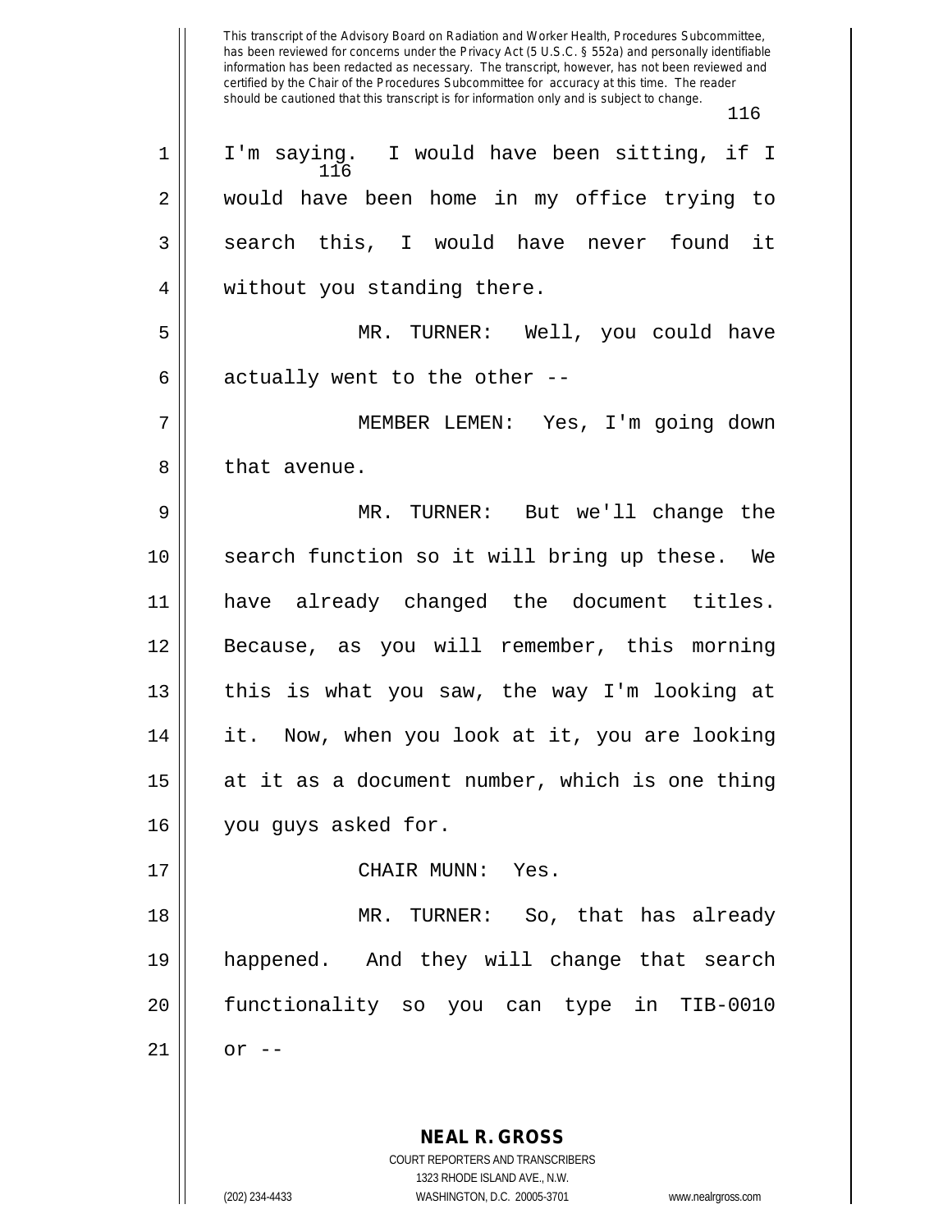I'm saying. I would have been sitting, if I would have been home in my office trying to search this, I would have never found it without you standing there.

MR. TURNER: Well, you could have actually went to the other --

MEMBER LEMEN: Yes, I'm going down that avenue.

MR. TURNER: But we'll change the search function so it will bring up these. We have already changed the document titles. Because, as you will remember, this morning this is what you saw, the way I'm looking at it. Now, when you look at it, you are looking at it as a document number, which is one thing you guys asked for.

CHAIR MUNN: Yes.

MR. TURNER: So, that has already happened. And they will change that search functionality so you can type in TIB-0010 or --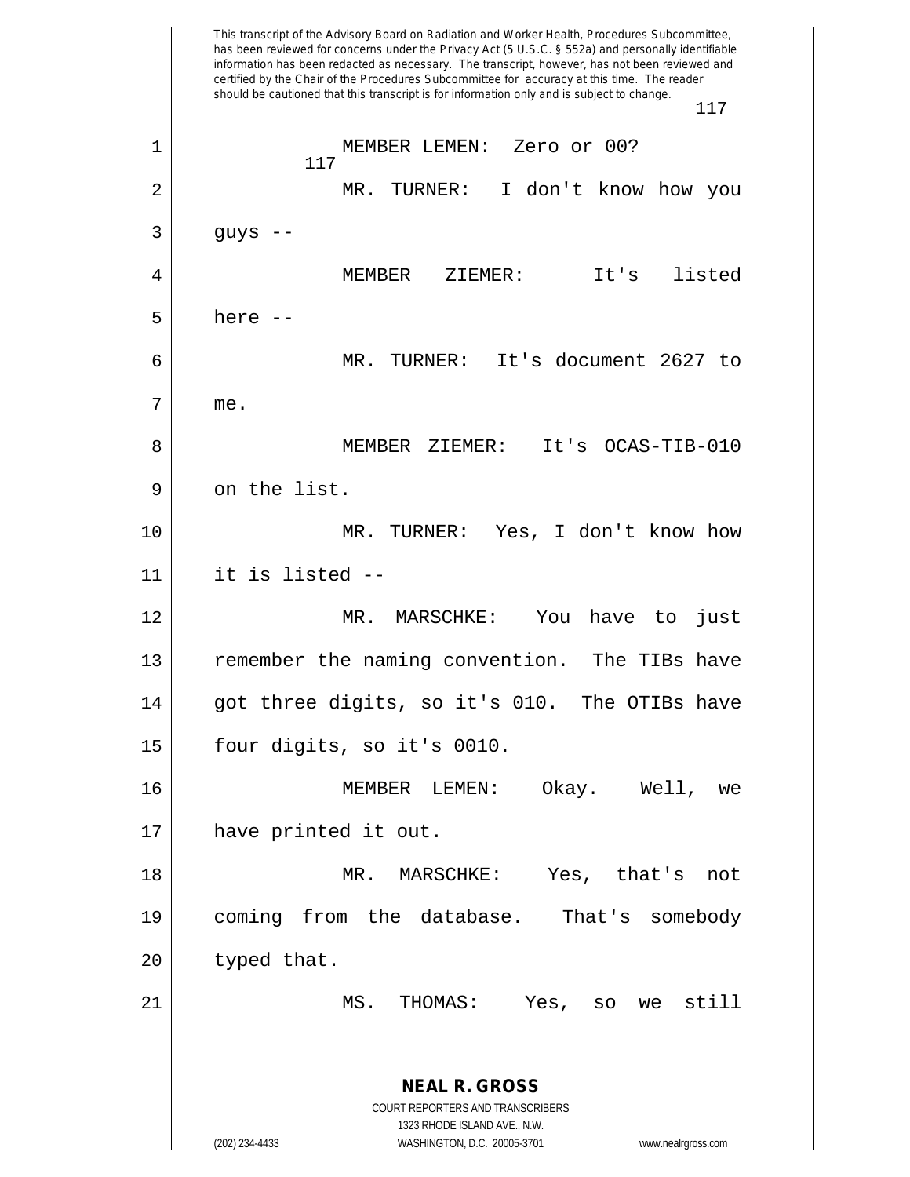MEMBER LEMEN: Zero or 00?

MR. TURNER: I don't know how you guys --

MEMBER ZIEMER: It's listed here --

MR. TURNER: It's document 2627 to me.

MEMBER ZIEMER: It's OCAS-TIB-010 on the list.

MR. TURNER: Yes, I don't know how it is listed --

MR. MARSCHKE: You have to just remember the naming convention. The TIBs have got three digits, so it's 010. The OTIBs have four digits, so it's 0010.

MEMBER LEMEN: Okay. Well, we have printed it out.

MR. MARSCHKE: Yes, that's not coming from the database. That's somebody typed that.

MS. THOMAS: Yes, so we still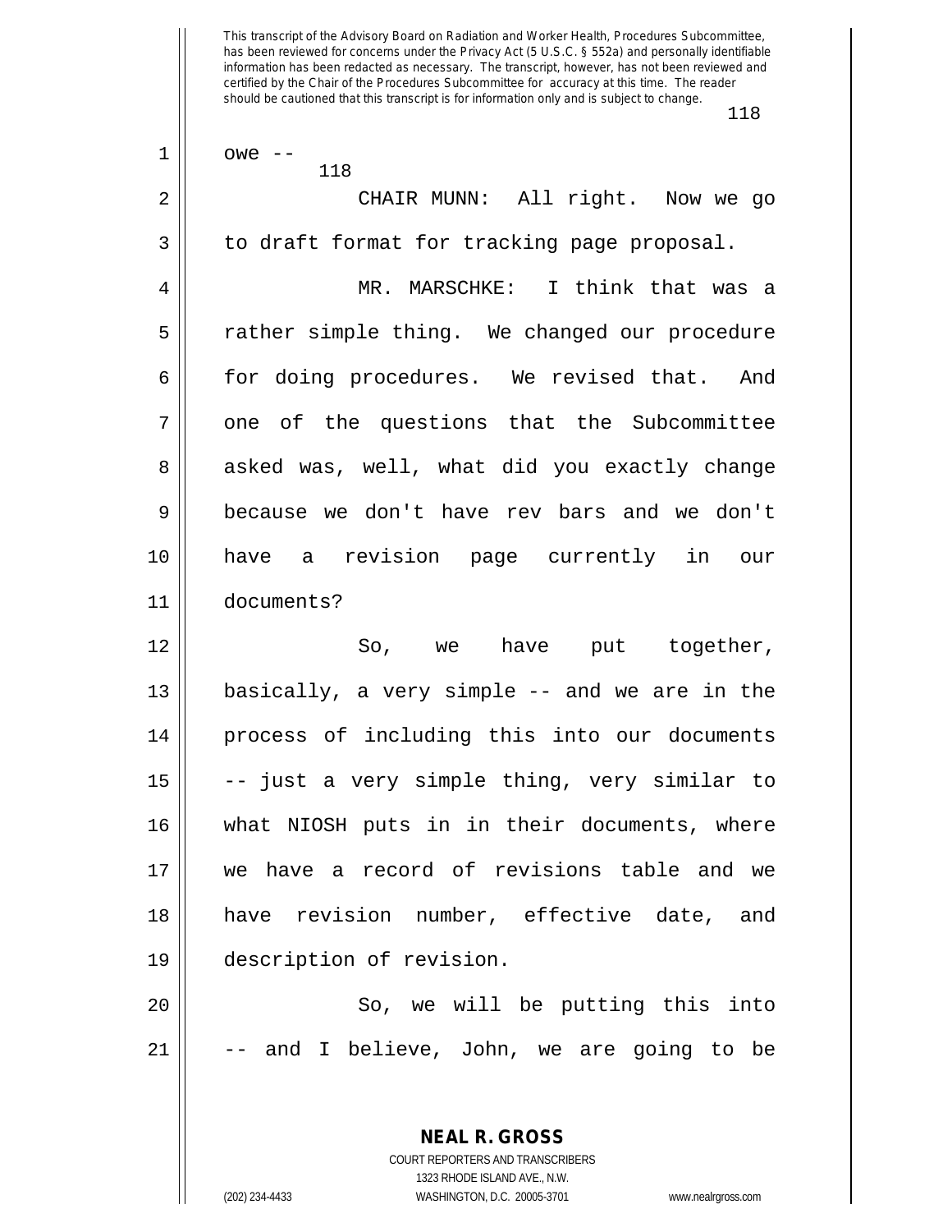owe --

CHAIR MUNN: All right. Now we go to draft format for tracking page proposal.

MR. MARSCHKE: I think that was a rather simple thing. We changed our procedure for doing procedures. We revised that. And one of the questions that the Subcommittee asked was, well, what did you exactly change because we don't have rev bars and we don't have a revision page currently in our documents?

So, we have put together, basically, a very simple -- and we are in the process of including this into our documents -- just a very simple thing, very similar to what NIOSH puts in in their documents, where we have a record of revisions table and we have revision number, effective date, and description of revision.

So, we will be putting this into -- and I believe, John, we are going to be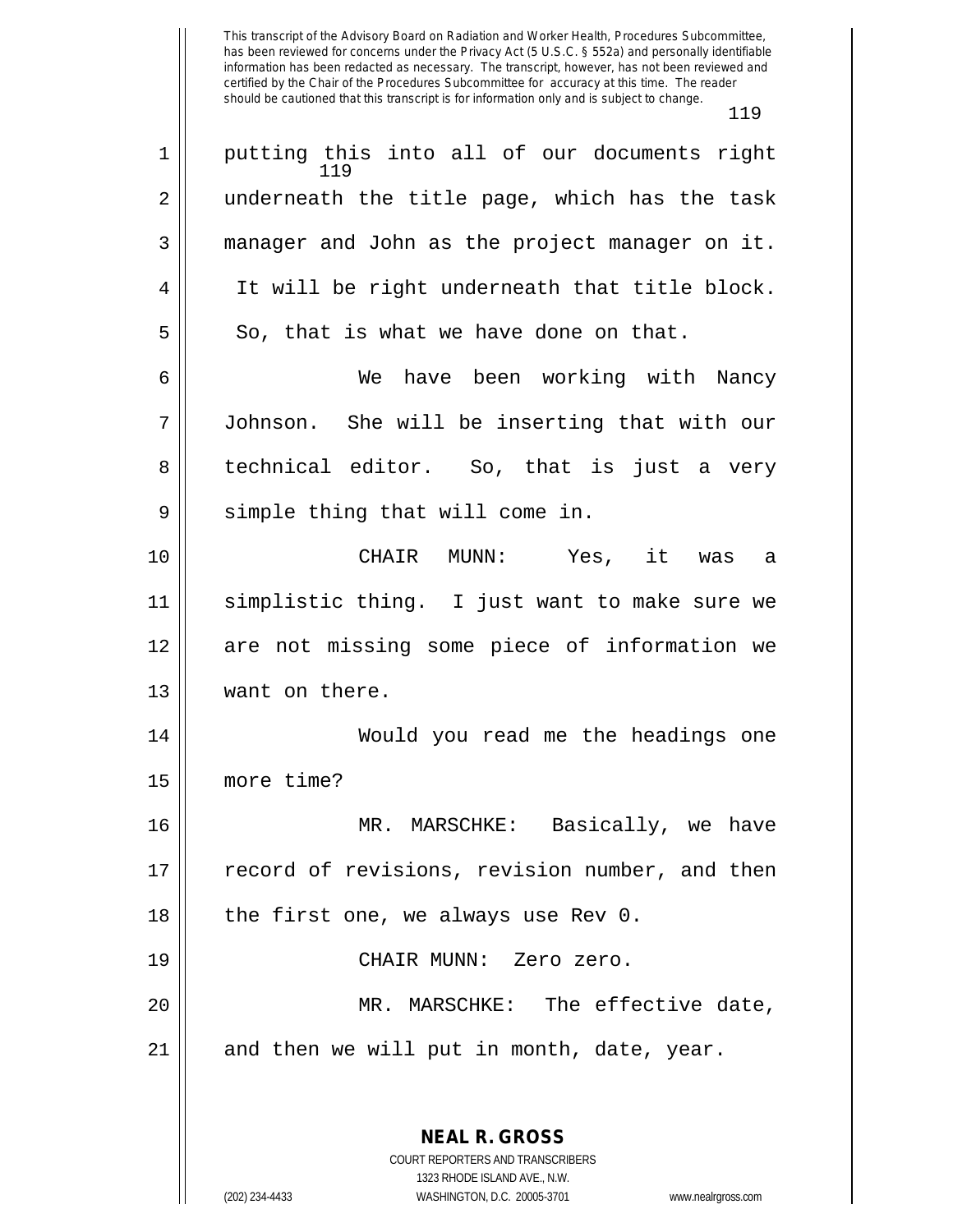putting this into all of our documents right underneath the title page, which has the task manager and John as the project manager on it. It will be right underneath that title block. So, that is what we have done on that.

We have been working with Nancy Johnson. She will be inserting that with our technical editor. So, that is just a very simple thing that will come in.

CHAIR MUNN: Yes, it was a simplistic thing. I just want to make sure we are not missing some piece of information we want on there.

Would you read me the headings one more time?

MR. MARSCHKE: Basically, we have record of revisions, revision number, and then the first one, we always use Rev 0.

CHAIR MUNN: Zero zero.

MR. MARSCHKE: The effective date, and then we will put in month, date, year.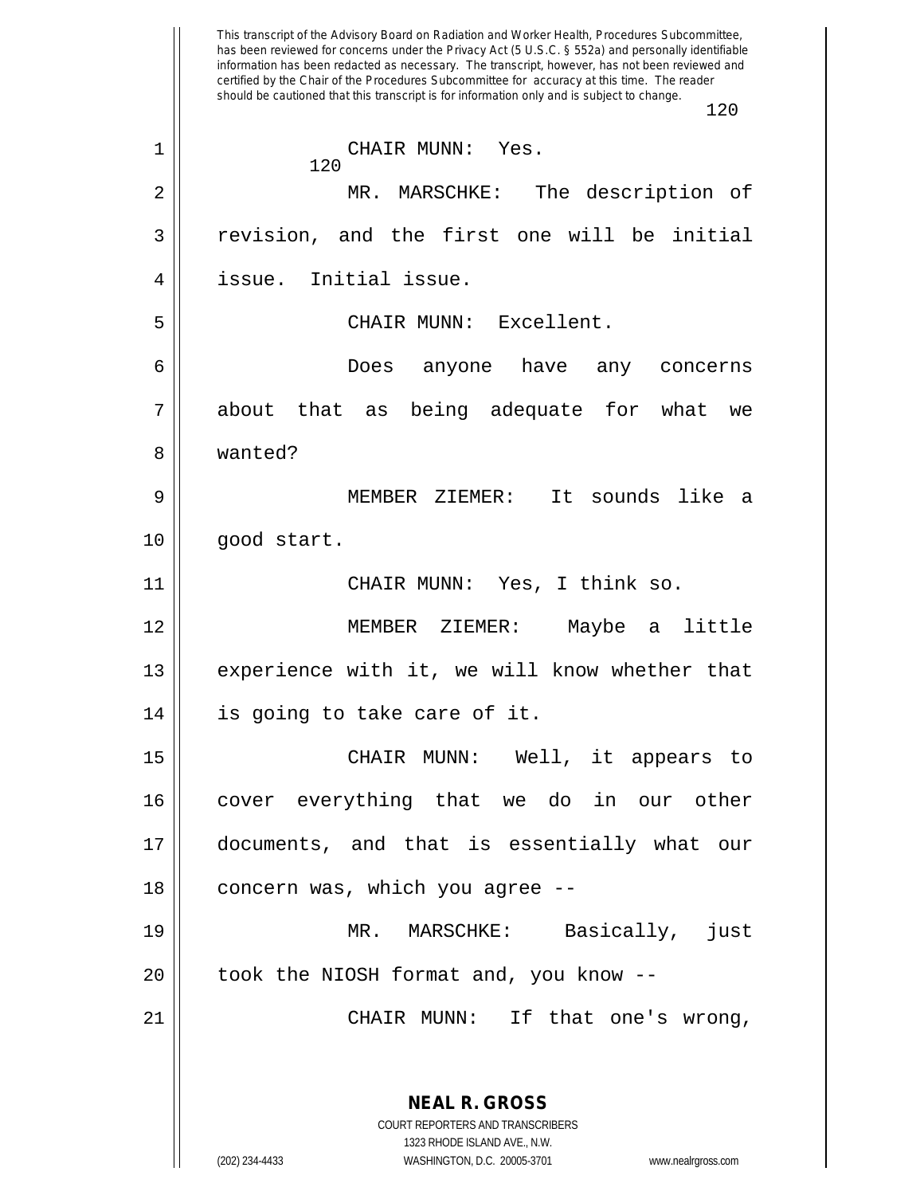This transcript of the Advisory Board on Radiation and Worker Health, Procedures Subcommittee, has been reviewed for concerns under the Privacy Act (5 U.S.C. § 552a) and personally identifiable information has been redacted as necessary. The transcript, however, has not been reviewed and certified by the Chair of the Procedures Subcommittee for accuracy at this time. The reader should be cautioned that this transcript is for information only and is subject to change.

CHAIR MUNN: Yes.

MR. MARSCHKE: The description of revision, and the first one will be initial issue. Initial issue.

CHAIR MUNN: Excellent.

Does anyone have any concerns about that as being adequate for what we wanted?

MEMBER ZIEMER: It sounds like a good start.

CHAIR MUNN: Yes, I think so.

MEMBER ZIEMER: Maybe a little experience with it, we will know whether that is going to take care of it.

CHAIR MUNN: Well, it appears to cover everything that we do in our other documents, and that is essentially what our concern was, which you agree --

MR. MARSCHKE: Basically, just took the NIOSH format and, you know --

CHAIR MUNN: If that one's wrong,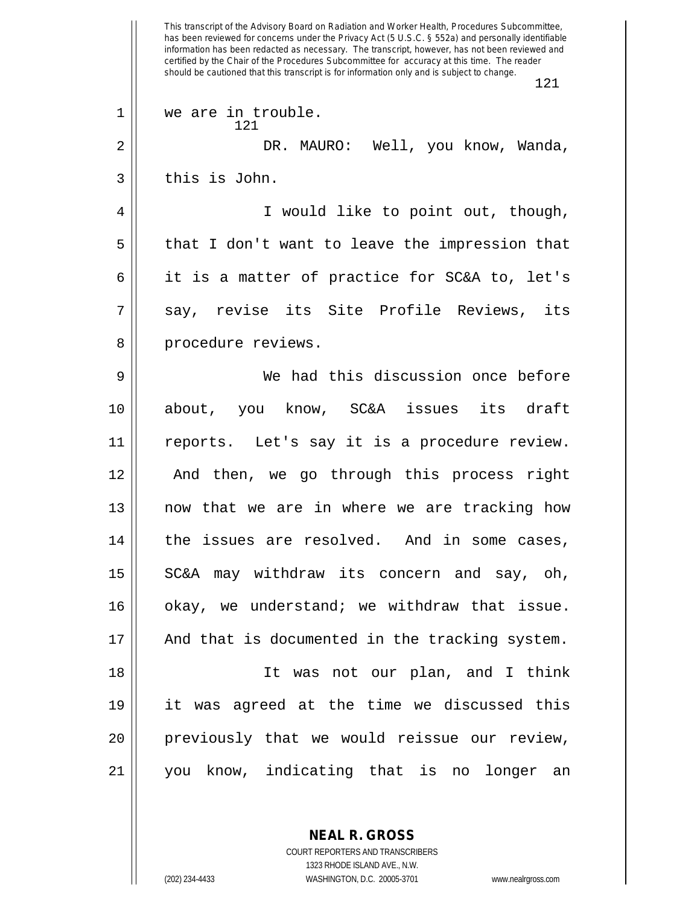we are in trouble.

DR. MAURO: Well, you know, Wanda, this is John.

I would like to point out, though, that I don't want to leave the impression that it is a matter of practice for SC&A to, let's say, revise its Site Profile Reviews, its procedure reviews.

We had this discussion once before about, you know, SC&A issues its draft reports. Let's say it is a procedure review. And then, we go through this process right now that we are in where we are tracking how the issues are resolved. And in some cases, SC&A may withdraw its concern and say, oh, okay, we understand; we withdraw that issue. And that is documented in the tracking system.

It was not our plan, and I think it was agreed at the time we discussed this previously that we would reissue our review, you know, indicating that is no longer an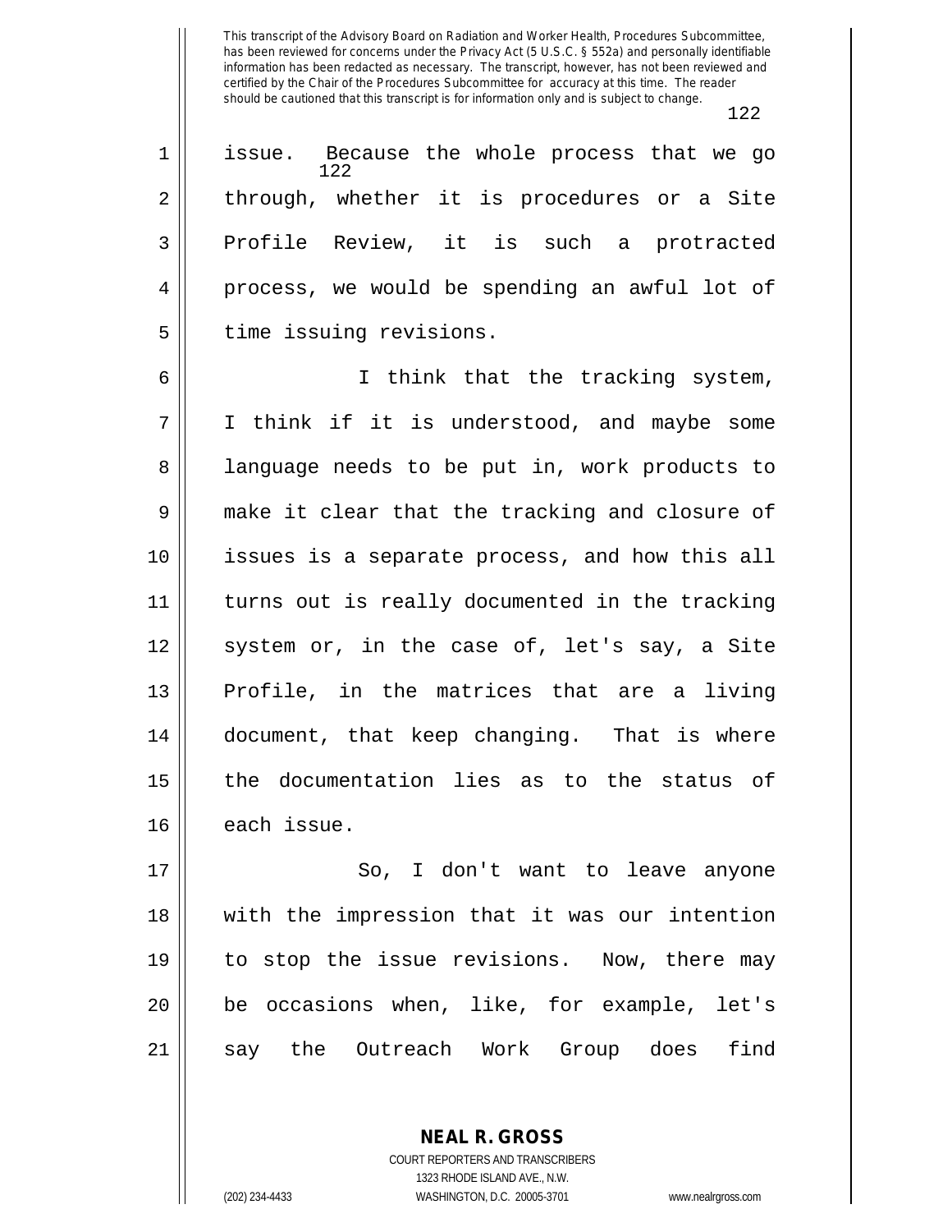issue. Because the whole process that we go through, whether it is procedures or a Site Profile Review, it is such a protracted process, we would be spending an awful lot of time issuing revisions.

I think that the tracking system, I think if it is understood, and maybe some language needs to be put in, work products to make it clear that the tracking and closure of issues is a separate process, and how this all turns out is really documented in the tracking system or, in the case of, let's say, a Site Profile, in the matrices that are a living document, that keep changing. That is where the documentation lies as to the status of each issue.

So, I don't want to leave anyone with the impression that it was our intention to stop the issue revisions. Now, there may be occasions when, like, for example, let's say the Outreach Work Group does find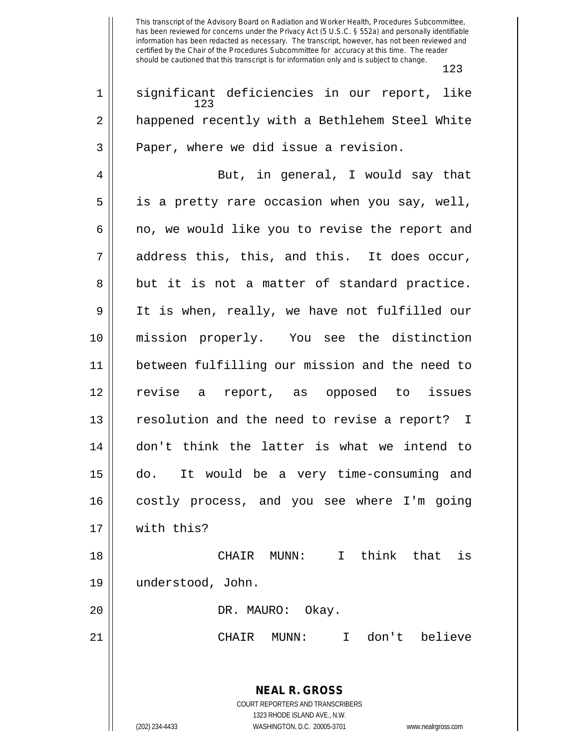This transcript of the Advisory Board on Radiation and Worker Health, Procedures Subcommittee, has been reviewed for concerns under the Privacy Act (5 U.S.C. § 552a) and personally identifiable information has been redacted as necessary. The transcript, however, has not been reviewed and certified by the Chair of the Procedures Subcommittee for accuracy at this time. The reader should be cautioned that this transcript is for information only and is subject to change.

1 significant deficiencies in our report, like
2 happened recently with a Bethlehem Steel White
3 Paper, where we did issue a revision.
4 But, in general, I would say that
5 is a pretty rare occasion when you say, well,
6 no, we would like you to revise the report and
7 address this, this, and this. It does occur,
8 but it is not a matter of standard practice.
9 It is when, really, we have not fulfilled our
10 mission properly. You see the distinction
11 between fulfilling our mission and the need to
12 revise a report, as opposed to issues
13 resolution and the need to revise a report? I
14 don't think the latter is what we intend to
15 do. It would be a very time-consuming and
16 costly process, and you see where I'm going
17 with this?
18 CHAIR MUNN: I think that is
19 understood, John.
20 DR. MAURO: Okay.
21 CHAIR MUNN: I don't believe

**NEAL R. GROSS**
COURT REPORTERS AND TRANSCRIBERS
1323 RHODE ISLAND AVE., N.W.
(202) 234-4433 WASHINGTON, D.C. 20005-3701 www.nealrgross.com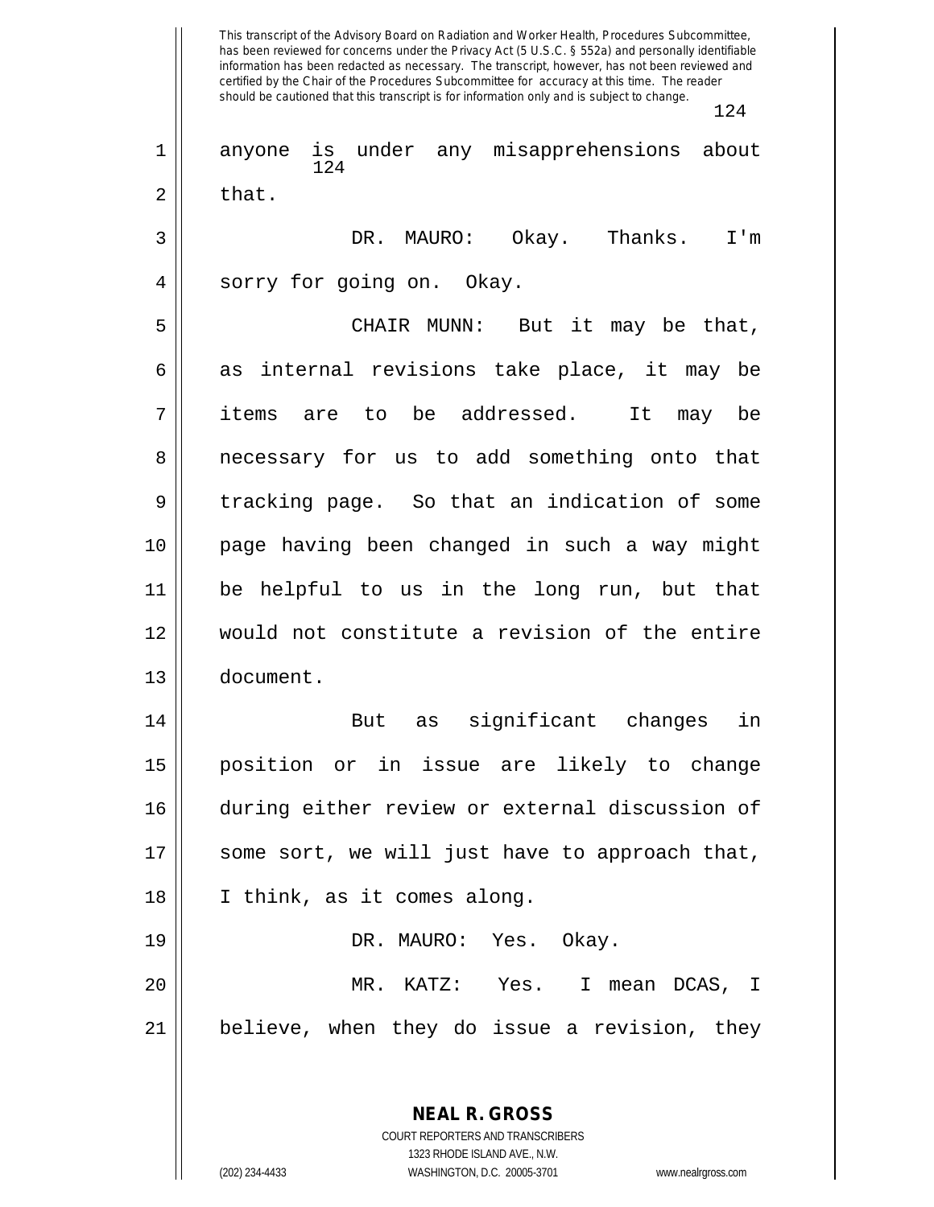anyone is under any misapprehensions about that.

DR. MAURO: Okay. Thanks. I'm sorry for going on. Okay.

CHAIR MUNN: But it may be that, as internal revisions take place, it may be items are to be addressed. It may be necessary for us to add something onto that tracking page. So that an indication of some page having been changed in such a way might be helpful to us in the long run, but that would not constitute a revision of the entire document.

But as significant changes in position or in issue are likely to change during either review or external discussion of some sort, we will just have to approach that, I think, as it comes along.

DR. MAURO: Yes. Okay.

MR. KATZ: Yes. I mean DCAS, I believe, when they do issue a revision, they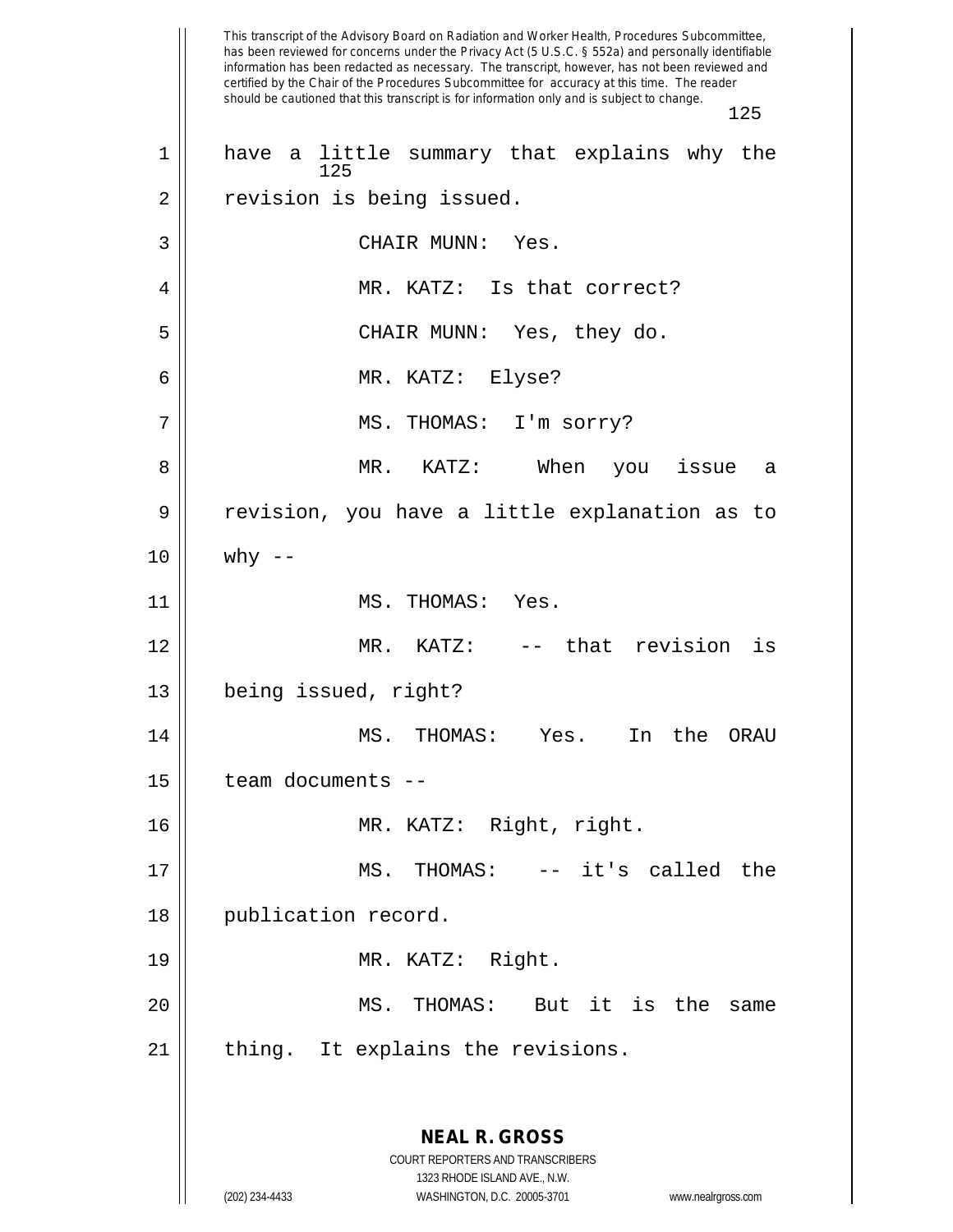have a little summary that explains why the revision is being issued.

CHAIR MUNN: Yes.

MR. KATZ: Is that correct?

CHAIR MUNN: Yes, they do.

MR. KATZ: Elyse?

MS. THOMAS: I'm sorry?

MR. KATZ: When you issue a revision, you have a little explanation as to why --

MS. THOMAS: Yes.

MR. KATZ: -- that revision is being issued, right?

MS. THOMAS: Yes. In the ORAU team documents --

MR. KATZ: Right, right.

MS. THOMAS: -- it's called the publication record.

MR. KATZ: Right.

MS. THOMAS: But it is the same thing. It explains the revisions.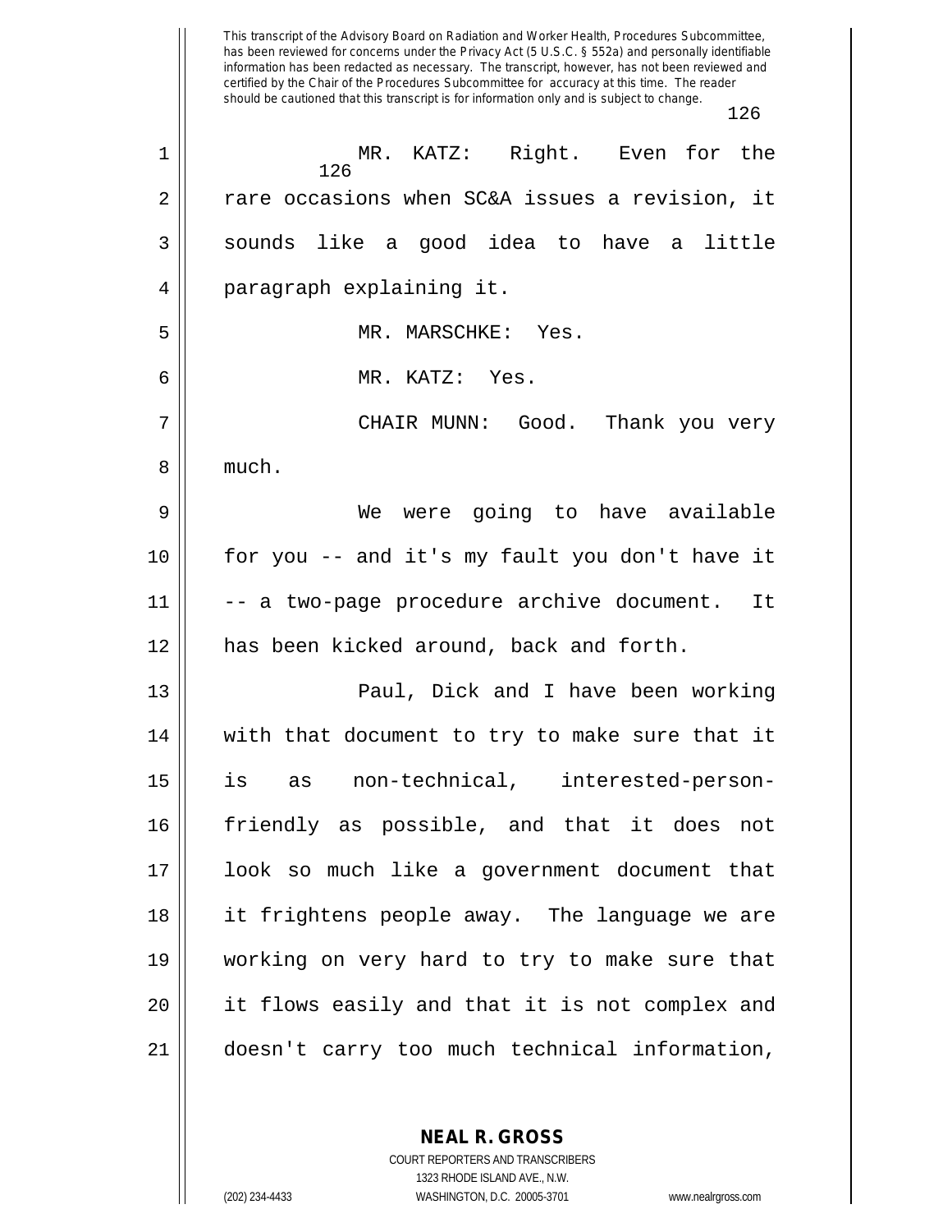MR. KATZ: Right. Even for the rare occasions when SC&A issues a revision, it sounds like a good idea to have a little paragraph explaining it.

MR. MARSCHKE: Yes.

MR. KATZ: Yes.

CHAIR MUNN: Good. Thank you very much.

We were going to have available for you -- and it's my fault you don't have it -- a two-page procedure archive document. It has been kicked around, back and forth.

Paul, Dick and I have been working with that document to try to make sure that it is as non-technical, interested-person-friendly as possible, and that it does not look so much like a government document that it frightens people away. The language we are working on very hard to try to make sure that it flows easily and that it is not complex and doesn't carry too much technical information,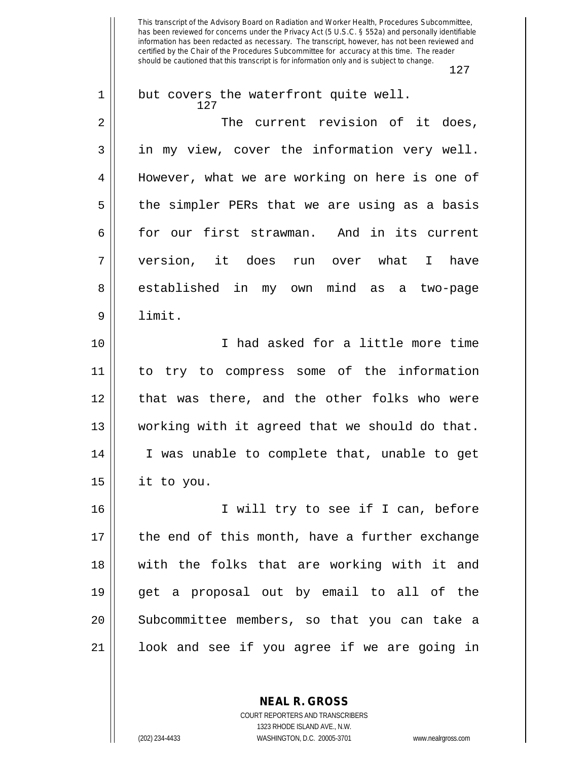but covers the waterfront quite well.

The current revision of it does, in my view, cover the information very well. However, what we are working on here is one of the simpler PERs that we are using as a basis for our first strawman. And in its current version, it does run over what I have established in my own mind as a two-page limit.

I had asked for a little more time to try to compress some of the information that was there, and the other folks who were working with it agreed that we should do that. I was unable to complete that, unable to get it to you.

I will try to see if I can, before the end of this month, have a further exchange with the folks that are working with it and get a proposal out by email to all of the Subcommittee members, so that you can take a look and see if you agree if we are going in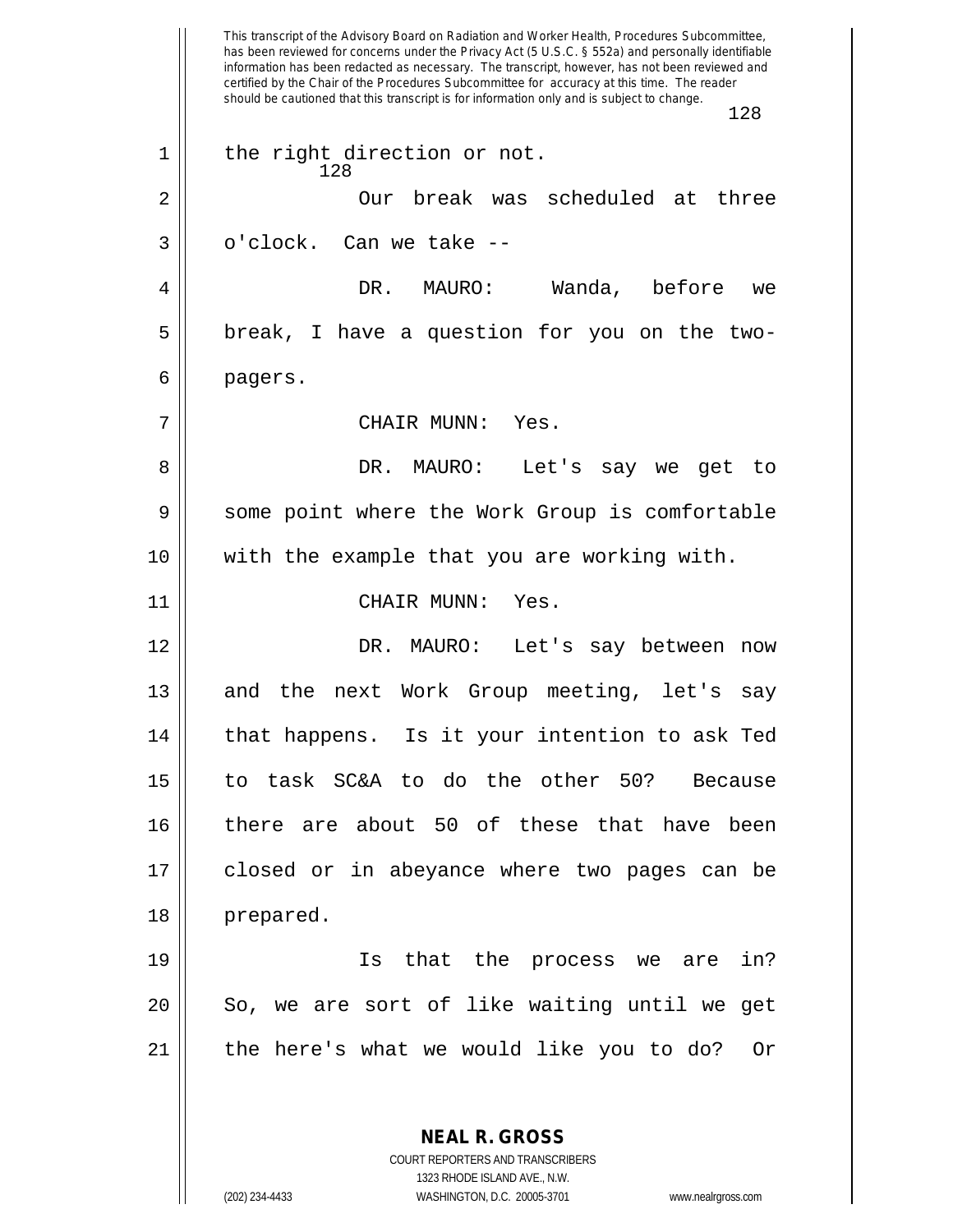the right direction or not.

Our break was scheduled at three o'clock. Can we take --

DR. MAURO: Wanda, before we break, I have a question for you on the two-pagers.

CHAIR MUNN: Yes.

DR. MAURO: Let's say we get to some point where the Work Group is comfortable with the example that you are working with.

CHAIR MUNN: Yes.

DR. MAURO: Let's say between now and the next Work Group meeting, let's say that happens. Is it your intention to ask Ted to task SC&A to do the other 50? Because there are about 50 of these that have been closed or in abeyance where two pages can be prepared.

Is that the process we are in? So, we are sort of like waiting until we get the here's what we would like you to do? Or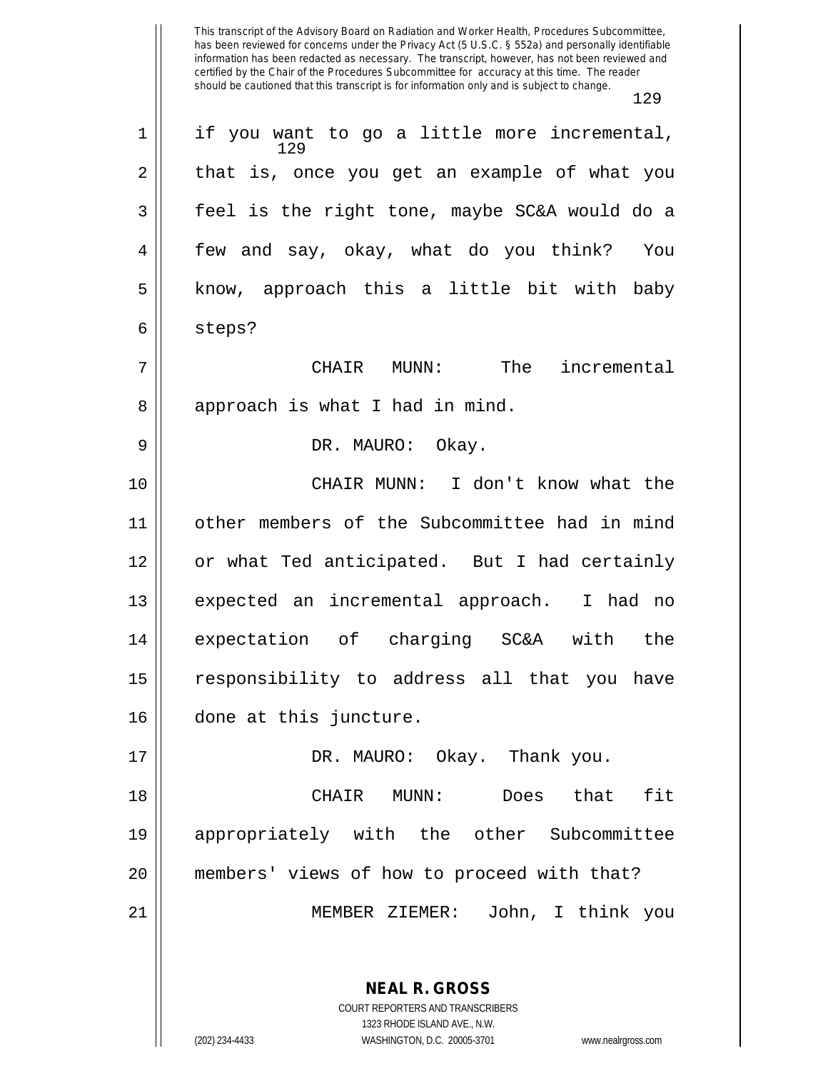if you want to go a little more incremental, that is, once you get an example of what you feel is the right tone, maybe SC&A would do a few and say, okay, what do you think? You know, approach this a little bit with baby steps?

CHAIR MUNN: The incremental approach is what I had in mind.

DR. MAURO: Okay.

CHAIR MUNN: I don't know what the other members of the Subcommittee had in mind or what Ted anticipated. But I had certainly expected an incremental approach. I had no expectation of charging SC&A with the responsibility to address all that you have done at this juncture.

DR. MAURO: Okay. Thank you.

CHAIR MUNN: Does that fit appropriately with the other Subcommittee members' views of how to proceed with that?

MEMBER ZIEMER: John, I think you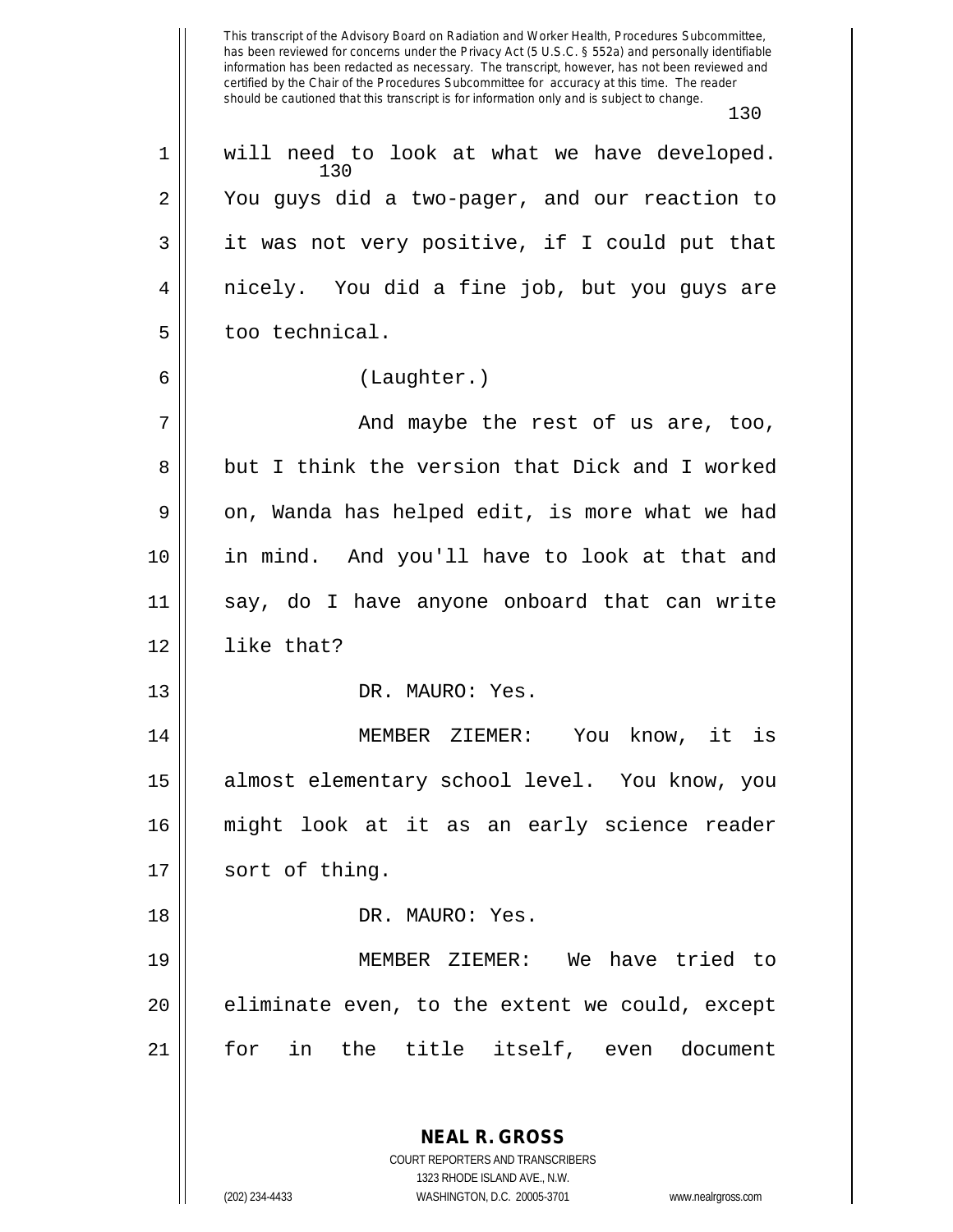will need to look at what we have developed. You guys did a two-pager, and our reaction to it was not very positive, if I could put that nicely. You did a fine job, but you guys are too technical.

(Laughter.)

And maybe the rest of us are, too, but I think the version that Dick and I worked on, Wanda has helped edit, is more what we had in mind. And you'll have to look at that and say, do I have anyone onboard that can write like that?

DR. MAURO: Yes.

MEMBER ZIEMER: You know, it is almost elementary school level. You know, you might look at it as an early science reader sort of thing.

DR. MAURO: Yes.

MEMBER ZIEMER: We have tried to eliminate even, to the extent we could, except for in the title itself, even document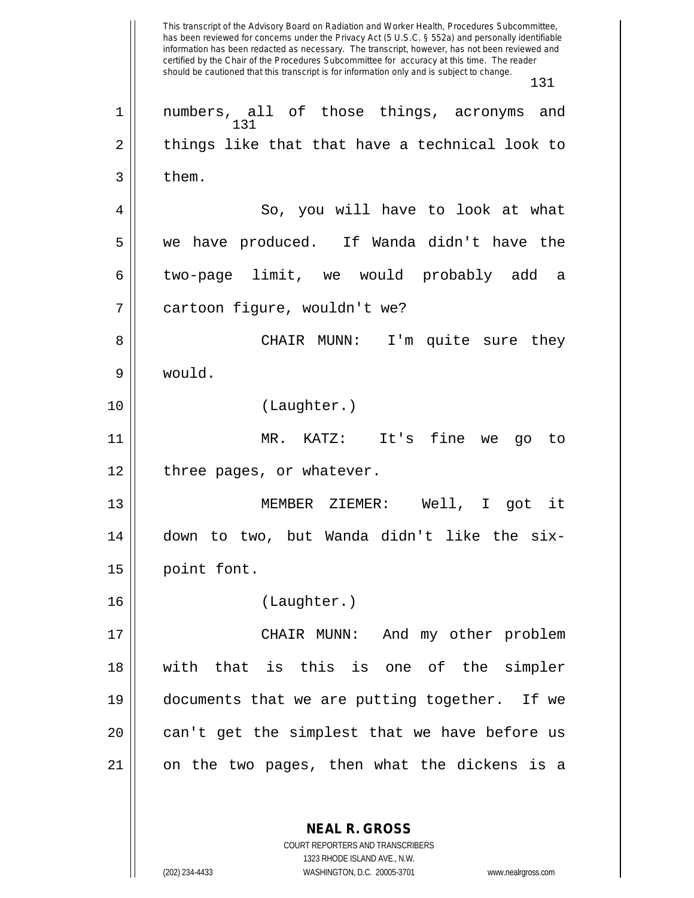numbers, all of those things, acronyms and things like that that have a technical look to them.

So, you will have to look at what we have produced. If Wanda didn't have the two-page limit, we would probably add a cartoon figure, wouldn't we?

CHAIR MUNN: I'm quite sure they would.

(Laughter.)

MR. KATZ: It's fine we go to three pages, or whatever.

MEMBER ZIEMER: Well, I got it down to two, but Wanda didn't like the six-point font.

(Laughter.)

CHAIR MUNN: And my other problem with that is this is one of the simpler documents that we are putting together. If we can't get the simplest that we have before us on the two pages, then what the dickens is a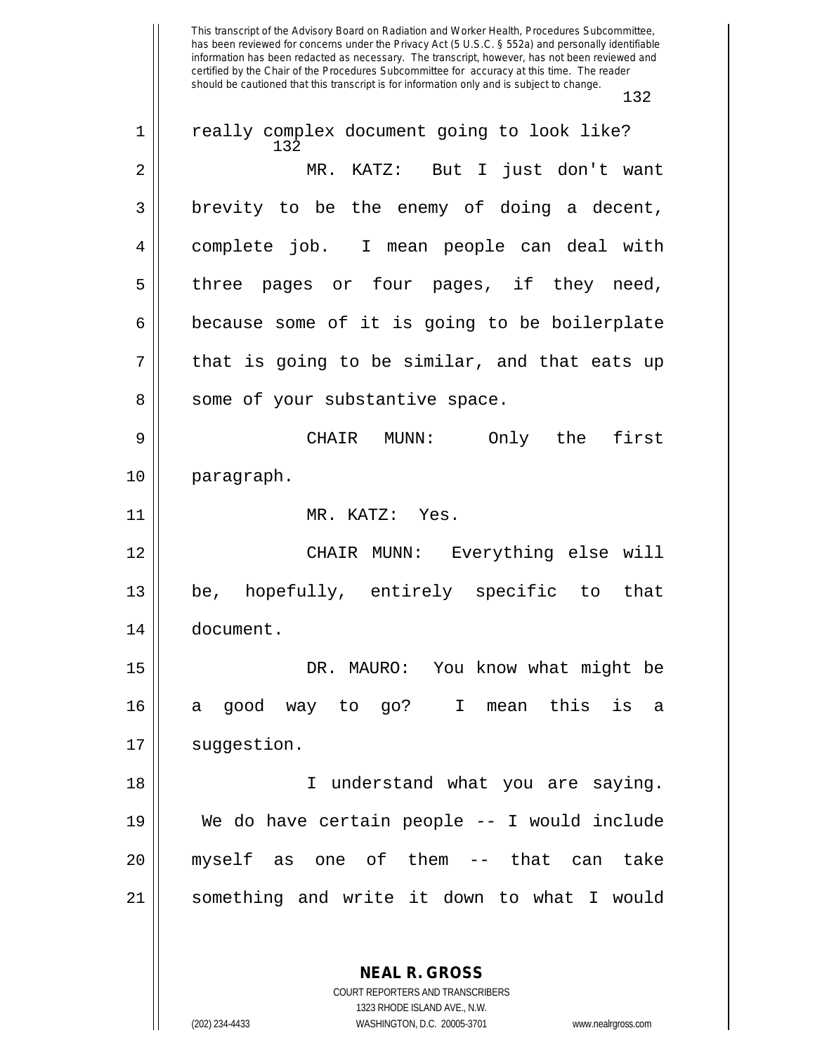really complex document going to look like?

MR. KATZ: But I just don't want brevity to be the enemy of doing a decent, complete job. I mean people can deal with three pages or four pages, if they need, because some of it is going to be boilerplate that is going to be similar, and that eats up some of your substantive space.

CHAIR MUNN: Only the first paragraph.

MR. KATZ: Yes.

CHAIR MUNN: Everything else will be, hopefully, entirely specific to that document.

DR. MAURO: You know what might be a good way to go? I mean this is a suggestion.

I understand what you are saying. We do have certain people -- I would include myself as one of them -- that can take something and write it down to what I would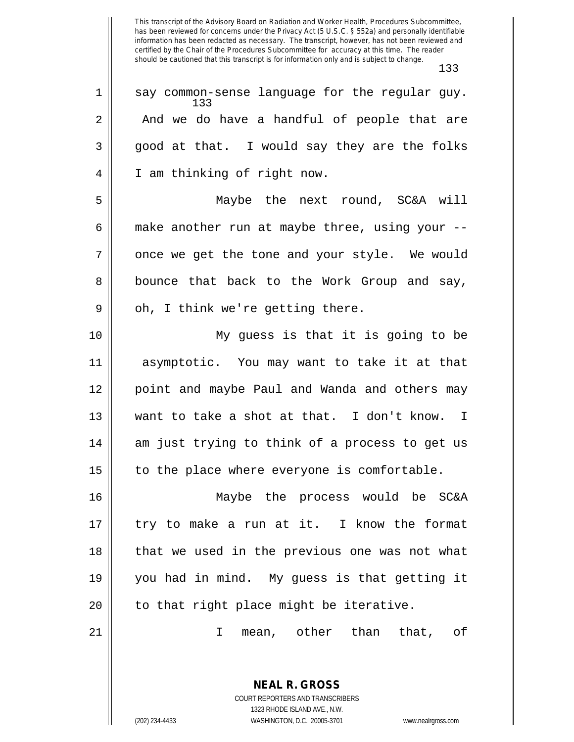This transcript of the Advisory Board on Radiation and Worker Health, Procedures Subcommittee, has been reviewed for concerns under the Privacy Act (5 U.S.C. § 552a) and personally identifiable information has been redacted as necessary. The transcript, however, has not been reviewed and certified by the Chair of the Procedures Subcommittee for accuracy at this time. The reader should be cautioned that this transcript is for information only and is subject to change.

say common-sense language for the regular guy. And we do have a handful of people that are good at that. I would say they are the folks I am thinking of right now.

Maybe the next round, SC&A will make another run at maybe three, using your -- once we get the tone and your style. We would bounce that back to the Work Group and say, oh, I think we're getting there.

My guess is that it is going to be asymptotic. You may want to take it at that point and maybe Paul and Wanda and others may want to take a shot at that. I don't know. I am just trying to think of a process to get us to the place where everyone is comfortable.

Maybe the process would be SC&A try to make a run at it. I know the format that we used in the previous one was not what you had in mind. My guess is that getting it to that right place might be iterative.

I mean, other than that, of

**NEAL R. GROSS**
COURT REPORTERS AND TRANSCRIBERS
1323 RHODE ISLAND AVE., N.W.
(202) 234-4433 WASHINGTON, D.C. 20005-3701 www.nealrgross.com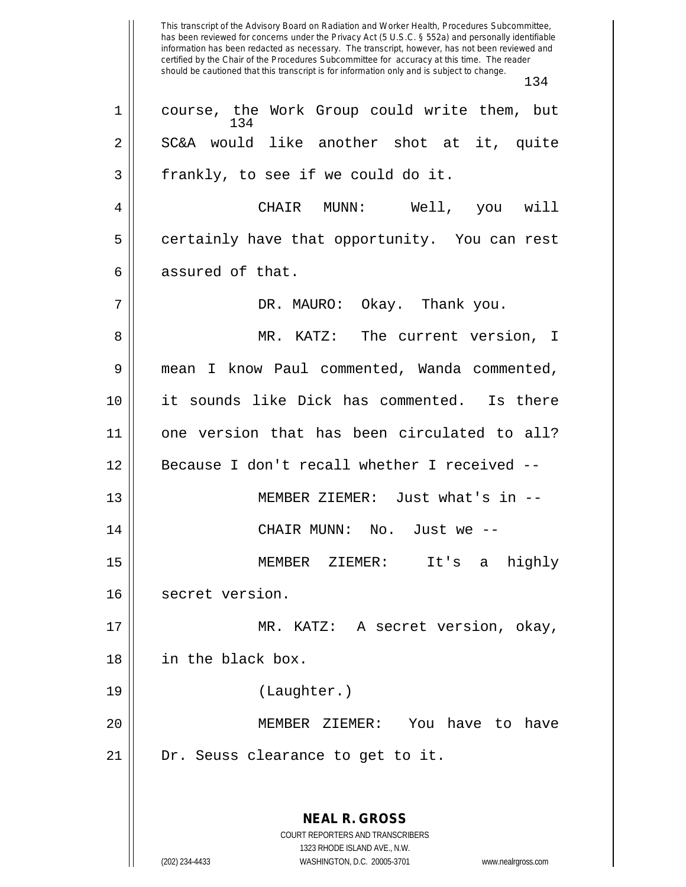course, the Work Group could write them, but SC&A would like another shot at it, quite frankly, to see if we could do it.

CHAIR MUNN: Well, you will certainly have that opportunity. You can rest assured of that.

DR. MAURO: Okay. Thank you.

MR. KATZ: The current version, I mean I know Paul commented, Wanda commented, it sounds like Dick has commented. Is there one version that has been circulated to all? Because I don't recall whether I received --

MEMBER ZIEMER: Just what's in --

CHAIR MUNN: No. Just we --

MEMBER ZIEMER: It's a highly secret version.

MR. KATZ: A secret version, okay, in the black box.

(Laughter.)

MEMBER ZIEMER: You have to have Dr. Seuss clearance to get to it.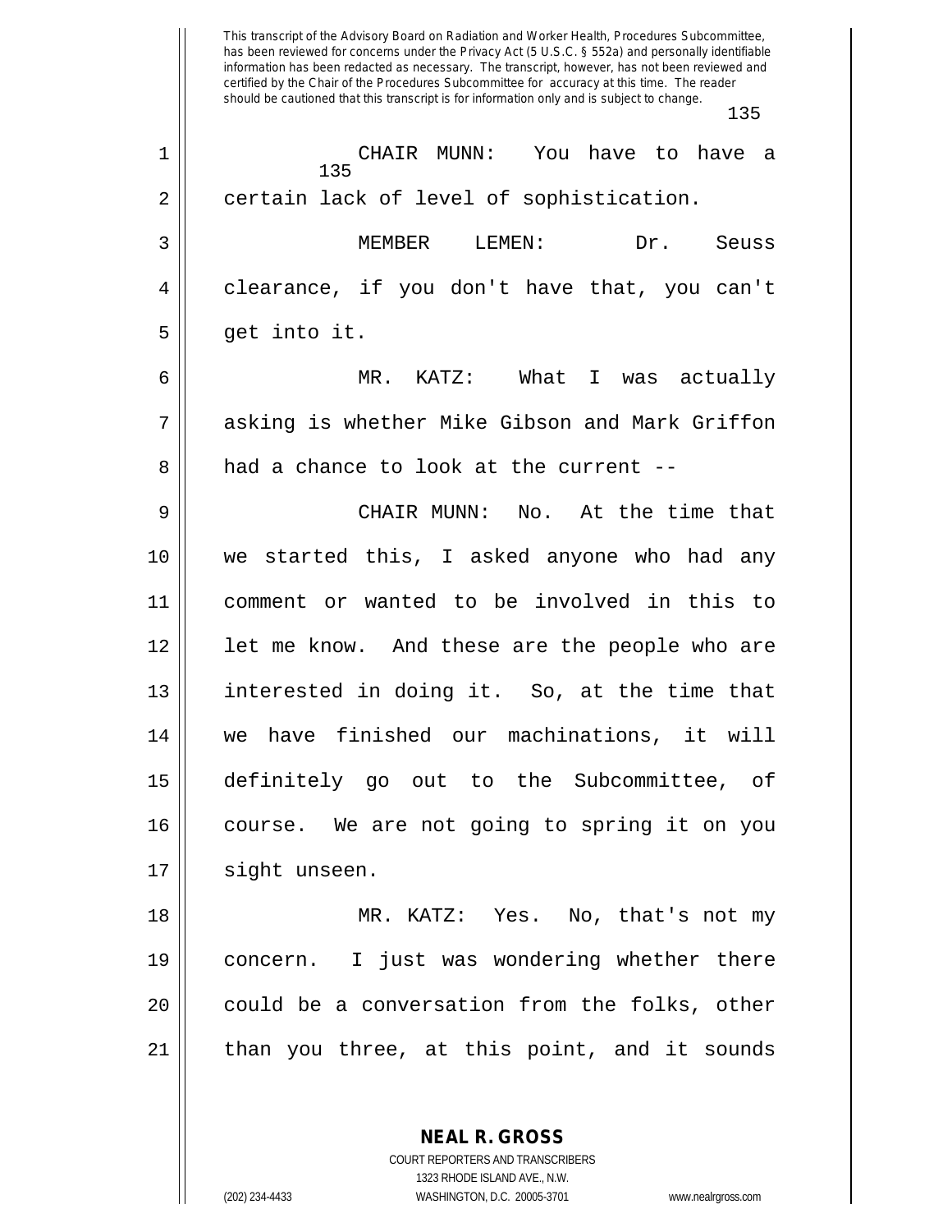CHAIR MUNN: You have to have a certain lack of level of sophistication.

MEMBER LEMEN: Dr. Seuss clearance, if you don't have that, you can't get into it.

MR. KATZ: What I was actually asking is whether Mike Gibson and Mark Griffon had a chance to look at the current --

CHAIR MUNN: No. At the time that we started this, I asked anyone who had any comment or wanted to be involved in this to let me know. And these are the people who are interested in doing it. So, at the time that we have finished our machinations, it will definitely go out to the Subcommittee, of course. We are not going to spring it on you sight unseen.

MR. KATZ: Yes. No, that's not my concern. I just was wondering whether there could be a conversation from the folks, other than you three, at this point, and it sounds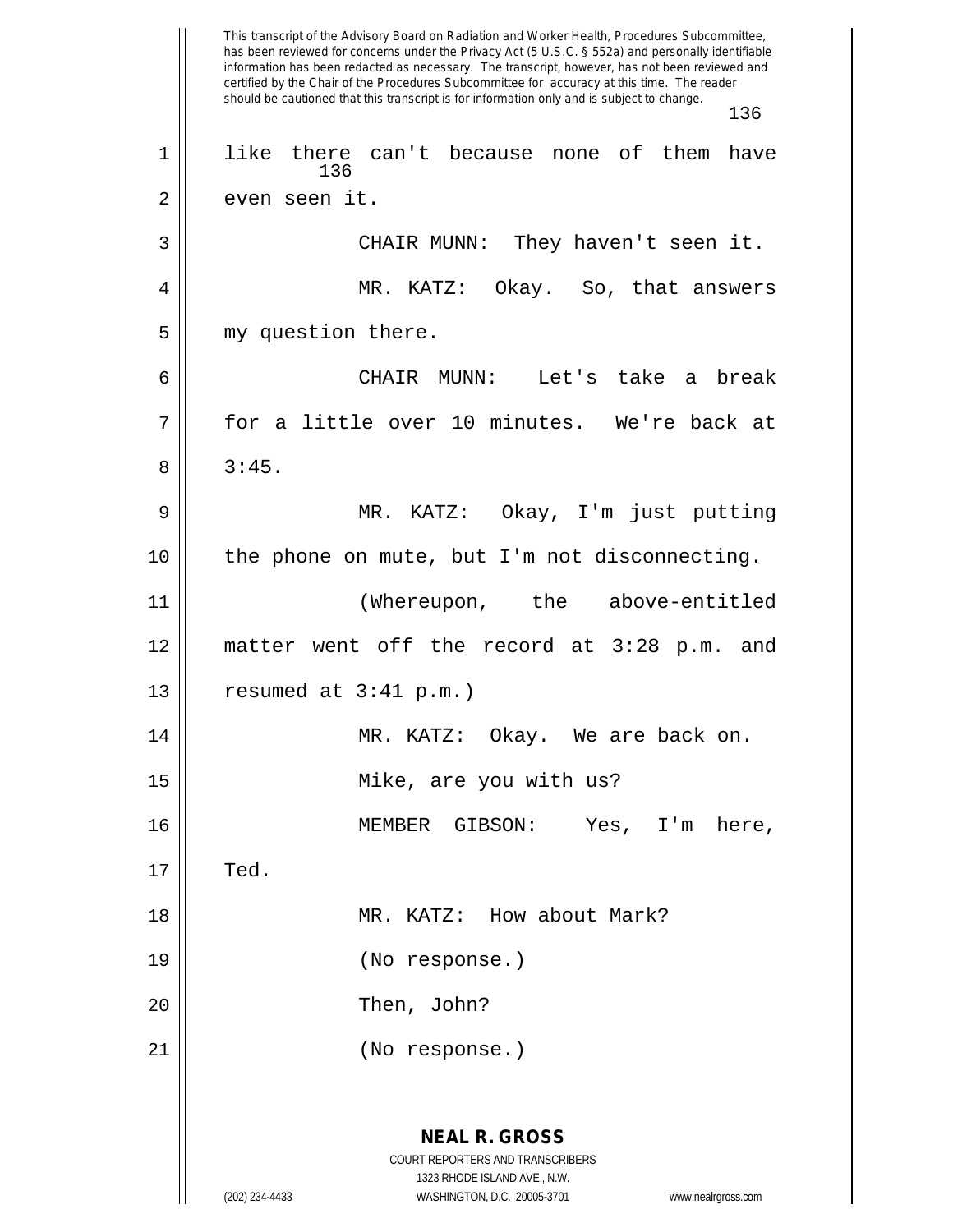like there can't because none of them have even seen it.

CHAIR MUNN: They haven't seen it.

MR. KATZ: Okay. So, that answers my question there.

CHAIR MUNN: Let's take a break for a little over 10 minutes. We're back at 3:45.

MR. KATZ: Okay, I'm just putting the phone on mute, but I'm not disconnecting.

(Whereupon, the above-entitled matter went off the record at 3:28 p.m. and resumed at 3:41 p.m.)

MR. KATZ: Okay. We are back on.

Mike, are you with us?

MEMBER GIBSON: Yes, I'm here, Ted.

MR. KATZ: How about Mark?

(No response.)

Then, John?

(No response.)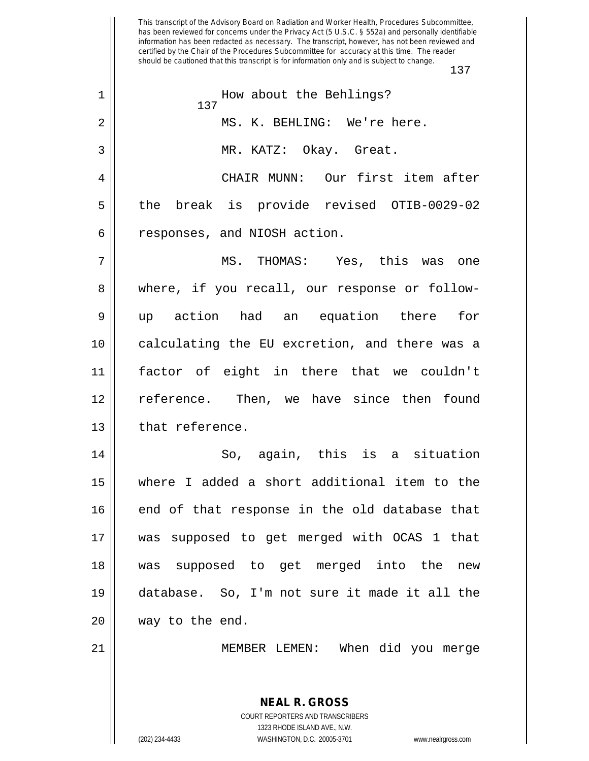This transcript of the Advisory Board on Radiation and Worker Health, Procedures Subcommittee, has been reviewed for concerns under the Privacy Act (5 U.S.C. § 552a) and personally identifiable information has been redacted as necessary. The transcript, however, has not been reviewed and certified by the Chair of the Procedures Subcommittee for accuracy at this time. The reader should be cautioned that this transcript is for information only and is subject to change.

1 How about the Behlings?

2 MS. K. BEHLING: We're here.

3 MR. KATZ: Okay. Great.

4 CHAIR MUNN: Our first item after
5 the break is provide revised OTIB-0029-02
6 responses, and NIOSH action.

7 MS. THOMAS: Yes, this was one
8 where, if you recall, our response or follow-
9 up action had an equation there for
10 calculating the EU excretion, and there was a
11 factor of eight in there that we couldn't
12 reference. Then, we have since then found
13 that reference.

14 So, again, this is a situation
15 where I added a short additional item to the
16 end of that response in the old database that
17 was supposed to get merged with OCAS 1 that
18 was supposed to get merged into the new
19 database. So, I'm not sure it made it all the
20 way to the end.

21 MEMBER LEMEN: When did you merge

**NEAL R. GROSS**
COURT REPORTERS AND TRANSCRIBERS
1323 RHODE ISLAND AVE., N.W.
(202) 234-4433 WASHINGTON, D.C. 20005-3701 www.nealrgross.com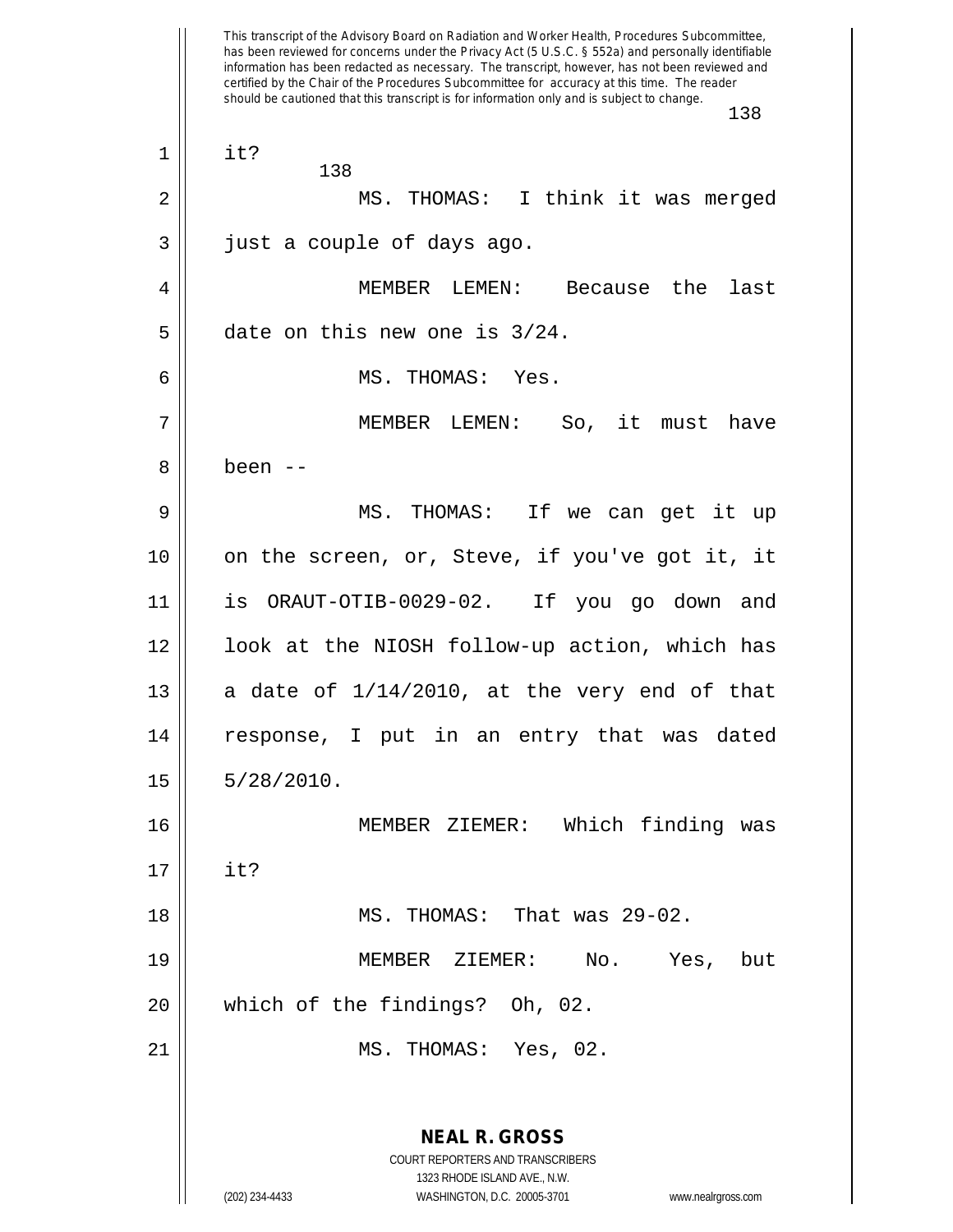it?

MS. THOMAS: I think it was merged just a couple of days ago.

MEMBER LEMEN: Because the last date on this new one is 3/24.

MS. THOMAS: Yes.

MEMBER LEMEN: So, it must have been --

MS. THOMAS: If we can get it up on the screen, or, Steve, if you've got it, it is ORAUT-OTIB-0029-02. If you go down and look at the NIOSH follow-up action, which has a date of 1/14/2010, at the very end of that response, I put in an entry that was dated 5/28/2010.

MEMBER ZIEMER: Which finding was it?

MS. THOMAS: That was 29-02.

MEMBER ZIEMER: No. Yes, but which of the findings? Oh, 02.

MS. THOMAS: Yes, 02.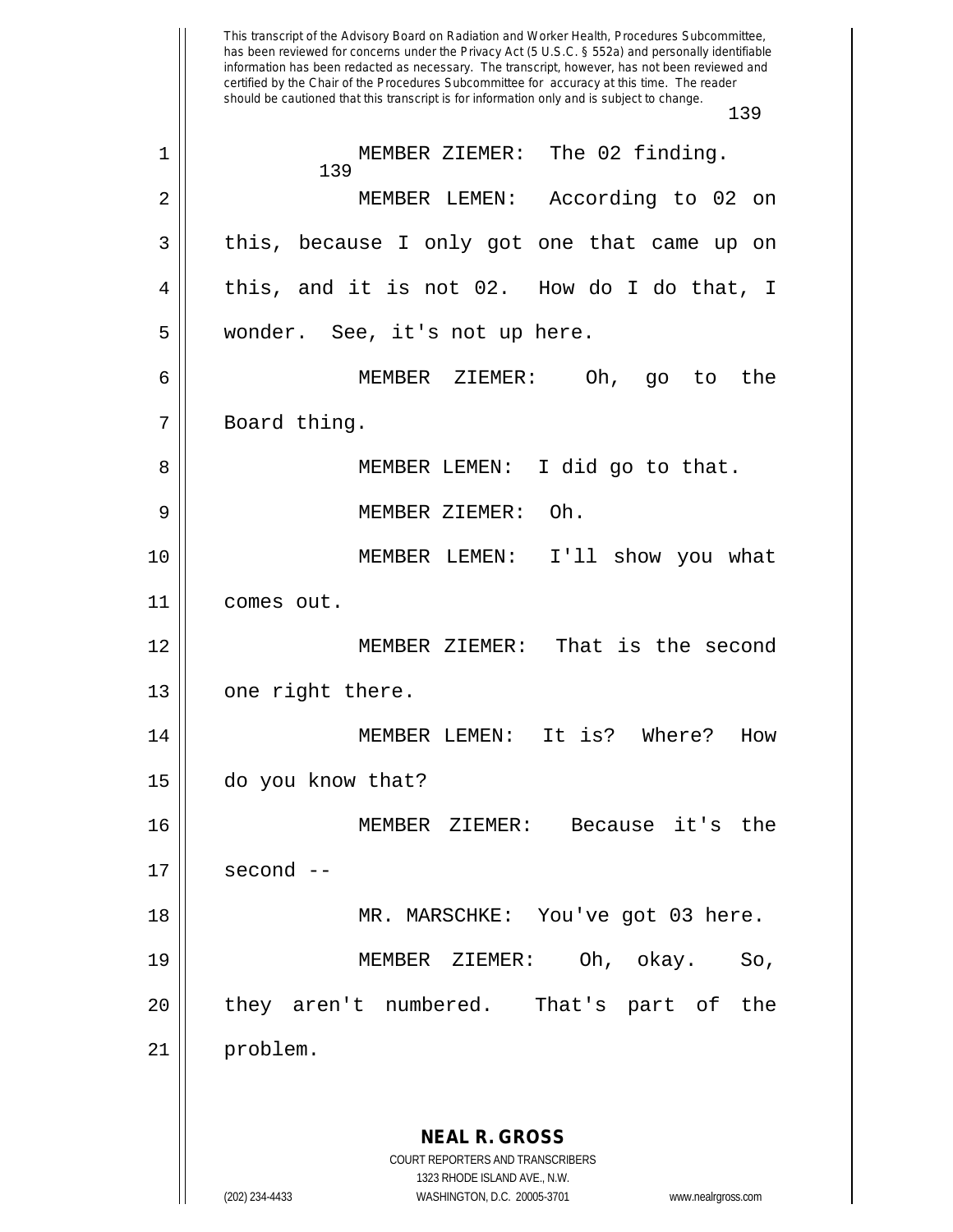MEMBER ZIEMER: The 02 finding.

MEMBER LEMEN: According to 02 on this, because I only got one that came up on this, and it is not 02. How do I do that, I wonder. See, it's not up here.

MEMBER ZIEMER: Oh, go to the Board thing.

MEMBER LEMEN: I did go to that.

MEMBER ZIEMER: Oh.

MEMBER LEMEN: I'll show you what comes out.

MEMBER ZIEMER: That is the second one right there.

MEMBER LEMEN: It is? Where? How do you know that?

MEMBER ZIEMER: Because it's the second --

MR. MARSCHKE: You've got 03 here.

MEMBER ZIEMER: Oh, okay. So, they aren't numbered. That's part of the problem.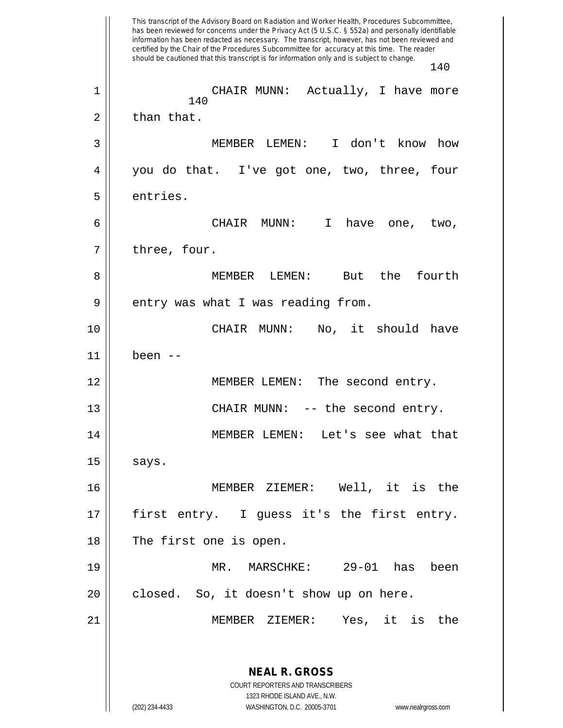CHAIR MUNN: Actually, I have more than that.

MEMBER LEMEN: I don't know how you do that. I've got one, two, three, four entries.

CHAIR MUNN: I have one, two, three, four.

MEMBER LEMEN: But the fourth entry was what I was reading from.

CHAIR MUNN: No, it should have been --

MEMBER LEMEN: The second entry.

CHAIR MUNN: -- the second entry.

MEMBER LEMEN: Let's see what that says.

MEMBER ZIEMER: Well, it is the first entry. I guess it's the first entry. The first one is open.

MR. MARSCHKE: 29-01 has been closed. So, it doesn't show up on here.

MEMBER ZIEMER: Yes, it is the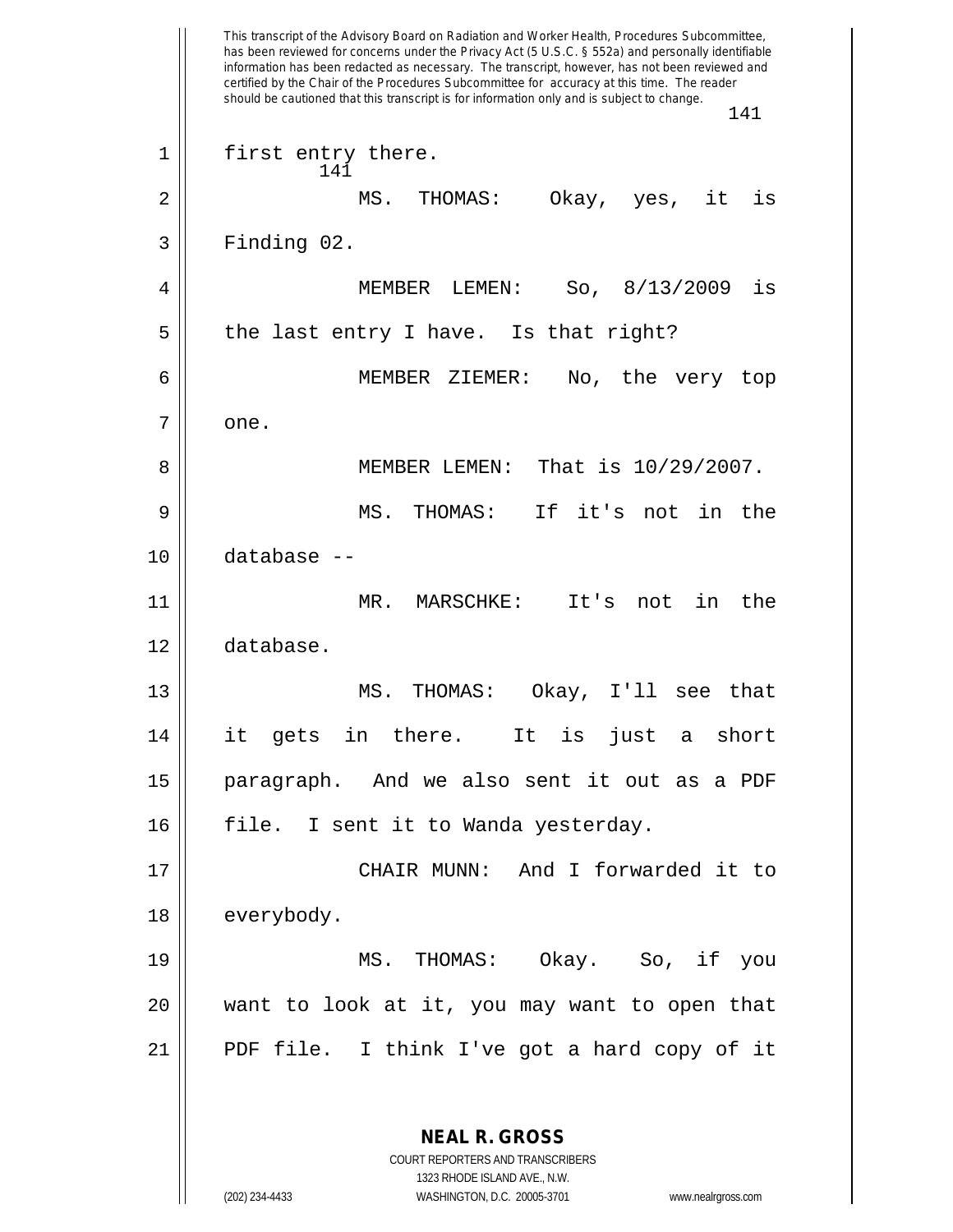first entry there.

MS. THOMAS: Okay, yes, it is Finding 02.

MEMBER LEMEN: So, 8/13/2009 is the last entry I have. Is that right?

MEMBER ZIEMER: No, the very top one.

MEMBER LEMEN: That is 10/29/2007.

MS. THOMAS: If it's not in the database --

MR. MARSCHKE: It's not in the database.

MS. THOMAS: Okay, I'll see that it gets in there. It is just a short paragraph. And we also sent it out as a PDF file. I sent it to Wanda yesterday.

CHAIR MUNN: And I forwarded it to everybody.

MS. THOMAS: Okay. So, if you want to look at it, you may want to open that PDF file. I think I've got a hard copy of it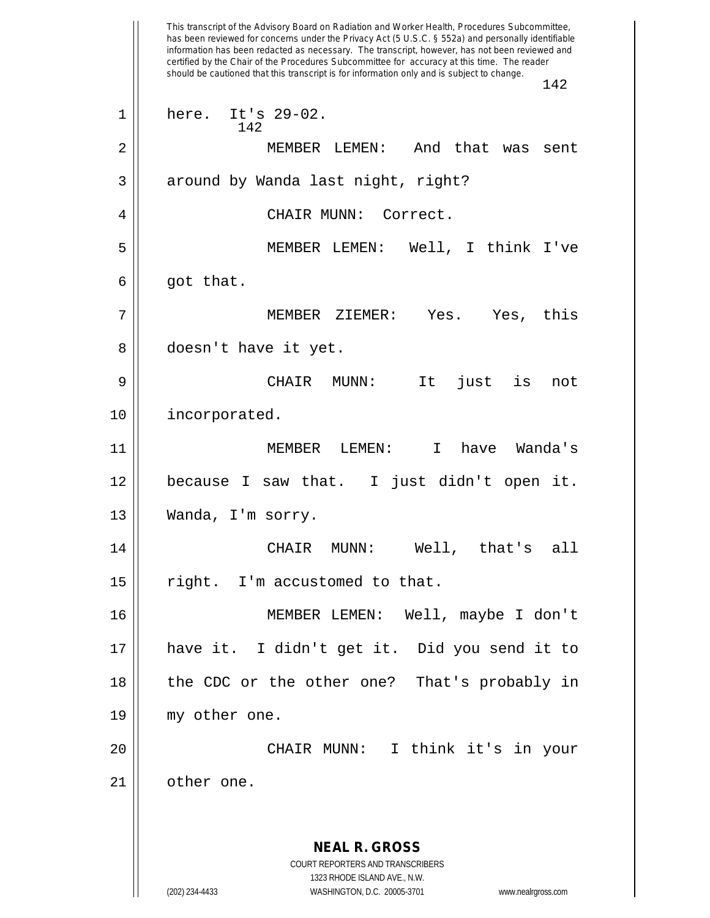here. It's 29-02.

MEMBER LEMEN: And that was sent around by Wanda last night, right?

CHAIR MUNN: Correct.

MEMBER LEMEN: Well, I think I've got that.

MEMBER ZIEMER: Yes. Yes, this doesn't have it yet.

CHAIR MUNN: It just is not incorporated.

MEMBER LEMEN: I have Wanda's because I saw that. I just didn't open it. Wanda, I'm sorry.

CHAIR MUNN: Well, that's all right. I'm accustomed to that.

MEMBER LEMEN: Well, maybe I don't have it. I didn't get it. Did you send it to the CDC or the other one? That's probably in my other one.

CHAIR MUNN: I think it's in your other one.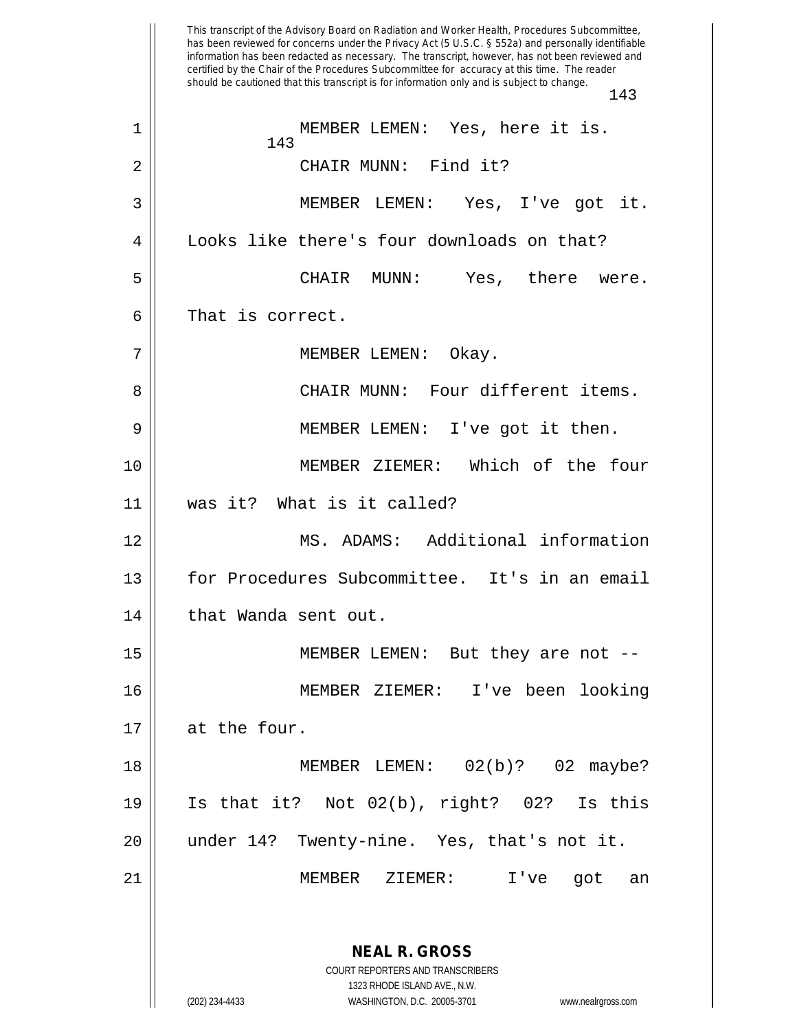MEMBER LEMEN: Yes, here it is.

CHAIR MUNN: Find it?

MEMBER LEMEN: Yes, I've got it. Looks like there's four downloads on that?

CHAIR MUNN: Yes, there were. That is correct.

MEMBER LEMEN: Okay.

CHAIR MUNN: Four different items.

MEMBER LEMEN: I've got it then.

MEMBER ZIEMER: Which of the four was it? What is it called?

MS. ADAMS: Additional information for Procedures Subcommittee. It's in an email that Wanda sent out.

MEMBER LEMEN: But they are not --

MEMBER ZIEMER: I've been looking at the four.

MEMBER LEMEN: 02(b)? 02 maybe? Is that it? Not 02(b), right? 02? Is this under 14? Twenty-nine. Yes, that's not it.

MEMBER ZIEMER: I've got an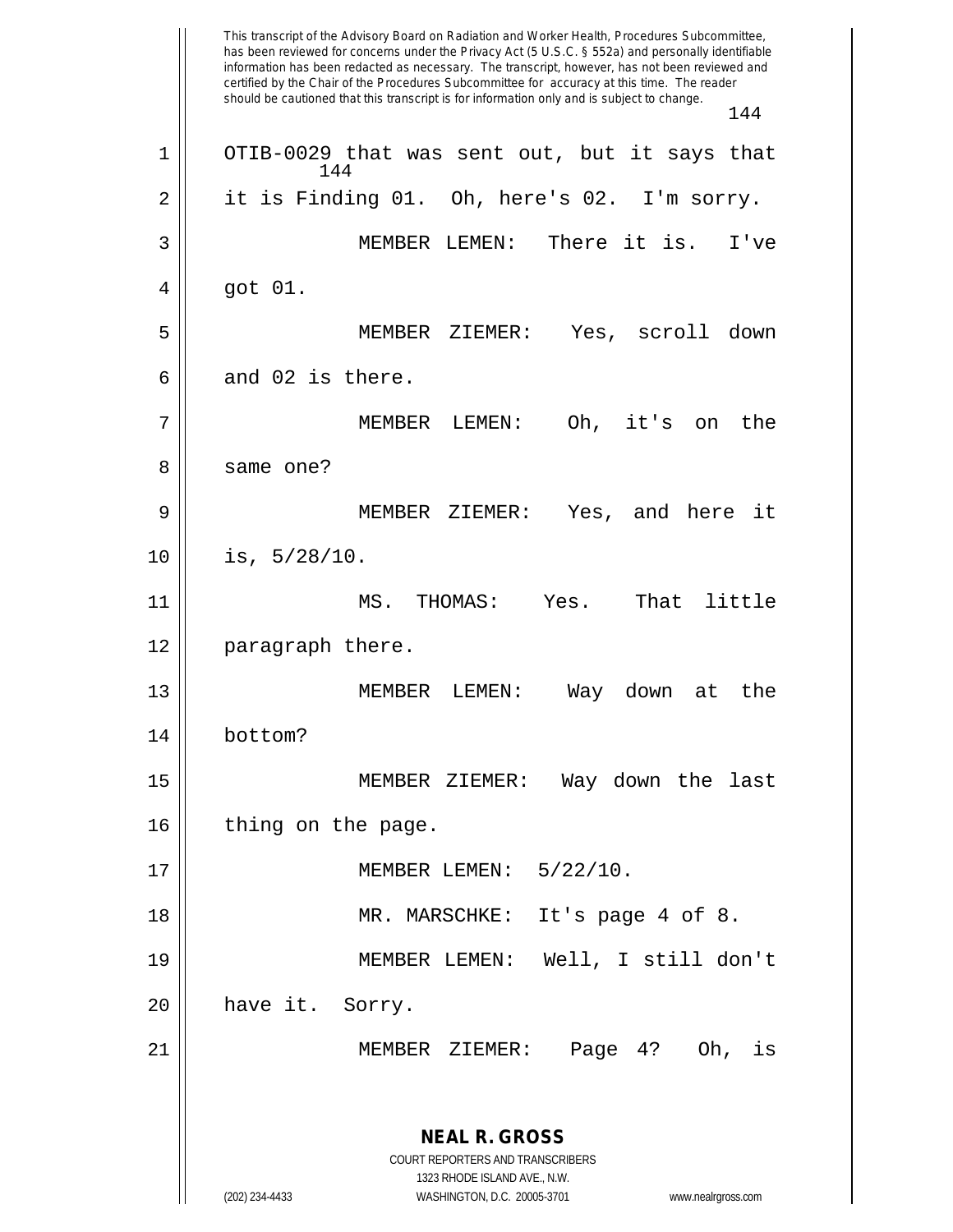OTIB-0029 that was sent out, but it says that it is Finding 01. Oh, here's 02. I'm sorry.

MEMBER LEMEN: There it is. I've got 01.

MEMBER ZIEMER: Yes, scroll down and 02 is there.

MEMBER LEMEN: Oh, it's on the same one?

MEMBER ZIEMER: Yes, and here it is, 5/28/10.

MS. THOMAS: Yes. That little paragraph there.

MEMBER LEMEN: Way down at the bottom?

MEMBER ZIEMER: Way down the last thing on the page.

MEMBER LEMEN: 5/22/10.

MR. MARSCHKE: It's page 4 of 8.

MEMBER LEMEN: Well, I still don't have it. Sorry.

MEMBER ZIEMER: Page 4? Oh, is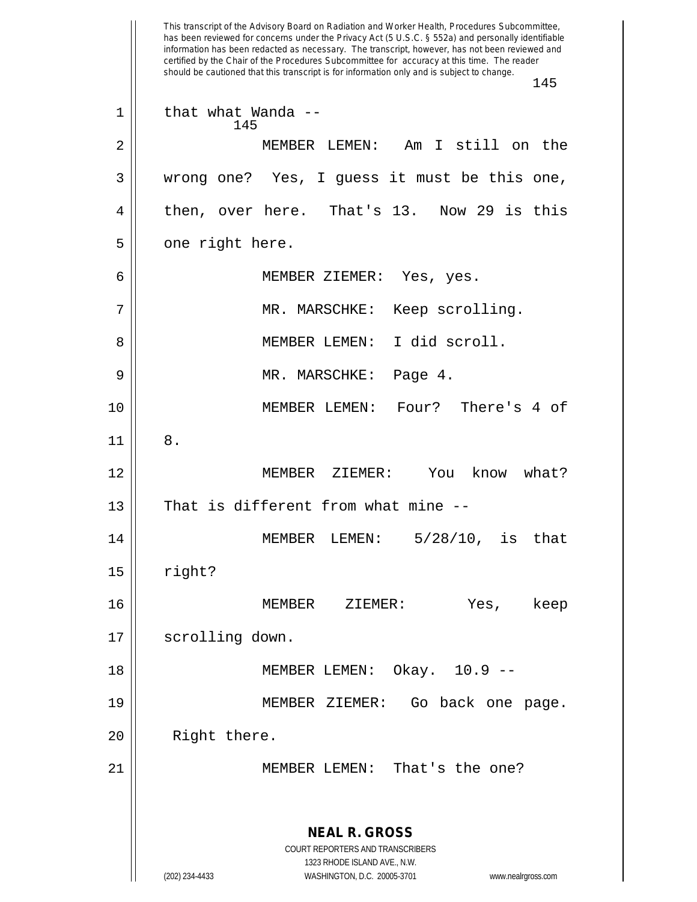that what Wanda --

MEMBER LEMEN: Am I still on the wrong one? Yes, I guess it must be this one, then, over here. That's 13. Now 29 is this one right here.

MEMBER ZIEMER: Yes, yes.

MR. MARSCHKE: Keep scrolling.

MEMBER LEMEN: I did scroll.

MR. MARSCHKE: Page 4.

MEMBER LEMEN: Four? There's 4 of 8.

MEMBER ZIEMER: You know what? That is different from what mine --

MEMBER LEMEN: 5/28/10, is that right?

MEMBER ZIEMER: Yes, keep scrolling down.

MEMBER LEMEN: Okay. 10.9 --

MEMBER ZIEMER: Go back one page. Right there.

MEMBER LEMEN: That's the one?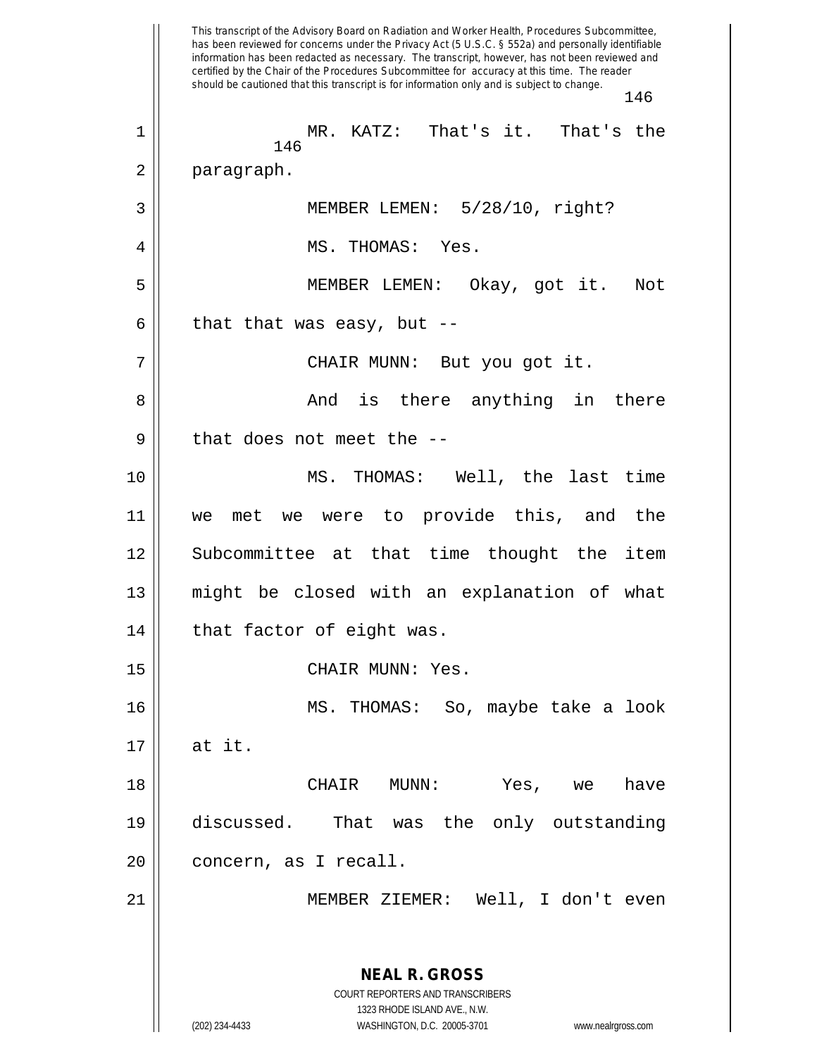This transcript of the Advisory Board on Radiation and Worker Health, Procedures Subcommittee, has been reviewed for concerns under the Privacy Act (5 U.S.C. § 552a) and personally identifiable information has been redacted as necessary. The transcript, however, has not been reviewed and certified by the Chair of the Procedures Subcommittee for accuracy at this time. The reader should be cautioned that this transcript is for information only and is subject to change.

1 MR. KATZ: That's it. That's the
2 paragraph.
3 MEMBER LEMEN: 5/28/10, right?
4 MS. THOMAS: Yes.
5 MEMBER LEMEN: Okay, got it. Not
6 that that was easy, but --
7 CHAIR MUNN: But you got it.
8 And is there anything in there
9 that does not meet the --
10 MS. THOMAS: Well, the last time
11 we met we were to provide this, and the
12 Subcommittee at that time thought the item
13 might be closed with an explanation of what
14 that factor of eight was.
15 CHAIR MUNN: Yes.
16 MS. THOMAS: So, maybe take a look
17 at it.
18 CHAIR MUNN: Yes, we have
19 discussed. That was the only outstanding
20 concern, as I recall.
21 MEMBER ZIEMER: Well, I don't even

**NEAL R. GROSS**
COURT REPORTERS AND TRANSCRIBERS
1323 RHODE ISLAND AVE., N.W.
(202) 234-4433 WASHINGTON, D.C. 20005-3701 www.nealrgross.com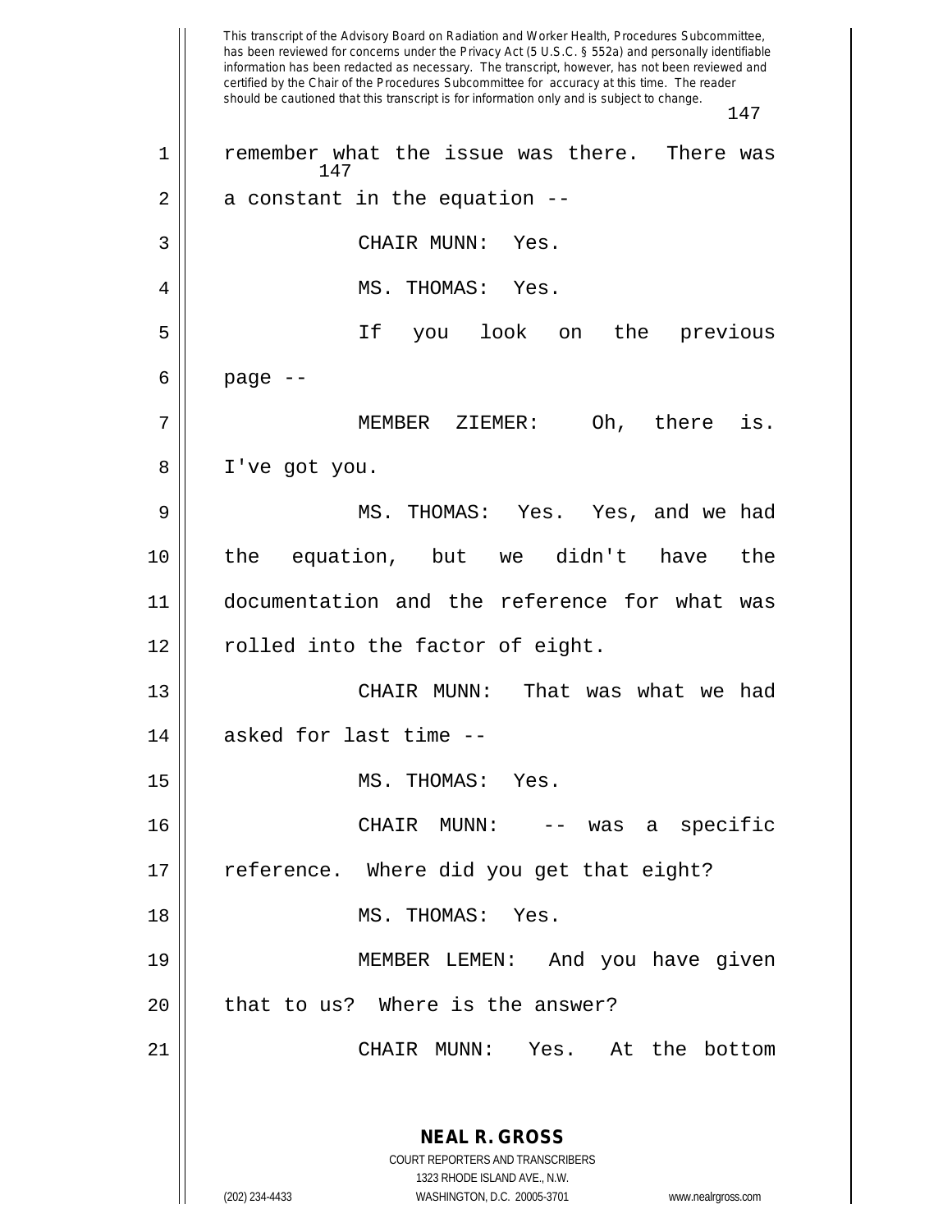remember what the issue was there. There was a constant in the equation --

CHAIR MUNN: Yes.

MS. THOMAS: Yes.

If you look on the previous page --

MEMBER ZIEMER: Oh, there is. I've got you.

MS. THOMAS: Yes. Yes, and we had the equation, but we didn't have the documentation and the reference for what was rolled into the factor of eight.

CHAIR MUNN: That was what we had asked for last time --

MS. THOMAS: Yes.

CHAIR MUNN: -- was a specific reference. Where did you get that eight?

MS. THOMAS: Yes.

MEMBER LEMEN: And you have given that to us? Where is the answer?

CHAIR MUNN: Yes. At the bottom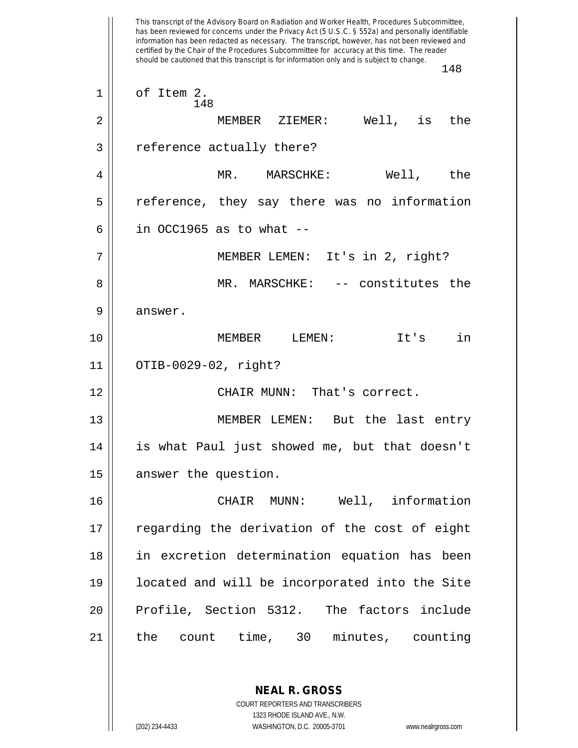of Item 2.

MEMBER ZIEMER: Well, is the reference actually there?

MR. MARSCHKE: Well, the reference, they say there was no information in OCC1965 as to what --

MEMBER LEMEN: It's in 2, right?

MR. MARSCHKE: -- constitutes the answer.

MEMBER LEMEN: It's in OTIB-0029-02, right?

CHAIR MUNN: That's correct.

MEMBER LEMEN: But the last entry is what Paul just showed me, but that doesn't answer the question.

CHAIR MUNN: Well, information regarding the derivation of the cost of eight in excretion determination equation has been located and will be incorporated into the Site Profile, Section 5312. The factors include the count time, 30 minutes, counting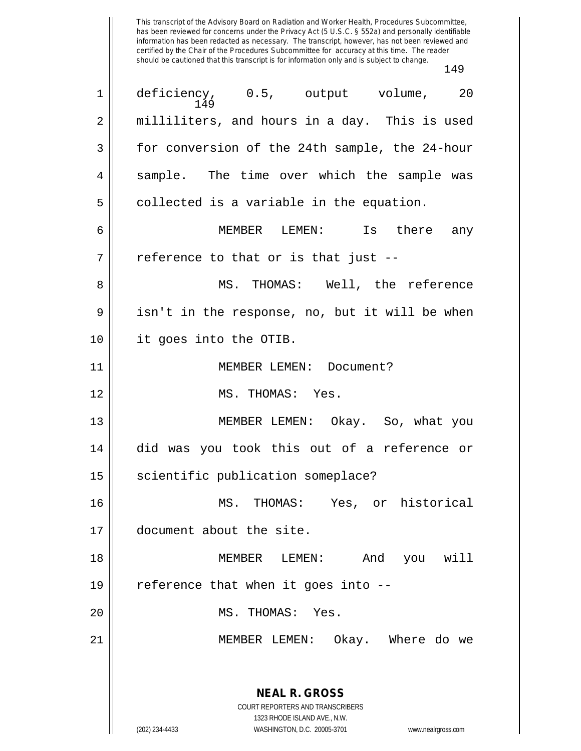deficiency, 0.5, output volume, 20 milliliters, and hours in a day. This is used for conversion of the 24th sample, the 24-hour sample. The time over which the sample was collected is a variable in the equation.

MEMBER LEMEN: Is there any reference to that or is that just --

MS. THOMAS: Well, the reference isn't in the response, no, but it will be when it goes into the OTIB.

MEMBER LEMEN: Document?

MS. THOMAS: Yes.

MEMBER LEMEN: Okay. So, what you did was you took this out of a reference or scientific publication someplace?

MS. THOMAS: Yes, or historical document about the site.

MEMBER LEMEN: And you will reference that when it goes into --

MS. THOMAS: Yes.

MEMBER LEMEN: Okay. Where do we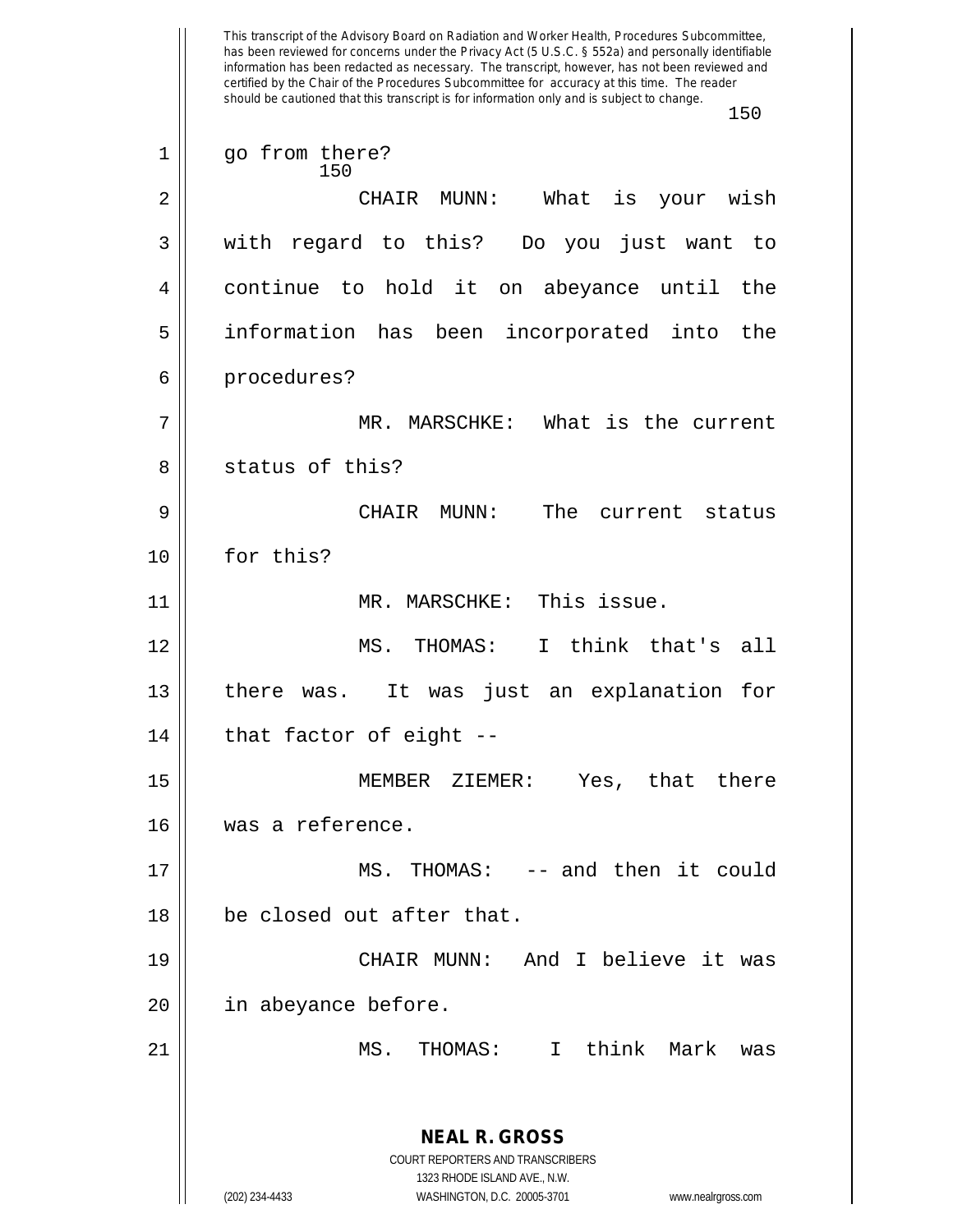This transcript of the Advisory Board on Radiation and Worker Health, Procedures Subcommittee, has been reviewed for concerns under the Privacy Act (5 U.S.C. § 552a) and personally identifiable information has been redacted as necessary. The transcript, however, has not been reviewed and certified by the Chair of the Procedures Subcommittee for accuracy at this time. The reader should be cautioned that this transcript is for information only and is subject to change.

1 go from there?

2 CHAIR MUNN: What is your wish

3 with regard to this? Do you just want to

4 continue to hold it on abeyance until the

5 information has been incorporated into the

6 procedures?

7 MR. MARSCHKE: What is the current

8 status of this?

9 CHAIR MUNN: The current status

10 for this?

11 MR. MARSCHKE: This issue.

12 MS. THOMAS: I think that's all

13 there was. It was just an explanation for

14 that factor of eight --

15 MEMBER ZIEMER: Yes, that there

16 was a reference.

17 MS. THOMAS: -- and then it could

18 be closed out after that.

19 CHAIR MUNN: And I believe it was

20 in abeyance before.

21 MS. THOMAS: I think Mark was

**NEAL R. GROSS**
COURT REPORTERS AND TRANSCRIBERS
1323 RHODE ISLAND AVE., N.W.
(202) 234-4433 WASHINGTON, D.C. 20005-3701 www.nealrgross.com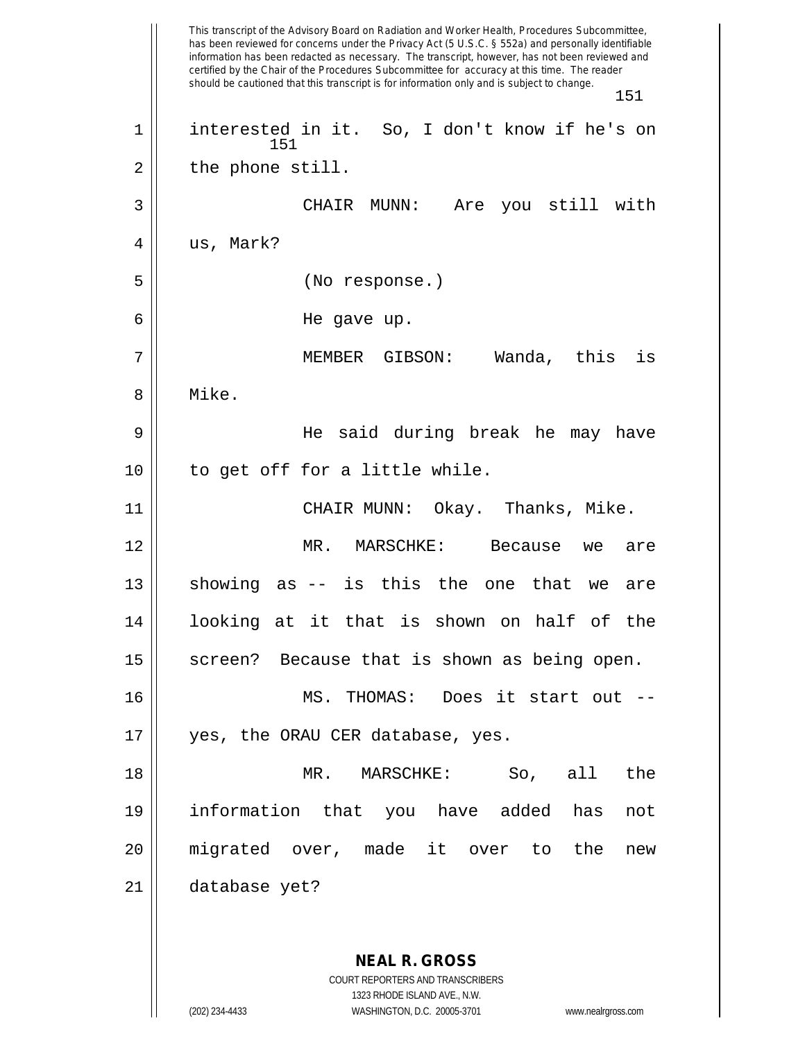interested in it. So, I don't know if he's on the phone still.

CHAIR MUNN: Are you still with us, Mark?

(No response.)

He gave up.

MEMBER GIBSON: Wanda, this is Mike.

He said during break he may have to get off for a little while.

CHAIR MUNN: Okay. Thanks, Mike.

MR. MARSCHKE: Because we are showing as -- is this the one that we are looking at it that is shown on half of the screen? Because that is shown as being open.

MS. THOMAS: Does it start out -- yes, the ORAU CER database, yes.

MR. MARSCHKE: So, all the information that you have added has not migrated over, made it over to the new database yet?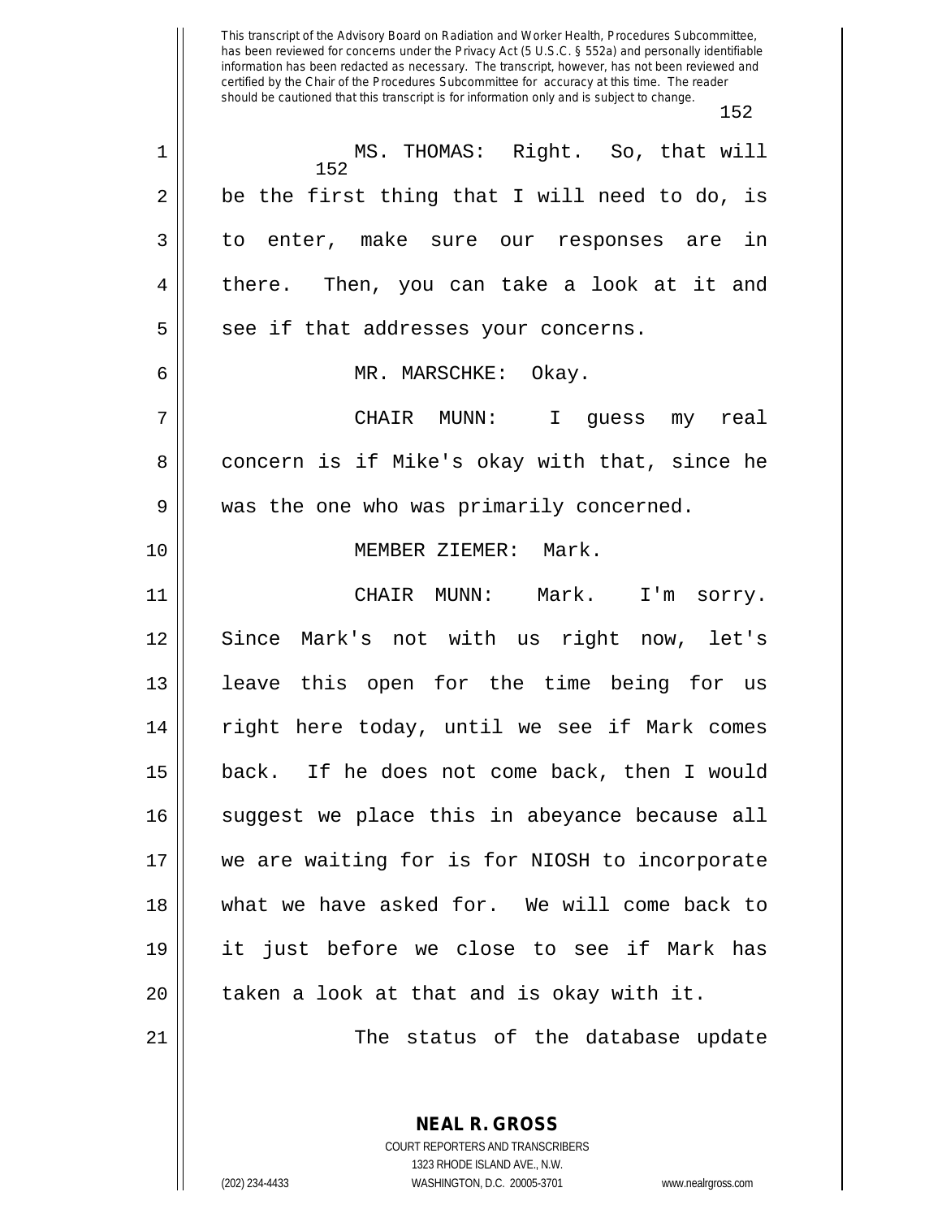MS. THOMAS: Right. So, that will be the first thing that I will need to do, is to enter, make sure our responses are in there. Then, you can take a look at it and see if that addresses your concerns.

MR. MARSCHKE: Okay.

CHAIR MUNN: I guess my real concern is if Mike's okay with that, since he was the one who was primarily concerned.

MEMBER ZIEMER: Mark.

CHAIR MUNN: Mark. I'm sorry. Since Mark's not with us right now, let's leave this open for the time being for us right here today, until we see if Mark comes back. If he does not come back, then I would suggest we place this in abeyance because all we are waiting for is for NIOSH to incorporate what we have asked for. We will come back to it just before we close to see if Mark has taken a look at that and is okay with it.

The status of the database update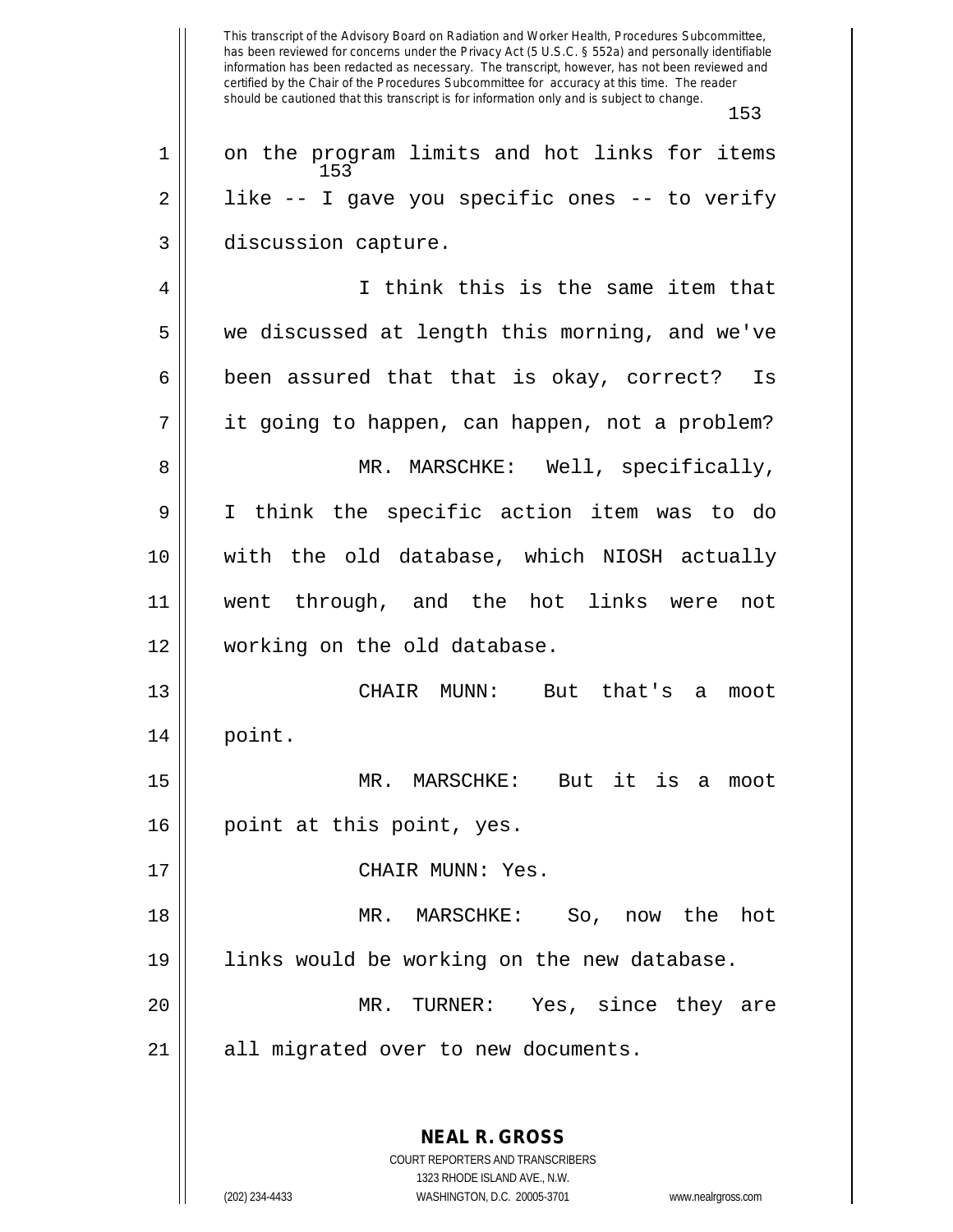on the program limits and hot links for items like -- I gave you specific ones -- to verify discussion capture.

I think this is the same item that we discussed at length this morning, and we've been assured that that is okay, correct? Is it going to happen, can happen, not a problem?

MR. MARSCHKE: Well, specifically, I think the specific action item was to do with the old database, which NIOSH actually went through, and the hot links were not working on the old database.

CHAIR MUNN: But that's a moot point.

MR. MARSCHKE: But it is a moot point at this point, yes.

CHAIR MUNN: Yes.

MR. MARSCHKE: So, now the hot links would be working on the new database.

MR. TURNER: Yes, since they are all migrated over to new documents.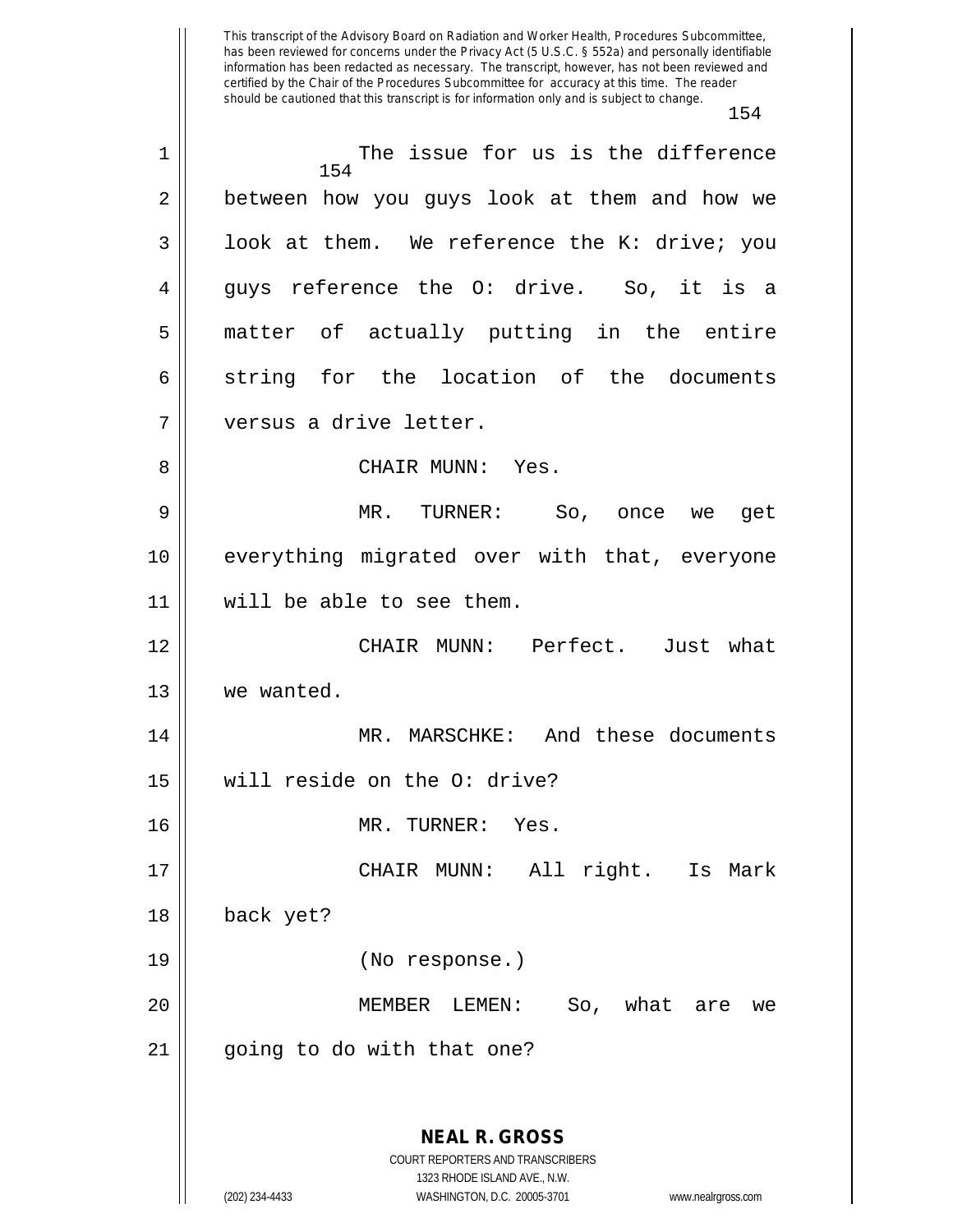The issue for us is the difference between how you guys look at them and how we look at them. We reference the K: drive; you guys reference the O: drive. So, it is a matter of actually putting in the entire string for the location of the documents versus a drive letter.

CHAIR MUNN: Yes.

MR. TURNER: So, once we get everything migrated over with that, everyone will be able to see them.

CHAIR MUNN: Perfect. Just what we wanted.

MR. MARSCHKE: And these documents will reside on the O: drive?

MR. TURNER: Yes.

CHAIR MUNN: All right. Is Mark back yet?

(No response.)

MEMBER LEMEN: So, what are we going to do with that one?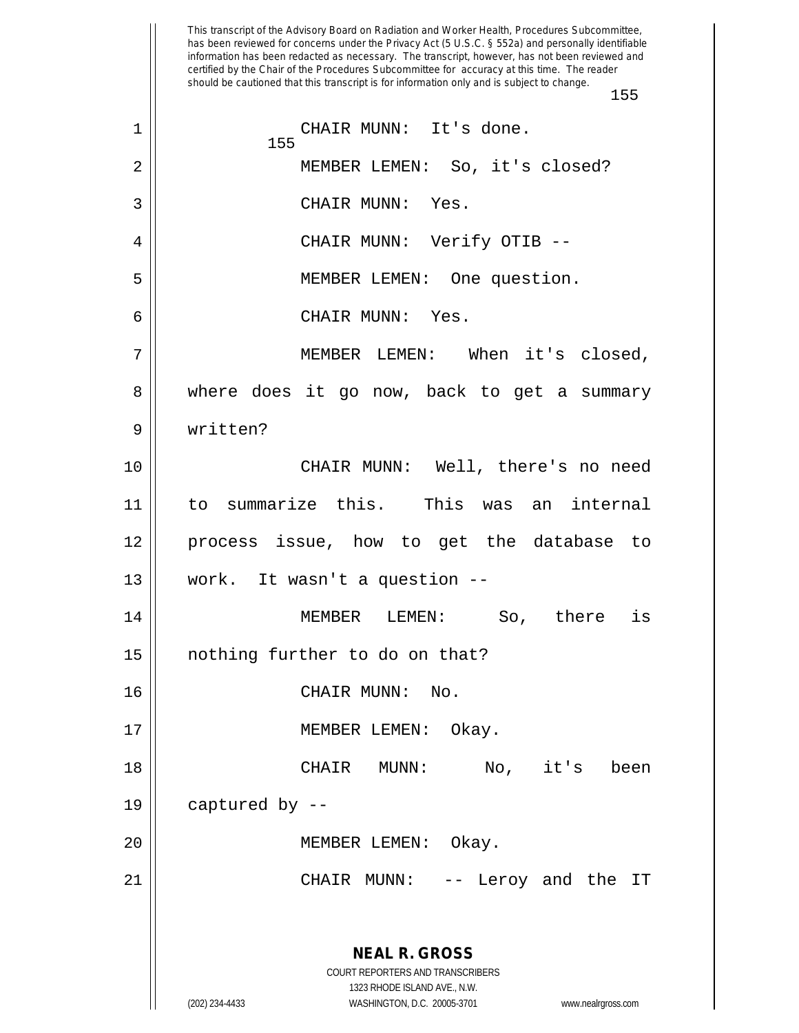CHAIR MUNN: It's done.

MEMBER LEMEN: So, it's closed?

CHAIR MUNN: Yes.

CHAIR MUNN: Verify OTIB --

MEMBER LEMEN: One question.

CHAIR MUNN: Yes.

MEMBER LEMEN: When it's closed, where does it go now, back to get a summary written?

CHAIR MUNN: Well, there's no need to summarize this. This was an internal process issue, how to get the database to work. It wasn't a question --

MEMBER LEMEN: So, there is nothing further to do on that?

CHAIR MUNN: No.

MEMBER LEMEN: Okay.

CHAIR MUNN: No, it's been captured by --

MEMBER LEMEN: Okay.

CHAIR MUNN: -- Leroy and the IT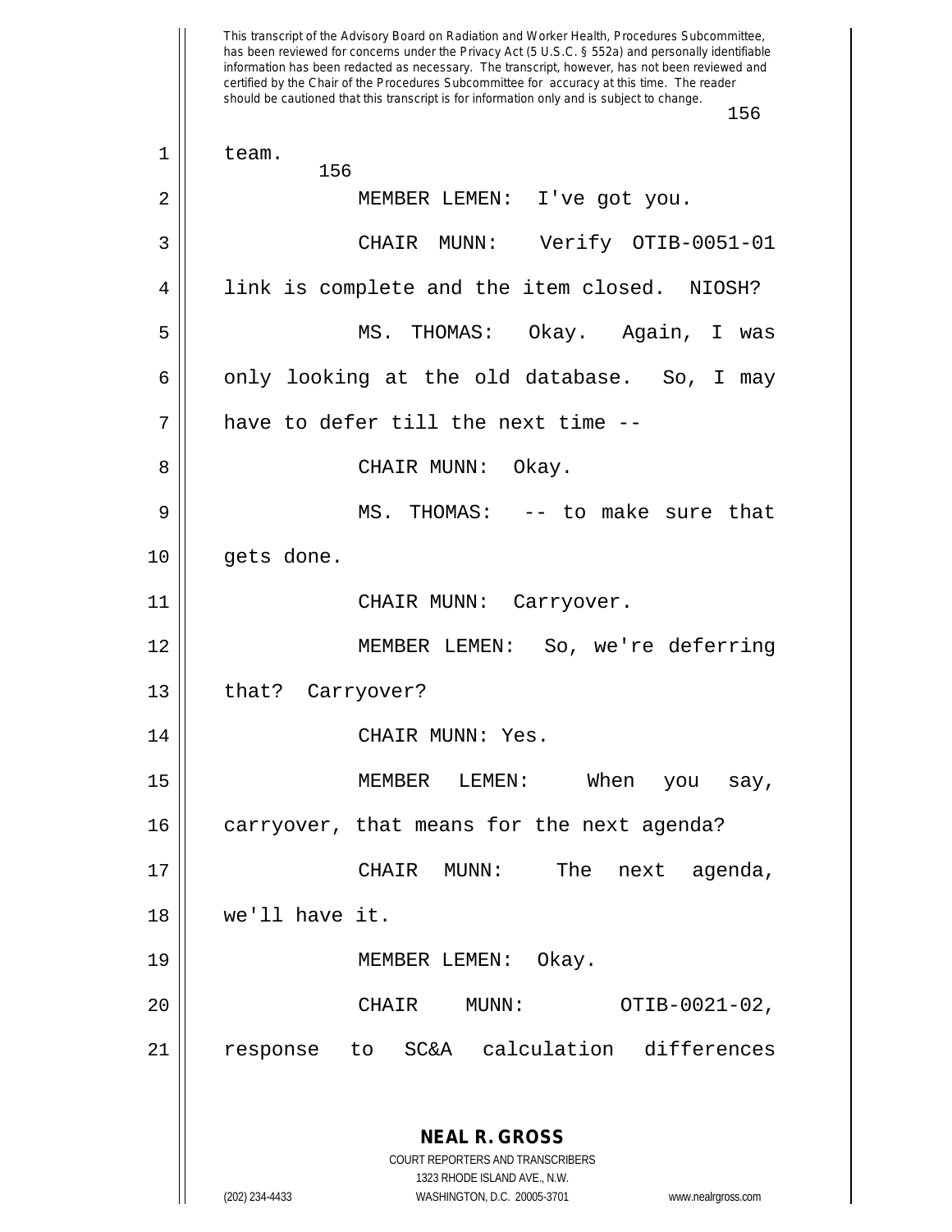team.

MEMBER LEMEN: I've got you.

CHAIR MUNN: Verify OTIB-0051-01 link is complete and the item closed. NIOSH?

MS. THOMAS: Okay. Again, I was only looking at the old database. So, I may have to defer till the next time --

CHAIR MUNN: Okay.

MS. THOMAS: -- to make sure that gets done.

CHAIR MUNN: Carryover.

MEMBER LEMEN: So, we're deferring that? Carryover?

CHAIR MUNN: Yes.

MEMBER LEMEN: When you say, carryover, that means for the next agenda?

CHAIR MUNN: The next agenda, we'll have it.

MEMBER LEMEN: Okay.

CHAIR MUNN: OTIB-0021-02, response to SC&A calculation differences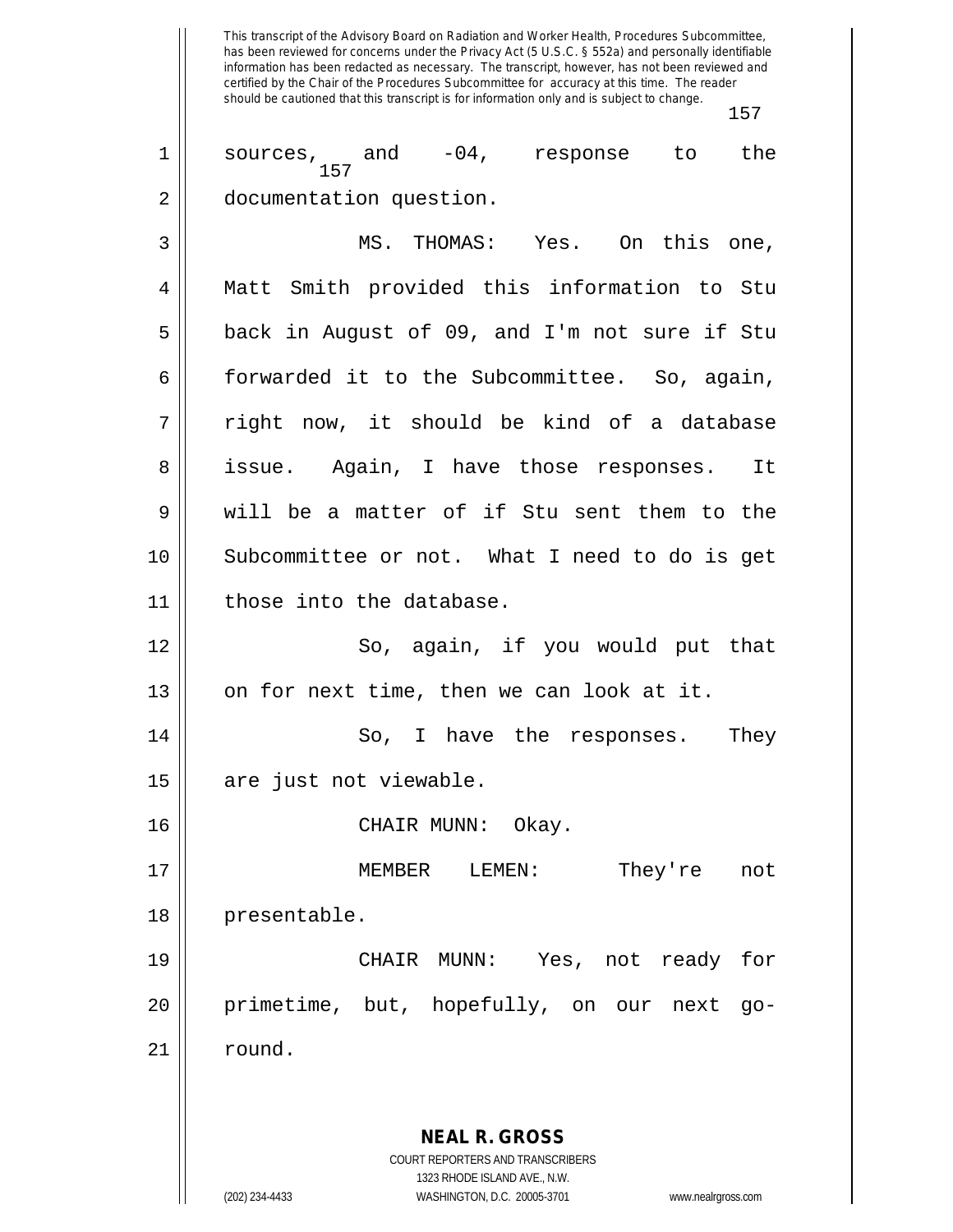sources, and -04, response to the documentation question.

MS. THOMAS: Yes. On this one, Matt Smith provided this information to Stu back in August of 09, and I'm not sure if Stu forwarded it to the Subcommittee. So, again, right now, it should be kind of a database issue. Again, I have those responses. It will be a matter of if Stu sent them to the Subcommittee or not. What I need to do is get those into the database.

So, again, if you would put that on for next time, then we can look at it.

So, I have the responses. They are just not viewable.

CHAIR MUNN: Okay.

MEMBER LEMEN: They're not presentable.

CHAIR MUNN: Yes, not ready for primetime, but, hopefully, on our next go-round.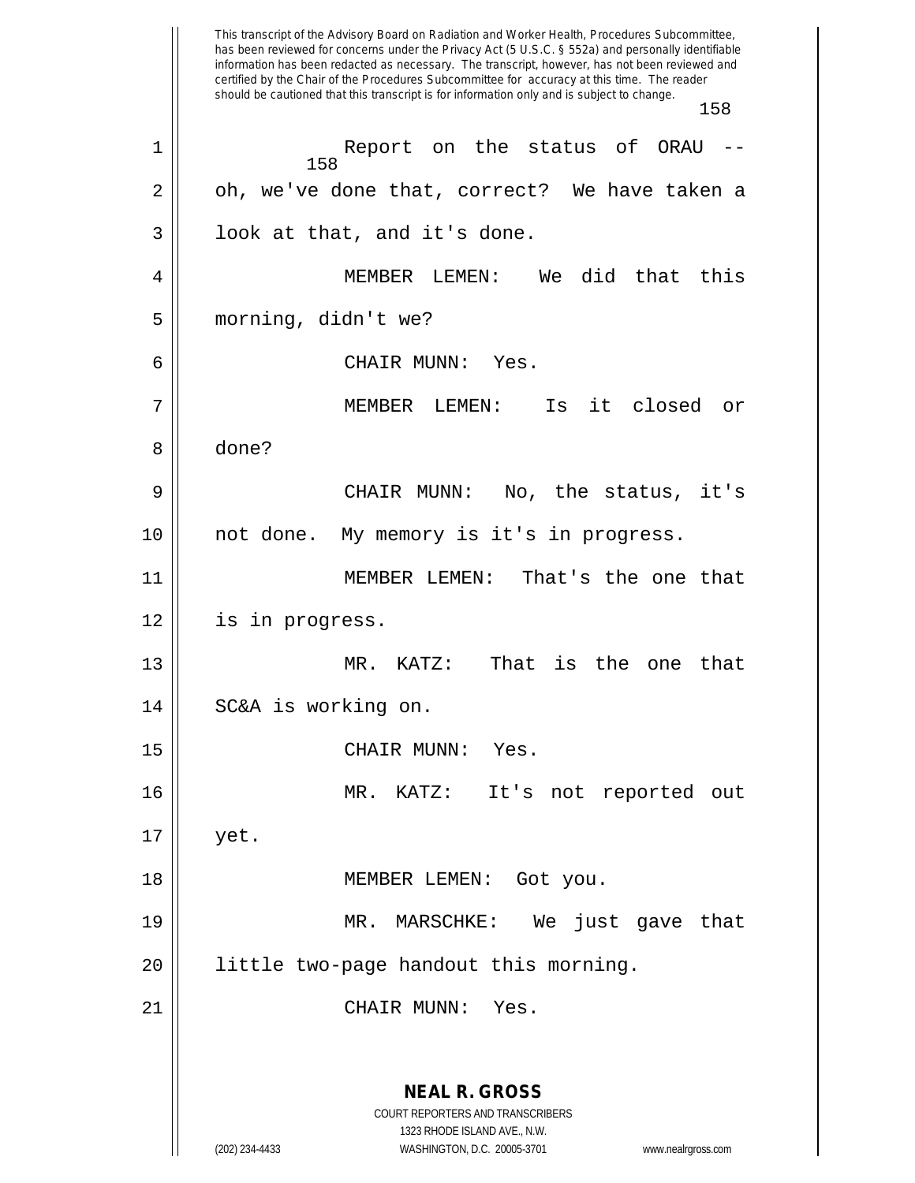This transcript of the Advisory Board on Radiation and Worker Health, Procedures Subcommittee, has been reviewed for concerns under the Privacy Act (5 U.S.C. § 552a) and personally identifiable information has been redacted as necessary. The transcript, however, has not been reviewed and certified by the Chair of the Procedures Subcommittee for accuracy at this time. The reader should be cautioned that this transcript is for information only and is subject to change.

1 Report on the status of ORAU --
2 oh, we've done that, correct? We have taken a
3 look at that, and it's done.
4 MEMBER LEMEN: We did that this
5 morning, didn't we?
6 CHAIR MUNN: Yes.
7 MEMBER LEMEN: Is it closed or
8 done?
9 CHAIR MUNN: No, the status, it's
10 not done. My memory is it's in progress.
11 MEMBER LEMEN: That's the one that
12 is in progress.
13 MR. KATZ: That is the one that
14 SC&A is working on.
15 CHAIR MUNN: Yes.
16 MR. KATZ: It's not reported out
17 yet.
18 MEMBER LEMEN: Got you.
19 MR. MARSCHKE: We just gave that
20 little two-page handout this morning.
21 CHAIR MUNN: Yes.

**NEAL R. GROSS**
COURT REPORTERS AND TRANSCRIBERS
1323 RHODE ISLAND AVE., N.W.
(202) 234-4433 WASHINGTON, D.C. 20005-3701 www.nealrgross.com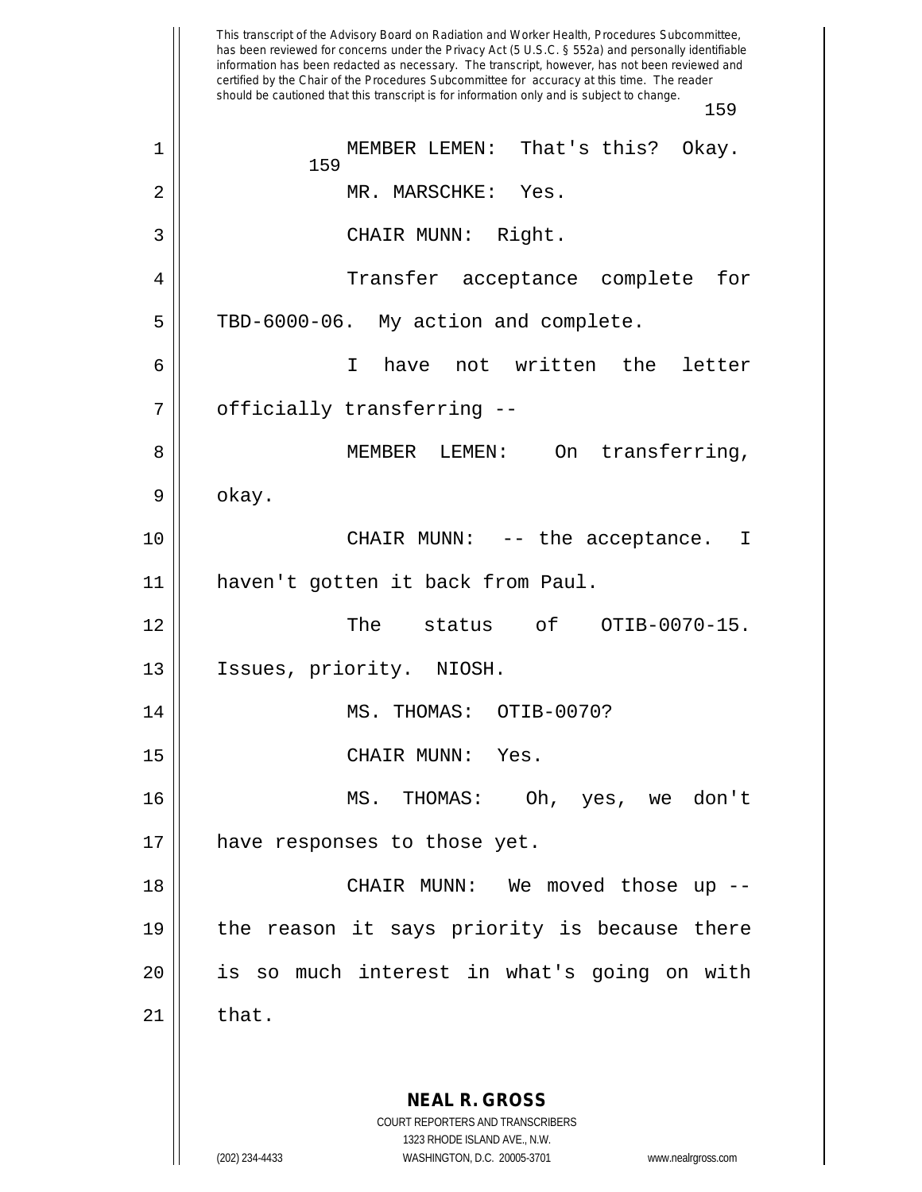This transcript of the Advisory Board on Radiation and Worker Health, Procedures Subcommittee, has been reviewed for concerns under the Privacy Act (5 U.S.C. § 552a) and personally identifiable information has been redacted as necessary. The transcript, however, has not been reviewed and certified by the Chair of the Procedures Subcommittee for accuracy at this time. The reader should be cautioned that this transcript is for information only and is subject to change.

MEMBER LEMEN: That's this? Okay.

MR. MARSCHKE: Yes.

CHAIR MUNN: Right.

Transfer acceptance complete for TBD-6000-06. My action and complete.

I have not written the letter officially transferring --

MEMBER LEMEN: On transferring, okay.

CHAIR MUNN: -- the acceptance. I haven't gotten it back from Paul.

The status of OTIB-0070-15. Issues, priority. NIOSH.

MS. THOMAS: OTIB-0070?

CHAIR MUNN: Yes.

MS. THOMAS: Oh, yes, we don't have responses to those yet.

CHAIR MUNN: We moved those up -- the reason it says priority is because there is so much interest in what's going on with that.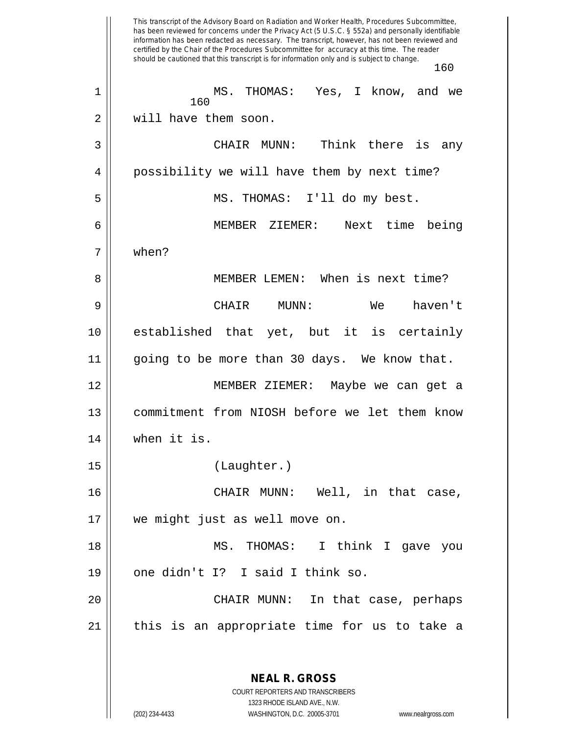MS. THOMAS: Yes, I know, and we will have them soon.

CHAIR MUNN: Think there is any possibility we will have them by next time?

MS. THOMAS: I'll do my best.

MEMBER ZIEMER: Next time being when?

MEMBER LEMEN: When is next time?

CHAIR MUNN: We haven't established that yet, but it is certainly going to be more than 30 days. We know that.

MEMBER ZIEMER: Maybe we can get a commitment from NIOSH before we let them know when it is.

(Laughter.)

CHAIR MUNN: Well, in that case, we might just as well move on.

MS. THOMAS: I think I gave you one didn't I? I said I think so.

CHAIR MUNN: In that case, perhaps this is an appropriate time for us to take a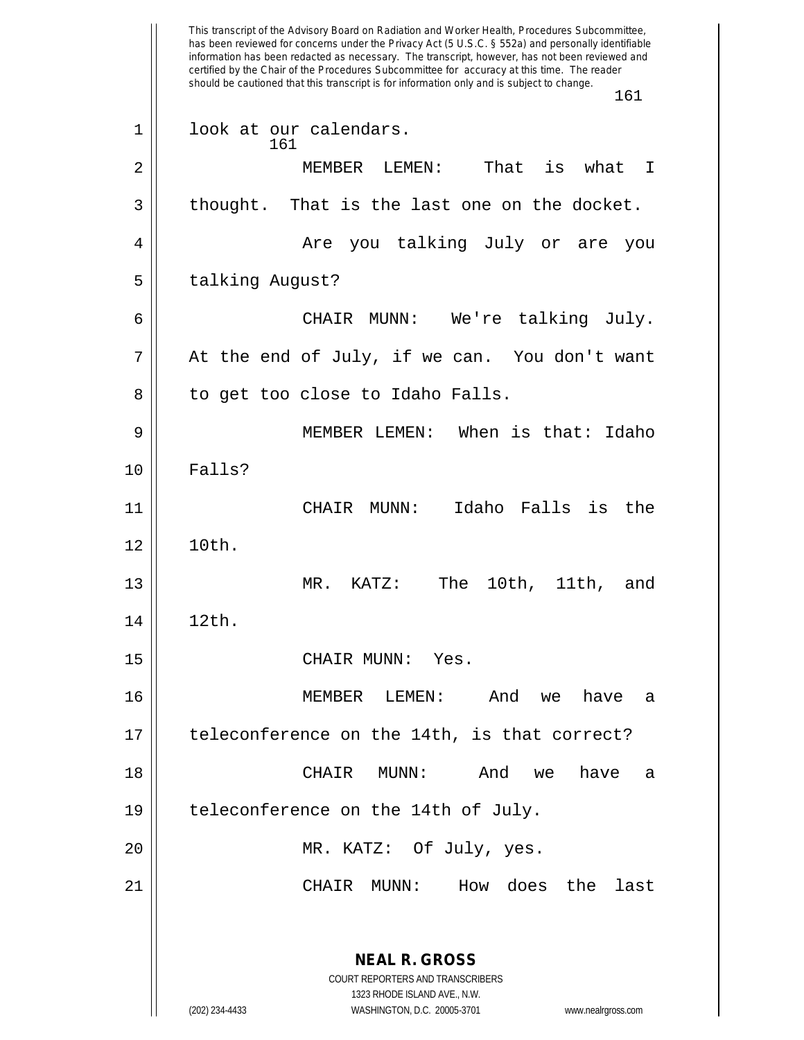look at our calendars.

MEMBER LEMEN: That is what I thought. That is the last one on the docket.

Are you talking July or are you talking August?

CHAIR MUNN: We're talking July. At the end of July, if we can. You don't want to get too close to Idaho Falls.

MEMBER LEMEN: When is that: Idaho Falls?

CHAIR MUNN: Idaho Falls is the 10th.

MR. KATZ: The 10th, 11th, and 12th.

CHAIR MUNN: Yes.

MEMBER LEMEN: And we have a teleconference on the 14th, is that correct?

CHAIR MUNN: And we have a teleconference on the 14th of July.

MR. KATZ: Of July, yes.

CHAIR MUNN: How does the last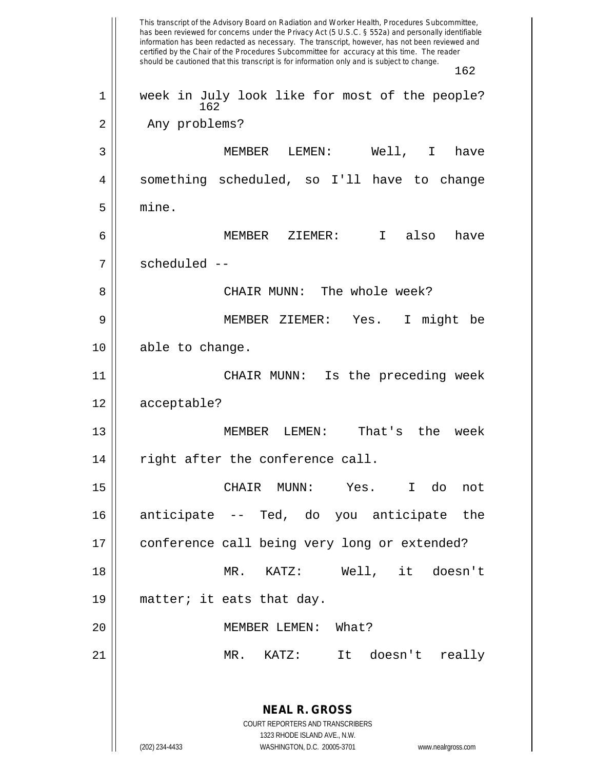week in July look like for most of the people? Any problems?

MEMBER LEMEN: Well, I have something scheduled, so I'll have to change mine.

MEMBER ZIEMER: I also have scheduled --

CHAIR MUNN: The whole week?

MEMBER ZIEMER: Yes. I might be able to change.

CHAIR MUNN: Is the preceding week acceptable?

MEMBER LEMEN: That's the week right after the conference call.

CHAIR MUNN: Yes. I do not anticipate -- Ted, do you anticipate the conference call being very long or extended?

MR. KATZ: Well, it doesn't matter; it eats that day.

MEMBER LEMEN: What?

MR. KATZ: It doesn't really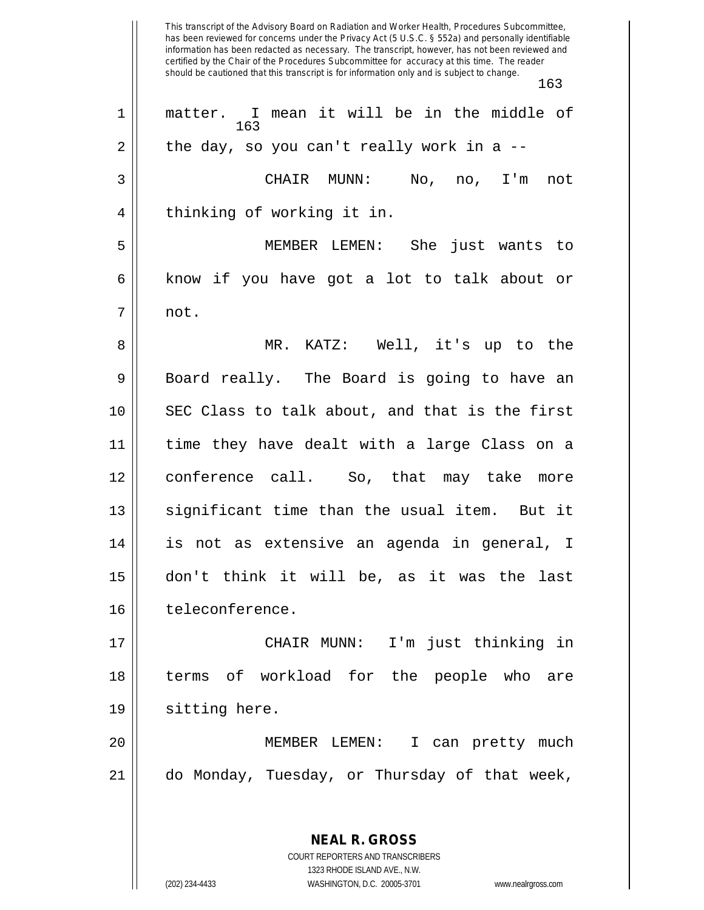matter. I mean it will be in the middle of the day, so you can't really work in a --

CHAIR MUNN: No, no, I'm not thinking of working it in.

MEMBER LEMEN: She just wants to know if you have got a lot to talk about or not.

MR. KATZ: Well, it's up to the Board really. The Board is going to have an SEC Class to talk about, and that is the first time they have dealt with a large Class on a conference call. So, that may take more significant time than the usual item. But it is not as extensive an agenda in general, I don't think it will be, as it was the last teleconference.

CHAIR MUNN: I'm just thinking in terms of workload for the people who are sitting here.

MEMBER LEMEN: I can pretty much do Monday, Tuesday, or Thursday of that week,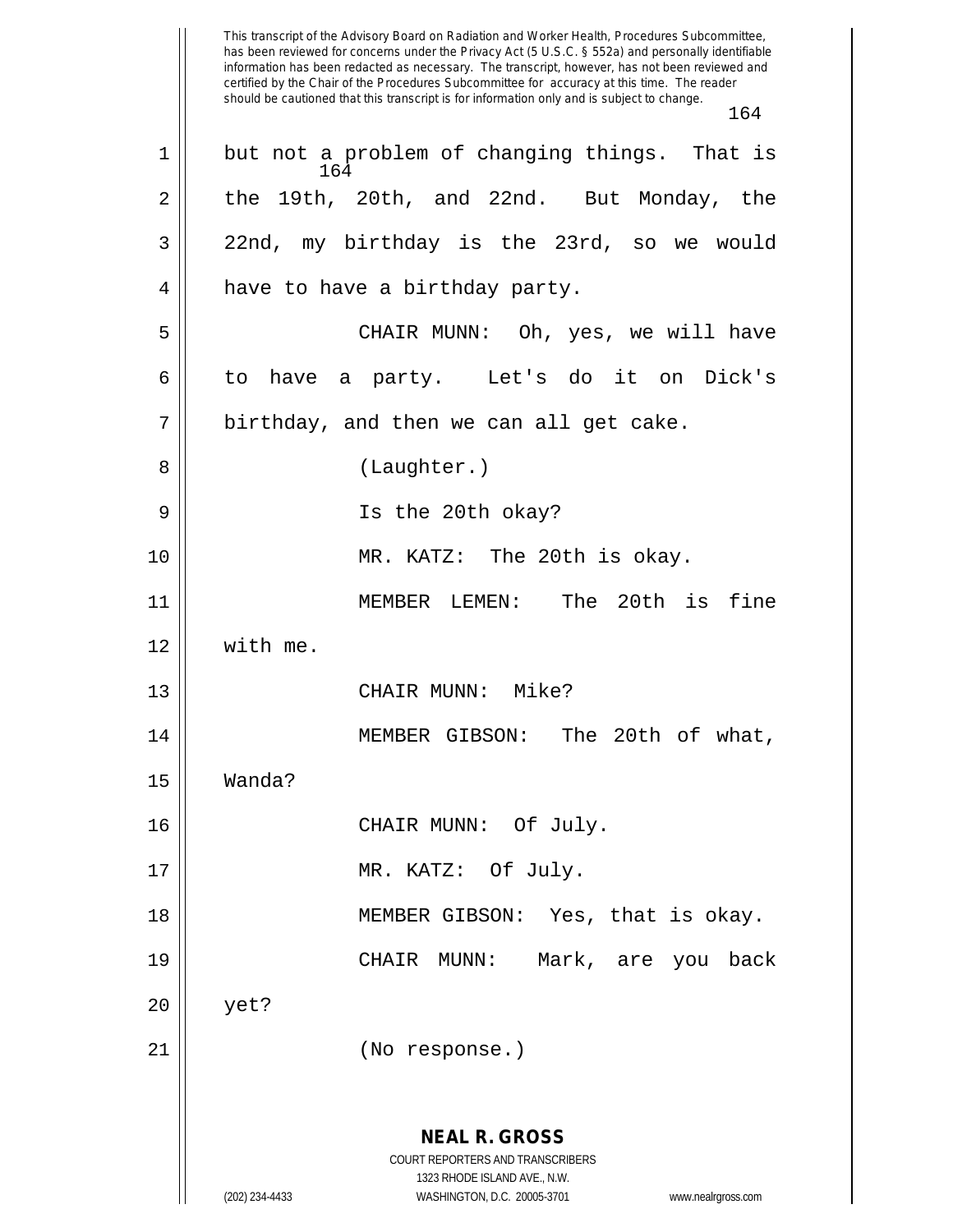but not a problem of changing things. That is the 19th, 20th, and 22nd. But Monday, the 22nd, my birthday is the 23rd, so we would have to have a birthday party.

CHAIR MUNN: Oh, yes, we will have to have a party. Let's do it on Dick's birthday, and then we can all get cake.

(Laughter.)

Is the 20th okay?

MR. KATZ: The 20th is okay.

MEMBER LEMEN: The 20th is fine with me.

CHAIR MUNN: Mike?

MEMBER GIBSON: The 20th of what, Wanda?

CHAIR MUNN: Of July.

MR. KATZ: Of July.

MEMBER GIBSON: Yes, that is okay.

CHAIR MUNN: Mark, are you back yet?

(No response.)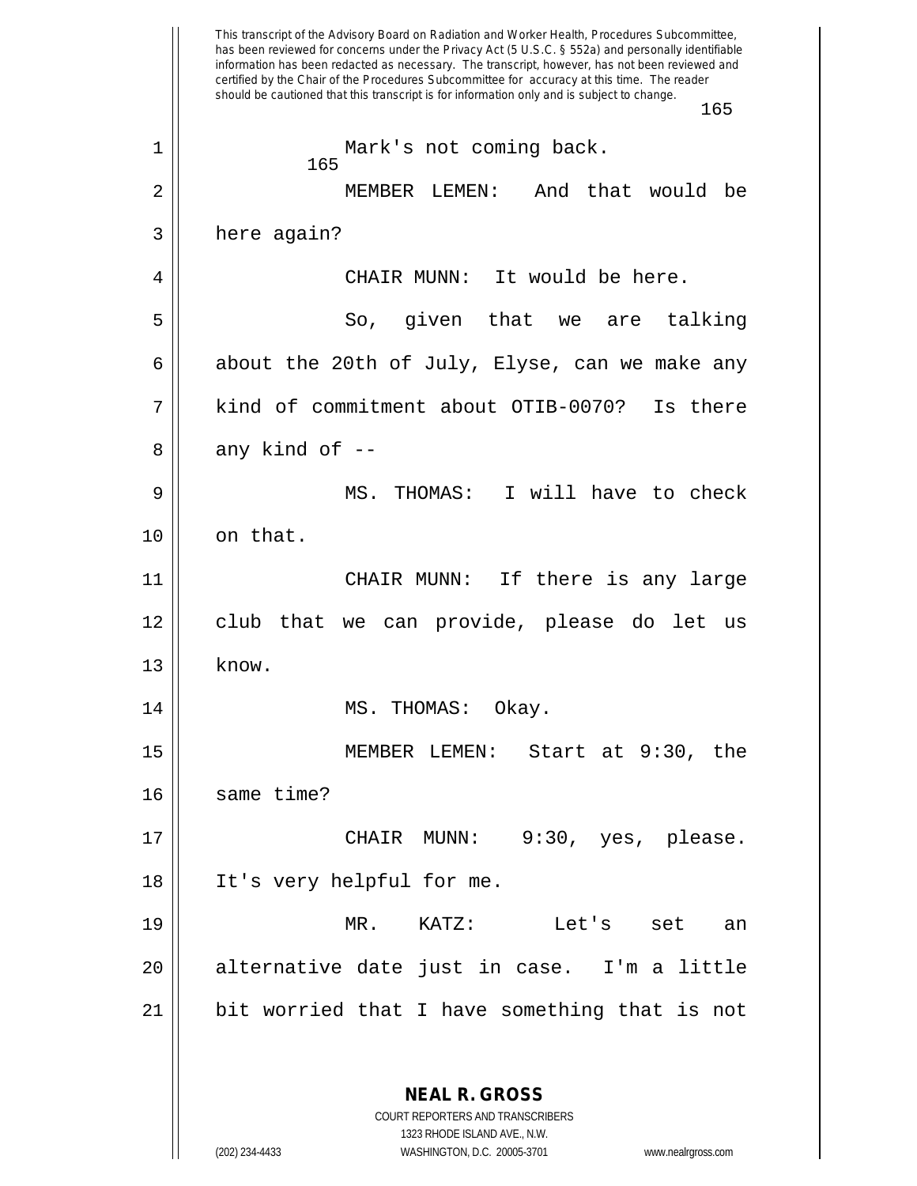Mark's not coming back.

MEMBER LEMEN: And that would be here again?

CHAIR MUNN: It would be here.

So, given that we are talking about the 20th of July, Elyse, can we make any kind of commitment about OTIB-0070? Is there any kind of --

MS. THOMAS: I will have to check on that.

CHAIR MUNN: If there is any large club that we can provide, please do let us know.

MS. THOMAS: Okay.

MEMBER LEMEN: Start at 9:30, the same time?

CHAIR MUNN: 9:30, yes, please. It's very helpful for me.

MR. KATZ: Let's set an alternative date just in case. I'm a little bit worried that I have something that is not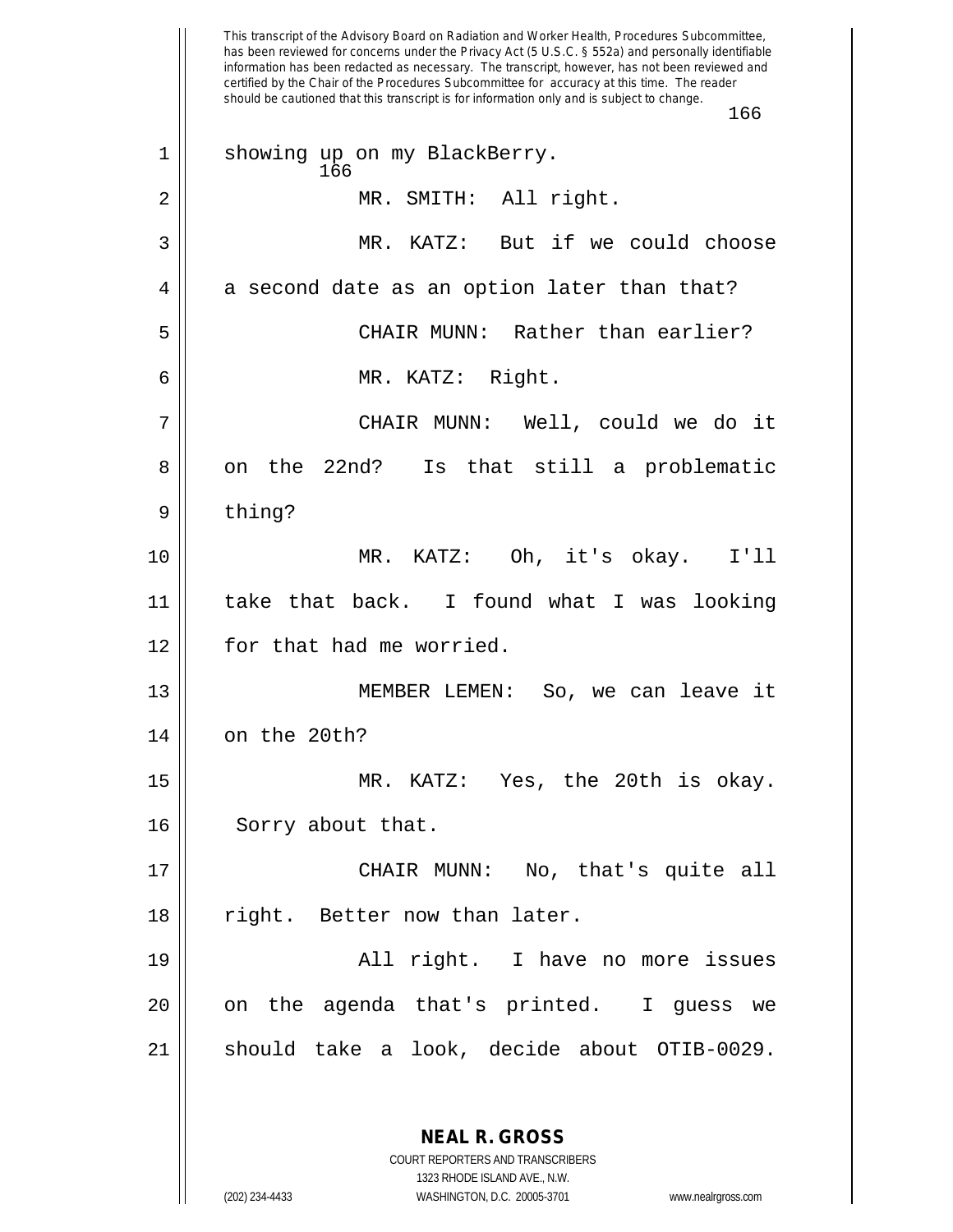showing up on my BlackBerry.

MR. SMITH: All right.

MR. KATZ: But if we could choose a second date as an option later than that?

CHAIR MUNN: Rather than earlier?

MR. KATZ: Right.

CHAIR MUNN: Well, could we do it on the 22nd? Is that still a problematic thing?

MR. KATZ: Oh, it's okay. I'll take that back. I found what I was looking for that had me worried.

MEMBER LEMEN: So, we can leave it on the 20th?

MR. KATZ: Yes, the 20th is okay. Sorry about that.

CHAIR MUNN: No, that's quite all right. Better now than later.

All right. I have no more issues on the agenda that's printed. I guess we should take a look, decide about OTIB-0029.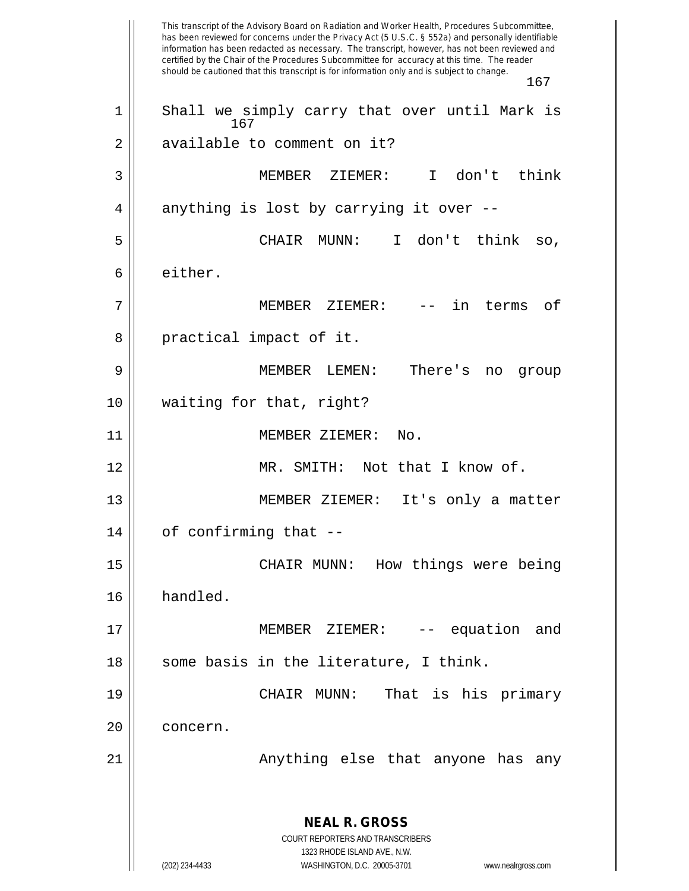This transcript of the Advisory Board on Radiation and Worker Health, Procedures Subcommittee, has been reviewed for concerns under the Privacy Act (5 U.S.C. § 552a) and personally identifiable information has been redacted as necessary. The transcript, however, has not been reviewed and certified by the Chair of the Procedures Subcommittee for accuracy at this time. The reader should be cautioned that this transcript is for information only and is subject to change.

Shall we simply carry that over until Mark is available to comment on it?

MEMBER ZIEMER: I don't think anything is lost by carrying it over --

CHAIR MUNN: I don't think so, either.

MEMBER ZIEMER: -- in terms of practical impact of it.

MEMBER LEMEN: There's no group waiting for that, right?

MEMBER ZIEMER: No.

MR. SMITH: Not that I know of.

MEMBER ZIEMER: It's only a matter of confirming that --

CHAIR MUNN: How things were being handled.

MEMBER ZIEMER: -- equation and some basis in the literature, I think.

CHAIR MUNN: That is his primary concern.

Anything else that anyone has any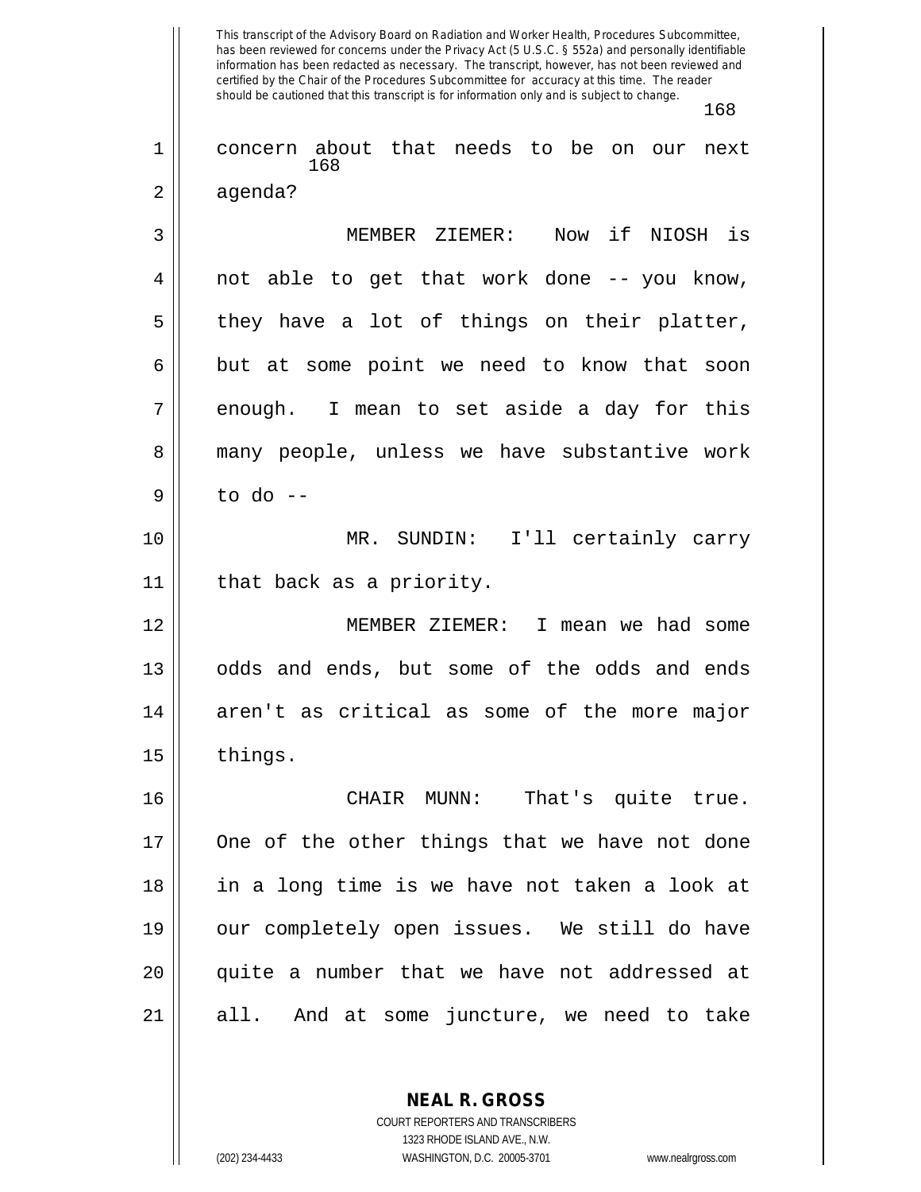concern about that needs to be on our next agenda?

MEMBER ZIEMER: Now if NIOSH is not able to get that work done -- you know, they have a lot of things on their platter, but at some point we need to know that soon enough. I mean to set aside a day for this many people, unless we have substantive work to do --

MR. SUNDIN: I'll certainly carry that back as a priority.

MEMBER ZIEMER: I mean we had some odds and ends, but some of the odds and ends aren't as critical as some of the more major things.

CHAIR MUNN: That's quite true. One of the other things that we have not done in a long time is we have not taken a look at our completely open issues. We still do have quite a number that we have not addressed at all. And at some juncture, we need to take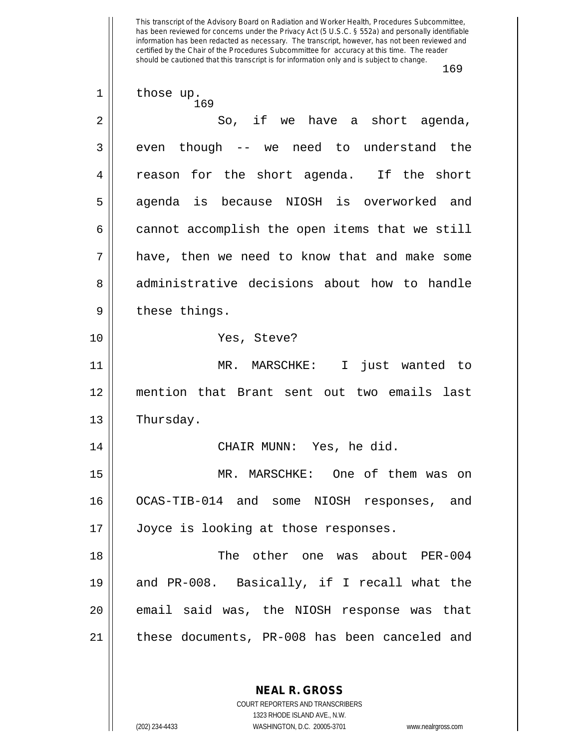those up.

So, if we have a short agenda, even though -- we need to understand the reason for the short agenda. If the short agenda is because NIOSH is overworked and cannot accomplish the open items that we still have, then we need to know that and make some administrative decisions about how to handle these things.

Yes, Steve?

MR. MARSCHKE: I just wanted to mention that Brant sent out two emails last Thursday.

CHAIR MUNN: Yes, he did.

MR. MARSCHKE: One of them was on OCAS-TIB-014 and some NIOSH responses, and Joyce is looking at those responses.

The other one was about PER-004 and PR-008. Basically, if I recall what the email said was, the NIOSH response was that these documents, PR-008 has been canceled and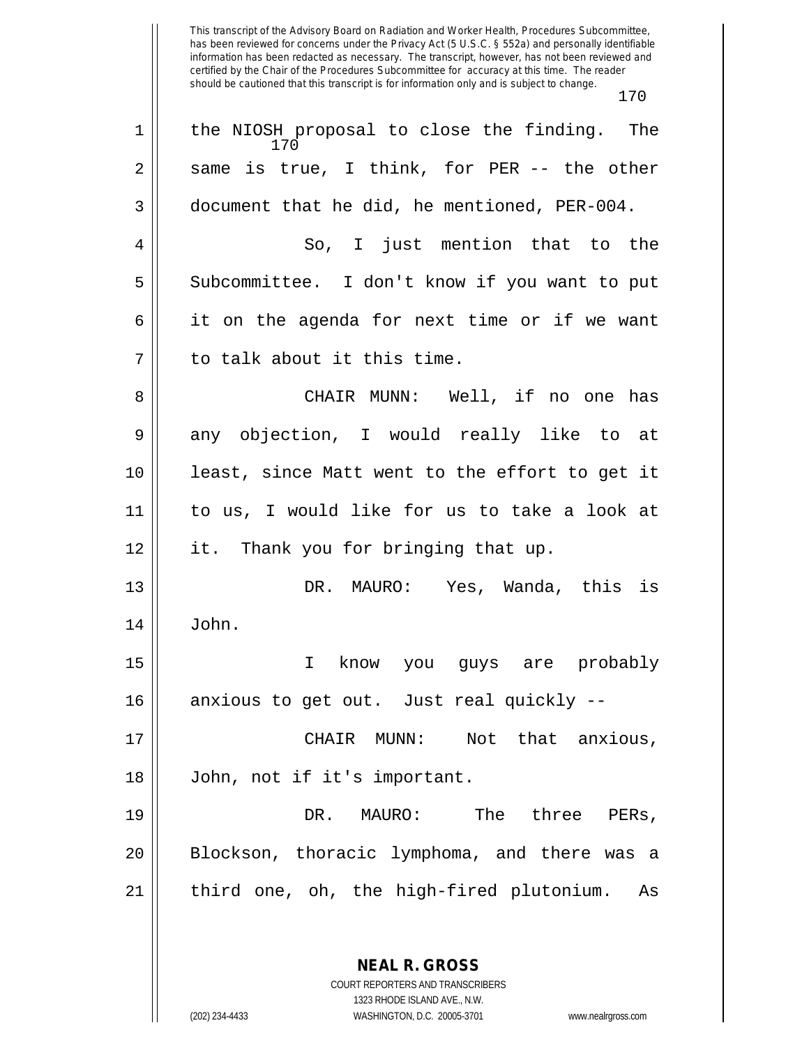the NIOSH proposal to close the finding. The same is true, I think, for PER -- the other document that he did, he mentioned, PER-004.

So, I just mention that to the Subcommittee. I don't know if you want to put it on the agenda for next time or if we want to talk about it this time.

CHAIR MUNN: Well, if no one has any objection, I would really like to at least, since Matt went to the effort to get it to us, I would like for us to take a look at it. Thank you for bringing that up.

DR. MAURO: Yes, Wanda, this is John.

I know you guys are probably anxious to get out. Just real quickly --

CHAIR MUNN: Not that anxious, John, not if it's important.

DR. MAURO: The three PERs, Blockson, thoracic lymphoma, and there was a third one, oh, the high-fired plutonium. As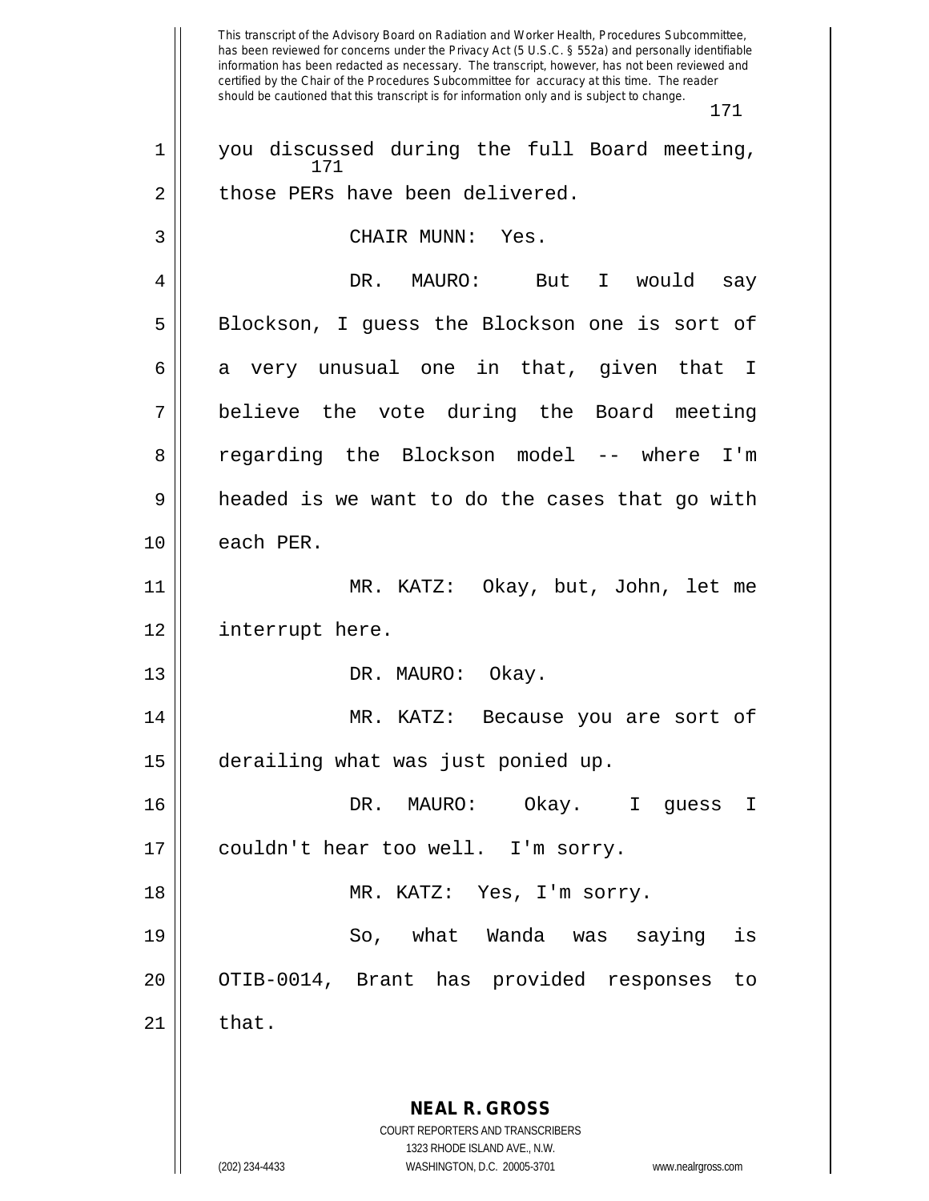you discussed during the full Board meeting, those PERs have been delivered.

CHAIR MUNN: Yes.

DR. MAURO: But I would say Blockson, I guess the Blockson one is sort of a very unusual one in that, given that I believe the vote during the Board meeting regarding the Blockson model -- where I'm headed is we want to do the cases that go with each PER.

MR. KATZ: Okay, but, John, let me interrupt here.

DR. MAURO: Okay.

MR. KATZ: Because you are sort of derailing what was just ponied up.

DR. MAURO: Okay. I guess I couldn't hear too well. I'm sorry.

MR. KATZ: Yes, I'm sorry.

So, what Wanda was saying is OTIB-0014, Brant has provided responses to that.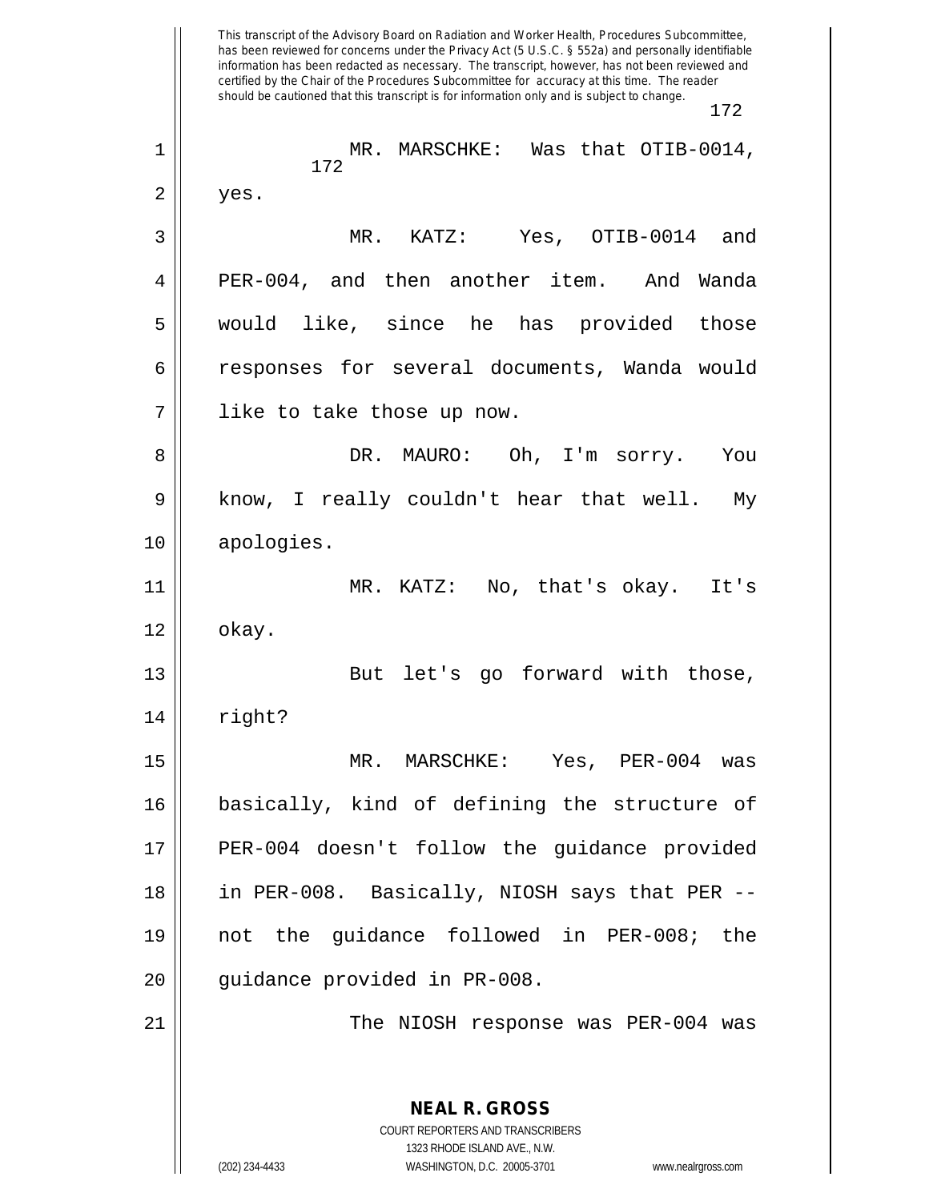MR. MARSCHKE: Was that OTIB-0014, yes.

MR. KATZ: Yes, OTIB-0014 and PER-004, and then another item. And Wanda would like, since he has provided those responses for several documents, Wanda would like to take those up now.

DR. MAURO: Oh, I'm sorry. You know, I really couldn't hear that well. My apologies.

MR. KATZ: No, that's okay. It's okay.

But let's go forward with those, right?

MR. MARSCHKE: Yes, PER-004 was basically, kind of defining the structure of PER-004 doesn't follow the guidance provided in PER-008. Basically, NIOSH says that PER -- not the guidance followed in PER-008; the guidance provided in PR-008.

The NIOSH response was PER-004 was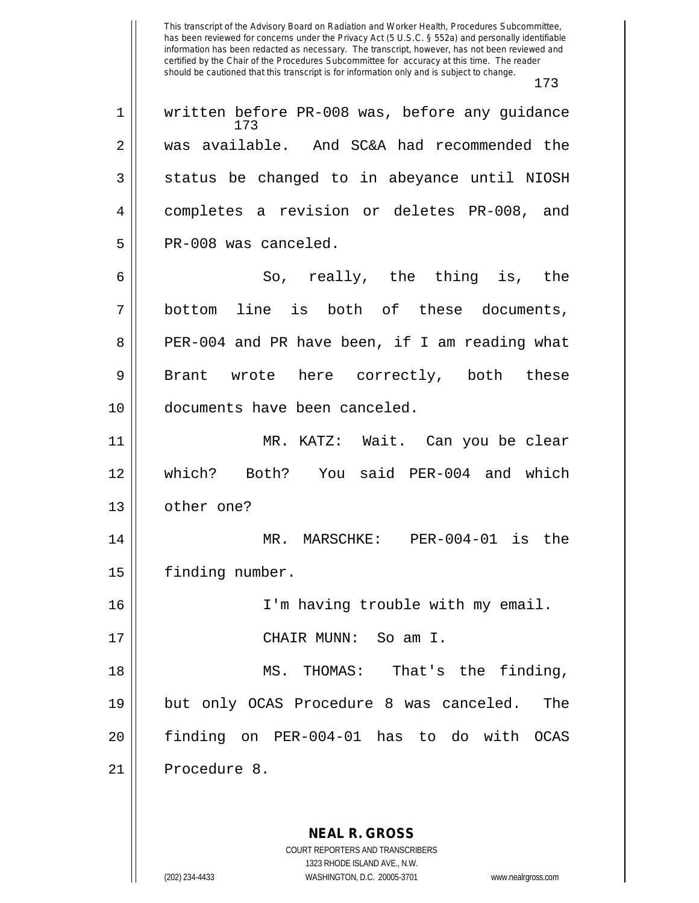written before PR-008 was, before any guidance was available. And SC&A had recommended the status be changed to in abeyance until NIOSH completes a revision or deletes PR-008, and PR-008 was canceled.

So, really, the thing is, the bottom line is both of these documents, PER-004 and PR have been, if I am reading what Brant wrote here correctly, both these documents have been canceled.

MR. KATZ: Wait. Can you be clear which? Both? You said PER-004 and which other one?

MR. MARSCHKE: PER-004-01 is the finding number.

I'm having trouble with my email.

CHAIR MUNN: So am I.

MS. THOMAS: That's the finding, but only OCAS Procedure 8 was canceled. The finding on PER-004-01 has to do with OCAS Procedure 8.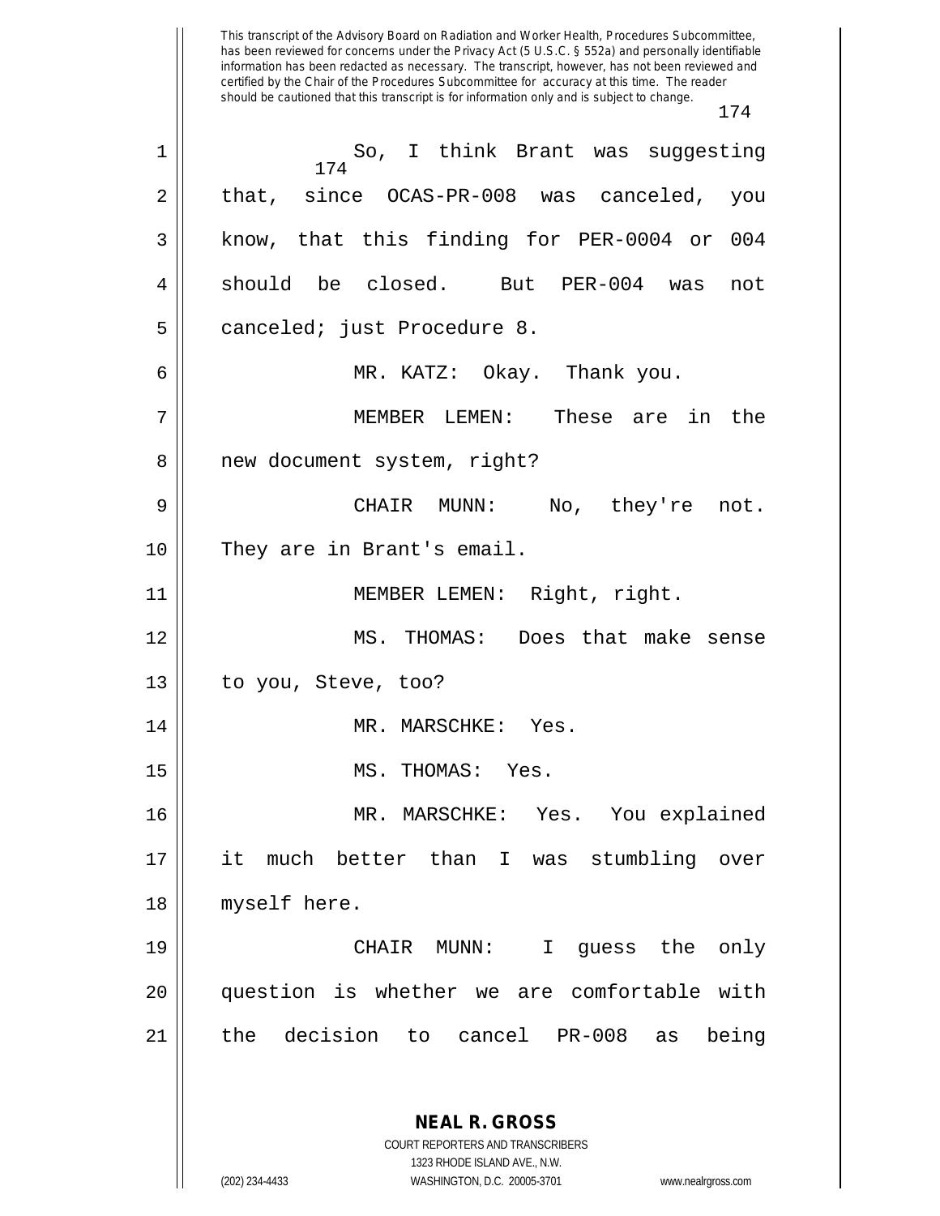This transcript of the Advisory Board on Radiation and Worker Health, Procedures Subcommittee, has been reviewed for concerns under the Privacy Act (5 U.S.C. § 552a) and personally identifiable information has been redacted as necessary. The transcript, however, has not been reviewed and certified by the Chair of the Procedures Subcommittee for accuracy at this time. The reader should be cautioned that this transcript is for information only and is subject to change.

1 So, I think Brant was suggesting
2 that, since OCAS-PR-008 was canceled, you
3 know, that this finding for PER-0004 or 004
4 should be closed. But PER-004 was not
5 canceled; just Procedure 8.

6 MR. KATZ: Okay. Thank you.

7 MEMBER LEMEN: These are in the
8 new document system, right?

9 CHAIR MUNN: No, they're not.
10 They are in Brant's email.

11 MEMBER LEMEN: Right, right.

12 MS. THOMAS: Does that make sense
13 to you, Steve, too?

14 MR. MARSCHKE: Yes.

15 MS. THOMAS: Yes.

16 MR. MARSCHKE: Yes. You explained
17 it much better than I was stumbling over
18 myself here.

19 CHAIR MUNN: I guess the only
20 question is whether we are comfortable with
21 the decision to cancel PR-008 as being

**NEAL R. GROSS**
COURT REPORTERS AND TRANSCRIBERS
1323 RHODE ISLAND AVE., N.W.
(202) 234-4433 WASHINGTON, D.C. 20005-3701 www.nealrgross.com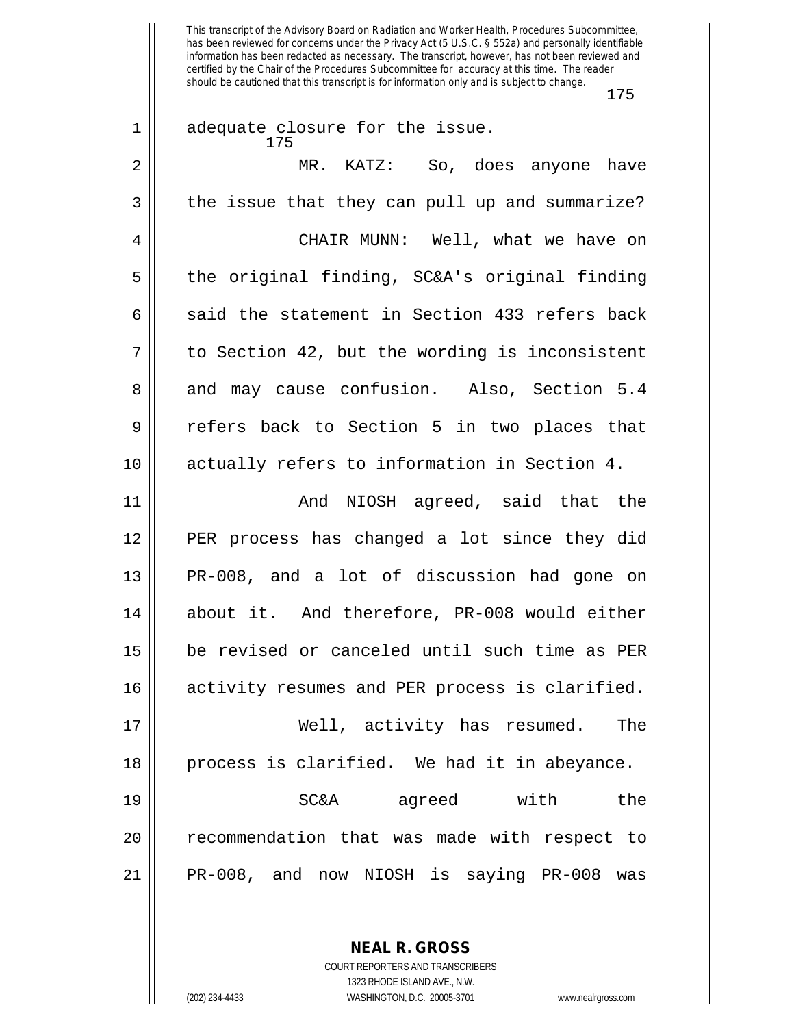adequate closure for the issue.

MR. KATZ: So, does anyone have the issue that they can pull up and summarize?

CHAIR MUNN: Well, what we have on the original finding, SC&A's original finding said the statement in Section 433 refers back to Section 42, but the wording is inconsistent and may cause confusion. Also, Section 5.4 refers back to Section 5 in two places that actually refers to information in Section 4.

And NIOSH agreed, said that the PER process has changed a lot since they did PR-008, and a lot of discussion had gone on about it. And therefore, PR-008 would either be revised or canceled until such time as PER activity resumes and PER process is clarified.

Well, activity has resumed. The process is clarified. We had it in abeyance.

SC&A agreed with the recommendation that was made with respect to PR-008, and now NIOSH is saying PR-008 was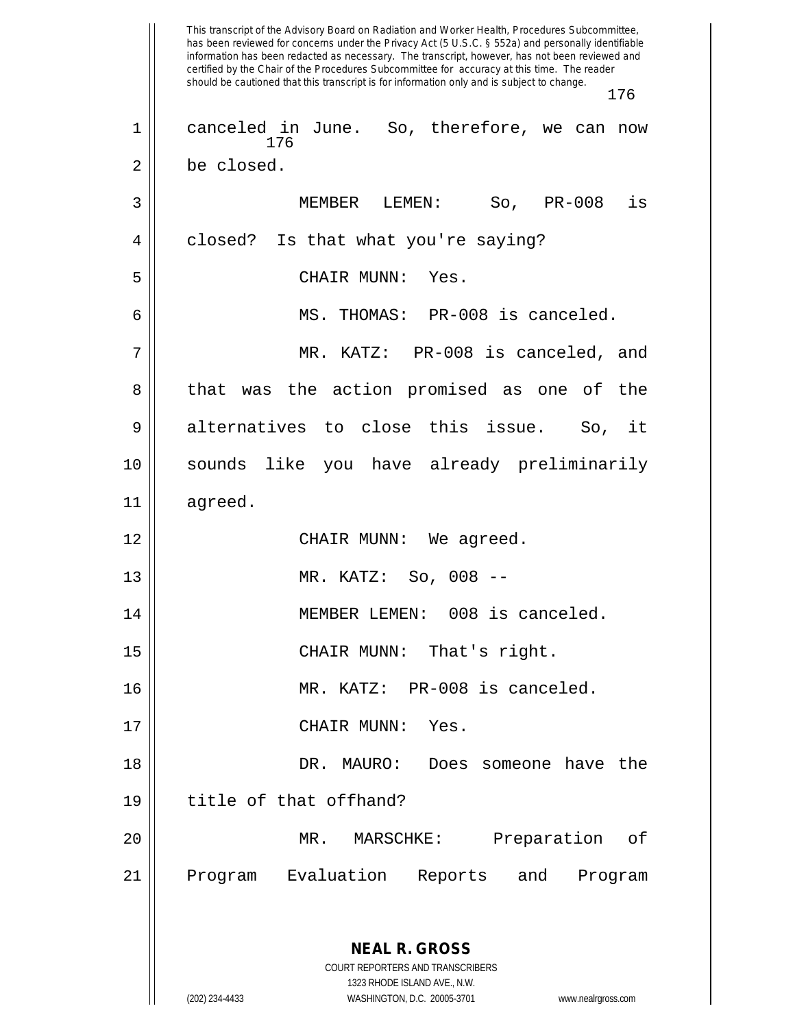canceled in June. So, therefore, we can now be closed.

MEMBER LEMEN: So, PR-008 is closed? Is that what you're saying?

CHAIR MUNN: Yes.

MS. THOMAS: PR-008 is canceled.

MR. KATZ: PR-008 is canceled, and that was the action promised as one of the alternatives to close this issue. So, it sounds like you have already preliminarily agreed.

CHAIR MUNN: We agreed.

MR. KATZ: So, 008 --

MEMBER LEMEN: 008 is canceled.

CHAIR MUNN: That's right.

MR. KATZ: PR-008 is canceled.

CHAIR MUNN: Yes.

DR. MAURO: Does someone have the title of that offhand?

MR. MARSCHKE: Preparation of Program Evaluation Reports and Program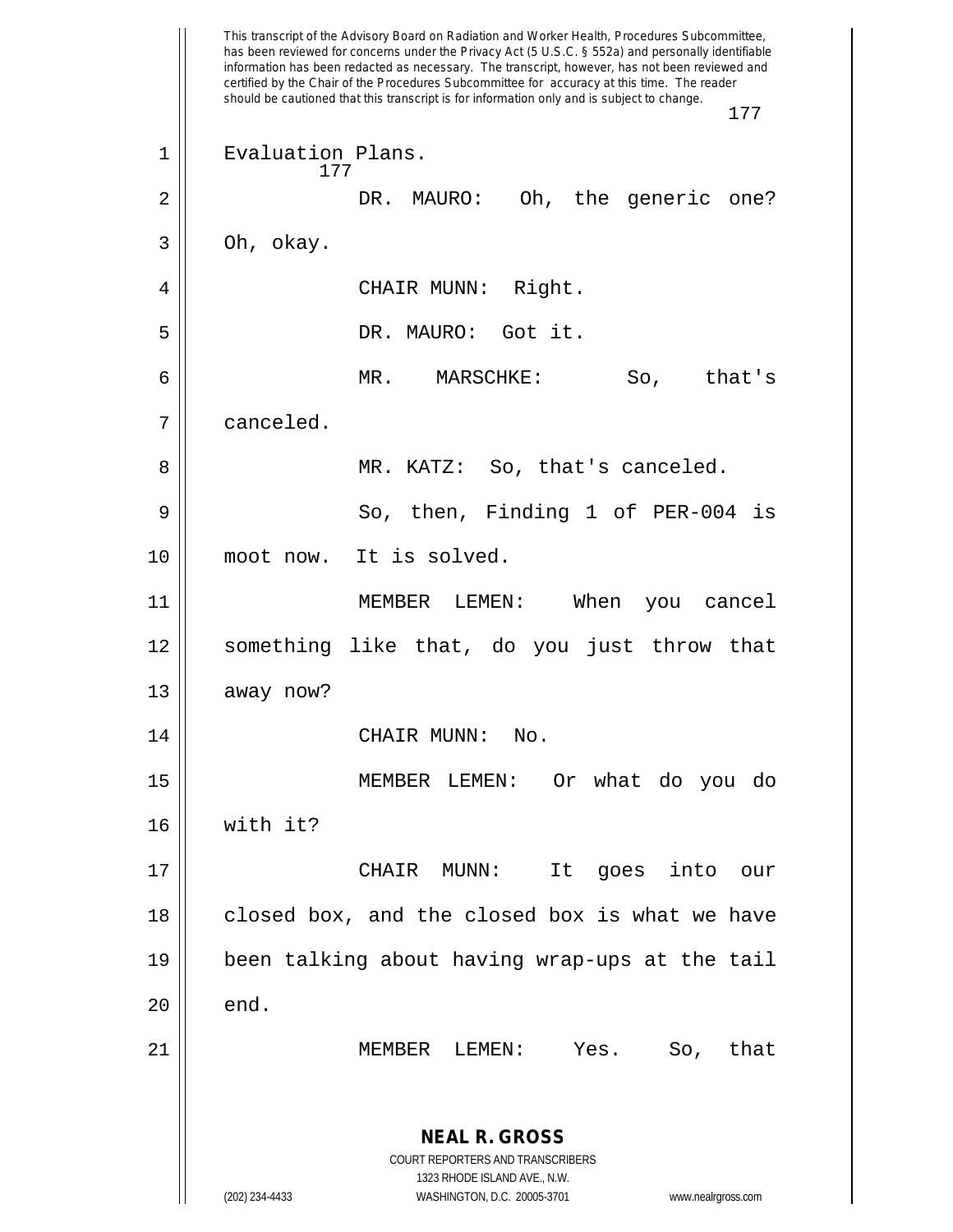Evaluation Plans.

DR. MAURO: Oh, the generic one? Oh, okay.

CHAIR MUNN: Right.

DR. MAURO: Got it.

MR. MARSCHKE: So, that's canceled.

MR. KATZ: So, that's canceled.

So, then, Finding 1 of PER-004 is moot now. It is solved.

MEMBER LEMEN: When you cancel something like that, do you just throw that away now?

CHAIR MUNN: No.

MEMBER LEMEN: Or what do you do with it?

CHAIR MUNN: It goes into our closed box, and the closed box is what we have been talking about having wrap-ups at the tail end.

MEMBER LEMEN: Yes. So, that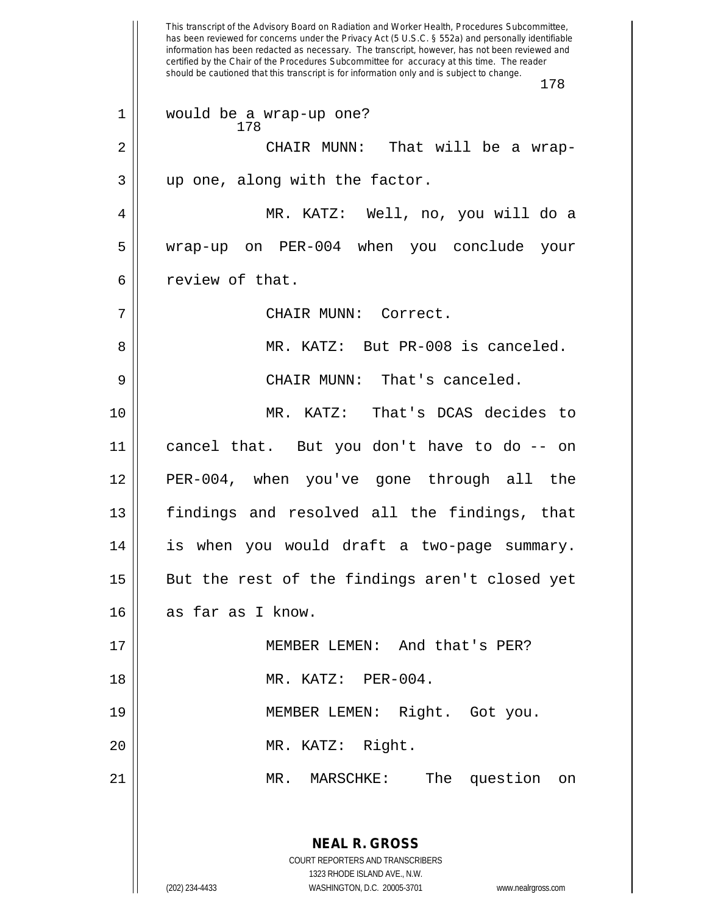would be a wrap-up one?

CHAIR MUNN: That will be a wrap-up one, along with the factor.

MR. KATZ: Well, no, you will do a wrap-up on PER-004 when you conclude your review of that.

CHAIR MUNN: Correct.

MR. KATZ: But PR-008 is canceled.

CHAIR MUNN: That's canceled.

MR. KATZ: That's DCAS decides to cancel that. But you don't have to do -- on PER-004, when you've gone through all the findings and resolved all the findings, that is when you would draft a two-page summary. But the rest of the findings aren't closed yet as far as I know.

MEMBER LEMEN: And that's PER?

MR. KATZ: PER-004.

MEMBER LEMEN: Right. Got you.

MR. KATZ: Right.

MR. MARSCHKE: The question on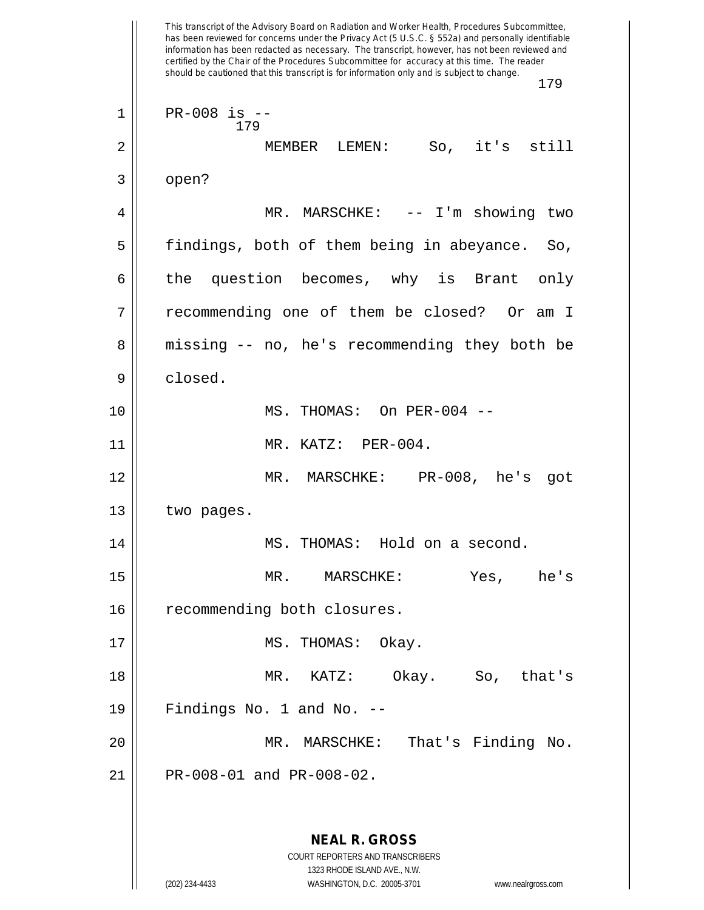PR-008 is --

MEMBER LEMEN: So, it's still open?

MR. MARSCHKE: -- I'm showing two findings, both of them being in abeyance. So, the question becomes, why is Brant only recommending one of them be closed? Or am I missing -- no, he's recommending they both be closed.

MS. THOMAS: On PER-004 --

MR. KATZ: PER-004.

MR. MARSCHKE: PR-008, he's got two pages.

MS. THOMAS: Hold on a second.

MR. MARSCHKE: Yes, he's recommending both closures.

MS. THOMAS: Okay.

MR. KATZ: Okay. So, that's Findings No. 1 and No. --

MR. MARSCHKE: That's Finding No. PR-008-01 and PR-008-02.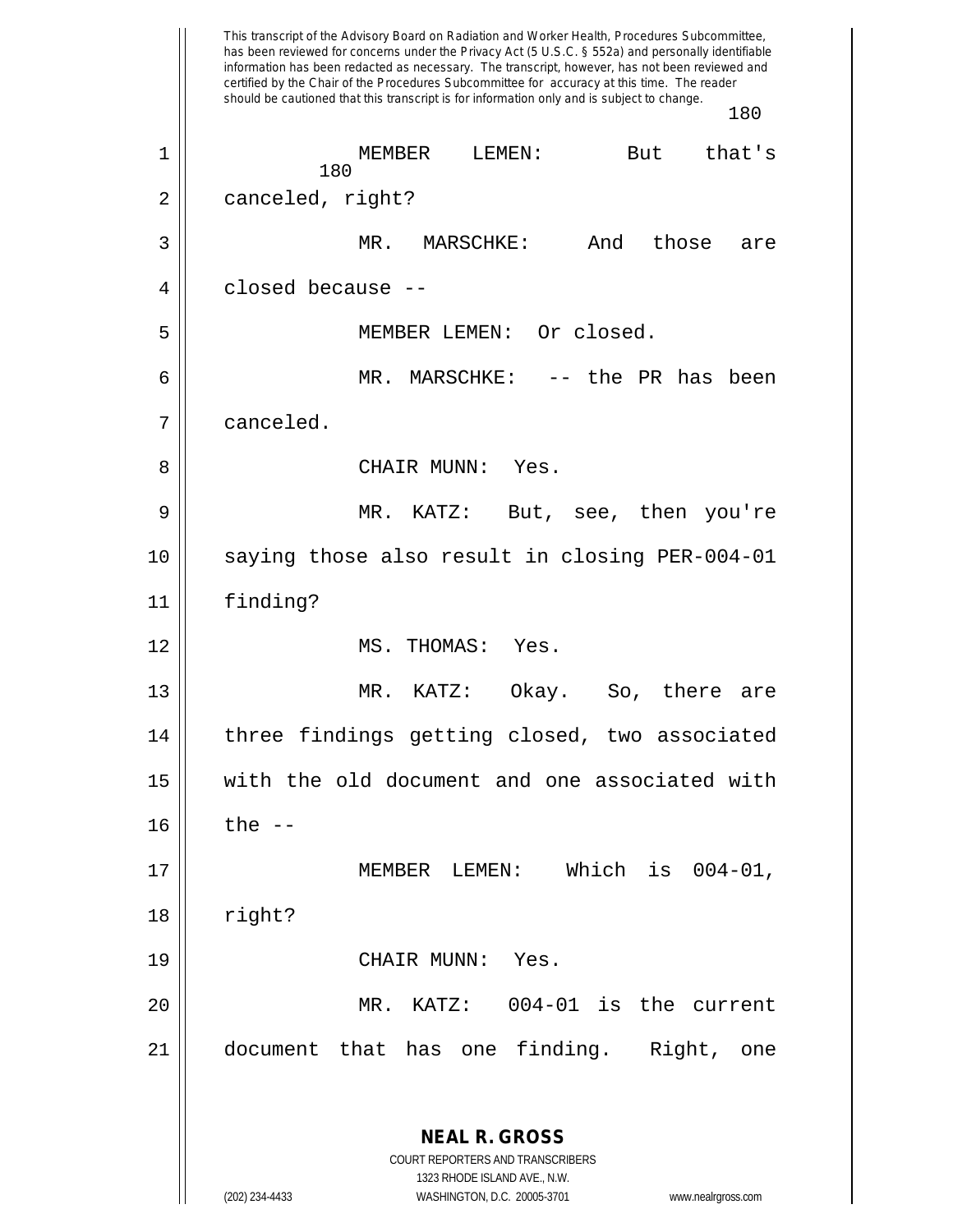MEMBER LEMEN: But that's canceled, right?

MR. MARSCHKE: And those are closed because --

MEMBER LEMEN: Or closed.

MR. MARSCHKE: -- the PR has been canceled.

CHAIR MUNN: Yes.

MR. KATZ: But, see, then you're saying those also result in closing PER-004-01 finding?

MS. THOMAS: Yes.

MR. KATZ: Okay. So, there are three findings getting closed, two associated with the old document and one associated with the --

MEMBER LEMEN: Which is 004-01, right?

CHAIR MUNN: Yes.

MR. KATZ: 004-01 is the current document that has one finding. Right, one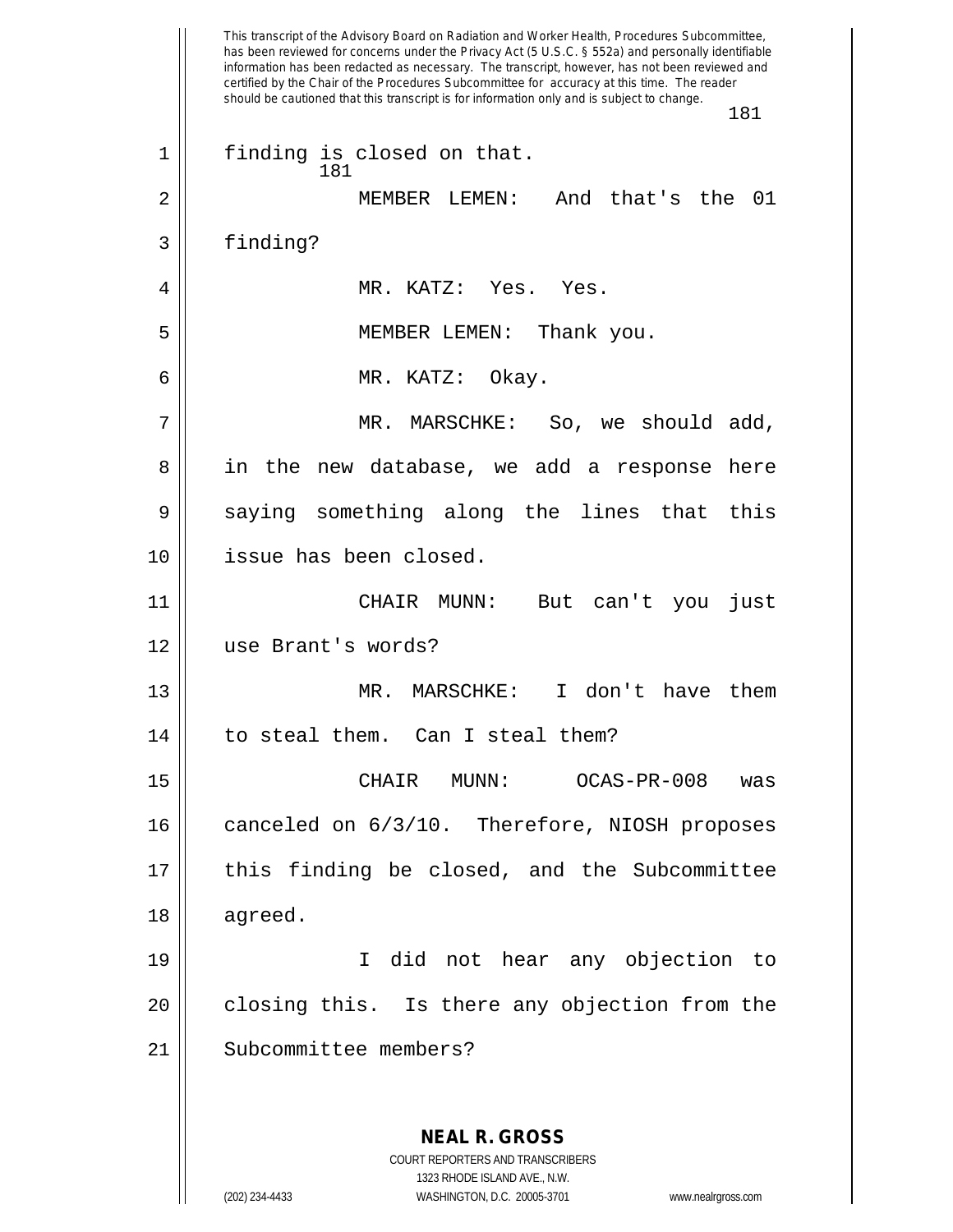finding is closed on that.

MEMBER LEMEN: And that's the 01 finding?

MR. KATZ: Yes. Yes.

MEMBER LEMEN: Thank you.

MR. KATZ: Okay.

MR. MARSCHKE: So, we should add, in the new database, we add a response here saying something along the lines that this issue has been closed.

CHAIR MUNN: But can't you just use Brant's words?

MR. MARSCHKE: I don't have them to steal them. Can I steal them?

CHAIR MUNN: OCAS-PR-008 was canceled on 6/3/10. Therefore, NIOSH proposes this finding be closed, and the Subcommittee agreed.

I did not hear any objection to closing this. Is there any objection from the Subcommittee members?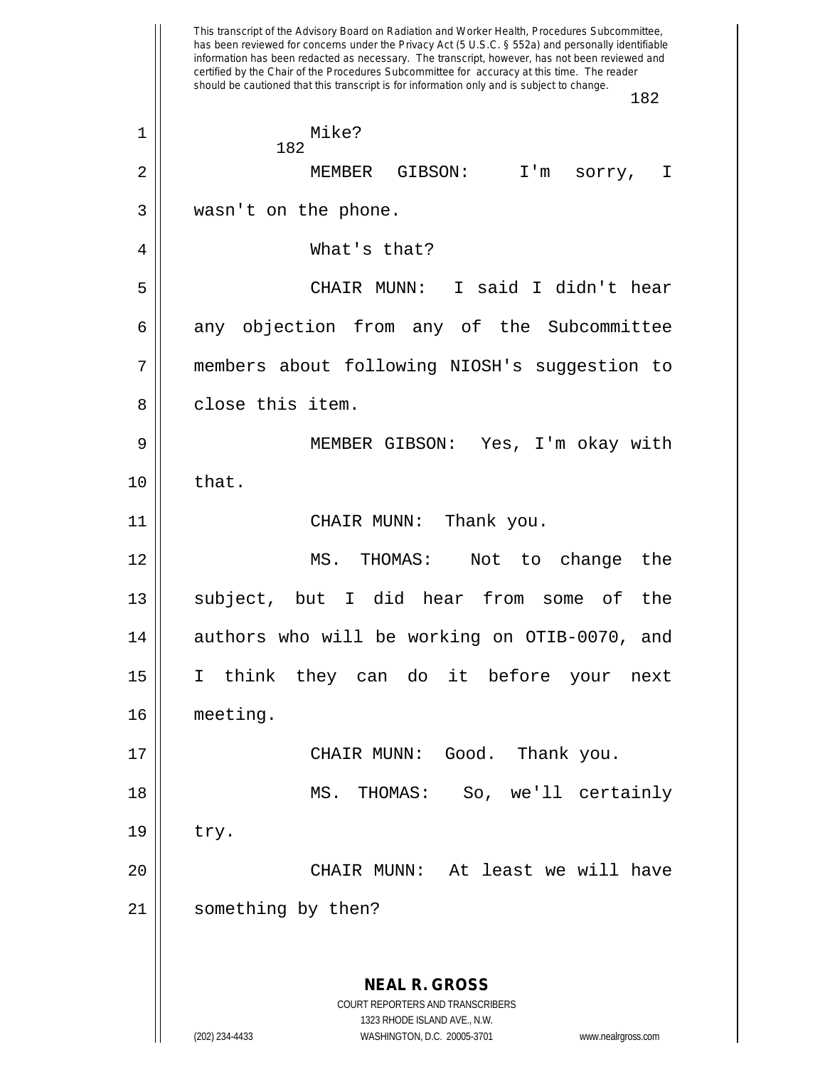Mike?

MEMBER GIBSON: I'm sorry, I wasn't on the phone.

What's that?

CHAIR MUNN: I said I didn't hear any objection from any of the Subcommittee members about following NIOSH's suggestion to close this item.

MEMBER GIBSON: Yes, I'm okay with that.

CHAIR MUNN: Thank you.

MS. THOMAS: Not to change the subject, but I did hear from some of the authors who will be working on OTIB-0070, and I think they can do it before your next meeting.

CHAIR MUNN: Good. Thank you.

MS. THOMAS: So, we'll certainly try.

CHAIR MUNN: At least we will have something by then?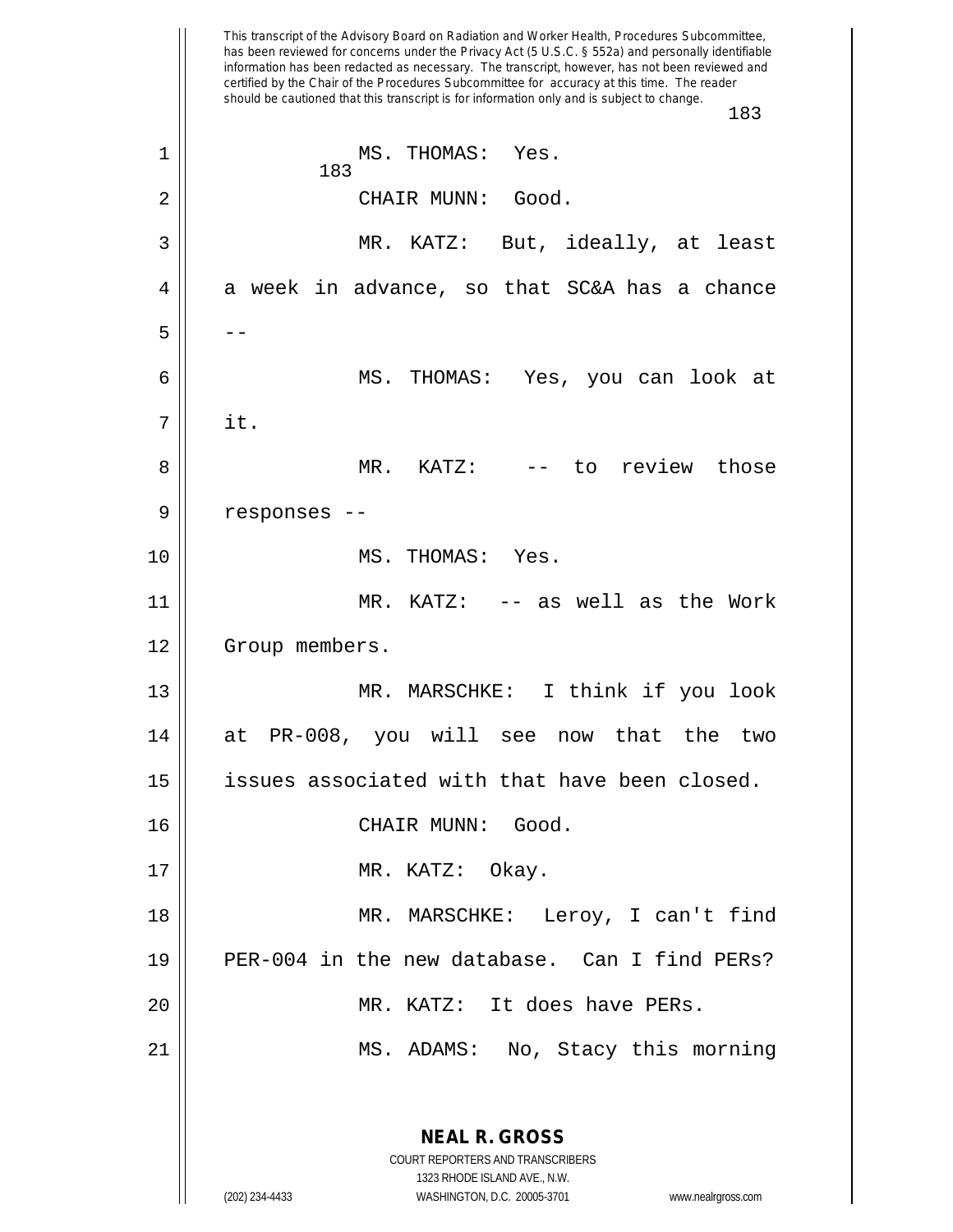This transcript of the Advisory Board on Radiation and Worker Health, Procedures Subcommittee, has been reviewed for concerns under the Privacy Act (5 U.S.C. § 552a) and personally identifiable information has been redacted as necessary. The transcript, however, has not been reviewed and certified by the Chair of the Procedures Subcommittee for accuracy at this time. The reader should be cautioned that this transcript is for information only and is subject to change.

1 MS. THOMAS: Yes.

2 CHAIR MUNN: Good.

3 MR. KATZ: But, ideally, at least
4 a week in advance, so that SC&A has a chance
5 --

6 MS. THOMAS: Yes, you can look at
7 it.

8 MR. KATZ: -- to review those
9 responses --

10 MS. THOMAS: Yes.

11 MR. KATZ: -- as well as the Work
12 Group members.

13 MR. MARSCHKE: I think if you look
14 at PR-008, you will see now that the two
15 issues associated with that have been closed.

16 CHAIR MUNN: Good.

17 MR. KATZ: Okay.

18 MR. MARSCHKE: Leroy, I can't find
19 PER-004 in the new database. Can I find PERs?

20 MR. KATZ: It does have PERs.

21 MS. ADAMS: No, Stacy this morning

**NEAL R. GROSS**
COURT REPORTERS AND TRANSCRIBERS
1323 RHODE ISLAND AVE., N.W.
(202) 234-4433 WASHINGTON, D.C. 20005-3701 www.nealrgross.com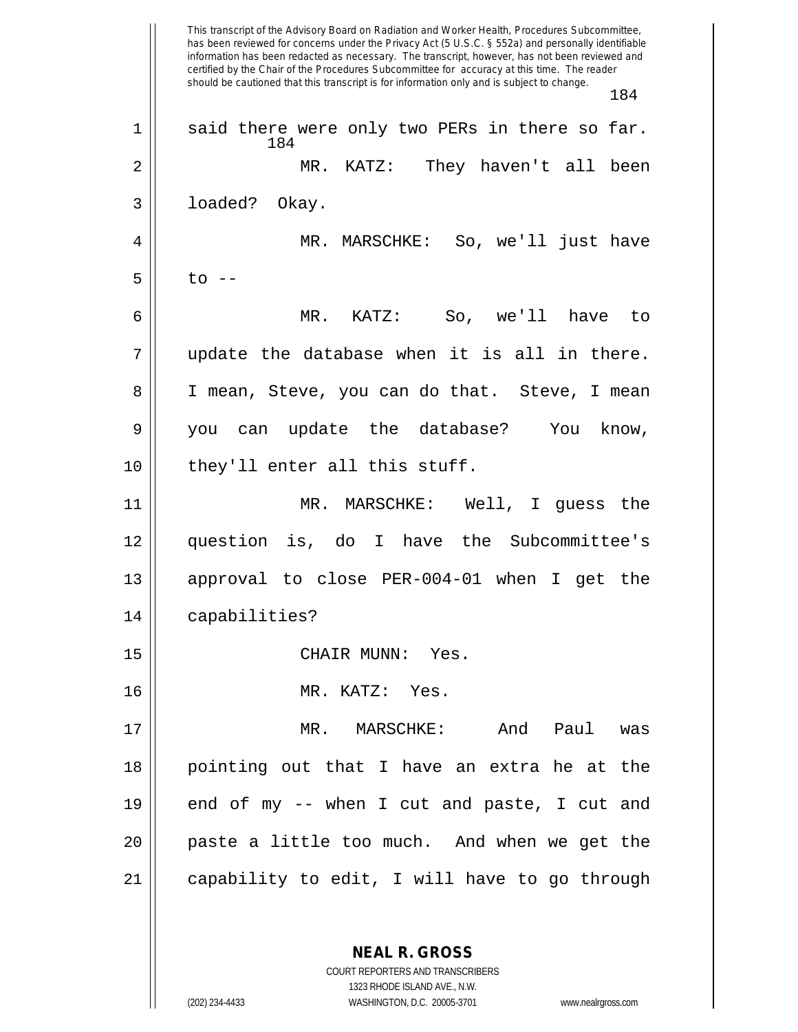said there were only two PERs in there so far.

MR. KATZ: They haven't all been loaded? Okay.

MR. MARSCHKE: So, we'll just have to --

MR. KATZ: So, we'll have to update the database when it is all in there. I mean, Steve, you can do that. Steve, I mean you can update the database? You know, they'll enter all this stuff.

MR. MARSCHKE: Well, I guess the question is, do I have the Subcommittee's approval to close PER-004-01 when I get the capabilities?

CHAIR MUNN: Yes.

MR. KATZ: Yes.

MR. MARSCHKE: And Paul was pointing out that I have an extra he at the end of my -- when I cut and paste, I cut and paste a little too much. And when we get the capability to edit, I will have to go through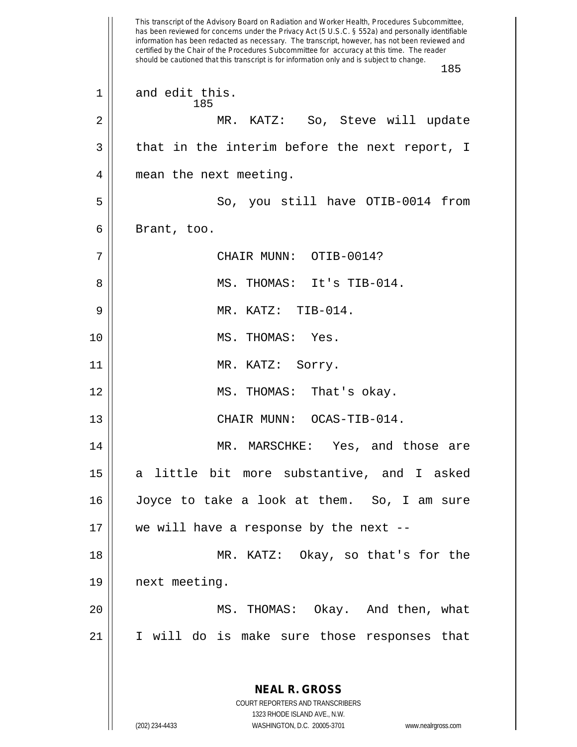This transcript of the Advisory Board on Radiation and Worker Health, Procedures Subcommittee, has been reviewed for concerns under the Privacy Act (5 U.S.C. § 552a) and personally identifiable information has been redacted as necessary. The transcript, however, has not been reviewed and certified by the Chair of the Procedures Subcommittee for accuracy at this time. The reader should be cautioned that this transcript is for information only and is subject to change.

1 and edit this.

2 MR. KATZ: So, Steve will update

3 that in the interim before the next report, I

4 mean the next meeting.

5 So, you still have OTIB-0014 from

6 Brant, too.

7 CHAIR MUNN: OTIB-0014?

8 MS. THOMAS: It's TIB-014.

9 MR. KATZ: TIB-014.

10 MS. THOMAS: Yes.

11 MR. KATZ: Sorry.

12 MS. THOMAS: That's okay.

13 CHAIR MUNN: OCAS-TIB-014.

14 MR. MARSCHKE: Yes, and those are

15 a little bit more substantive, and I asked

16 Joyce to take a look at them. So, I am sure

17 we will have a response by the next --

18 MR. KATZ: Okay, so that's for the

19 next meeting.

20 MS. THOMAS: Okay. And then, what

21 I will do is make sure those responses that

**NEAL R. GROSS**
COURT REPORTERS AND TRANSCRIBERS
1323 RHODE ISLAND AVE., N.W.
(202) 234-4433 WASHINGTON, D.C. 20005-3701 www.nealrgross.com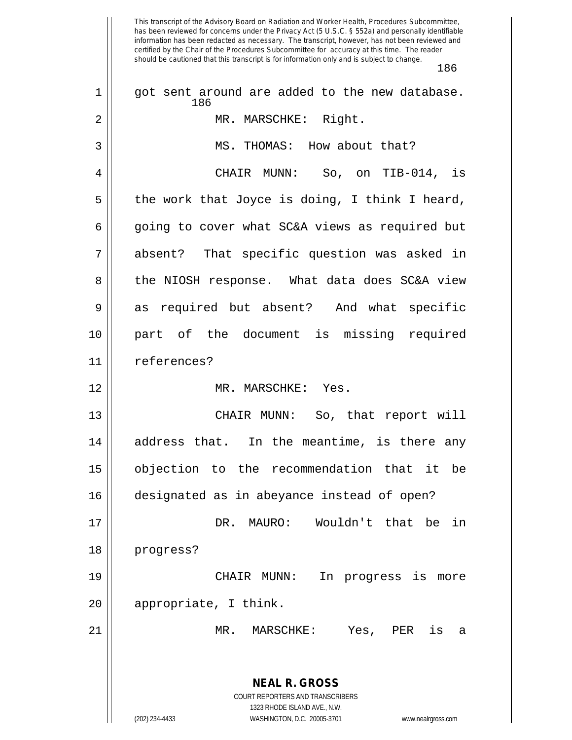got sent around are added to the new database.

MR. MARSCHKE: Right.

MS. THOMAS: How about that?

CHAIR MUNN: So, on TIB-014, is the work that Joyce is doing, I think I heard, going to cover what SC&A views as required but absent? That specific question was asked in the NIOSH response. What data does SC&A view as required but absent? And what specific part of the document is missing required references?

MR. MARSCHKE: Yes.

CHAIR MUNN: So, that report will address that. In the meantime, is there any objection to the recommendation that it be designated as in abeyance instead of open?

DR. MAURO: Wouldn't that be in progress?

CHAIR MUNN: In progress is more appropriate, I think.

MR. MARSCHKE: Yes, PER is a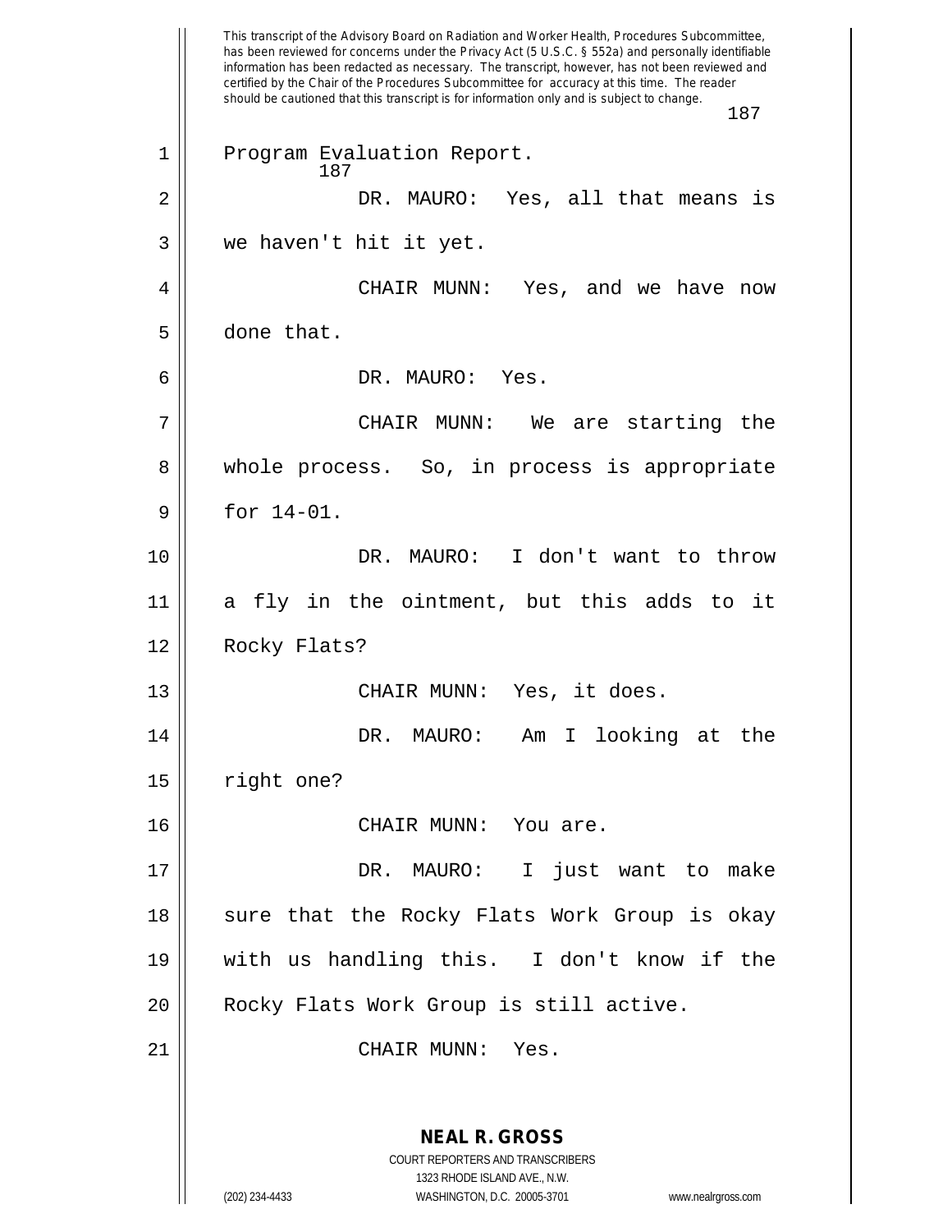Program Evaluation Report.

DR. MAURO: Yes, all that means is we haven't hit it yet.

CHAIR MUNN: Yes, and we have now done that.

DR. MAURO: Yes.

CHAIR MUNN: We are starting the whole process. So, in process is appropriate for 14-01.

DR. MAURO: I don't want to throw a fly in the ointment, but this adds to it Rocky Flats?

CHAIR MUNN: Yes, it does.

DR. MAURO: Am I looking at the right one?

CHAIR MUNN: You are.

DR. MAURO: I just want to make sure that the Rocky Flats Work Group is okay with us handling this. I don't know if the Rocky Flats Work Group is still active.

CHAIR MUNN: Yes.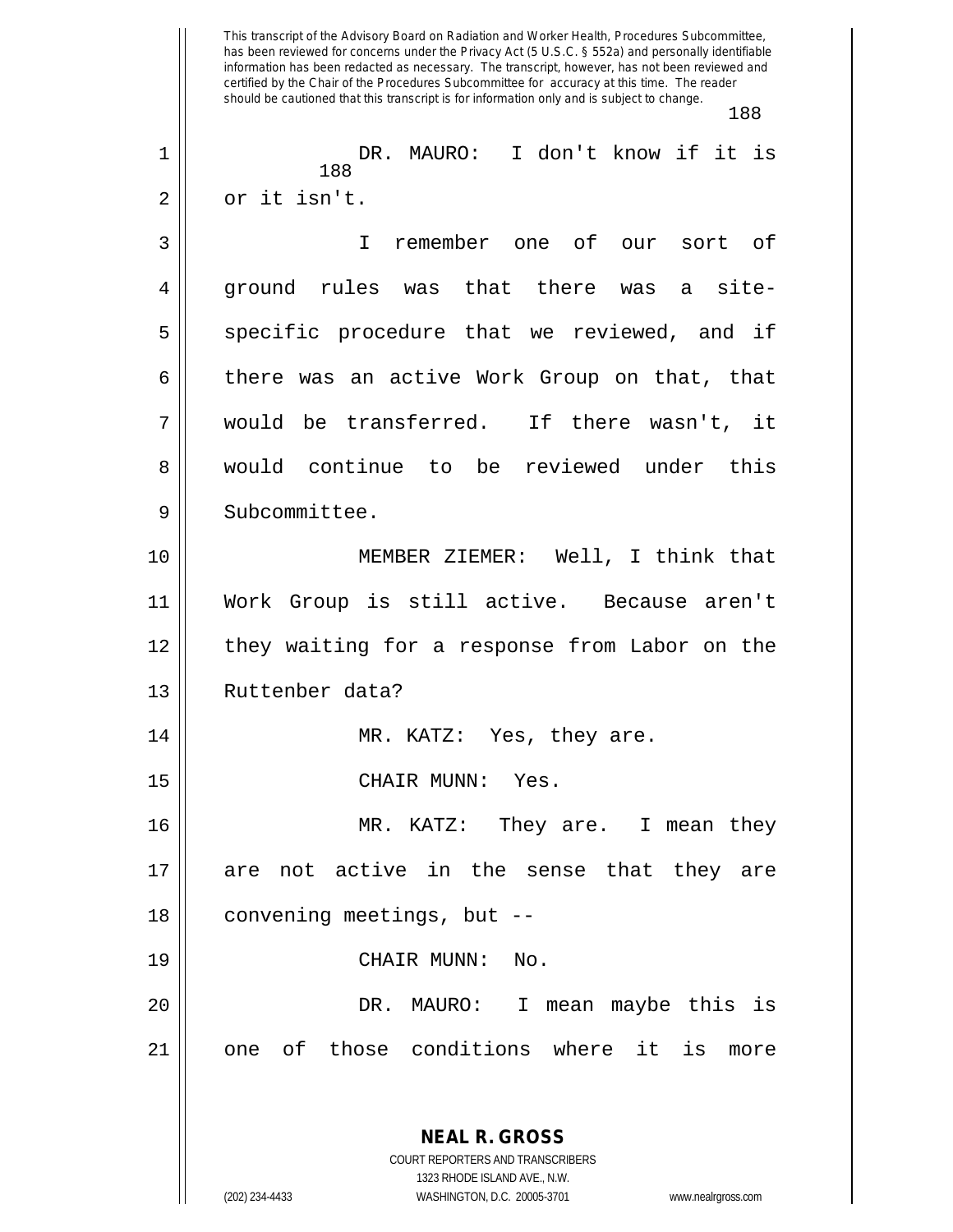DR. MAURO: I don't know if it is or it isn't.

I remember one of our sort of ground rules was that there was a site-specific procedure that we reviewed, and if there was an active Work Group on that, that would be transferred. If there wasn't, it would continue to be reviewed under this Subcommittee.

MEMBER ZIEMER: Well, I think that Work Group is still active. Because aren't they waiting for a response from Labor on the Ruttenber data?

MR. KATZ: Yes, they are.

CHAIR MUNN: Yes.

MR. KATZ: They are. I mean they are not active in the sense that they are convening meetings, but --

CHAIR MUNN: No.

DR. MAURO: I mean maybe this is one of those conditions where it is more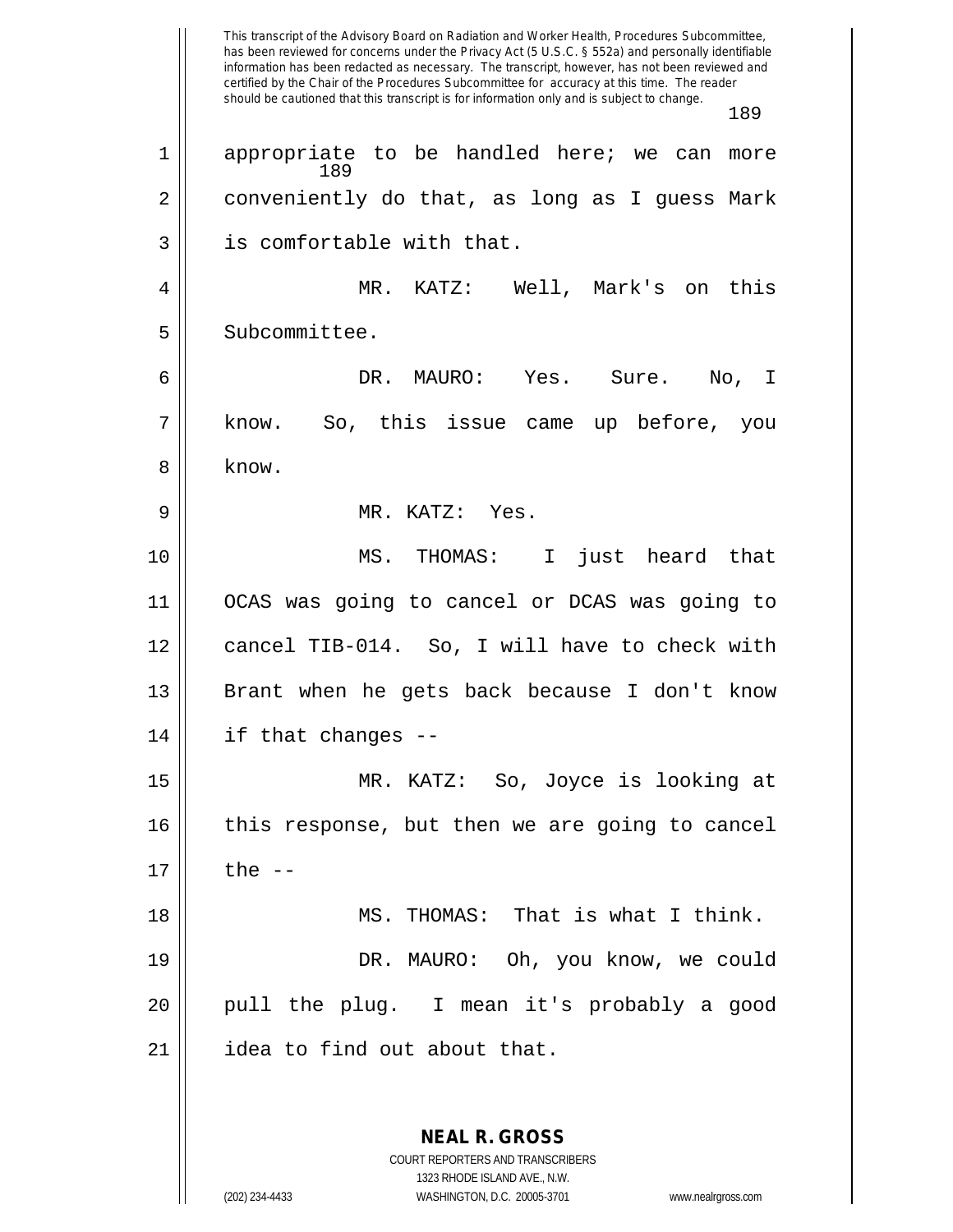appropriate to be handled here; we can more conveniently do that, as long as I guess Mark is comfortable with that.

MR. KATZ: Well, Mark's on this Subcommittee.

DR. MAURO: Yes. Sure. No, I know. So, this issue came up before, you know.

MR. KATZ: Yes.

MS. THOMAS: I just heard that OCAS was going to cancel or DCAS was going to cancel TIB-014. So, I will have to check with Brant when he gets back because I don't know if that changes --

MR. KATZ: So, Joyce is looking at this response, but then we are going to cancel the --

MS. THOMAS: That is what I think.

DR. MAURO: Oh, you know, we could pull the plug. I mean it's probably a good idea to find out about that.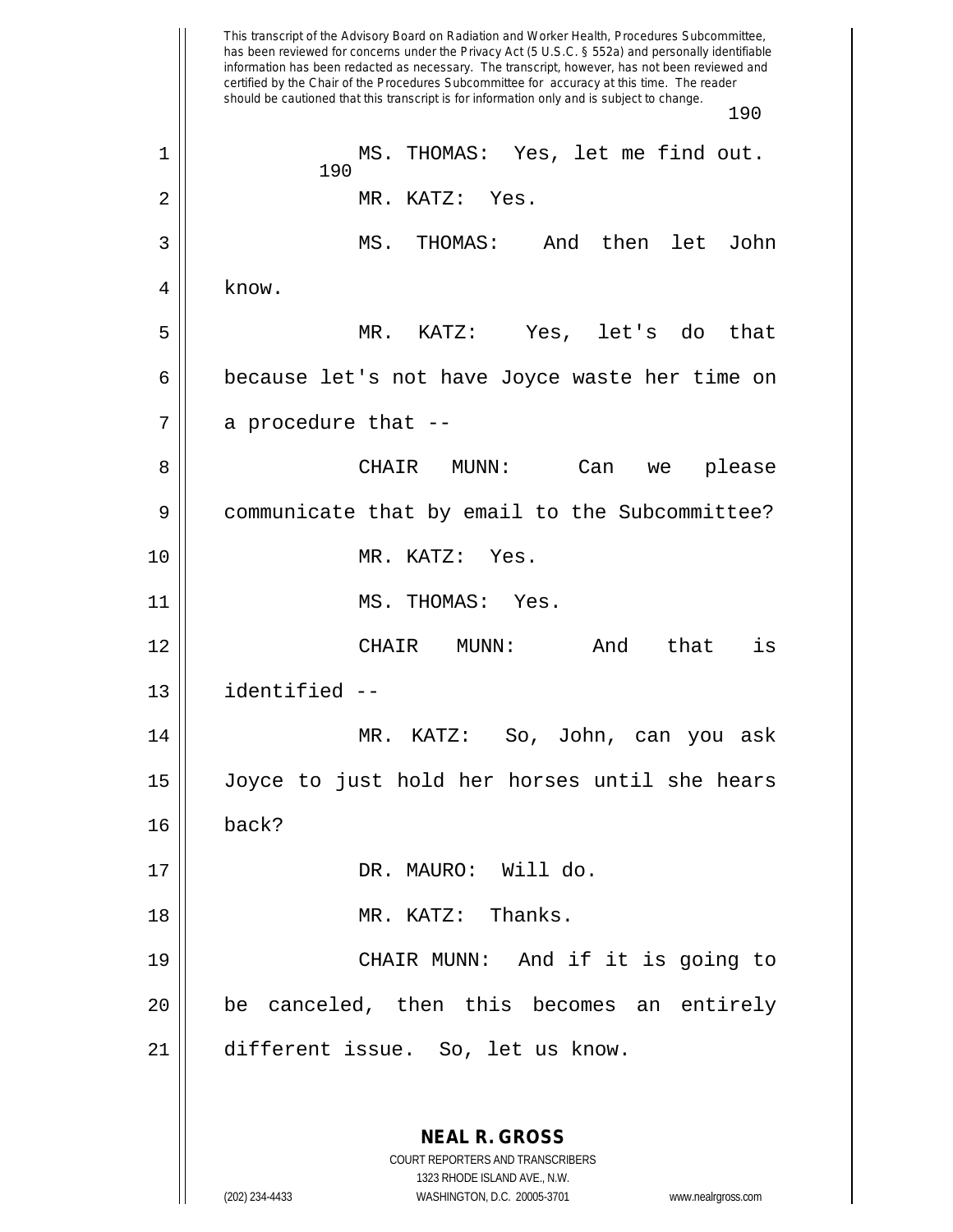MS. THOMAS: Yes, let me find out.

MR. KATZ: Yes.

MS. THOMAS: And then let John know.

MR. KATZ: Yes, let's do that because let's not have Joyce waste her time on a procedure that --

CHAIR MUNN: Can we please communicate that by email to the Subcommittee?

MR. KATZ: Yes.

MS. THOMAS: Yes.

CHAIR MUNN: And that is identified --

MR. KATZ: So, John, can you ask Joyce to just hold her horses until she hears back?

DR. MAURO: Will do.

MR. KATZ: Thanks.

CHAIR MUNN: And if it is going to be canceled, then this becomes an entirely different issue. So, let us know.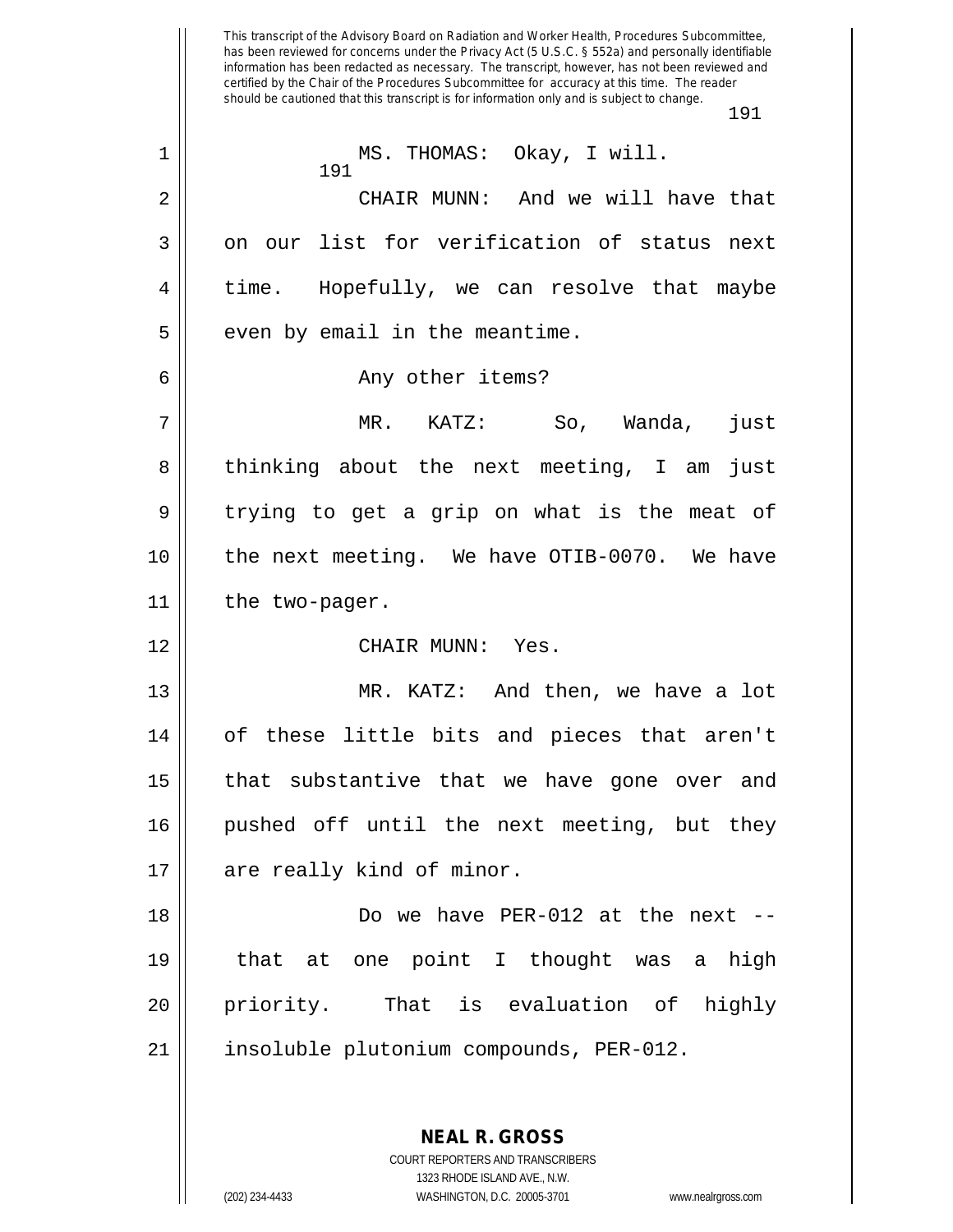MS. THOMAS: Okay, I will.

CHAIR MUNN: And we will have that on our list for verification of status next time. Hopefully, we can resolve that maybe even by email in the meantime.

Any other items?

MR. KATZ: So, Wanda, just thinking about the next meeting, I am just trying to get a grip on what is the meat of the next meeting. We have OTIB-0070. We have the two-pager.

CHAIR MUNN: Yes.

MR. KATZ: And then, we have a lot of these little bits and pieces that aren't that substantive that we have gone over and pushed off until the next meeting, but they are really kind of minor.

Do we have PER-012 at the next -- that at one point I thought was a high priority. That is evaluation of highly insoluble plutonium compounds, PER-012.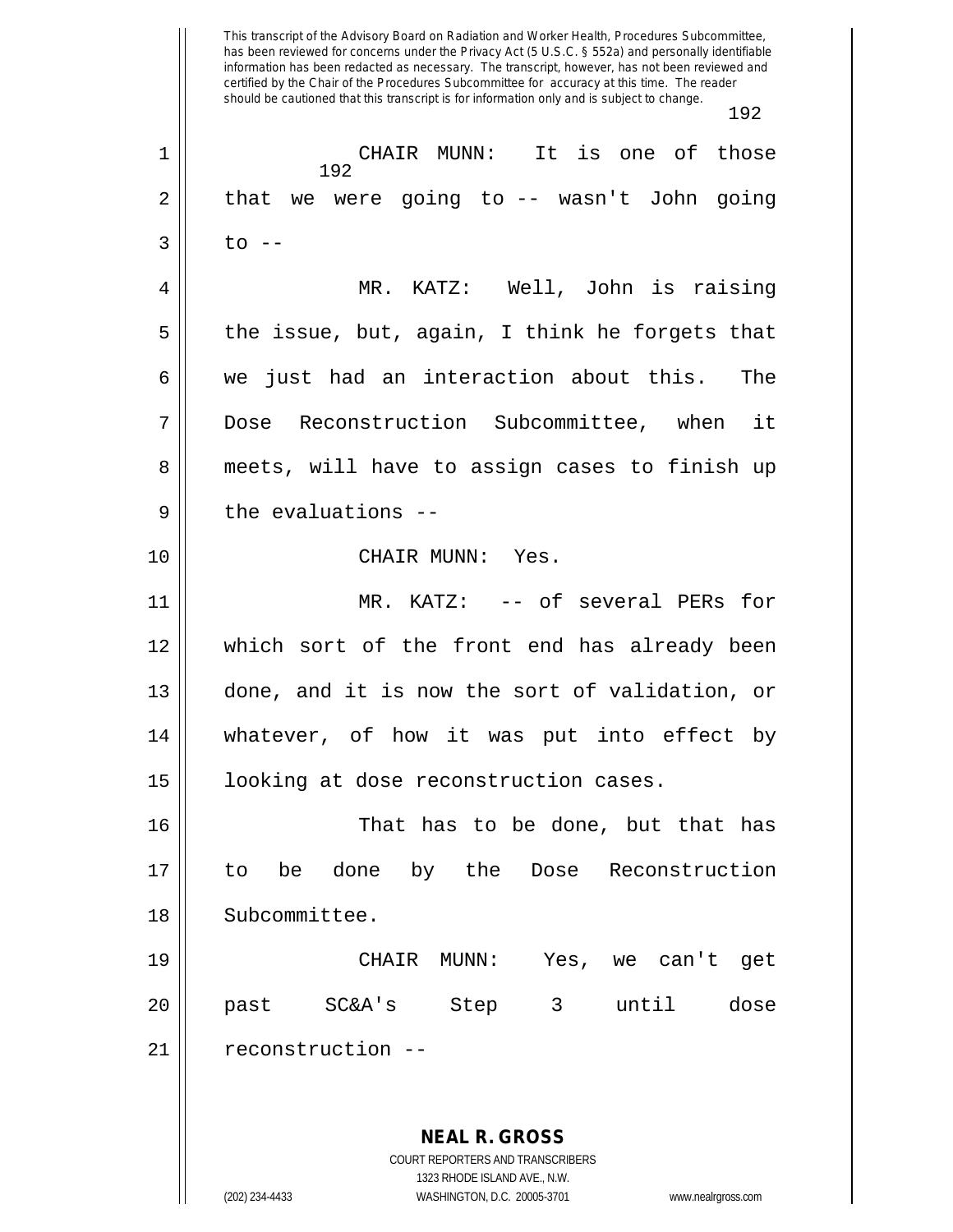CHAIR MUNN: It is one of those that we were going to -- wasn't John going to --

MR. KATZ: Well, John is raising the issue, but, again, I think he forgets that we just had an interaction about this. The Dose Reconstruction Subcommittee, when it meets, will have to assign cases to finish up the evaluations --

CHAIR MUNN: Yes.

MR. KATZ: -- of several PERs for which sort of the front end has already been done, and it is now the sort of validation, or whatever, of how it was put into effect by looking at dose reconstruction cases.

That has to be done, but that has to be done by the Dose Reconstruction Subcommittee.

CHAIR MUNN: Yes, we can't get past SC&A's Step 3 until dose reconstruction --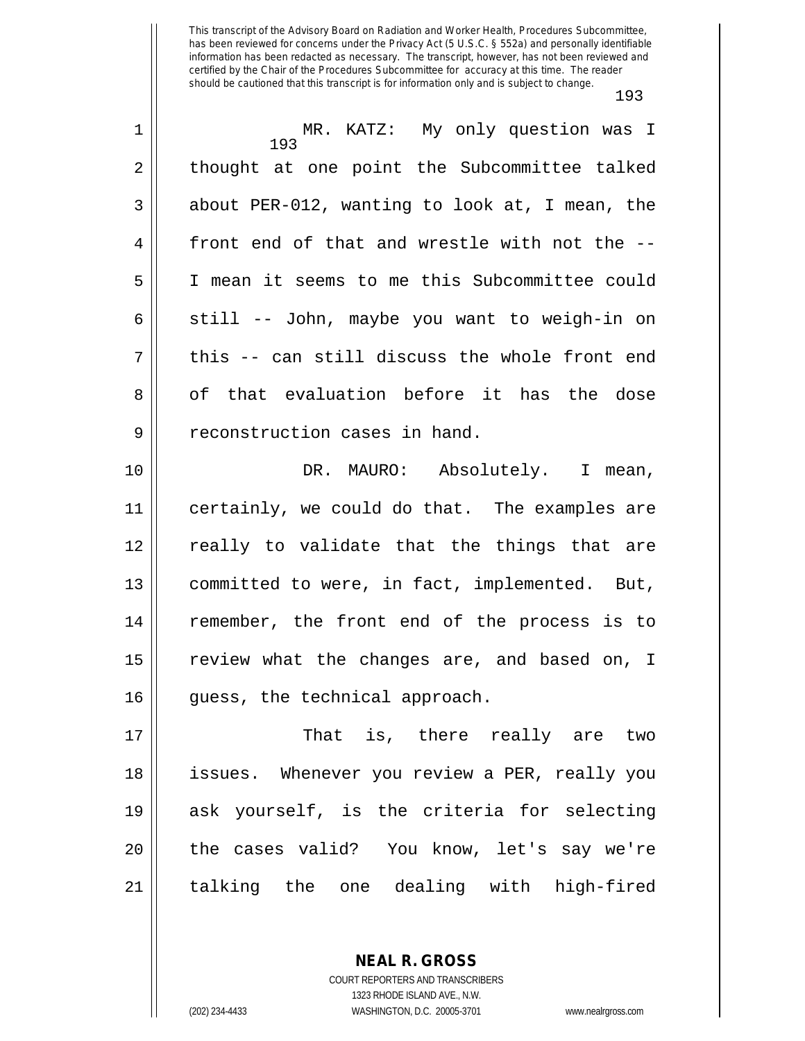MR. KATZ: My only question was I thought at one point the Subcommittee talked about PER-012, wanting to look at, I mean, the front end of that and wrestle with not the -- I mean it seems to me this Subcommittee could still -- John, maybe you want to weigh-in on this -- can still discuss the whole front end of that evaluation before it has the dose reconstruction cases in hand.

DR. MAURO: Absolutely. I mean, certainly, we could do that. The examples are really to validate that the things that are committed to were, in fact, implemented. But, remember, the front end of the process is to review what the changes are, and based on, I guess, the technical approach.

That is, there really are two issues. Whenever you review a PER, really you ask yourself, is the criteria for selecting the cases valid? You know, let's say we're talking the one dealing with high-fired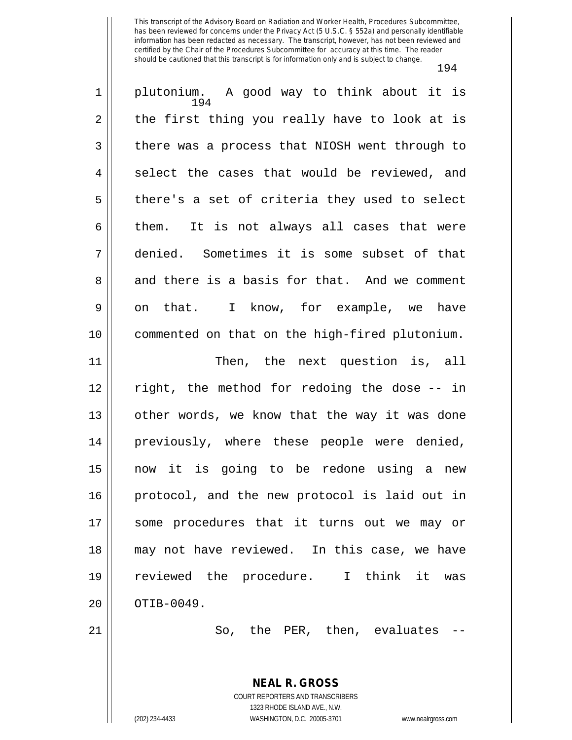plutonium. A good way to think about it is the first thing you really have to look at is there was a process that NIOSH went through to select the cases that would be reviewed, and there's a set of criteria they used to select them. It is not always all cases that were denied. Sometimes it is some subset of that and there is a basis for that. And we comment on that. I know, for example, we have commented on that on the high-fired plutonium.

Then, the next question is, all right, the method for redoing the dose -- in other words, we know that the way it was done previously, where these people were denied, now it is going to be redone using a new protocol, and the new protocol is laid out in some procedures that it turns out we may or may not have reviewed. In this case, we have reviewed the procedure. I think it was OTIB-0049.

So, the PER, then, evaluates --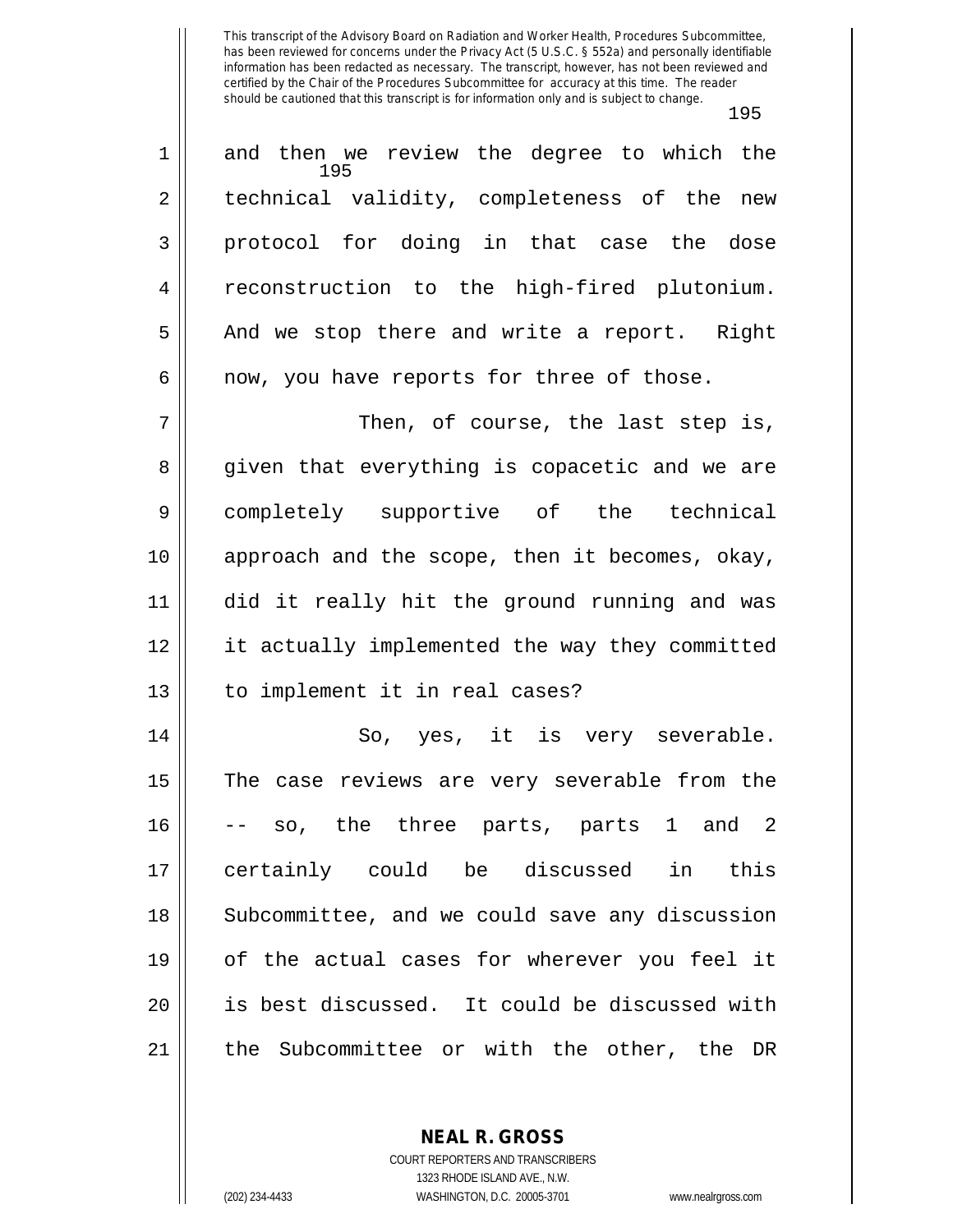and then we review the degree to which the technical validity, completeness of the new protocol for doing in that case the dose reconstruction to the high-fired plutonium. And we stop there and write a report. Right now, you have reports for three of those.

Then, of course, the last step is, given that everything is copacetic and we are completely supportive of the technical approach and the scope, then it becomes, okay, did it really hit the ground running and was it actually implemented the way they committed to implement it in real cases?

So, yes, it is very severable. The case reviews are very severable from the -- so, the three parts, parts 1 and 2 certainly could be discussed in this Subcommittee, and we could save any discussion of the actual cases for wherever you feel it is best discussed. It could be discussed with the Subcommittee or with the other, the DR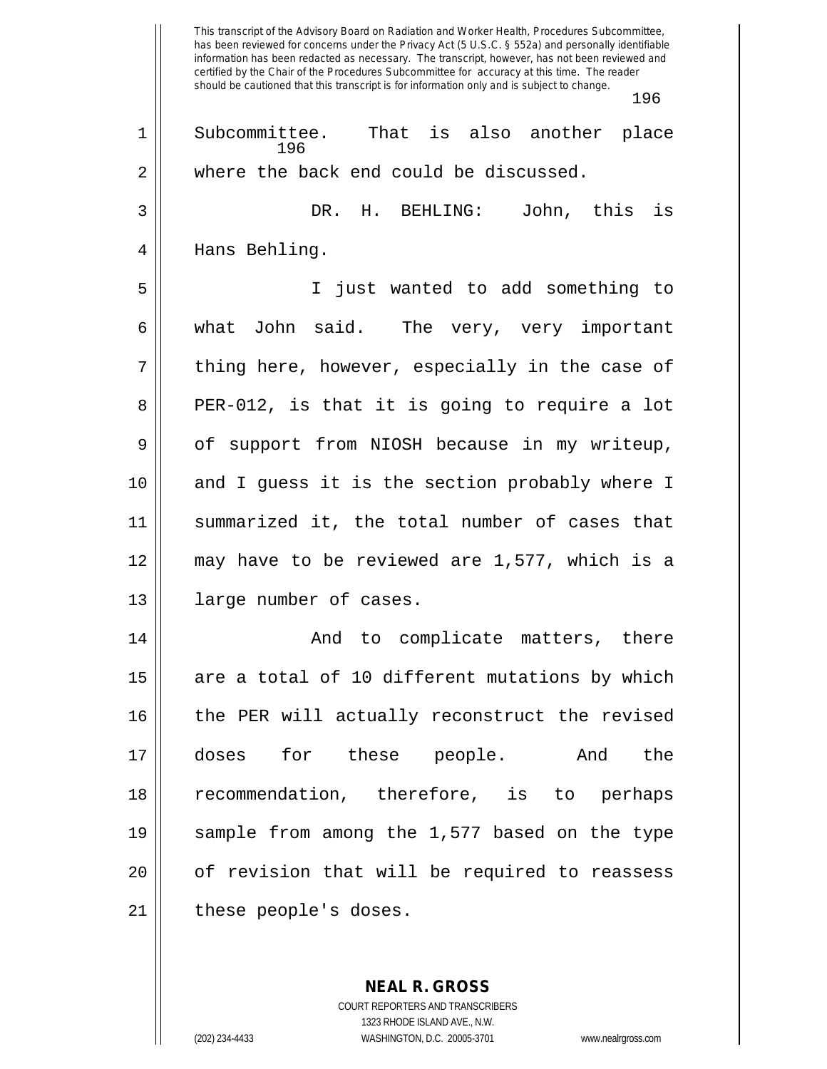Subcommittee. That is also another place where the back end could be discussed.

DR. H. BEHLING: John, this is Hans Behling.

I just wanted to add something to what John said. The very, very important thing here, however, especially in the case of PER-012, is that it is going to require a lot of support from NIOSH because in my writeup, and I guess it is the section probably where I summarized it, the total number of cases that may have to be reviewed are 1,577, which is a large number of cases.

And to complicate matters, there are a total of 10 different mutations by which the PER will actually reconstruct the revised doses for these people. And the recommendation, therefore, is to perhaps sample from among the 1,577 based on the type of revision that will be required to reassess these people's doses.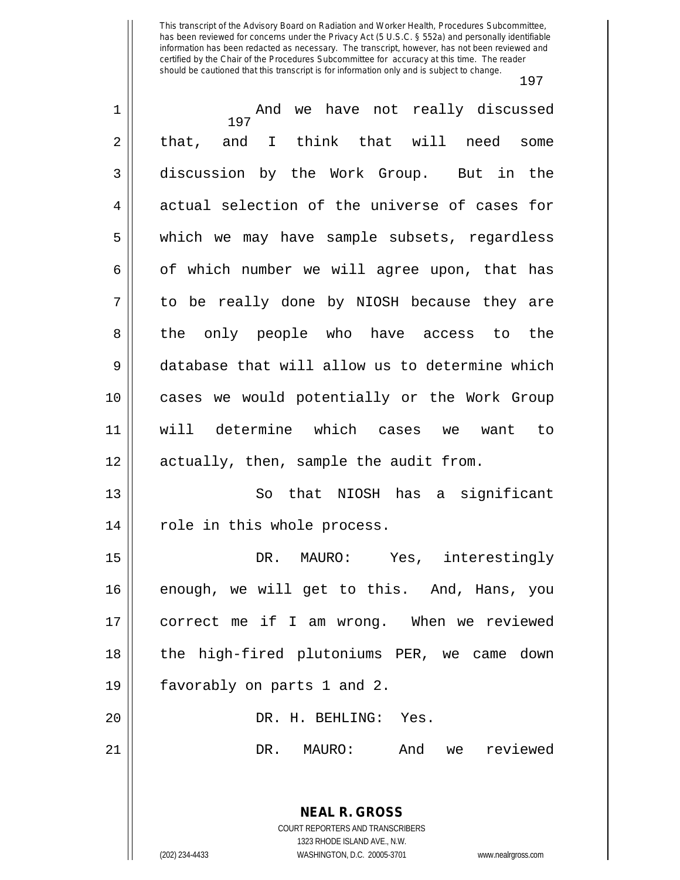And we have not really discussed that, and I think that will need some discussion by the Work Group. But in the actual selection of the universe of cases for which we may have sample subsets, regardless of which number we will agree upon, that has to be really done by NIOSH because they are the only people who have access to the database that will allow us to determine which cases we would potentially or the Work Group will determine which cases we want to actually, then, sample the audit from.

So that NIOSH has a significant role in this whole process.

DR. MAURO: Yes, interestingly enough, we will get to this. And, Hans, you correct me if I am wrong. When we reviewed the high-fired plutoniums PER, we came down favorably on parts 1 and 2.

DR. H. BEHLING: Yes.

DR. MAURO: And we reviewed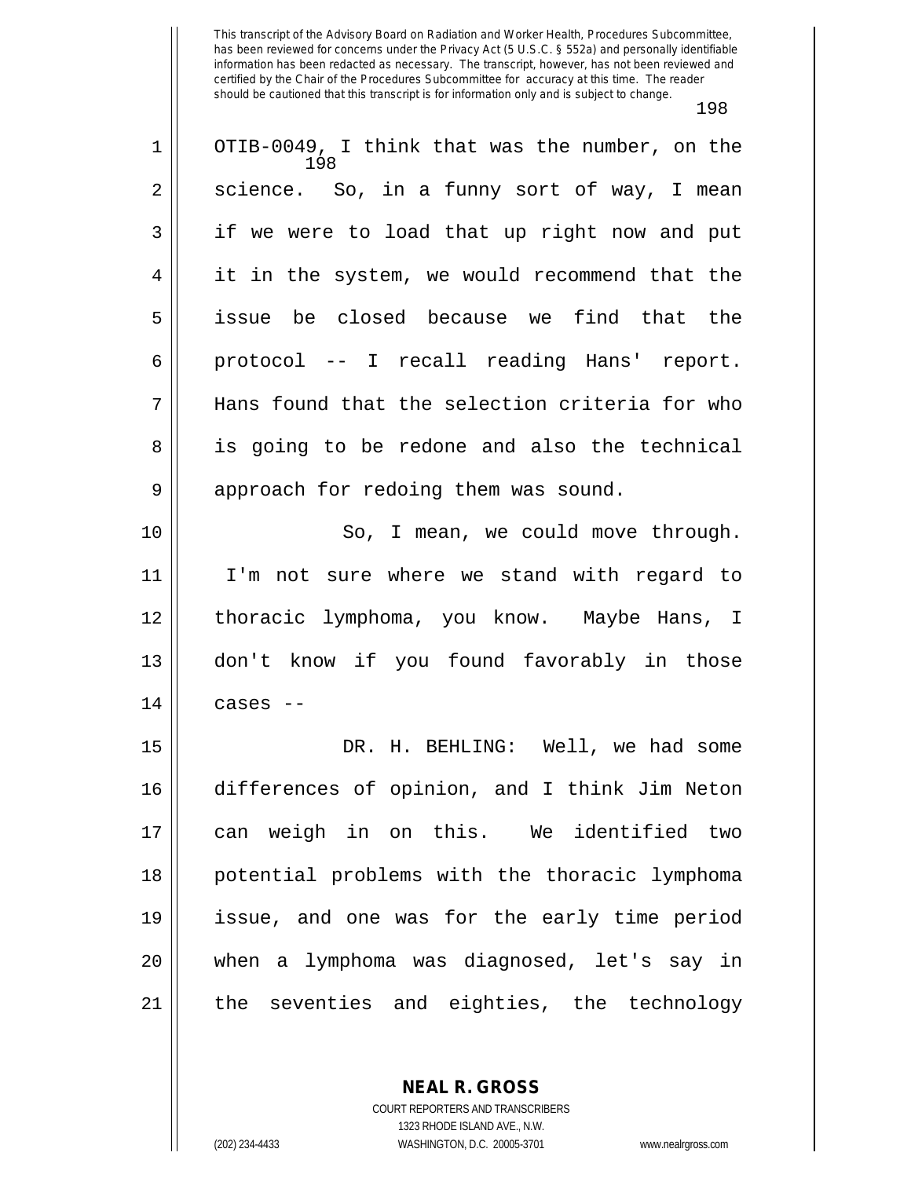OTIB-0049, I think that was the number, on the science. So, in a funny sort of way, I mean if we were to load that up right now and put it in the system, we would recommend that the issue be closed because we find that the protocol -- I recall reading Hans' report. Hans found that the selection criteria for who is going to be redone and also the technical approach for redoing them was sound.

So, I mean, we could move through. I'm not sure where we stand with regard to thoracic lymphoma, you know. Maybe Hans, I don't know if you found favorably in those cases --

DR. H. BEHLING: Well, we had some differences of opinion, and I think Jim Neton can weigh in on this. We identified two potential problems with the thoracic lymphoma issue, and one was for the early time period when a lymphoma was diagnosed, let's say in the seventies and eighties, the technology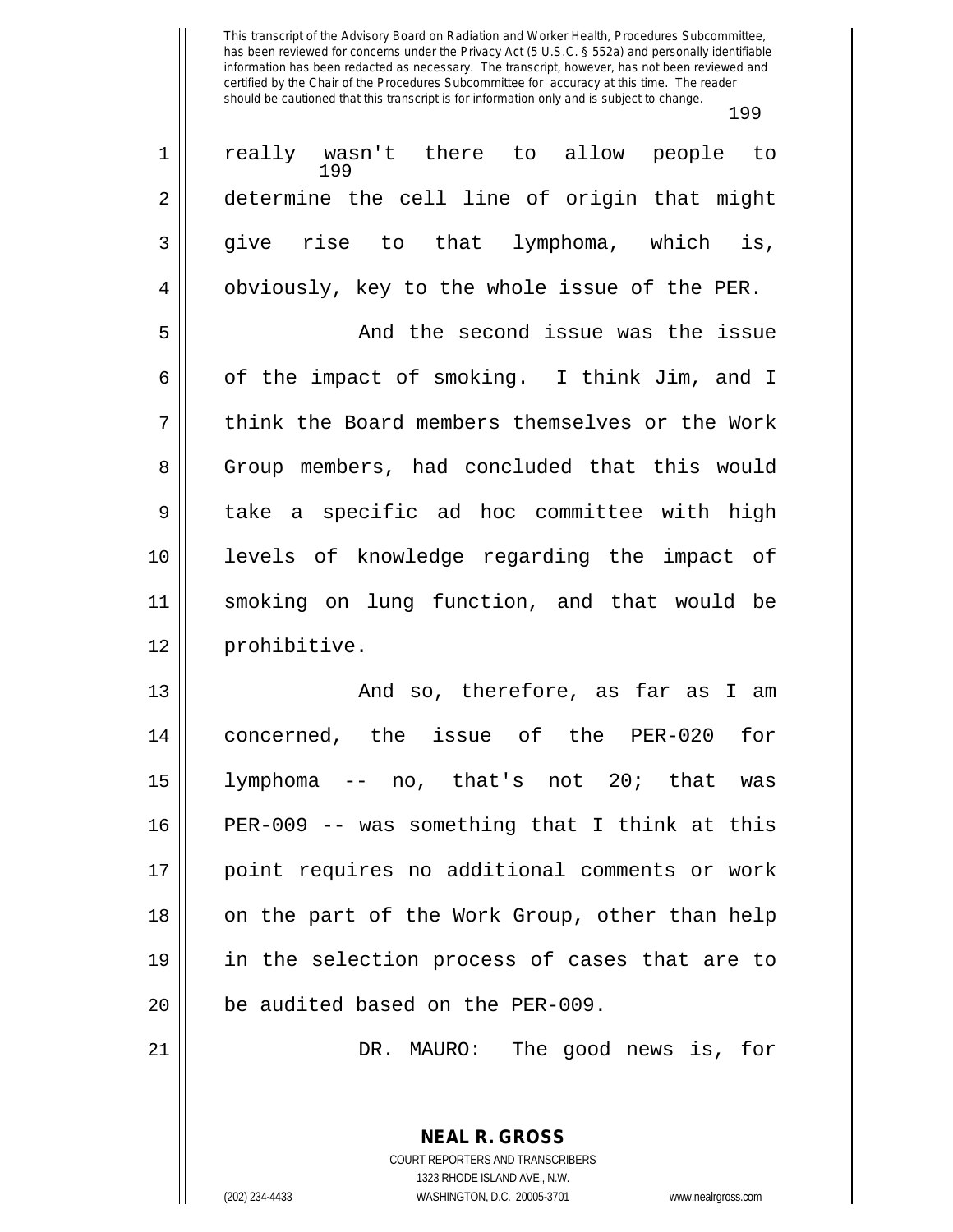really wasn't there to allow people to determine the cell line of origin that might give rise to that lymphoma, which is, obviously, key to the whole issue of the PER.

And the second issue was the issue of the impact of smoking. I think Jim, and I think the Board members themselves or the Work Group members, had concluded that this would take a specific ad hoc committee with high levels of knowledge regarding the impact of smoking on lung function, and that would be prohibitive.

And so, therefore, as far as I am concerned, the issue of the PER-020 for lymphoma -- no, that's not 20; that was PER-009 -- was something that I think at this point requires no additional comments or work on the part of the Work Group, other than help in the selection process of cases that are to be audited based on the PER-009.

DR. MAURO: The good news is, for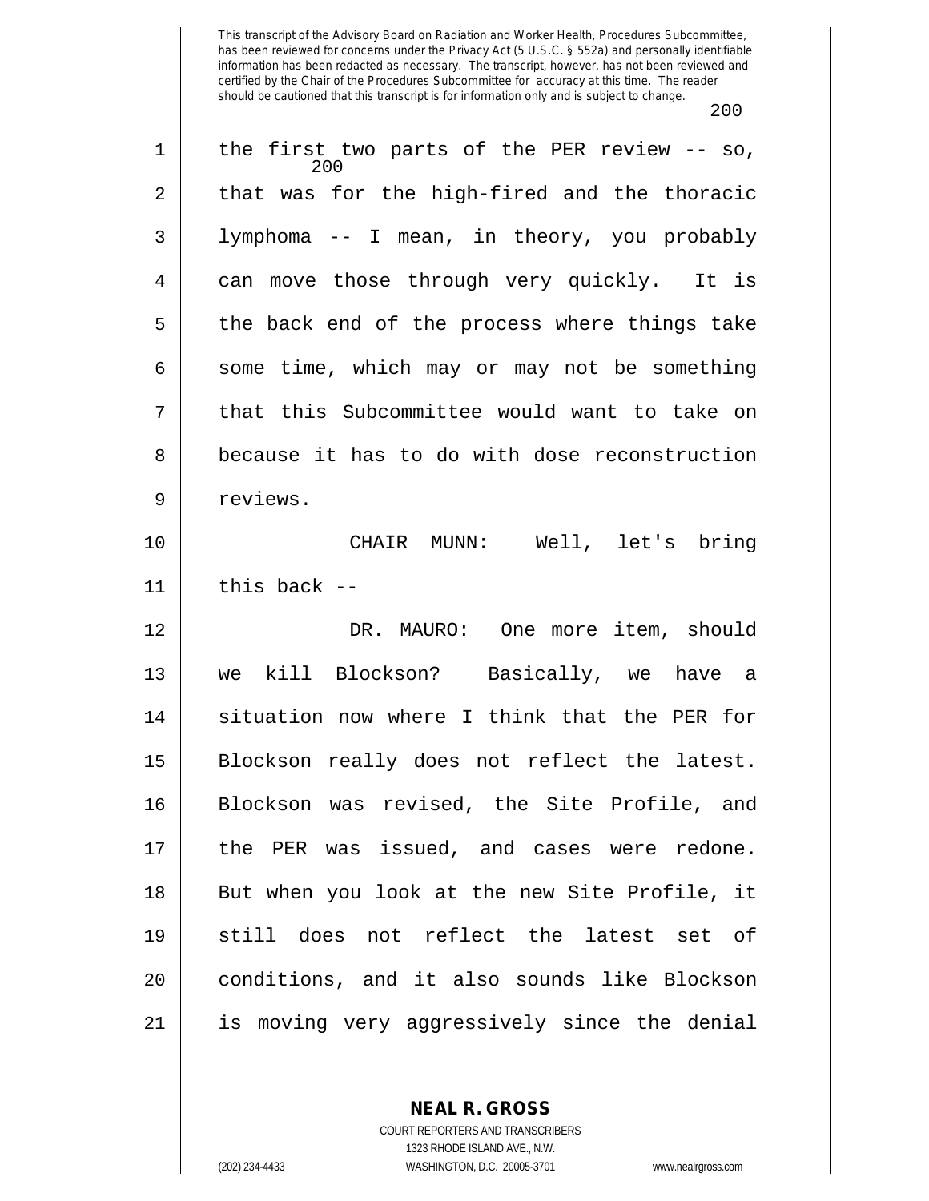This transcript of the Advisory Board on Radiation and Worker Health, Procedures Subcommittee, has been reviewed for concerns under the Privacy Act (5 U.S.C. § 552a) and personally identifiable information has been redacted as necessary. The transcript, however, has not been reviewed and certified by the Chair of the Procedures Subcommittee for accuracy at this time. The reader should be cautioned that this transcript is for information only and is subject to change.

1 the first two parts of the PER review -- so,
2 that was for the high-fired and the thoracic
3 lymphoma -- I mean, in theory, you probably
4 can move those through very quickly. It is
5 the back end of the process where things take
6 some time, which may or may not be something
7 that this Subcommittee would want to take on
8 because it has to do with dose reconstruction
9 reviews.

10 CHAIR MUNN: Well, let's bring
11 this back --

12 DR. MAURO: One more item, should
13 we kill Blockson? Basically, we have a
14 situation now where I think that the PER for
15 Blockson really does not reflect the latest.
16 Blockson was revised, the Site Profile, and
17 the PER was issued, and cases were redone.
18 But when you look at the new Site Profile, it
19 still does not reflect the latest set of
20 conditions, and it also sounds like Blockson
21 is moving very aggressively since the denial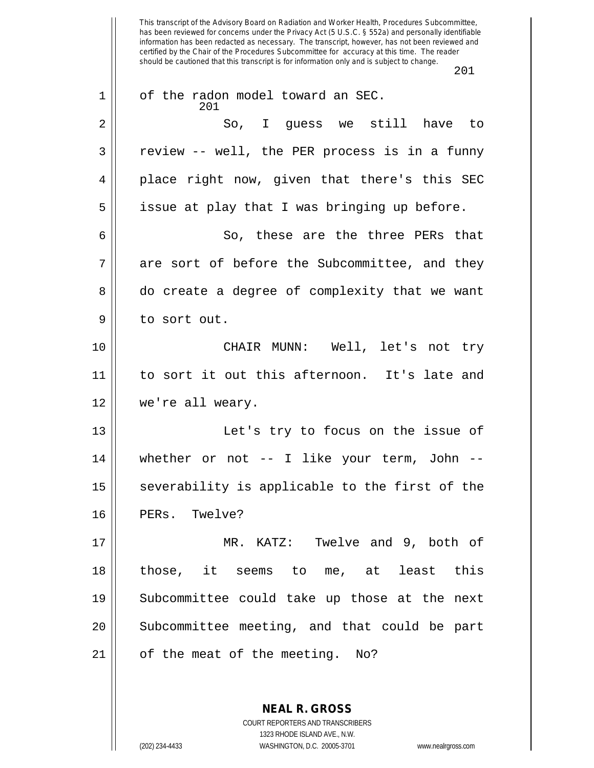of the radon model toward an SEC.

So, I guess we still have to review -- well, the PER process is in a funny place right now, given that there's this SEC issue at play that I was bringing up before.

So, these are the three PERs that are sort of before the Subcommittee, and they do create a degree of complexity that we want to sort out.

CHAIR MUNN: Well, let's not try to sort it out this afternoon. It's late and we're all weary.

Let's try to focus on the issue of whether or not -- I like your term, John -- severability is applicable to the first of the PERs. Twelve?

MR. KATZ: Twelve and 9, both of those, it seems to me, at least this Subcommittee could take up those at the next Subcommittee meeting, and that could be part of the meat of the meeting. No?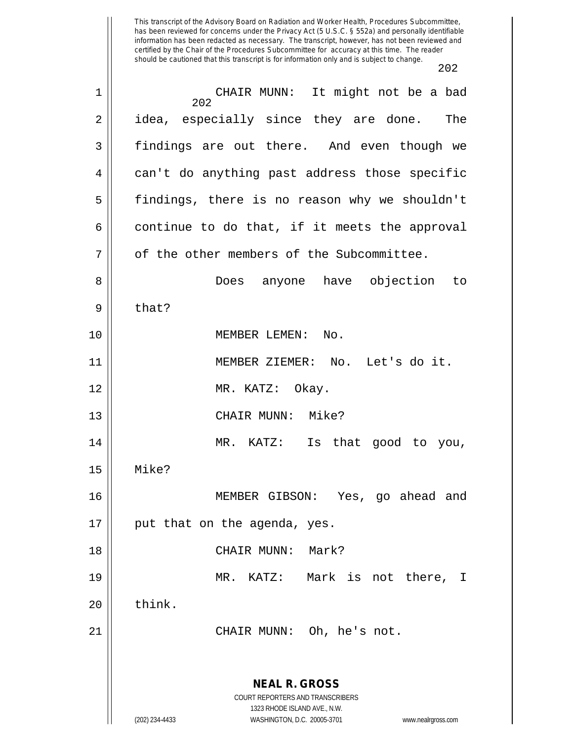CHAIR MUNN: It might not be a bad idea, especially since they are done. The findings are out there. And even though we can't do anything past address those specific findings, there is no reason why we shouldn't continue to do that, if it meets the approval of the other members of the Subcommittee.

Does anyone have objection to that?

MEMBER LEMEN: No.

MEMBER ZIEMER: No. Let's do it.

MR. KATZ: Okay.

CHAIR MUNN: Mike?

MR. KATZ: Is that good to you, Mike?

MEMBER GIBSON: Yes, go ahead and put that on the agenda, yes.

CHAIR MUNN: Mark?

MR. KATZ: Mark is not there, I think.

CHAIR MUNN: Oh, he's not.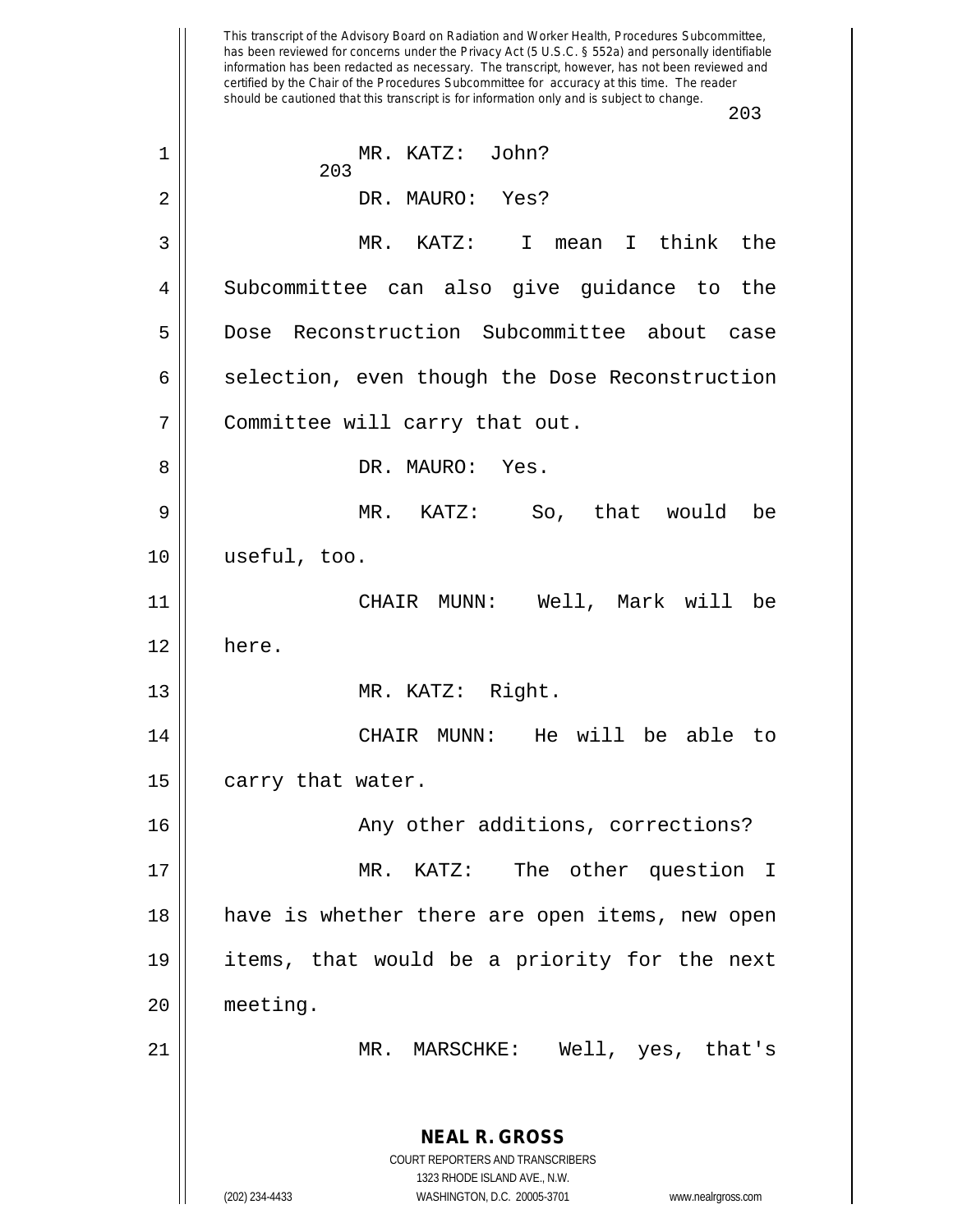MR. KATZ: John?

DR. MAURO: Yes?

MR. KATZ: I mean I think the Subcommittee can also give guidance to the Dose Reconstruction Subcommittee about case selection, even though the Dose Reconstruction Committee will carry that out.

DR. MAURO: Yes.

MR. KATZ: So, that would be useful, too.

CHAIR MUNN: Well, Mark will be here.

MR. KATZ: Right.

CHAIR MUNN: He will be able to carry that water.

Any other additions, corrections?

MR. KATZ: The other question I have is whether there are open items, new open items, that would be a priority for the next meeting.

MR. MARSCHKE: Well, yes, that's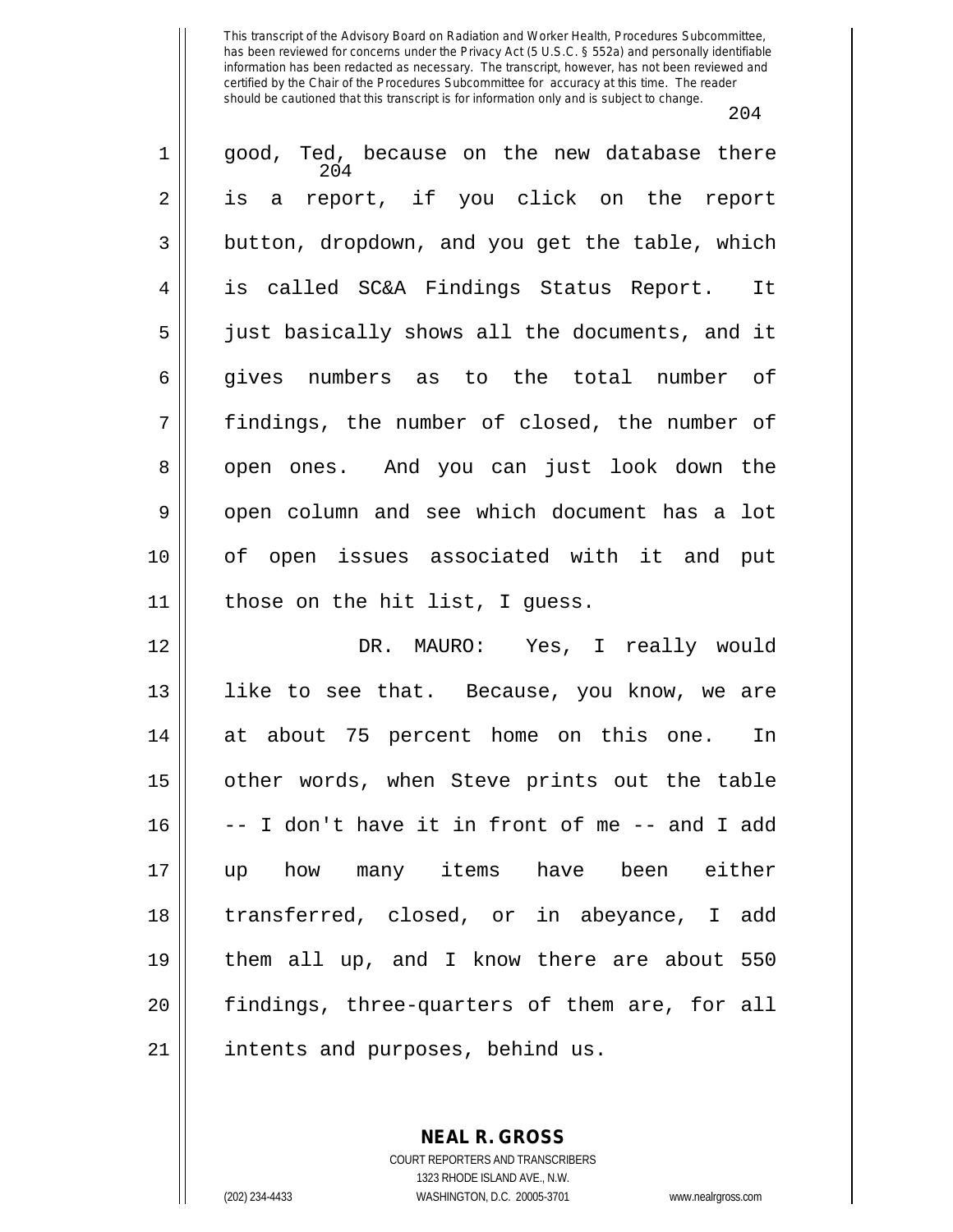good, Ted, because on the new database there is a report, if you click on the report button, dropdown, and you get the table, which is called SC&A Findings Status Report. It just basically shows all the documents, and it gives numbers as to the total number of findings, the number of closed, the number of open ones. And you can just look down the open column and see which document has a lot of open issues associated with it and put those on the hit list, I guess.

DR. MAURO: Yes, I really would like to see that. Because, you know, we are at about 75 percent home on this one. In other words, when Steve prints out the table -- I don't have it in front of me -- and I add up how many items have been either transferred, closed, or in abeyance, I add them all up, and I know there are about 550 findings, three-quarters of them are, for all intents and purposes, behind us.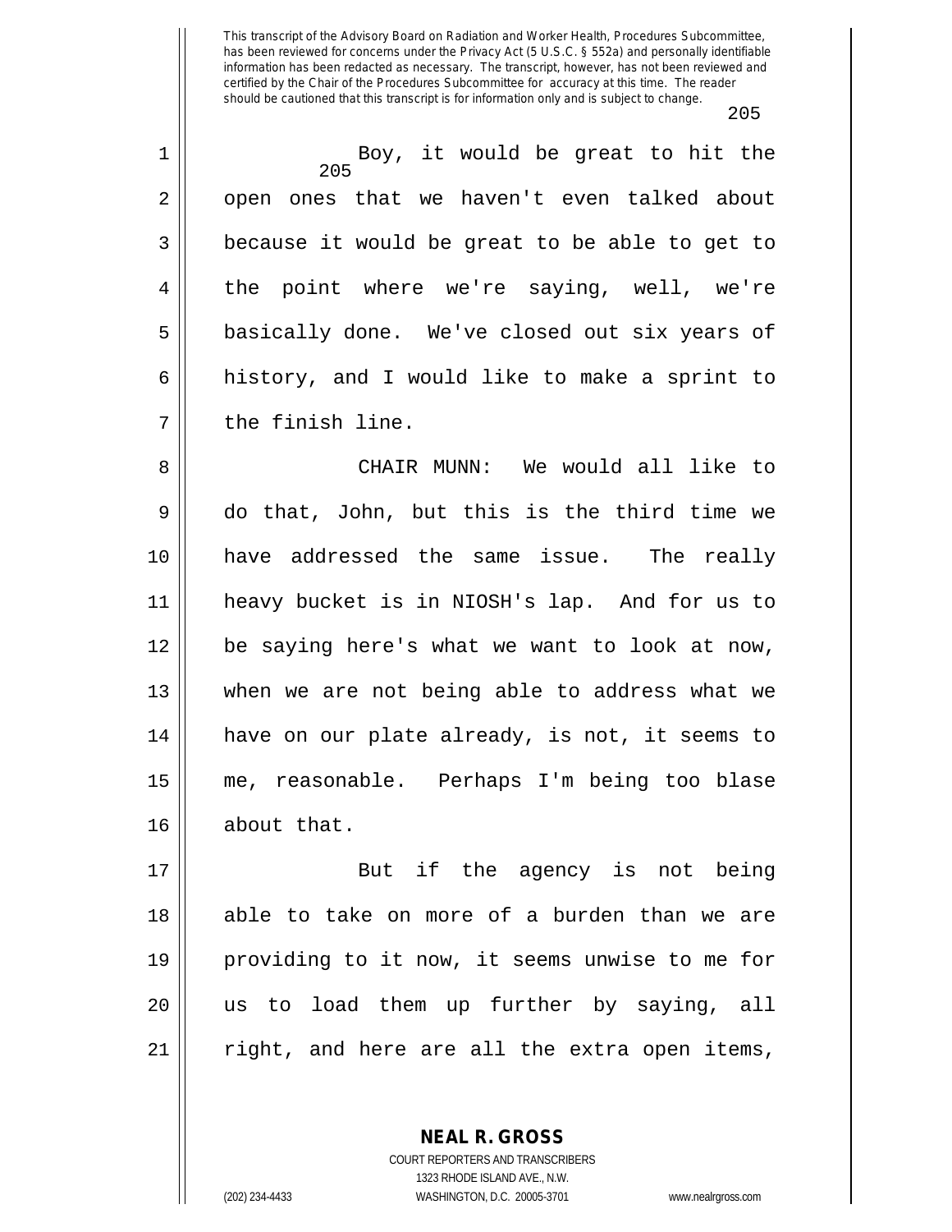This transcript of the Advisory Board on Radiation and Worker Health, Procedures Subcommittee, has been reviewed for concerns under the Privacy Act (5 U.S.C. § 552a) and personally identifiable information has been redacted as necessary. The transcript, however, has not been reviewed and certified by the Chair of the Procedures Subcommittee for accuracy at this time. The reader should be cautioned that this transcript is for information only and is subject to change.

Boy, it would be great to hit the open ones that we haven't even talked about because it would be great to be able to get to the point where we're saying, well, we're basically done. We've closed out six years of history, and I would like to make a sprint to the finish line.

CHAIR MUNN: We would all like to do that, John, but this is the third time we have addressed the same issue. The really heavy bucket is in NIOSH's lap. And for us to be saying here's what we want to look at now, when we are not being able to address what we have on our plate already, is not, it seems to me, reasonable. Perhaps I'm being too blase about that.

But if the agency is not being able to take on more of a burden than we are providing to it now, it seems unwise to me for us to load them up further by saying, all right, and here are all the extra open items,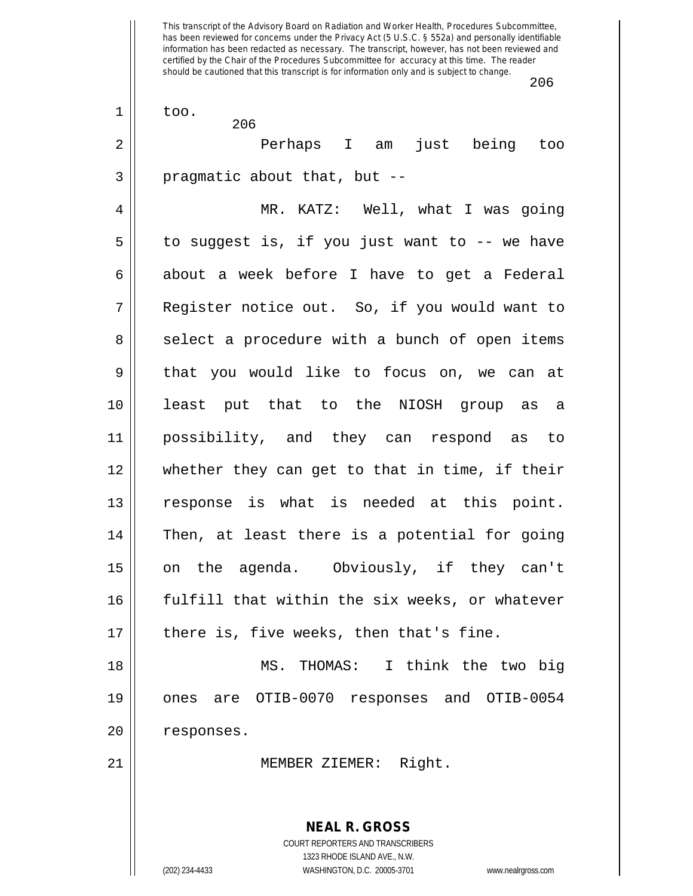too.

Perhaps I am just being too pragmatic about that, but --

MR. KATZ: Well, what I was going to suggest is, if you just want to -- we have about a week before I have to get a Federal Register notice out. So, if you would want to select a procedure with a bunch of open items that you would like to focus on, we can at least put that to the NIOSH group as a possibility, and they can respond as to whether they can get to that in time, if their response is what is needed at this point. Then, at least there is a potential for going on the agenda. Obviously, if they can't fulfill that within the six weeks, or whatever there is, five weeks, then that's fine.

MS. THOMAS: I think the two big ones are OTIB-0070 responses and OTIB-0054 responses.

MEMBER ZIEMER: Right.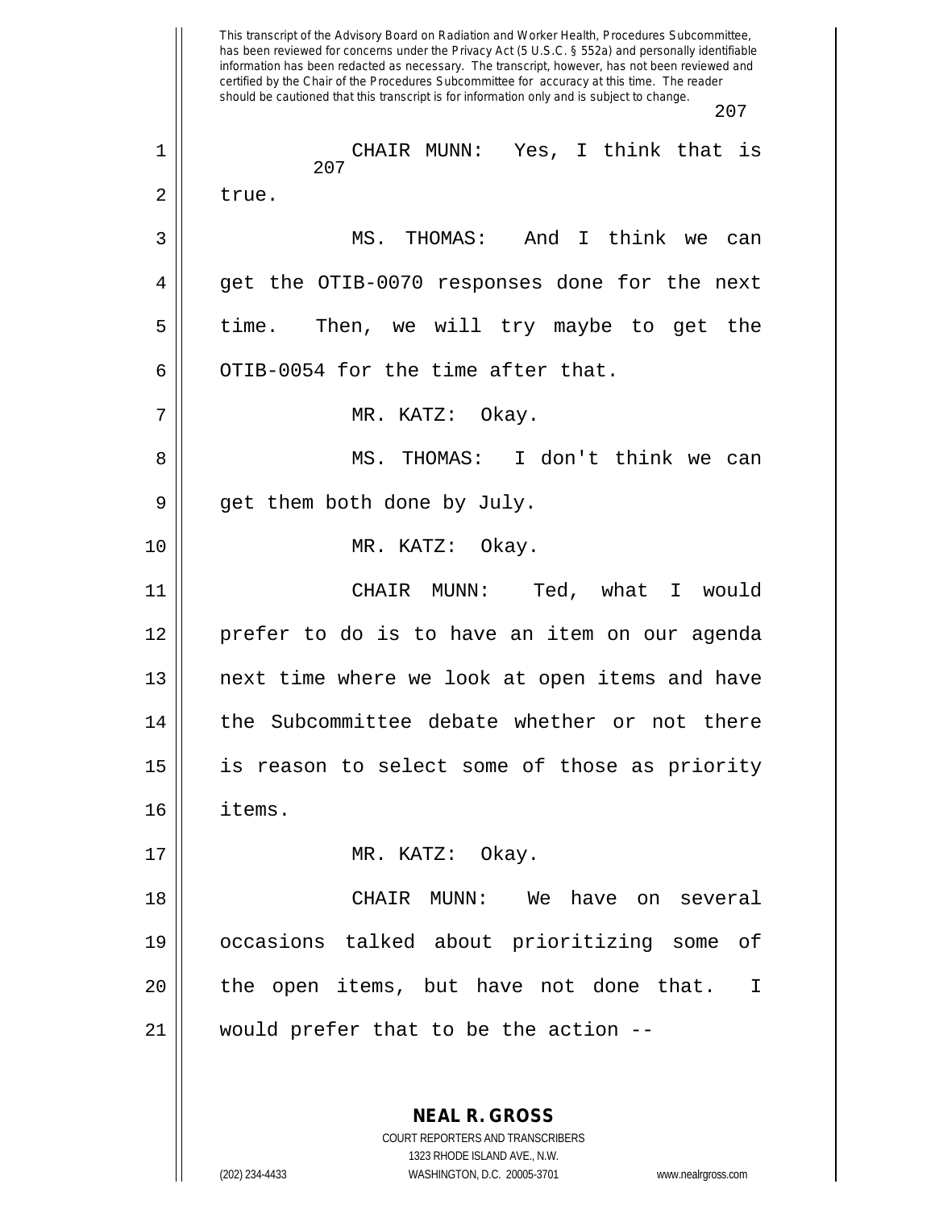CHAIR MUNN: Yes, I think that is true.

MS. THOMAS: And I think we can get the OTIB-0070 responses done for the next time. Then, we will try maybe to get the OTIB-0054 for the time after that.

MR. KATZ: Okay.

MS. THOMAS: I don't think we can get them both done by July.

MR. KATZ: Okay.

CHAIR MUNN: Ted, what I would prefer to do is to have an item on our agenda next time where we look at open items and have the Subcommittee debate whether or not there is reason to select some of those as priority items.

MR. KATZ: Okay.

CHAIR MUNN: We have on several occasions talked about prioritizing some of the open items, but have not done that. I would prefer that to be the action --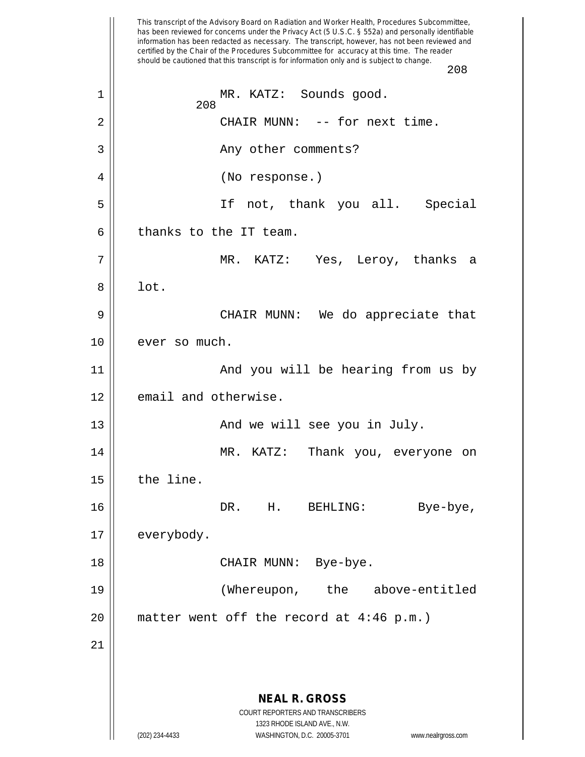MR. KATZ: Sounds good.

CHAIR MUNN: -- for next time.

Any other comments?

(No response.)

If not, thank you all. Special thanks to the IT team.

MR. KATZ: Yes, Leroy, thanks a lot.

CHAIR MUNN: We do appreciate that ever so much.

And you will be hearing from us by email and otherwise.

And we will see you in July.

MR. KATZ: Thank you, everyone on the line.

DR. H. BEHLING: Bye-bye, everybody.

CHAIR MUNN: Bye-bye.

(Whereupon, the above-entitled matter went off the record at 4:46 p.m.)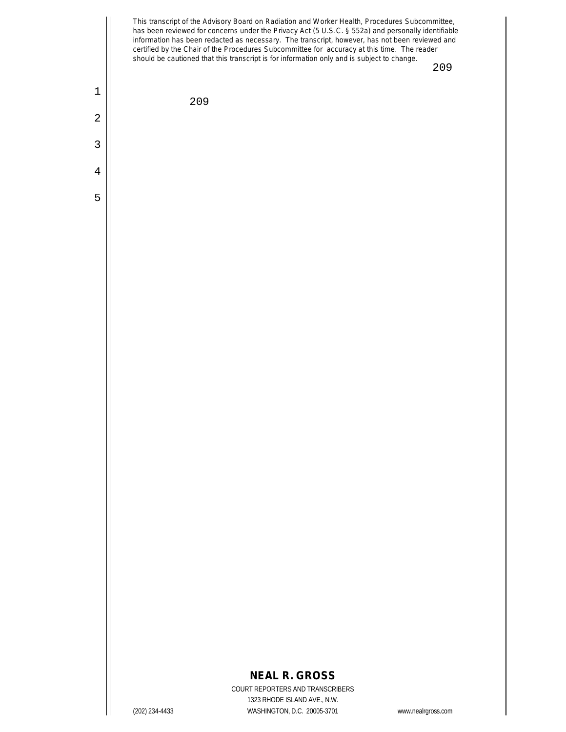209